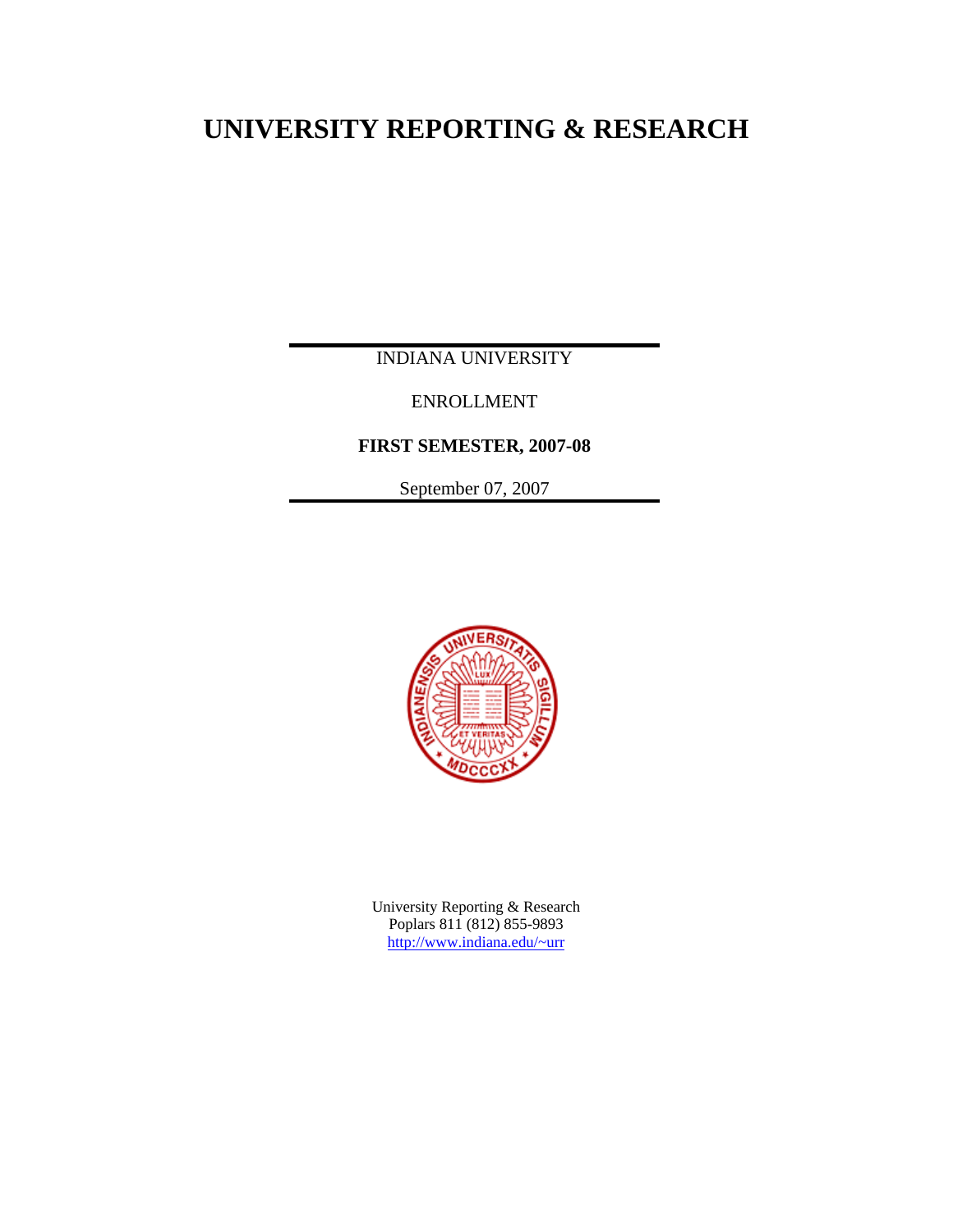# UNIVERSITY REPORTING & RESEARCH

INDIANA UNIVERSITY

ENROLLMENT

**FIRST SEMESTER, 2007-08**

September 07, 2007

University Reporting & Research
Poplars 811 (812) 855-9893
http://www.indiana.edu/~urr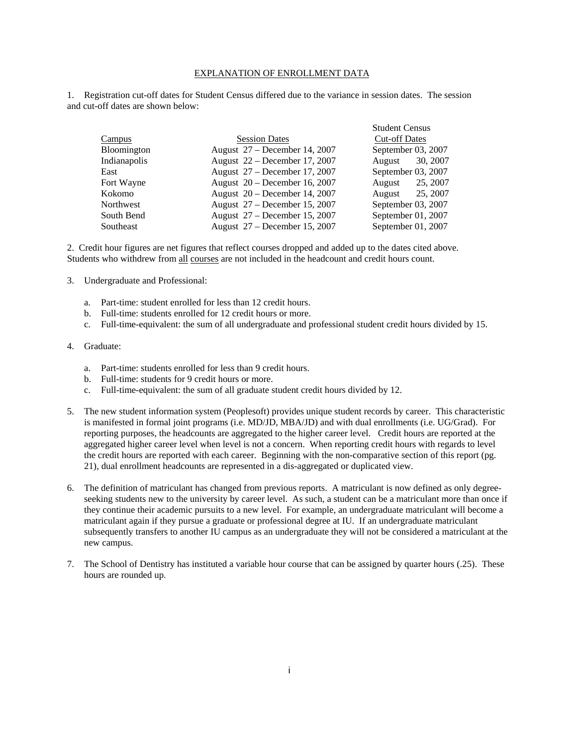## EXPLANATION OF ENROLLMENT DATA

1. Registration cut-off dates for Student Census differed due to the variance in session dates. The session and cut-off dates are shown below:

| Campus | Session Dates | Student Census Cut-off Dates |
|---|---|---|
| Bloomington | August 27 – December 14, 2007 | September 03, 2007 |
| Indianapolis | August 22 – December 17, 2007 | August 30, 2007 |
| East | August 27 – December 17, 2007 | September 03, 2007 |
| Fort Wayne | August 20 – December 16, 2007 | August 25, 2007 |
| Kokomo | August 20 – December 14, 2007 | August 25, 2007 |
| Northwest | August 27 – December 15, 2007 | September 03, 2007 |
| South Bend | August 27 – December 15, 2007 | September 01, 2007 |
| Southeast | August 27 – December 15, 2007 | September 01, 2007 |

2. Credit hour figures are net figures that reflect courses dropped and added up to the dates cited above. Students who withdrew from all courses are not included in the headcount and credit hours count.

3. Undergraduate and Professional:

   a. Part-time: student enrolled for less than 12 credit hours.
   b. Full-time: students enrolled for 12 credit hours or more.
   c. Full-time-equivalent: the sum of all undergraduate and professional student credit hours divided by 15.

4. Graduate:

   a. Part-time: students enrolled for less than 9 credit hours.
   b. Full-time: students for 9 credit hours or more.
   c. Full-time-equivalent: the sum of all graduate student credit hours divided by 12.

5. The new student information system (Peoplesoft) provides unique student records by career. This characteristic is manifested in formal joint programs (i.e. MD/JD, MBA/JD) and with dual enrollments (i.e. UG/Grad). For reporting purposes, the headcounts are aggregated to the higher career level. Credit hours are reported at the aggregated higher career level when level is not a concern. When reporting credit hours with regards to level the credit hours are reported with each career. Beginning with the non-comparative section of this report (pg. 21), dual enrollment headcounts are represented in a dis-aggregated or duplicated view.

6. The definition of matriculant has changed from previous reports. A matriculant is now defined as only degree-seeking students new to the university by career level. As such, a student can be a matriculant more than once if they continue their academic pursuits to a new level. For example, an undergraduate matriculant will become a matriculant again if they pursue a graduate or professional degree at IU. If an undergraduate matriculant subsequently transfers to another IU campus as an undergraduate they will not be considered a matriculant at the new campus.

7. The School of Dentistry has instituted a variable hour course that can be assigned by quarter hours (.25). These hours are rounded up.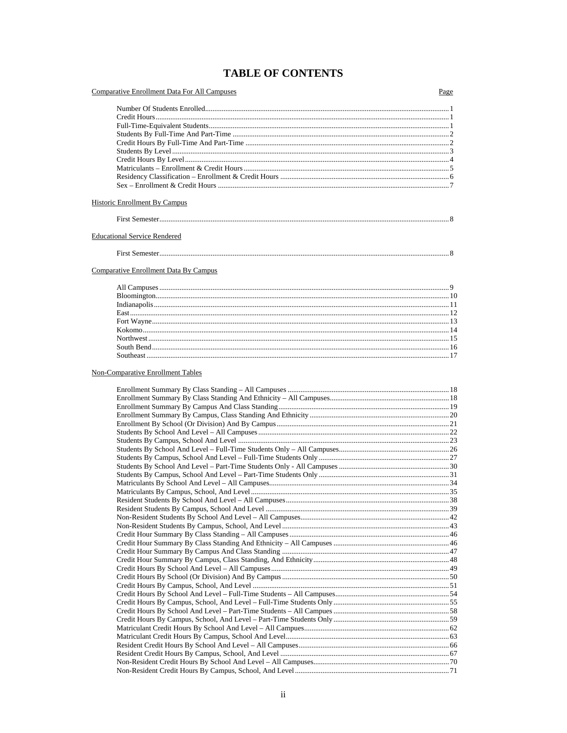# TABLE OF CONTENTS

| Comparative Enrollment Data For All Campuses | Page |
|---|---|
| Number Of Students Enrolled | 1 |
| Credit Hours | 1 |
| Full-Time-Equivalent Students | 1 |
| Students By Full-Time And Part-Time | 2 |
| Credit Hours By Full-Time And Part-Time | 2 |
| Students By Level | 3 |
| Credit Hours By Level | 4 |
| Matriculants – Enrollment & Credit Hours | 5 |
| Residency Classification – Enrollment & Credit Hours | 6 |
| Sex – Enrollment & Credit Hours | 7 |

**Historic Enrollment By Campus**

| | |
|---|---|
| First Semester | 8 |

**Educational Service Rendered**

| | |
|---|---|
| First Semester | 8 |

**Comparative Enrollment Data By Campus**

| | |
|---|---|
| All Campuses | 9 |
| Bloomington | 10 |
| Indianapolis | 11 |
| East | 12 |
| Fort Wayne | 13 |
| Kokomo | 14 |
| Northwest | 15 |
| South Bend | 16 |
| Southeast | 17 |

**Non-Comparative Enrollment Tables**

| | |
|---|---|
| Enrollment Summary By Class Standing – All Campuses | 18 |
| Enrollment Summary By Class Standing And Ethnicity – All Campuses | 18 |
| Enrollment Summary By Campus And Class Standing | 19 |
| Enrollment Summary By Campus, Class Standing And Ethnicity | 20 |
| Enrollment By School (Or Division) And By Campus | 21 |
| Students By School And Level – All Campuses | 22 |
| Students By Campus, School And Level | 23 |
| Students By School And Level – Full-Time Students Only – All Campuses | 26 |
| Students By Campus, School And Level – Full-Time Students Only | 27 |
| Students By School And Level – Part-Time Students Only - All Campuses | 30 |
| Students By Campus, School And Level – Part-Time Students Only | 31 |
| Matriculants By School And Level – All Campuses | 34 |
| Matriculants By Campus, School, And Level | 35 |
| Resident Students By School And Level – All Campuses | 38 |
| Resident Students By Campus, School And Level | 39 |
| Non-Resident Students By School And Level – All Campuses | 42 |
| Non-Resident Students By Campus, School, And Level | 43 |
| Credit Hour Summary By Class Standing – All Campuses | 46 |
| Credit Hour Summary By Class Standing And Ethnicity – All Campuses | 46 |
| Credit Hour Summary By Campus And Class Standing | 47 |
| Credit Hour Summary By Campus, Class Standing, And Ethnicity | 48 |
| Credit Hours By School And Level – All Campuses | 49 |
| Credit Hours By School (Or Division) And By Campus | 50 |
| Credit Hours By Campus, School, And Level | 51 |
| Credit Hours By School And Level – Full-Time Students – All Campuses | 54 |
| Credit Hours By Campus, School, And Level – Full-Time Students Only | 55 |
| Credit Hours By School And Level – Part-Time Students – All Campuses | 58 |
| Credit Hours By Campus, School, And Level – Part-Time Students Only | 59 |
| Matriculant Credit Hours By School And Level – All Campues | 62 |
| Matriculant Credit Hours By Campus, School And Level | 63 |
| Resident Credit Hours By School And Level – All Campuses | 66 |
| Resident Credit Hours By Campus, School, And Level | 67 |
| Non-Resident Credit Hours By School And Level – All Campuses | 70 |
| Non-Resident Credit Hours By Campus, School, And Level | 71 |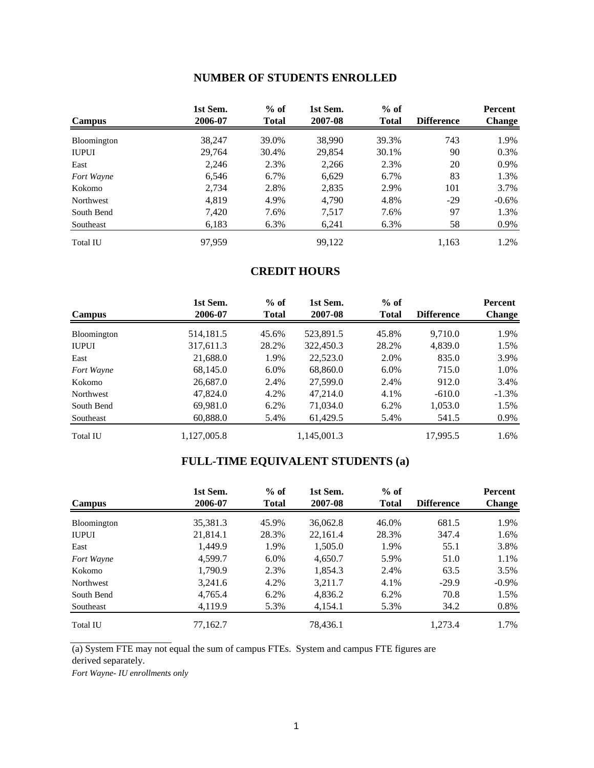## NUMBER OF STUDENTS ENROLLED

| Campus | 1st Sem. 2006-07 | % of Total | 1st Sem. 2007-08 | % of Total | Difference | Percent Change |
|---|---|---|---|---|---|---|
| Bloomington | 38,247 | 39.0% | 38,990 | 39.3% | 743 | 1.9% |
| IUPUI | 29,764 | 30.4% | 29,854 | 30.1% | 90 | 0.3% |
| East | 2,246 | 2.3% | 2,266 | 2.3% | 20 | 0.9% |
| *Fort Wayne* | 6,546 | 6.7% | 6,629 | 6.7% | 83 | 1.3% |
| Kokomo | 2,734 | 2.8% | 2,835 | 2.9% | 101 | 3.7% |
| Northwest | 4,819 | 4.9% | 4,790 | 4.8% | -29 | -0.6% |
| South Bend | 7,420 | 7.6% | 7,517 | 7.6% | 97 | 1.3% |
| Southeast | 6,183 | 6.3% | 6,241 | 6.3% | 58 | 0.9% |
| Total IU | 97,959 | | 99,122 | | 1,163 | 1.2% |

## CREDIT HOURS

| Campus | 1st Sem. 2006-07 | % of Total | 1st Sem. 2007-08 | % of Total | Difference | Percent Change |
|---|---|---|---|---|---|---|
| Bloomington | 514,181.5 | 45.6% | 523,891.5 | 45.8% | 9,710.0 | 1.9% |
| IUPUI | 317,611.3 | 28.2% | 322,450.3 | 28.2% | 4,839.0 | 1.5% |
| East | 21,688.0 | 1.9% | 22,523.0 | 2.0% | 835.0 | 3.9% |
| *Fort Wayne* | 68,145.0 | 6.0% | 68,860.0 | 6.0% | 715.0 | 1.0% |
| Kokomo | 26,687.0 | 2.4% | 27,599.0 | 2.4% | 912.0 | 3.4% |
| Northwest | 47,824.0 | 4.2% | 47,214.0 | 4.1% | -610.0 | -1.3% |
| South Bend | 69,981.0 | 6.2% | 71,034.0 | 6.2% | 1,053.0 | 1.5% |
| Southeast | 60,888.0 | 5.4% | 61,429.5 | 5.4% | 541.5 | 0.9% |
| Total IU | 1,127,005.8 | | 1,145,001.3 | | 17,995.5 | 1.6% |

## FULL-TIME EQUIVALENT STUDENTS (a)

| Campus | 1st Sem. 2006-07 | % of Total | 1st Sem. 2007-08 | % of Total | Difference | Percent Change |
|---|---|---|---|---|---|---|
| Bloomington | 35,381.3 | 45.9% | 36,062.8 | 46.0% | 681.5 | 1.9% |
| IUPUI | 21,814.1 | 28.3% | 22,161.4 | 28.3% | 347.4 | 1.6% |
| East | 1,449.9 | 1.9% | 1,505.0 | 1.9% | 55.1 | 3.8% |
| *Fort Wayne* | 4,599.7 | 6.0% | 4,650.7 | 5.9% | 51.0 | 1.1% |
| Kokomo | 1,790.9 | 2.3% | 1,854.3 | 2.4% | 63.5 | 3.5% |
| Northwest | 3,241.6 | 4.2% | 3,211.7 | 4.1% | -29.9 | -0.9% |
| South Bend | 4,765.4 | 6.2% | 4,836.2 | 6.2% | 70.8 | 1.5% |
| Southeast | 4,119.9 | 5.3% | 4,154.1 | 5.3% | 34.2 | 0.8% |
| Total IU | 77,162.7 | | 78,436.1 | | 1,273.4 | 1.7% |

(a) System FTE may not equal the sum of campus FTEs. System and campus FTE figures are derived separately.

*Fort Wayne- IU enrollments only*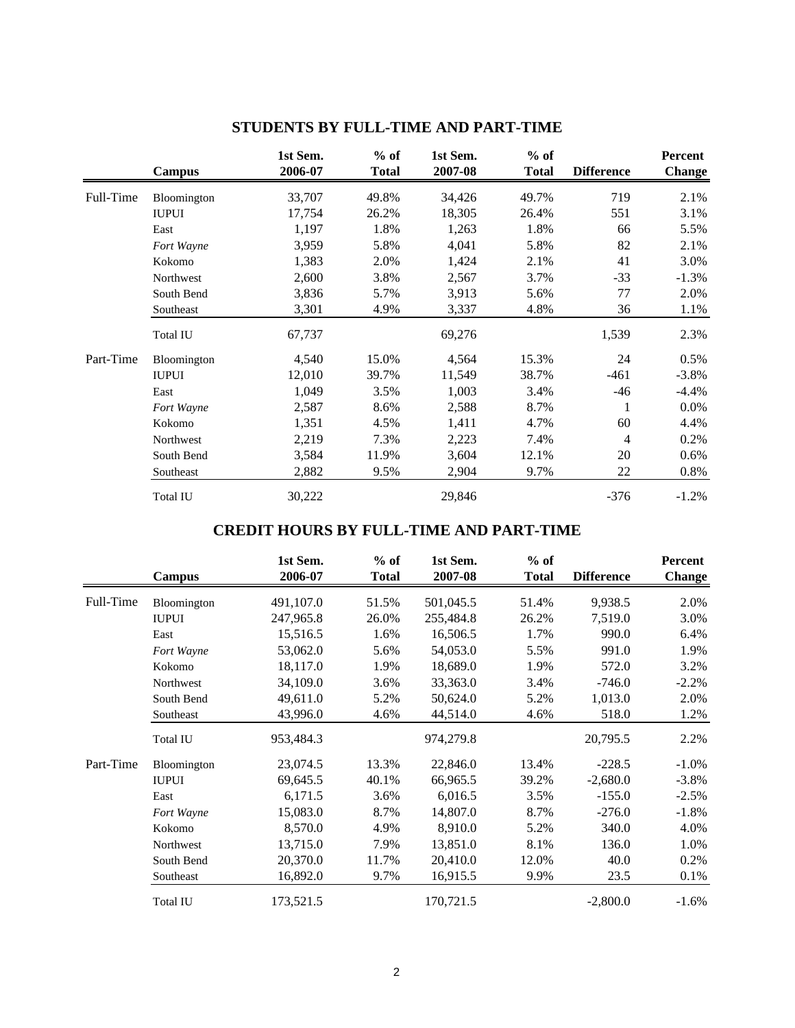## STUDENTS BY FULL-TIME AND PART-TIME

| | Campus | 1st Sem. 2006-07 | % of Total | 1st Sem. 2007-08 | % of Total | Difference | Percent Change |
|---|---|---|---|---|---|---|---|
| Full-Time | Bloomington | 33,707 | 49.8% | 34,426 | 49.7% | 719 | 2.1% |
| | IUPUI | 17,754 | 26.2% | 18,305 | 26.4% | 551 | 3.1% |
| | East | 1,197 | 1.8% | 1,263 | 1.8% | 66 | 5.5% |
| | *Fort Wayne* | 3,959 | 5.8% | 4,041 | 5.8% | 82 | 2.1% |
| | Kokomo | 1,383 | 2.0% | 1,424 | 2.1% | 41 | 3.0% |
| | Northwest | 2,600 | 3.8% | 2,567 | 3.7% | -33 | -1.3% |
| | South Bend | 3,836 | 5.7% | 3,913 | 5.6% | 77 | 2.0% |
| | Southeast | 3,301 | 4.9% | 3,337 | 4.8% | 36 | 1.1% |
| | Total IU | 67,737 | | 69,276 | | 1,539 | 2.3% |
| Part-Time | Bloomington | 4,540 | 15.0% | 4,564 | 15.3% | 24 | 0.5% |
| | IUPUI | 12,010 | 39.7% | 11,549 | 38.7% | -461 | -3.8% |
| | East | 1,049 | 3.5% | 1,003 | 3.4% | -46 | -4.4% |
| | *Fort Wayne* | 2,587 | 8.6% | 2,588 | 8.7% | 1 | 0.0% |
| | Kokomo | 1,351 | 4.5% | 1,411 | 4.7% | 60 | 4.4% |
| | Northwest | 2,219 | 7.3% | 2,223 | 7.4% | 4 | 0.2% |
| | South Bend | 3,584 | 11.9% | 3,604 | 12.1% | 20 | 0.6% |
| | Southeast | 2,882 | 9.5% | 2,904 | 9.7% | 22 | 0.8% |
| | Total IU | 30,222 | | 29,846 | | -376 | -1.2% |

## CREDIT HOURS BY FULL-TIME AND PART-TIME

| | Campus | 1st Sem. 2006-07 | % of Total | 1st Sem. 2007-08 | % of Total | Difference | Percent Change |
|---|---|---|---|---|---|---|---|
| Full-Time | Bloomington | 491,107.0 | 51.5% | 501,045.5 | 51.4% | 9,938.5 | 2.0% |
| | IUPUI | 247,965.8 | 26.0% | 255,484.8 | 26.2% | 7,519.0 | 3.0% |
| | East | 15,516.5 | 1.6% | 16,506.5 | 1.7% | 990.0 | 6.4% |
| | *Fort Wayne* | 53,062.0 | 5.6% | 54,053.0 | 5.5% | 991.0 | 1.9% |
| | Kokomo | 18,117.0 | 1.9% | 18,689.0 | 1.9% | 572.0 | 3.2% |
| | Northwest | 34,109.0 | 3.6% | 33,363.0 | 3.4% | -746.0 | -2.2% |
| | South Bend | 49,611.0 | 5.2% | 50,624.0 | 5.2% | 1,013.0 | 2.0% |
| | Southeast | 43,996.0 | 4.6% | 44,514.0 | 4.6% | 518.0 | 1.2% |
| | Total IU | 953,484.3 | | 974,279.8 | | 20,795.5 | 2.2% |
| Part-Time | Bloomington | 23,074.5 | 13.3% | 22,846.0 | 13.4% | -228.5 | -1.0% |
| | IUPUI | 69,645.5 | 40.1% | 66,965.5 | 39.2% | -2,680.0 | -3.8% |
| | East | 6,171.5 | 3.6% | 6,016.5 | 3.5% | -155.0 | -2.5% |
| | *Fort Wayne* | 15,083.0 | 8.7% | 14,807.0 | 8.7% | -276.0 | -1.8% |
| | Kokomo | 8,570.0 | 4.9% | 8,910.0 | 5.2% | 340.0 | 4.0% |
| | Northwest | 13,715.0 | 7.9% | 13,851.0 | 8.1% | 136.0 | 1.0% |
| | South Bend | 20,370.0 | 11.7% | 20,410.0 | 12.0% | 40.0 | 0.2% |
| | Southeast | 16,892.0 | 9.7% | 16,915.5 | 9.9% | 23.5 | 0.1% |
| | Total IU | 173,521.5 | | 170,721.5 | | -2,800.0 | -1.6% |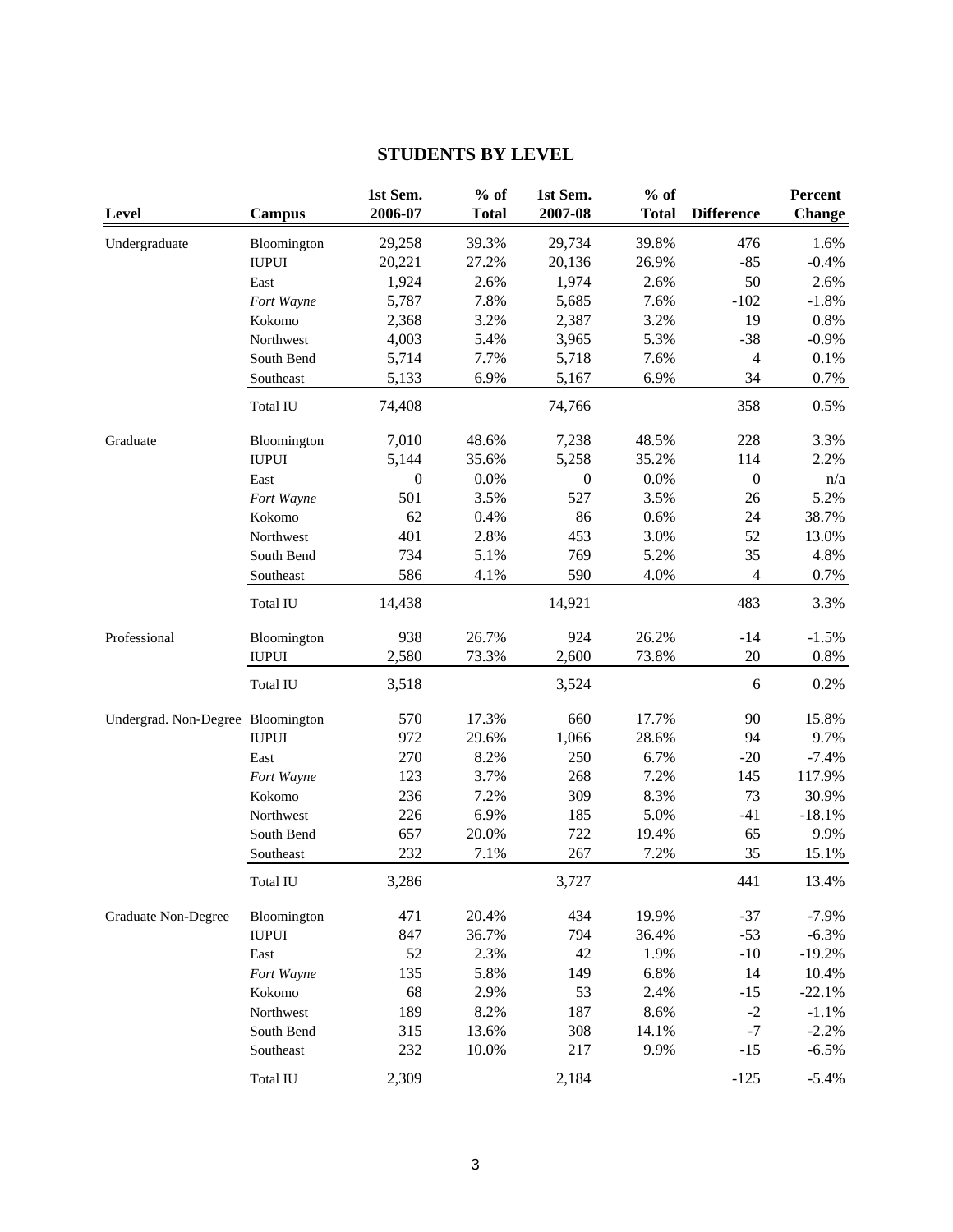# STUDENTS BY LEVEL

| Level | Campus | 1st Sem. 2006-07 | % of Total | 1st Sem. 2007-08 | % of Total | Difference | Percent Change |
|---|---|---|---|---|---|---|---|
| Undergraduate | Bloomington | 29,258 | 39.3% | 29,734 | 39.8% | 476 | 1.6% |
| | IUPUI | 20,221 | 27.2% | 20,136 | 26.9% | -85 | -0.4% |
| | East | 1,924 | 2.6% | 1,974 | 2.6% | 50 | 2.6% |
| | *Fort Wayne* | 5,787 | 7.8% | 5,685 | 7.6% | -102 | -1.8% |
| | Kokomo | 2,368 | 3.2% | 2,387 | 3.2% | 19 | 0.8% |
| | Northwest | 4,003 | 5.4% | 3,965 | 5.3% | -38 | -0.9% |
| | South Bend | 5,714 | 7.7% | 5,718 | 7.6% | 4 | 0.1% |
| | Southeast | 5,133 | 6.9% | 5,167 | 6.9% | 34 | 0.7% |
| | Total IU | 74,408 | | 74,766 | | 358 | 0.5% |
| Graduate | Bloomington | 7,010 | 48.6% | 7,238 | 48.5% | 228 | 3.3% |
| | IUPUI | 5,144 | 35.6% | 5,258 | 35.2% | 114 | 2.2% |
| | East | 0 | 0.0% | 0 | 0.0% | 0 | n/a |
| | *Fort Wayne* | 501 | 3.5% | 527 | 3.5% | 26 | 5.2% |
| | Kokomo | 62 | 0.4% | 86 | 0.6% | 24 | 38.7% |
| | Northwest | 401 | 2.8% | 453 | 3.0% | 52 | 13.0% |
| | South Bend | 734 | 5.1% | 769 | 5.2% | 35 | 4.8% |
| | Southeast | 586 | 4.1% | 590 | 4.0% | 4 | 0.7% |
| | Total IU | 14,438 | | 14,921 | | 483 | 3.3% |
| Professional | Bloomington | 938 | 26.7% | 924 | 26.2% | -14 | -1.5% |
| | IUPUI | 2,580 | 73.3% | 2,600 | 73.8% | 20 | 0.8% |
| | Total IU | 3,518 | | 3,524 | | 6 | 0.2% |
| Undergrad. Non-Degree | Bloomington | 570 | 17.3% | 660 | 17.7% | 90 | 15.8% |
| | IUPUI | 972 | 29.6% | 1,066 | 28.6% | 94 | 9.7% |
| | East | 270 | 8.2% | 250 | 6.7% | -20 | -7.4% |
| | *Fort Wayne* | 123 | 3.7% | 268 | 7.2% | 145 | 117.9% |
| | Kokomo | 236 | 7.2% | 309 | 8.3% | 73 | 30.9% |
| | Northwest | 226 | 6.9% | 185 | 5.0% | -41 | -18.1% |
| | South Bend | 657 | 20.0% | 722 | 19.4% | 65 | 9.9% |
| | Southeast | 232 | 7.1% | 267 | 7.2% | 35 | 15.1% |
| | Total IU | 3,286 | | 3,727 | | 441 | 13.4% |
| Graduate Non-Degree | Bloomington | 471 | 20.4% | 434 | 19.9% | -37 | -7.9% |
| | IUPUI | 847 | 36.7% | 794 | 36.4% | -53 | -6.3% |
| | East | 52 | 2.3% | 42 | 1.9% | -10 | -19.2% |
| | *Fort Wayne* | 135 | 5.8% | 149 | 6.8% | 14 | 10.4% |
| | Kokomo | 68 | 2.9% | 53 | 2.4% | -15 | -22.1% |
| | Northwest | 189 | 8.2% | 187 | 8.6% | -2 | -1.1% |
| | South Bend | 315 | 13.6% | 308 | 14.1% | -7 | -2.2% |
| | Southeast | 232 | 10.0% | 217 | 9.9% | -15 | -6.5% |
| | Total IU | 2,309 | | 2,184 | | -125 | -5.4% |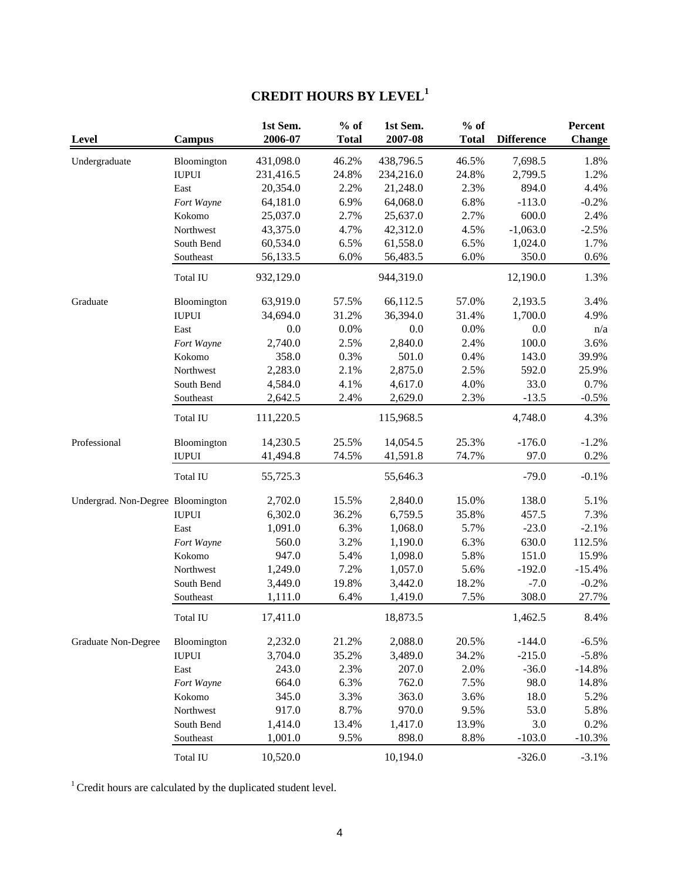# CREDIT HOURS BY LEVEL[1]

| Level | Campus | 1st Sem. 2006-07 | % of Total | 1st Sem. 2007-08 | % of Total | Difference | Percent Change |
|---|---|---|---|---|---|---|---|
| Undergraduate | Bloomington | 431,098.0 | 46.2% | 438,796.5 | 46.5% | 7,698.5 | 1.8% |
| | IUPUI | 231,416.5 | 24.8% | 234,216.0 | 24.8% | 2,799.5 | 1.2% |
| | East | 20,354.0 | 2.2% | 21,248.0 | 2.3% | 894.0 | 4.4% |
| | *Fort Wayne* | 64,181.0 | 6.9% | 64,068.0 | 6.8% | -113.0 | -0.2% |
| | Kokomo | 25,037.0 | 2.7% | 25,637.0 | 2.7% | 600.0 | 2.4% |
| | Northwest | 43,375.0 | 4.7% | 42,312.0 | 4.5% | -1,063.0 | -2.5% |
| | South Bend | 60,534.0 | 6.5% | 61,558.0 | 6.5% | 1,024.0 | 1.7% |
| | Southeast | 56,133.5 | 6.0% | 56,483.5 | 6.0% | 350.0 | 0.6% |
| | Total IU | 932,129.0 | | 944,319.0 | | 12,190.0 | 1.3% |
| Graduate | Bloomington | 63,919.0 | 57.5% | 66,112.5 | 57.0% | 2,193.5 | 3.4% |
| | IUPUI | 34,694.0 | 31.2% | 36,394.0 | 31.4% | 1,700.0 | 4.9% |
| | East | 0.0 | 0.0% | 0.0 | 0.0% | 0.0 | n/a |
| | *Fort Wayne* | 2,740.0 | 2.5% | 2,840.0 | 2.4% | 100.0 | 3.6% |
| | Kokomo | 358.0 | 0.3% | 501.0 | 0.4% | 143.0 | 39.9% |
| | Northwest | 2,283.0 | 2.1% | 2,875.0 | 2.5% | 592.0 | 25.9% |
| | South Bend | 4,584.0 | 4.1% | 4,617.0 | 4.0% | 33.0 | 0.7% |
| | Southeast | 2,642.5 | 2.4% | 2,629.0 | 2.3% | -13.5 | -0.5% |
| | Total IU | 111,220.5 | | 115,968.5 | | 4,748.0 | 4.3% |
| Professional | Bloomington | 14,230.5 | 25.5% | 14,054.5 | 25.3% | -176.0 | -1.2% |
| | IUPUI | 41,494.8 | 74.5% | 41,591.8 | 74.7% | 97.0 | 0.2% |
| | Total IU | 55,725.3 | | 55,646.3 | | -79.0 | -0.1% |
| Undergrad. Non-Degree | Bloomington | 2,702.0 | 15.5% | 2,840.0 | 15.0% | 138.0 | 5.1% |
| | IUPUI | 6,302.0 | 36.2% | 6,759.5 | 35.8% | 457.5 | 7.3% |
| | East | 1,091.0 | 6.3% | 1,068.0 | 5.7% | -23.0 | -2.1% |
| | *Fort Wayne* | 560.0 | 3.2% | 1,190.0 | 6.3% | 630.0 | 112.5% |
| | Kokomo | 947.0 | 5.4% | 1,098.0 | 5.8% | 151.0 | 15.9% |
| | Northwest | 1,249.0 | 7.2% | 1,057.0 | 5.6% | -192.0 | -15.4% |
| | South Bend | 3,449.0 | 19.8% | 3,442.0 | 18.2% | -7.0 | -0.2% |
| | Southeast | 1,111.0 | 6.4% | 1,419.0 | 7.5% | 308.0 | 27.7% |
| | Total IU | 17,411.0 | | 18,873.5 | | 1,462.5 | 8.4% |
| Graduate Non-Degree | Bloomington | 2,232.0 | 21.2% | 2,088.0 | 20.5% | -144.0 | -6.5% |
| | IUPUI | 3,704.0 | 35.2% | 3,489.0 | 34.2% | -215.0 | -5.8% |
| | East | 243.0 | 2.3% | 207.0 | 2.0% | -36.0 | -14.8% |
| | *Fort Wayne* | 664.0 | 6.3% | 762.0 | 7.5% | 98.0 | 14.8% |
| | Kokomo | 345.0 | 3.3% | 363.0 | 3.6% | 18.0 | 5.2% |
| | Northwest | 917.0 | 8.7% | 970.0 | 9.5% | 53.0 | 5.8% |
| | South Bend | 1,414.0 | 13.4% | 1,417.0 | 13.9% | 3.0 | 0.2% |
| | Southeast | 1,001.0 | 9.5% | 898.0 | 8.8% | -103.0 | -10.3% |
| | Total IU | 10,520.0 | | 10,194.0 | | -326.0 | -3.1% |

[1] Credit hours are calculated by the duplicated student level.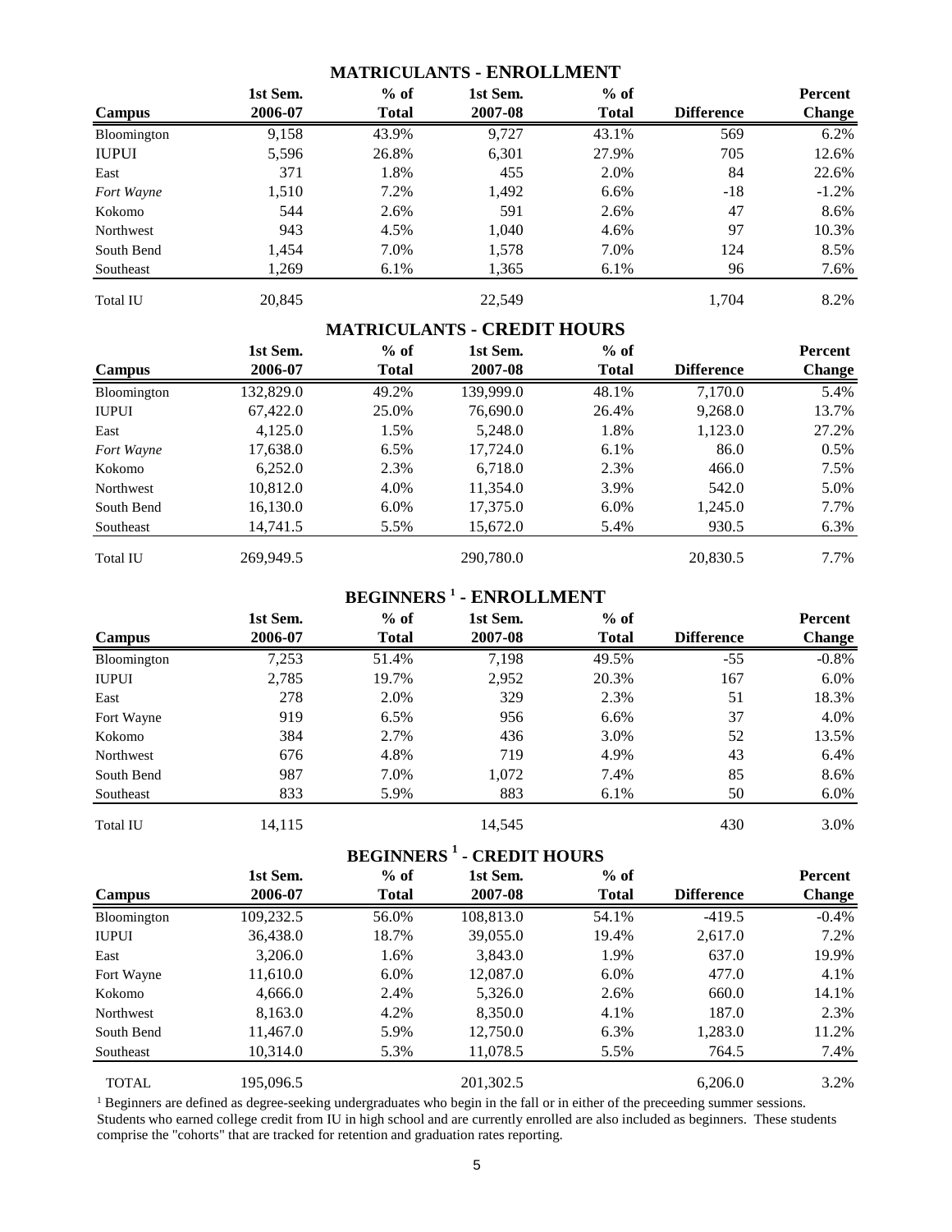## MATRICULANTS - ENROLLMENT

| Campus | 1st Sem. 2006-07 | % of Total | 1st Sem. 2007-08 | % of Total | Difference | Percent Change |
|---|---|---|---|---|---|---|
| Bloomington | 9,158 | 43.9% | 9,727 | 43.1% | 569 | 6.2% |
| IUPUI | 5,596 | 26.8% | 6,301 | 27.9% | 705 | 12.6% |
| East | 371 | 1.8% | 455 | 2.0% | 84 | 22.6% |
| *Fort Wayne* | 1,510 | 7.2% | 1,492 | 6.6% | -18 | -1.2% |
| Kokomo | 544 | 2.6% | 591 | 2.6% | 47 | 8.6% |
| Northwest | 943 | 4.5% | 1,040 | 4.6% | 97 | 10.3% |
| South Bend | 1,454 | 7.0% | 1,578 | 7.0% | 124 | 8.5% |
| Southeast | 1,269 | 6.1% | 1,365 | 6.1% | 96 | 7.6% |
| Total IU | 20,845 | | 22,549 | | 1,704 | 8.2% |

## MATRICULANTS - CREDIT HOURS

| Campus | 1st Sem. 2006-07 | % of Total | 1st Sem. 2007-08 | % of Total | Difference | Percent Change |
|---|---|---|---|---|---|---|
| Bloomington | 132,829.0 | 49.2% | 139,999.0 | 48.1% | 7,170.0 | 5.4% |
| IUPUI | 67,422.0 | 25.0% | 76,690.0 | 26.4% | 9,268.0 | 13.7% |
| East | 4,125.0 | 1.5% | 5,248.0 | 1.8% | 1,123.0 | 27.2% |
| *Fort Wayne* | 17,638.0 | 6.5% | 17,724.0 | 6.1% | 86.0 | 0.5% |
| Kokomo | 6,252.0 | 2.3% | 6,718.0 | 2.3% | 466.0 | 7.5% |
| Northwest | 10,812.0 | 4.0% | 11,354.0 | 3.9% | 542.0 | 5.0% |
| South Bend | 16,130.0 | 6.0% | 17,375.0 | 6.0% | 1,245.0 | 7.7% |
| Southeast | 14,741.5 | 5.5% | 15,672.0 | 5.4% | 930.5 | 6.3% |
| Total IU | 269,949.5 | | 290,780.0 | | 20,830.5 | 7.7% |

## BEGINNERS [1] - ENROLLMENT

| Campus | 1st Sem. 2006-07 | % of Total | 1st Sem. 2007-08 | % of Total | Difference | Percent Change |
|---|---|---|---|---|---|---|
| Bloomington | 7,253 | 51.4% | 7,198 | 49.5% | -55 | -0.8% |
| IUPUI | 2,785 | 19.7% | 2,952 | 20.3% | 167 | 6.0% |
| East | 278 | 2.0% | 329 | 2.3% | 51 | 18.3% |
| Fort Wayne | 919 | 6.5% | 956 | 6.6% | 37 | 4.0% |
| Kokomo | 384 | 2.7% | 436 | 3.0% | 52 | 13.5% |
| Northwest | 676 | 4.8% | 719 | 4.9% | 43 | 6.4% |
| South Bend | 987 | 7.0% | 1,072 | 7.4% | 85 | 8.6% |
| Southeast | 833 | 5.9% | 883 | 6.1% | 50 | 6.0% |
| Total IU | 14,115 | | 14,545 | | 430 | 3.0% |

## BEGINNERS [1] - CREDIT HOURS

| Campus | 1st Sem. 2006-07 | % of Total | 1st Sem. 2007-08 | % of Total | Difference | Percent Change |
|---|---|---|---|---|---|---|
| Bloomington | 109,232.5 | 56.0% | 108,813.0 | 54.1% | -419.5 | -0.4% |
| IUPUI | 36,438.0 | 18.7% | 39,055.0 | 19.4% | 2,617.0 | 7.2% |
| East | 3,206.0 | 1.6% | 3,843.0 | 1.9% | 637.0 | 19.9% |
| Fort Wayne | 11,610.0 | 6.0% | 12,087.0 | 6.0% | 477.0 | 4.1% |
| Kokomo | 4,666.0 | 2.4% | 5,326.0 | 2.6% | 660.0 | 14.1% |
| Northwest | 8,163.0 | 4.2% | 8,350.0 | 4.1% | 187.0 | 2.3% |
| South Bend | 11,467.0 | 5.9% | 12,750.0 | 6.3% | 1,283.0 | 11.2% |
| Southeast | 10,314.0 | 5.3% | 11,078.5 | 5.5% | 764.5 | 7.4% |
| TOTAL | 195,096.5 | | 201,302.5 | | 6,206.0 | 3.2% |

[1] Beginners are defined as degree-seeking undergraduates who begin in the fall or in either of the preceeding summer sessions. Students who earned college credit from IU in high school and are currently enrolled are also included as beginners. These students comprise the "cohorts" that are tracked for retention and graduation rates reporting.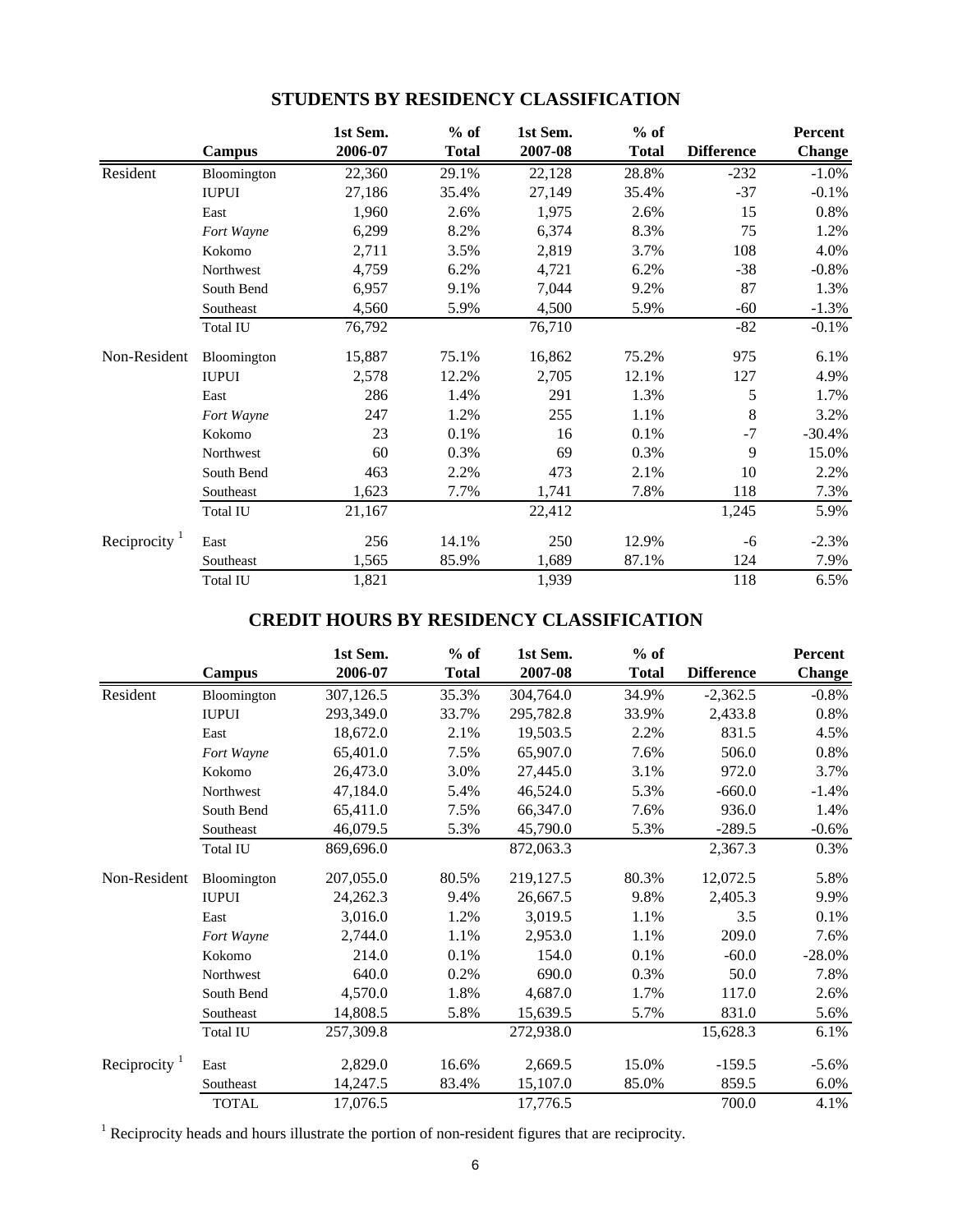## STUDENTS BY RESIDENCY CLASSIFICATION

| | Campus | 1st Sem. 2006-07 | % of Total | 1st Sem. 2007-08 | % of Total | Difference | Percent Change |
|---|---|---|---|---|---|---|---|
| Resident | Bloomington | 22,360 | 29.1% | 22,128 | 28.8% | -232 | -1.0% |
| | IUPUI | 27,186 | 35.4% | 27,149 | 35.4% | -37 | -0.1% |
| | East | 1,960 | 2.6% | 1,975 | 2.6% | 15 | 0.8% |
| | *Fort Wayne* | 6,299 | 8.2% | 6,374 | 8.3% | 75 | 1.2% |
| | Kokomo | 2,711 | 3.5% | 2,819 | 3.7% | 108 | 4.0% |
| | Northwest | 4,759 | 6.2% | 4,721 | 6.2% | -38 | -0.8% |
| | South Bend | 6,957 | 9.1% | 7,044 | 9.2% | 87 | 1.3% |
| | Southeast | 4,560 | 5.9% | 4,500 | 5.9% | -60 | -1.3% |
| | Total IU | 76,792 | | 76,710 | | -82 | -0.1% |
| Non-Resident | Bloomington | 15,887 | 75.1% | 16,862 | 75.2% | 975 | 6.1% |
| | IUPUI | 2,578 | 12.2% | 2,705 | 12.1% | 127 | 4.9% |
| | East | 286 | 1.4% | 291 | 1.3% | 5 | 1.7% |
| | *Fort Wayne* | 247 | 1.2% | 255 | 1.1% | 8 | 3.2% |
| | Kokomo | 23 | 0.1% | 16 | 0.1% | -7 | -30.4% |
| | Northwest | 60 | 0.3% | 69 | 0.3% | 9 | 15.0% |
| | South Bend | 463 | 2.2% | 473 | 2.1% | 10 | 2.2% |
| | Southeast | 1,623 | 7.7% | 1,741 | 7.8% | 118 | 7.3% |
| | Total IU | 21,167 | | 22,412 | | 1,245 | 5.9% |
| Reciprocity [1] | East | 256 | 14.1% | 250 | 12.9% | -6 | -2.3% |
| | Southeast | 1,565 | 85.9% | 1,689 | 87.1% | 124 | 7.9% |
| | Total IU | 1,821 | | 1,939 | | 118 | 6.5% |

## CREDIT HOURS BY RESIDENCY CLASSIFICATION

| | Campus | 1st Sem. 2006-07 | % of Total | 1st Sem. 2007-08 | % of Total | Difference | Percent Change |
|---|---|---|---|---|---|---|---|
| Resident | Bloomington | 307,126.5 | 35.3% | 304,764.0 | 34.9% | -2,362.5 | -0.8% |
| | IUPUI | 293,349.0 | 33.7% | 295,782.8 | 33.9% | 2,433.8 | 0.8% |
| | East | 18,672.0 | 2.1% | 19,503.5 | 2.2% | 831.5 | 4.5% |
| | *Fort Wayne* | 65,401.0 | 7.5% | 65,907.0 | 7.6% | 506.0 | 0.8% |
| | Kokomo | 26,473.0 | 3.0% | 27,445.0 | 3.1% | 972.0 | 3.7% |
| | Northwest | 47,184.0 | 5.4% | 46,524.0 | 5.3% | -660.0 | -1.4% |
| | South Bend | 65,411.0 | 7.5% | 66,347.0 | 7.6% | 936.0 | 1.4% |
| | Southeast | 46,079.5 | 5.3% | 45,790.0 | 5.3% | -289.5 | -0.6% |
| | Total IU | 869,696.0 | | 872,063.3 | | 2,367.3 | 0.3% |
| Non-Resident | Bloomington | 207,055.0 | 80.5% | 219,127.5 | 80.3% | 12,072.5 | 5.8% |
| | IUPUI | 24,262.3 | 9.4% | 26,667.5 | 9.8% | 2,405.3 | 9.9% |
| | East | 3,016.0 | 1.2% | 3,019.5 | 1.1% | 3.5 | 0.1% |
| | *Fort Wayne* | 2,744.0 | 1.1% | 2,953.0 | 1.1% | 209.0 | 7.6% |
| | Kokomo | 214.0 | 0.1% | 154.0 | 0.1% | -60.0 | -28.0% |
| | Northwest | 640.0 | 0.2% | 690.0 | 0.3% | 50.0 | 7.8% |
| | South Bend | 4,570.0 | 1.8% | 4,687.0 | 1.7% | 117.0 | 2.6% |
| | Southeast | 14,808.5 | 5.8% | 15,639.5 | 5.7% | 831.0 | 5.6% |
| | Total IU | 257,309.8 | | 272,938.0 | | 15,628.3 | 6.1% |
| Reciprocity [1] | East | 2,829.0 | 16.6% | 2,669.5 | 15.0% | -159.5 | -5.6% |
| | Southeast | 14,247.5 | 83.4% | 15,107.0 | 85.0% | 859.5 | 6.0% |
| | TOTAL | 17,076.5 | | 17,776.5 | | 700.0 | 4.1% |

[1] Reciprocity heads and hours illustrate the portion of non-resident figures that are reciprocity.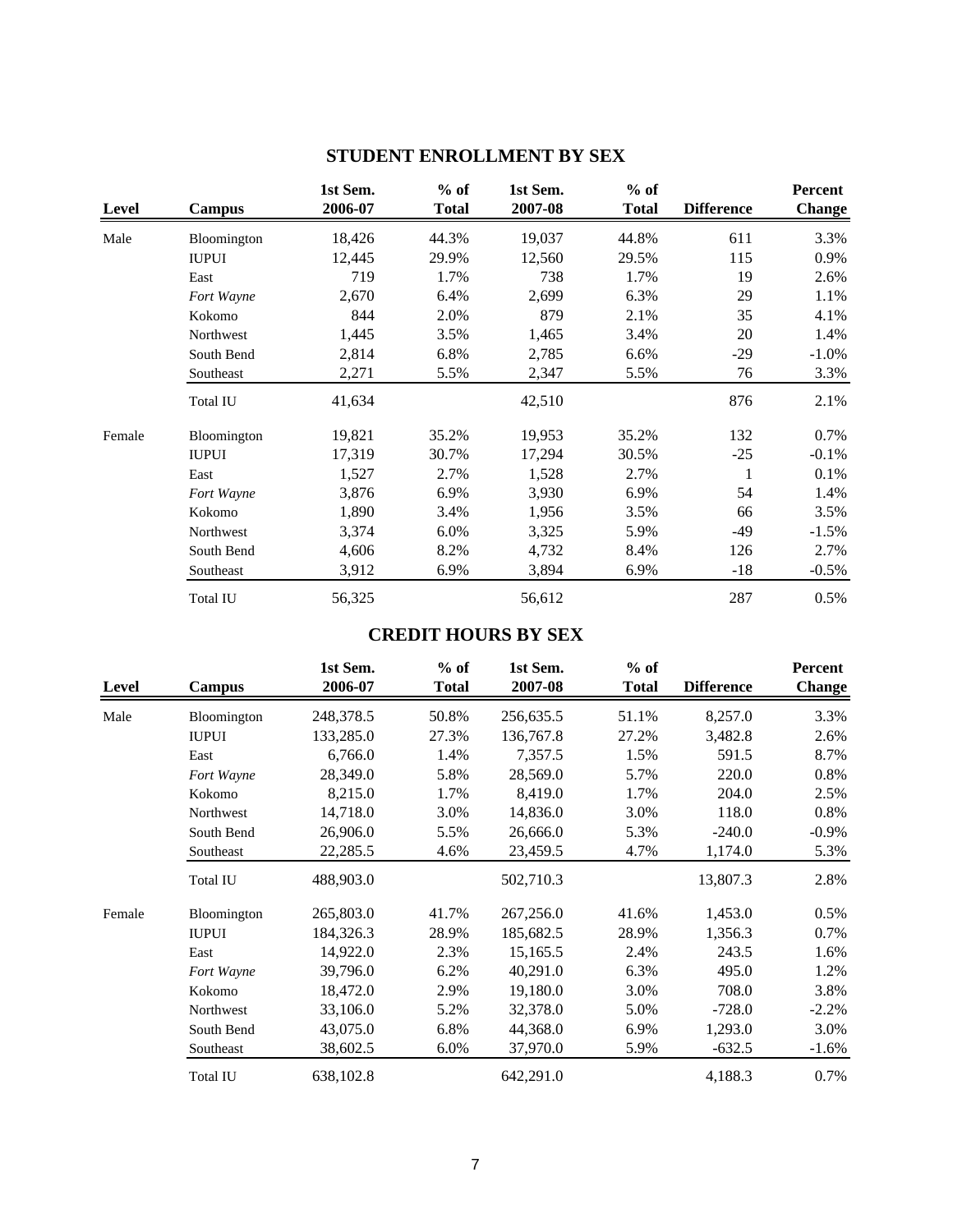## STUDENT ENROLLMENT BY SEX

| Level | Campus | 1st Sem. 2006-07 | % of Total | 1st Sem. 2007-08 | % of Total | Difference | Percent Change |
|---|---|---|---|---|---|---|---|
| Male | Bloomington | 18,426 | 44.3% | 19,037 | 44.8% | 611 | 3.3% |
| | IUPUI | 12,445 | 29.9% | 12,560 | 29.5% | 115 | 0.9% |
| | East | 719 | 1.7% | 738 | 1.7% | 19 | 2.6% |
| | *Fort Wayne* | 2,670 | 6.4% | 2,699 | 6.3% | 29 | 1.1% |
| | Kokomo | 844 | 2.0% | 879 | 2.1% | 35 | 4.1% |
| | Northwest | 1,445 | 3.5% | 1,465 | 3.4% | 20 | 1.4% |
| | South Bend | 2,814 | 6.8% | 2,785 | 6.6% | -29 | -1.0% |
| | Southeast | 2,271 | 5.5% | 2,347 | 5.5% | 76 | 3.3% |
| | Total IU | 41,634 | | 42,510 | | 876 | 2.1% |
| Female | Bloomington | 19,821 | 35.2% | 19,953 | 35.2% | 132 | 0.7% |
| | IUPUI | 17,319 | 30.7% | 17,294 | 30.5% | -25 | -0.1% |
| | East | 1,527 | 2.7% | 1,528 | 2.7% | 1 | 0.1% |
| | *Fort Wayne* | 3,876 | 6.9% | 3,930 | 6.9% | 54 | 1.4% |
| | Kokomo | 1,890 | 3.4% | 1,956 | 3.5% | 66 | 3.5% |
| | Northwest | 3,374 | 6.0% | 3,325 | 5.9% | -49 | -1.5% |
| | South Bend | 4,606 | 8.2% | 4,732 | 8.4% | 126 | 2.7% |
| | Southeast | 3,912 | 6.9% | 3,894 | 6.9% | -18 | -0.5% |
| | Total IU | 56,325 | | 56,612 | | 287 | 0.5% |

## CREDIT HOURS BY SEX

| Level | Campus | 1st Sem. 2006-07 | % of Total | 1st Sem. 2007-08 | % of Total | Difference | Percent Change |
|---|---|---|---|---|---|---|---|
| Male | Bloomington | 248,378.5 | 50.8% | 256,635.5 | 51.1% | 8,257.0 | 3.3% |
| | IUPUI | 133,285.0 | 27.3% | 136,767.8 | 27.2% | 3,482.8 | 2.6% |
| | East | 6,766.0 | 1.4% | 7,357.5 | 1.5% | 591.5 | 8.7% |
| | *Fort Wayne* | 28,349.0 | 5.8% | 28,569.0 | 5.7% | 220.0 | 0.8% |
| | Kokomo | 8,215.0 | 1.7% | 8,419.0 | 1.7% | 204.0 | 2.5% |
| | Northwest | 14,718.0 | 3.0% | 14,836.0 | 3.0% | 118.0 | 0.8% |
| | South Bend | 26,906.0 | 5.5% | 26,666.0 | 5.3% | -240.0 | -0.9% |
| | Southeast | 22,285.5 | 4.6% | 23,459.5 | 4.7% | 1,174.0 | 5.3% |
| | Total IU | 488,903.0 | | 502,710.3 | | 13,807.3 | 2.8% |
| Female | Bloomington | 265,803.0 | 41.7% | 267,256.0 | 41.6% | 1,453.0 | 0.5% |
| | IUPUI | 184,326.3 | 28.9% | 185,682.5 | 28.9% | 1,356.3 | 0.7% |
| | East | 14,922.0 | 2.3% | 15,165.5 | 2.4% | 243.5 | 1.6% |
| | *Fort Wayne* | 39,796.0 | 6.2% | 40,291.0 | 6.3% | 495.0 | 1.2% |
| | Kokomo | 18,472.0 | 2.9% | 19,180.0 | 3.0% | 708.0 | 3.8% |
| | Northwest | 33,106.0 | 5.2% | 32,378.0 | 5.0% | -728.0 | -2.2% |
| | South Bend | 43,075.0 | 6.8% | 44,368.0 | 6.9% | 1,293.0 | 3.0% |
| | Southeast | 38,602.5 | 6.0% | 37,970.0 | 5.9% | -632.5 | -1.6% |
| | Total IU | 638,102.8 | | 642,291.0 | | 4,188.3 | 0.7% |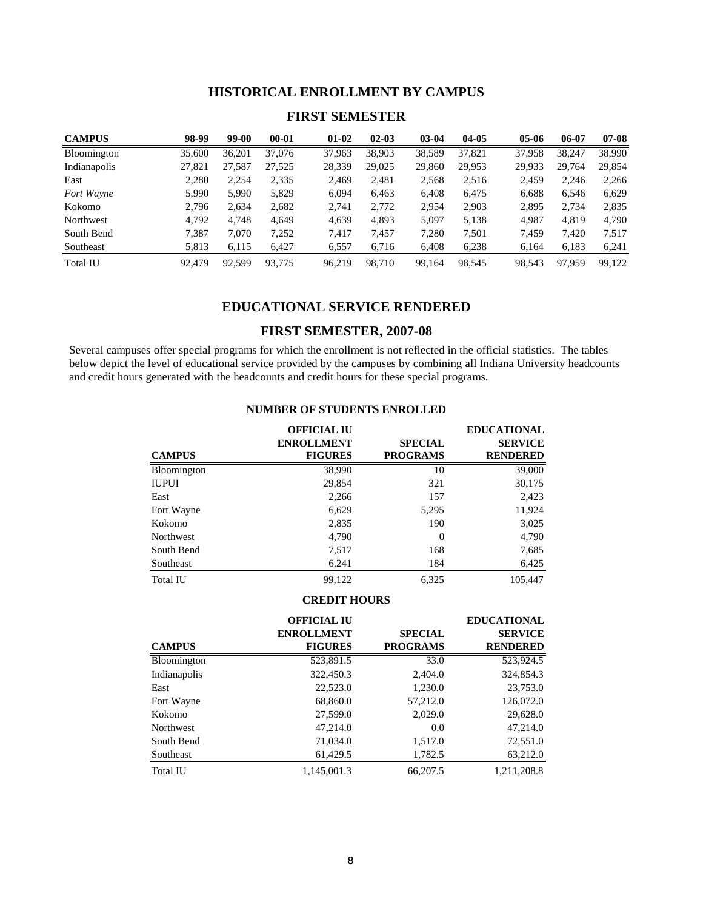## HISTORICAL ENROLLMENT BY CAMPUS

### FIRST SEMESTER

| CAMPUS | 98-99 | 99-00 | 00-01 | 01-02 | 02-03 | 03-04 | 04-05 | 05-06 | 06-07 | 07-08 |
|---|---|---|---|---|---|---|---|---|---|---|
| Bloomington | 35,600 | 36,201 | 37,076 | 37,963 | 38,903 | 38,589 | 37,821 | 37,958 | 38,247 | 38,990 |
| Indianapolis | 27,821 | 27,587 | 27,525 | 28,339 | 29,025 | 29,860 | 29,953 | 29,933 | 29,764 | 29,854 |
| East | 2,280 | 2,254 | 2,335 | 2,469 | 2,481 | 2,568 | 2,516 | 2,459 | 2,246 | 2,266 |
| *Fort Wayne* | 5,990 | 5,990 | 5,829 | 6,094 | 6,463 | 6,408 | 6,475 | 6,688 | 6,546 | 6,629 |
| Kokomo | 2,796 | 2,634 | 2,682 | 2,741 | 2,772 | 2,954 | 2,903 | 2,895 | 2,734 | 2,835 |
| Northwest | 4,792 | 4,748 | 4,649 | 4,639 | 4,893 | 5,097 | 5,138 | 4,987 | 4,819 | 4,790 |
| South Bend | 7,387 | 7,070 | 7,252 | 7,417 | 7,457 | 7,280 | 7,501 | 7,459 | 7,420 | 7,517 |
| Southeast | 5,813 | 6,115 | 6,427 | 6,557 | 6,716 | 6,408 | 6,238 | 6,164 | 6,183 | 6,241 |
| Total IU | 92,479 | 92,599 | 93,775 | 96,219 | 98,710 | 99,164 | 98,545 | 98,543 | 97,959 | 99,122 |

## EDUCATIONAL SERVICE RENDERED

### FIRST SEMESTER, 2007-08

Several campuses offer special programs for which the enrollment is not reflected in the official statistics. The tables below depict the level of educational service provided by the campuses by combining all Indiana University headcounts and credit hours generated with the headcounts and credit hours for these special programs.

#### NUMBER OF STUDENTS ENROLLED

| CAMPUS | OFFICIAL IU ENROLLMENT FIGURES | SPECIAL PROGRAMS | EDUCATIONAL SERVICE RENDERED |
|---|---|---|---|
| Bloomington | 38,990 | 10 | 39,000 |
| IUPUI | 29,854 | 321 | 30,175 |
| East | 2,266 | 157 | 2,423 |
| Fort Wayne | 6,629 | 5,295 | 11,924 |
| Kokomo | 2,835 | 190 | 3,025 |
| Northwest | 4,790 | 0 | 4,790 |
| South Bend | 7,517 | 168 | 7,685 |
| Southeast | 6,241 | 184 | 6,425 |
| Total IU | 99,122 | 6,325 | 105,447 |

#### CREDIT HOURS

| CAMPUS | OFFICIAL IU ENROLLMENT FIGURES | SPECIAL PROGRAMS | EDUCATIONAL SERVICE RENDERED |
|---|---|---|---|
| Bloomington | 523,891.5 | 33.0 | 523,924.5 |
| Indianapolis | 322,450.3 | 2,404.0 | 324,854.3 |
| East | 22,523.0 | 1,230.0 | 23,753.0 |
| Fort Wayne | 68,860.0 | 57,212.0 | 126,072.0 |
| Kokomo | 27,599.0 | 2,029.0 | 29,628.0 |
| Northwest | 47,214.0 | 0.0 | 47,214.0 |
| South Bend | 71,034.0 | 1,517.0 | 72,551.0 |
| Southeast | 61,429.5 | 1,782.5 | 63,212.0 |
| Total IU | 1,145,001.3 | 66,207.5 | 1,211,208.8 |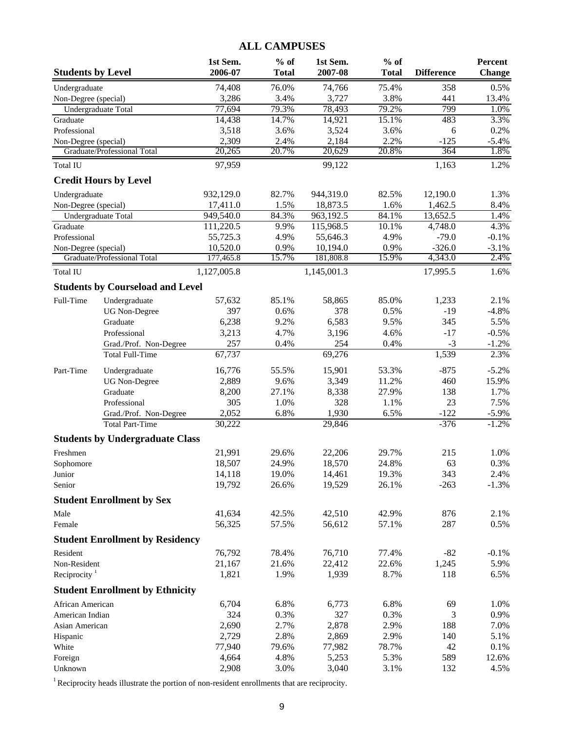# ALL CAMPUSES

| Students by Level | | 1st Sem. 2006-07 | % of Total | 1st Sem. 2007-08 | % of Total | Difference | Percent Change |
|---|---|---|---|---|---|---|---|
| Undergraduate | | 74,408 | 76.0% | 74,766 | 75.4% | 358 | 0.5% |
| Non-Degree (special) | | 3,286 | 3.4% | 3,727 | 3.8% | 441 | 13.4% |
| Undergraduate Total | | 77,694 | 79.3% | 78,493 | 79.2% | 799 | 1.0% |
| Graduate | | 14,438 | 14.7% | 14,921 | 15.1% | 483 | 3.3% |
| Professional | | 3,518 | 3.6% | 3,524 | 3.6% | 6 | 0.2% |
| Non-Degree (special) | | 2,309 | 2.4% | 2,184 | 2.2% | -125 | -5.4% |
| Graduate/Professional Total | | 20,265 | 20.7% | 20,629 | 20.8% | 364 | 1.8% |
| Total IU | | 97,959 | | 99,122 | | 1,163 | 1.2% |
| **Credit Hours by Level** | | | | | | | |
| Undergraduate | | 932,129.0 | 82.7% | 944,319.0 | 82.5% | 12,190.0 | 1.3% |
| Non-Degree (special) | | 17,411.0 | 1.5% | 18,873.5 | 1.6% | 1,462.5 | 8.4% |
| Undergraduate Total | | 949,540.0 | 84.3% | 963,192.5 | 84.1% | 13,652.5 | 1.4% |
| Graduate | | 111,220.5 | 9.9% | 115,968.5 | 10.1% | 4,748.0 | 4.3% |
| Professional | | 55,725.3 | 4.9% | 55,646.3 | 4.9% | -79.0 | -0.1% |
| Non-Degree (special) | | 10,520.0 | 0.9% | 10,194.0 | 0.9% | -326.0 | -3.1% |
| Graduate/Professional Total | | 177,465.8 | 15.7% | 181,808.8 | 15.9% | 4,343.0 | 2.4% |
| Total IU | | 1,127,005.8 | | 1,145,001.3 | | 17,995.5 | 1.6% |
| **Students by Courseload and Level** | | | | | | | |
| Full-Time | Undergraduate | 57,632 | 85.1% | 58,865 | 85.0% | 1,233 | 2.1% |
| | UG Non-Degree | 397 | 0.6% | 378 | 0.5% | -19 | -4.8% |
| | Graduate | 6,238 | 9.2% | 6,583 | 9.5% | 345 | 5.5% |
| | Professional | 3,213 | 4.7% | 3,196 | 4.6% | -17 | -0.5% |
| | Grad./Prof. Non-Degree | 257 | 0.4% | 254 | 0.4% | -3 | -1.2% |
| | Total Full-Time | 67,737 | | 69,276 | | 1,539 | 2.3% |
| Part-Time | Undergraduate | 16,776 | 55.5% | 15,901 | 53.3% | -875 | -5.2% |
| | UG Non-Degree | 2,889 | 9.6% | 3,349 | 11.2% | 460 | 15.9% |
| | Graduate | 8,200 | 27.1% | 8,338 | 27.9% | 138 | 1.7% |
| | Professional | 305 | 1.0% | 328 | 1.1% | 23 | 7.5% |
| | Grad./Prof. Non-Degree | 2,052 | 6.8% | 1,930 | 6.5% | -122 | -5.9% |
| | Total Part-Time | 30,222 | | 29,846 | | -376 | -1.2% |
| **Students by Undergraduate Class** | | | | | | | |
| Freshmen | | 21,991 | 29.6% | 22,206 | 29.7% | 215 | 1.0% |
| Sophomore | | 18,507 | 24.9% | 18,570 | 24.8% | 63 | 0.3% |
| Junior | | 14,118 | 19.0% | 14,461 | 19.3% | 343 | 2.4% |
| Senior | | 19,792 | 26.6% | 19,529 | 26.1% | -263 | -1.3% |
| **Student Enrollment by Sex** | | | | | | | |
| Male | | 41,634 | 42.5% | 42,510 | 42.9% | 876 | 2.1% |
| Female | | 56,325 | 57.5% | 56,612 | 57.1% | 287 | 0.5% |
| **Student Enrollment by Residency** | | | | | | | |
| Resident | | 76,792 | 78.4% | 76,710 | 77.4% | -82 | -0.1% |
| Non-Resident | | 21,167 | 21.6% | 22,412 | 22.6% | 1,245 | 5.9% |
| Reciprocity [1] | | 1,821 | 1.9% | 1,939 | 8.7% | 118 | 6.5% |
| **Student Enrollment by Ethnicity** | | | | | | | |
| African American | | 6,704 | 6.8% | 6,773 | 6.8% | 69 | 1.0% |
| American Indian | | 324 | 0.3% | 327 | 0.3% | 3 | 0.9% |
| Asian American | | 2,690 | 2.7% | 2,878 | 2.9% | 188 | 7.0% |
| Hispanic | | 2,729 | 2.8% | 2,869 | 2.9% | 140 | 5.1% |
| White | | 77,940 | 79.6% | 77,982 | 78.7% | 42 | 0.1% |
| Foreign | | 4,664 | 4.8% | 5,253 | 5.3% | 589 | 12.6% |
| Unknown | | 2,908 | 3.0% | 3,040 | 3.1% | 132 | 4.5% |

[1] Reciprocity heads illustrate the portion of non-resident enrollments that are reciprocity.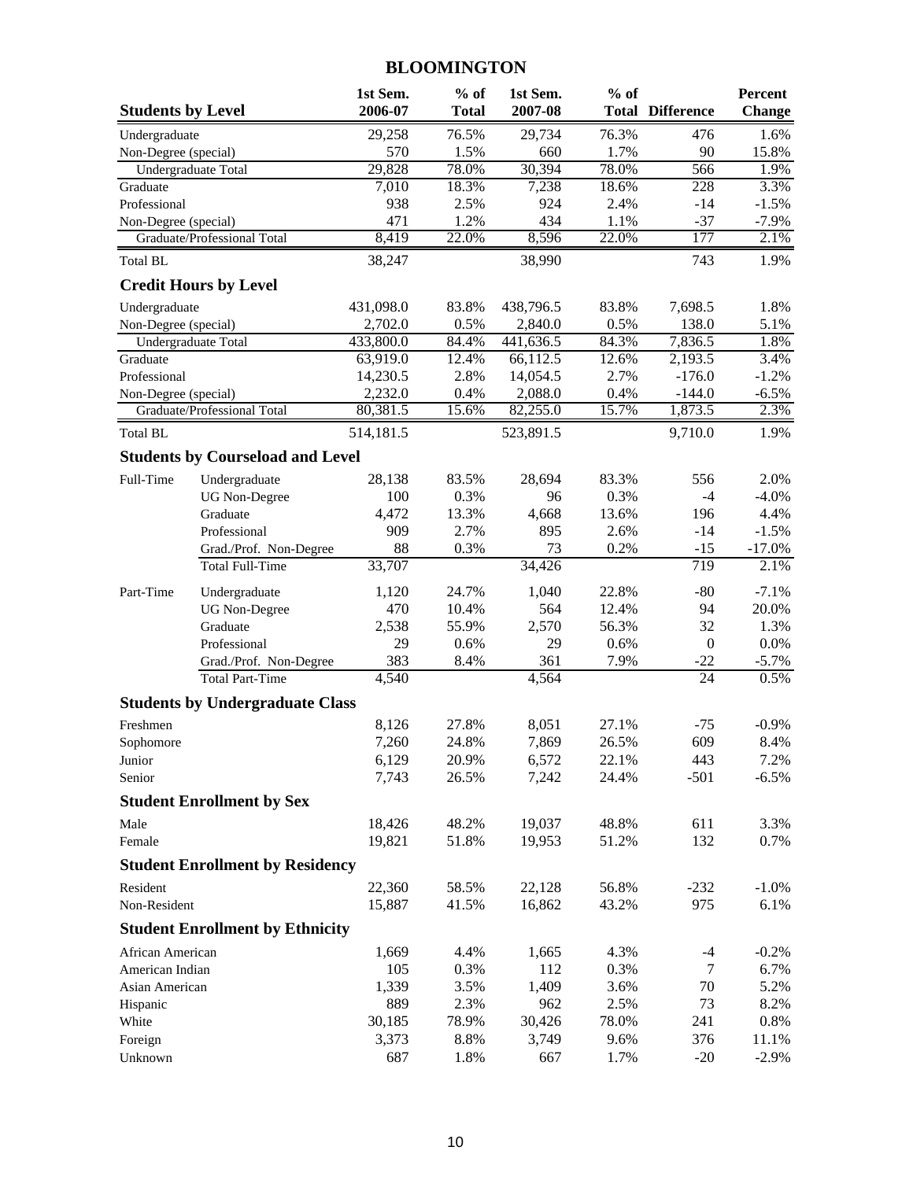# BLOOMINGTON

| Students by Level | | 1st Sem. 2006-07 | % of Total | 1st Sem. 2007-08 | % of Total | Difference | Percent Change |
|---|---|---|---|---|---|---|---|
| Undergraduate | | 29,258 | 76.5% | 29,734 | 76.3% | 476 | 1.6% |
| Non-Degree (special) | | 570 | 1.5% | 660 | 1.7% | 90 | 15.8% |
| Undergraduate Total | | 29,828 | 78.0% | 30,394 | 78.0% | 566 | 1.9% |
| Graduate | | 7,010 | 18.3% | 7,238 | 18.6% | 228 | 3.3% |
| Professional | | 938 | 2.5% | 924 | 2.4% | -14 | -1.5% |
| Non-Degree (special) | | 471 | 1.2% | 434 | 1.1% | -37 | -7.9% |
| Graduate/Professional Total | | 8,419 | 22.0% | 8,596 | 22.0% | 177 | 2.1% |
| Total BL | | 38,247 | | 38,990 | | 743 | 1.9% |
| **Credit Hours by Level** | | | | | | | |
| Undergraduate | | 431,098.0 | 83.8% | 438,796.5 | 83.8% | 7,698.5 | 1.8% |
| Non-Degree (special) | | 2,702.0 | 0.5% | 2,840.0 | 0.5% | 138.0 | 5.1% |
| Undergraduate Total | | 433,800.0 | 84.4% | 441,636.5 | 84.3% | 7,836.5 | 1.8% |
| Graduate | | 63,919.0 | 12.4% | 66,112.5 | 12.6% | 2,193.5 | 3.4% |
| Professional | | 14,230.5 | 2.8% | 14,054.5 | 2.7% | -176.0 | -1.2% |
| Non-Degree (special) | | 2,232.0 | 0.4% | 2,088.0 | 0.4% | -144.0 | -6.5% |
| Graduate/Professional Total | | 80,381.5 | 15.6% | 82,255.0 | 15.7% | 1,873.5 | 2.3% |
| Total BL | | 514,181.5 | | 523,891.5 | | 9,710.0 | 1.9% |
| **Students by Courseload and Level** | | | | | | | |
| Full-Time | Undergraduate | 28,138 | 83.5% | 28,694 | 83.3% | 556 | 2.0% |
| | UG Non-Degree | 100 | 0.3% | 96 | 0.3% | -4 | -4.0% |
| | Graduate | 4,472 | 13.3% | 4,668 | 13.6% | 196 | 4.4% |
| | Professional | 909 | 2.7% | 895 | 2.6% | -14 | -1.5% |
| | Grad./Prof. Non-Degree | 88 | 0.3% | 73 | 0.2% | -15 | -17.0% |
| | Total Full-Time | 33,707 | | 34,426 | | 719 | 2.1% |
| Part-Time | Undergraduate | 1,120 | 24.7% | 1,040 | 22.8% | -80 | -7.1% |
| | UG Non-Degree | 470 | 10.4% | 564 | 12.4% | 94 | 20.0% |
| | Graduate | 2,538 | 55.9% | 2,570 | 56.3% | 32 | 1.3% |
| | Professional | 29 | 0.6% | 29 | 0.6% | 0 | 0.0% |
| | Grad./Prof. Non-Degree | 383 | 8.4% | 361 | 7.9% | -22 | -5.7% |
| | Total Part-Time | 4,540 | | 4,564 | | 24 | 0.5% |
| **Students by Undergraduate Class** | | | | | | | |
| Freshmen | | 8,126 | 27.8% | 8,051 | 27.1% | -75 | -0.9% |
| Sophomore | | 7,260 | 24.8% | 7,869 | 26.5% | 609 | 8.4% |
| Junior | | 6,129 | 20.9% | 6,572 | 22.1% | 443 | 7.2% |
| Senior | | 7,743 | 26.5% | 7,242 | 24.4% | -501 | -6.5% |
| **Student Enrollment by Sex** | | | | | | | |
| Male | | 18,426 | 48.2% | 19,037 | 48.8% | 611 | 3.3% |
| Female | | 19,821 | 51.8% | 19,953 | 51.2% | 132 | 0.7% |
| **Student Enrollment by Residency** | | | | | | | |
| Resident | | 22,360 | 58.5% | 22,128 | 56.8% | -232 | -1.0% |
| Non-Resident | | 15,887 | 41.5% | 16,862 | 43.2% | 975 | 6.1% |
| **Student Enrollment by Ethnicity** | | | | | | | |
| African American | | 1,669 | 4.4% | 1,665 | 4.3% | -4 | -0.2% |
| American Indian | | 105 | 0.3% | 112 | 0.3% | 7 | 6.7% |
| Asian American | | 1,339 | 3.5% | 1,409 | 3.6% | 70 | 5.2% |
| Hispanic | | 889 | 2.3% | 962 | 2.5% | 73 | 8.2% |
| White | | 30,185 | 78.9% | 30,426 | 78.0% | 241 | 0.8% |
| Foreign | | 3,373 | 8.8% | 3,749 | 9.6% | 376 | 11.1% |
| Unknown | | 687 | 1.8% | 667 | 1.7% | -20 | -2.9% |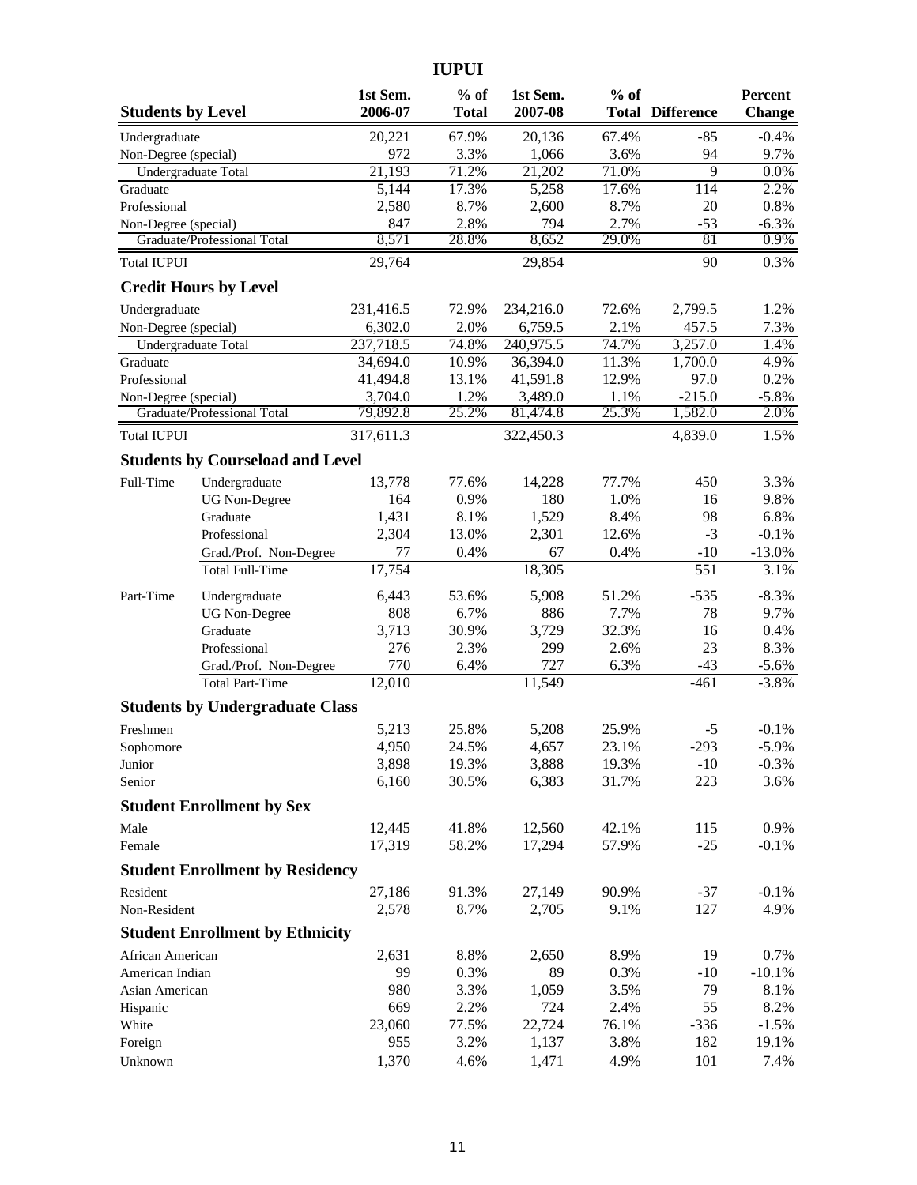# IUPUI

| Students by Level | 1st Sem. 2006-07 | % of Total | 1st Sem. 2007-08 | % of Total | Difference | Percent Change |
|---|---|---|---|---|---|---|
| Undergraduate | 20,221 | 67.9% | 20,136 | 67.4% | -85 | -0.4% |
| Non-Degree (special) | 972 | 3.3% | 1,066 | 3.6% | 94 | 9.7% |
| Undergraduate Total | 21,193 | 71.2% | 21,202 | 71.0% | 9 | 0.0% |
| Graduate | 5,144 | 17.3% | 5,258 | 17.6% | 114 | 2.2% |
| Professional | 2,580 | 8.7% | 2,600 | 8.7% | 20 | 0.8% |
| Non-Degree (special) | 847 | 2.8% | 794 | 2.7% | -53 | -6.3% |
| Graduate/Professional Total | 8,571 | 28.8% | 8,652 | 29.0% | 81 | 0.9% |
| Total IUPUI | 29,764 | | 29,854 | | 90 | 0.3% |

## Credit Hours by Level

| Credit Hours by Level | 1st Sem. 2006-07 | % of Total | 1st Sem. 2007-08 | % of Total | Difference | Percent Change |
|---|---|---|---|---|---|---|
| Undergraduate | 231,416.5 | 72.9% | 234,216.0 | 72.6% | 2,799.5 | 1.2% |
| Non-Degree (special) | 6,302.0 | 2.0% | 6,759.5 | 2.1% | 457.5 | 7.3% |
| Undergraduate Total | 237,718.5 | 74.8% | 240,975.5 | 74.7% | 3,257.0 | 1.4% |
| Graduate | 34,694.0 | 10.9% | 36,394.0 | 11.3% | 1,700.0 | 4.9% |
| Professional | 41,494.8 | 13.1% | 41,591.8 | 12.9% | 97.0 | 0.2% |
| Non-Degree (special) | 3,704.0 | 1.2% | 3,489.0 | 1.1% | -215.0 | -5.8% |
| Graduate/Professional Total | 79,892.8 | 25.2% | 81,474.8 | 25.3% | 1,582.0 | 2.0% |
| Total IUPUI | 317,611.3 | | 322,450.3 | | 4,839.0 | 1.5% |

## Students by Courseload and Level

| | | 1st Sem. 2006-07 | % of Total | 1st Sem. 2007-08 | % of Total | Difference | Percent Change |
|---|---|---|---|---|---|---|---|
| Full-Time | Undergraduate | 13,778 | 77.6% | 14,228 | 77.7% | 450 | 3.3% |
| | UG Non-Degree | 164 | 0.9% | 180 | 1.0% | 16 | 9.8% |
| | Graduate | 1,431 | 8.1% | 1,529 | 8.4% | 98 | 6.8% |
| | Professional | 2,304 | 13.0% | 2,301 | 12.6% | -3 | -0.1% |
| | Grad./Prof. Non-Degree | 77 | 0.4% | 67 | 0.4% | -10 | -13.0% |
| | Total Full-Time | 17,754 | | 18,305 | | 551 | 3.1% |
| Part-Time | Undergraduate | 6,443 | 53.6% | 5,908 | 51.2% | -535 | -8.3% |
| | UG Non-Degree | 808 | 6.7% | 886 | 7.7% | 78 | 9.7% |
| | Graduate | 3,713 | 30.9% | 3,729 | 32.3% | 16 | 0.4% |
| | Professional | 276 | 2.3% | 299 | 2.6% | 23 | 8.3% |
| | Grad./Prof. Non-Degree | 770 | 6.4% | 727 | 6.3% | -43 | -5.6% |
| | Total Part-Time | 12,010 | | 11,549 | | -461 | -3.8% |

## Students by Undergraduate Class

| Students by Undergraduate Class | 1st Sem. 2006-07 | % of Total | 1st Sem. 2007-08 | % of Total | Difference | Percent Change |
|---|---|---|---|---|---|---|
| Freshmen | 5,213 | 25.8% | 5,208 | 25.9% | -5 | -0.1% |
| Sophomore | 4,950 | 24.5% | 4,657 | 23.1% | -293 | -5.9% |
| Junior | 3,898 | 19.3% | 3,888 | 19.3% | -10 | -0.3% |
| Senior | 6,160 | 30.5% | 6,383 | 31.7% | 223 | 3.6% |

## Student Enrollment by Sex

| Student Enrollment by Sex | 1st Sem. 2006-07 | % of Total | 1st Sem. 2007-08 | % of Total | Difference | Percent Change |
|---|---|---|---|---|---|---|
| Male | 12,445 | 41.8% | 12,560 | 42.1% | 115 | 0.9% |
| Female | 17,319 | 58.2% | 17,294 | 57.9% | -25 | -0.1% |

## Student Enrollment by Residency

| Student Enrollment by Residency | 1st Sem. 2006-07 | % of Total | 1st Sem. 2007-08 | % of Total | Difference | Percent Change |
|---|---|---|---|---|---|---|
| Resident | 27,186 | 91.3% | 27,149 | 90.9% | -37 | -0.1% |
| Non-Resident | 2,578 | 8.7% | 2,705 | 9.1% | 127 | 4.9% |

## Student Enrollment by Ethnicity

| Student Enrollment by Ethnicity | 1st Sem. 2006-07 | % of Total | 1st Sem. 2007-08 | % of Total | Difference | Percent Change |
|---|---|---|---|---|---|---|
| African American | 2,631 | 8.8% | 2,650 | 8.9% | 19 | 0.7% |
| American Indian | 99 | 0.3% | 89 | 0.3% | -10 | -10.1% |
| Asian American | 980 | 3.3% | 1,059 | 3.5% | 79 | 8.1% |
| Hispanic | 669 | 2.2% | 724 | 2.4% | 55 | 8.2% |
| White | 23,060 | 77.5% | 22,724 | 76.1% | -336 | -1.5% |
| Foreign | 955 | 3.2% | 1,137 | 3.8% | 182 | 19.1% |
| Unknown | 1,370 | 4.6% | 1,471 | 4.9% | 101 | 7.4% |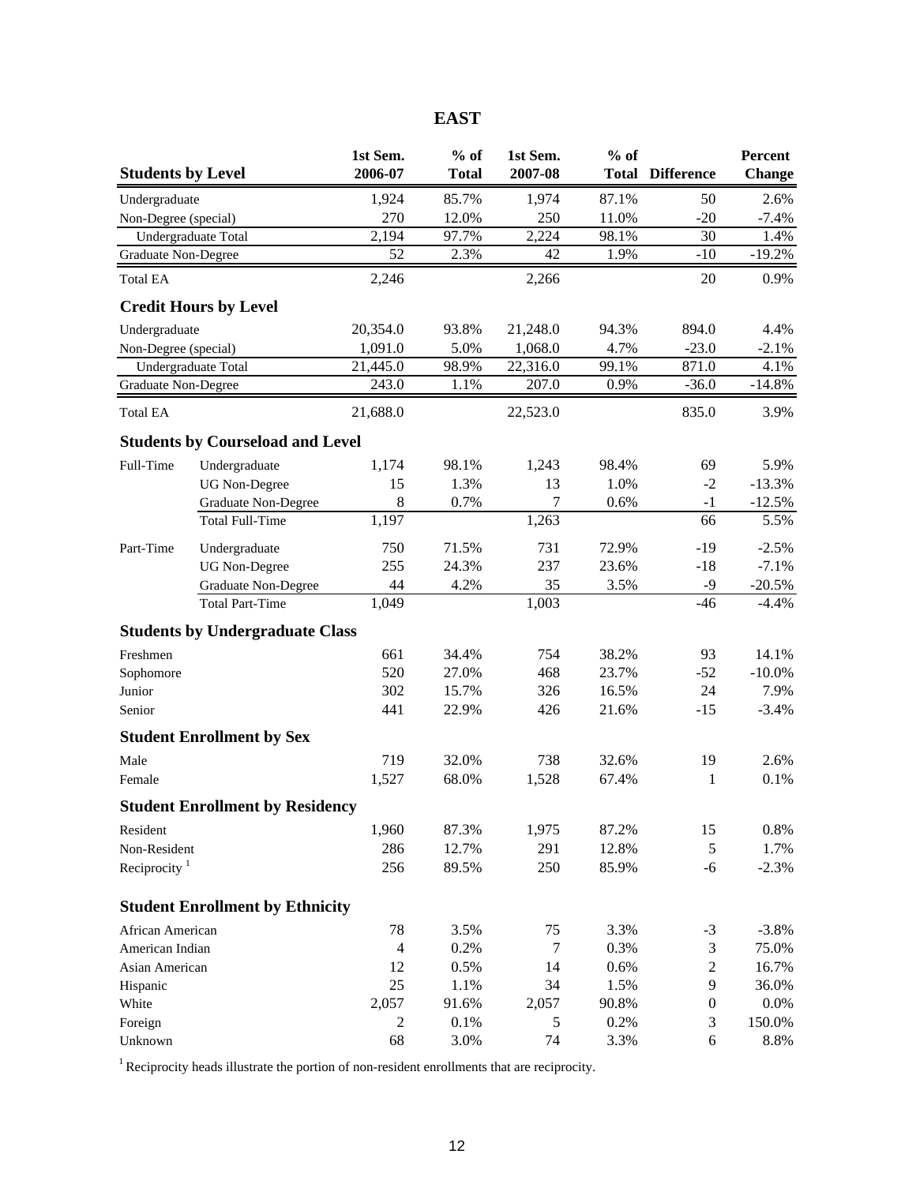# EAST

| Students by Level | | 1st Sem. 2006-07 | % of Total | 1st Sem. 2007-08 | % of Total | Difference | Percent Change |
|---|---|---|---|---|---|---|---|
| Undergraduate | | 1,924 | 85.7% | 1,974 | 87.1% | 50 | 2.6% |
| Non-Degree (special) | | 270 | 12.0% | 250 | 11.0% | -20 | -7.4% |
| Undergraduate Total | | 2,194 | 97.7% | 2,224 | 98.1% | 30 | 1.4% |
| Graduate Non-Degree | | 52 | 2.3% | 42 | 1.9% | -10 | -19.2% |
| Total EA | | 2,246 | | 2,266 | | 20 | 0.9% |
| **Credit Hours by Level** | | | | | | | |
| Undergraduate | | 20,354.0 | 93.8% | 21,248.0 | 94.3% | 894.0 | 4.4% |
| Non-Degree (special) | | 1,091.0 | 5.0% | 1,068.0 | 4.7% | -23.0 | -2.1% |
| Undergraduate Total | | 21,445.0 | 98.9% | 22,316.0 | 99.1% | 871.0 | 4.1% |
| Graduate Non-Degree | | 243.0 | 1.1% | 207.0 | 0.9% | -36.0 | -14.8% |
| Total EA | | 21,688.0 | | 22,523.0 | | 835.0 | 3.9% |
| **Students by Courseload and Level** | | | | | | | |
| Full-Time | Undergraduate | 1,174 | 98.1% | 1,243 | 98.4% | 69 | 5.9% |
| | UG Non-Degree | 15 | 1.3% | 13 | 1.0% | -2 | -13.3% |
| | Graduate Non-Degree | 8 | 0.7% | 7 | 0.6% | -1 | -12.5% |
| | Total Full-Time | 1,197 | | 1,263 | | 66 | 5.5% |
| Part-Time | Undergraduate | 750 | 71.5% | 731 | 72.9% | -19 | -2.5% |
| | UG Non-Degree | 255 | 24.3% | 237 | 23.6% | -18 | -7.1% |
| | Graduate Non-Degree | 44 | 4.2% | 35 | 3.5% | -9 | -20.5% |
| | Total Part-Time | 1,049 | | 1,003 | | -46 | -4.4% |
| **Students by Undergraduate Class** | | | | | | | |
| Freshmen | | 661 | 34.4% | 754 | 38.2% | 93 | 14.1% |
| Sophomore | | 520 | 27.0% | 468 | 23.7% | -52 | -10.0% |
| Junior | | 302 | 15.7% | 326 | 16.5% | 24 | 7.9% |
| Senior | | 441 | 22.9% | 426 | 21.6% | -15 | -3.4% |
| **Student Enrollment by Sex** | | | | | | | |
| Male | | 719 | 32.0% | 738 | 32.6% | 19 | 2.6% |
| Female | | 1,527 | 68.0% | 1,528 | 67.4% | 1 | 0.1% |
| **Student Enrollment by Residency** | | | | | | | |
| Resident | | 1,960 | 87.3% | 1,975 | 87.2% | 15 | 0.8% |
| Non-Resident | | 286 | 12.7% | 291 | 12.8% | 5 | 1.7% |
| Reciprocity [1] | | 256 | 89.5% | 250 | 85.9% | -6 | -2.3% |
| **Student Enrollment by Ethnicity** | | | | | | | |
| African American | | 78 | 3.5% | 75 | 3.3% | -3 | -3.8% |
| American Indian | | 4 | 0.2% | 7 | 0.3% | 3 | 75.0% |
| Asian American | | 12 | 0.5% | 14 | 0.6% | 2 | 16.7% |
| Hispanic | | 25 | 1.1% | 34 | 1.5% | 9 | 36.0% |
| White | | 2,057 | 91.6% | 2,057 | 90.8% | 0 | 0.0% |
| Foreign | | 2 | 0.1% | 5 | 0.2% | 3 | 150.0% |
| Unknown | | 68 | 3.0% | 74 | 3.3% | 6 | 8.8% |

[1] Reciprocity heads illustrate the portion of non-resident enrollments that are reciprocity.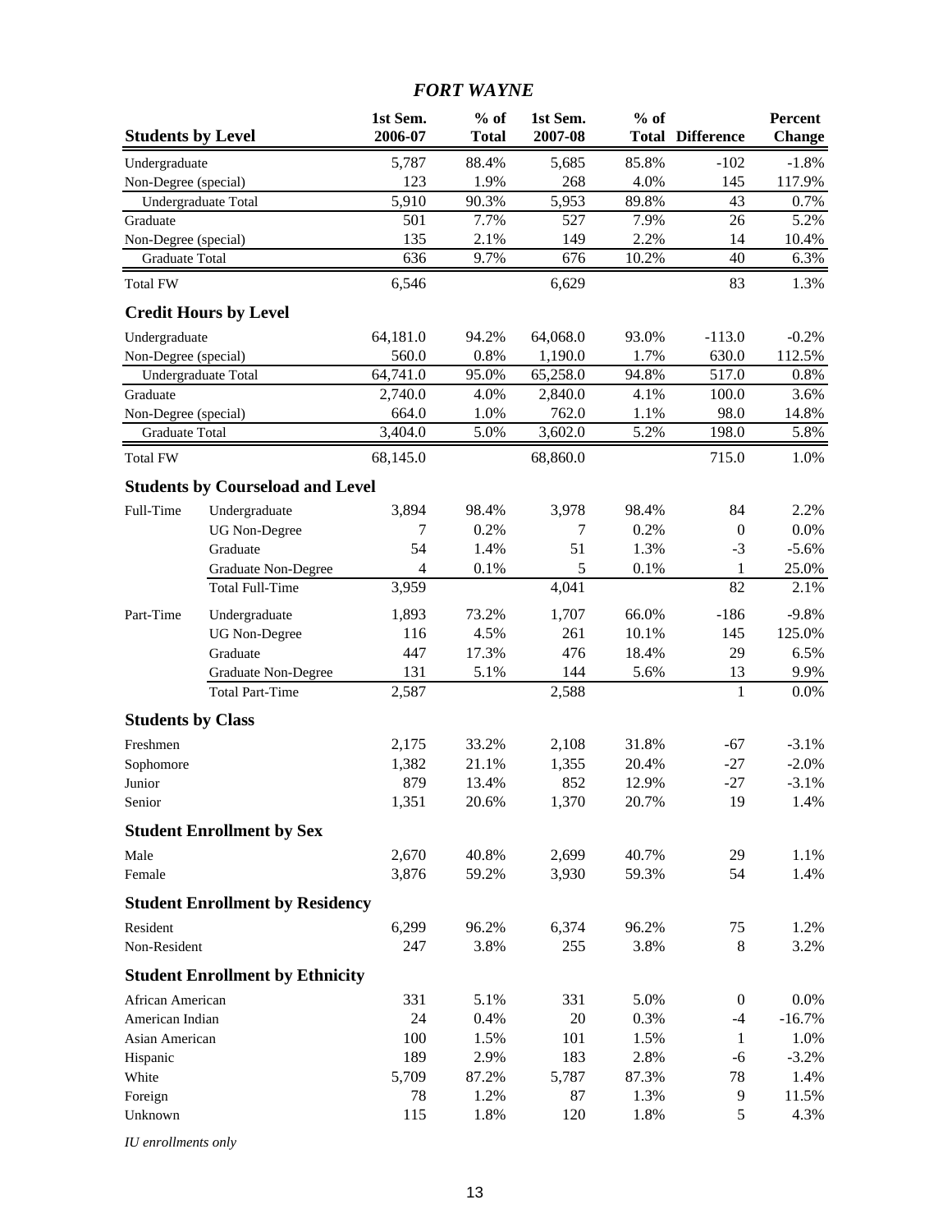## *FORT WAYNE*

| Students by Level | | 1st Sem. 2006-07 | % of Total | 1st Sem. 2007-08 | % of Total | Difference | Percent Change |
|---|---|---|---|---|---|---|---|
| Undergraduate | | 5,787 | 88.4% | 5,685 | 85.8% | -102 | -1.8% |
| Non-Degree (special) | | 123 | 1.9% | 268 | 4.0% | 145 | 117.9% |
| Undergraduate Total | | 5,910 | 90.3% | 5,953 | 89.8% | 43 | 0.7% |
| Graduate | | 501 | 7.7% | 527 | 7.9% | 26 | 5.2% |
| Non-Degree (special) | | 135 | 2.1% | 149 | 2.2% | 14 | 10.4% |
| Graduate Total | | 636 | 9.7% | 676 | 10.2% | 40 | 6.3% |
| Total FW | | 6,546 | | 6,629 | | 83 | 1.3% |
| **Credit Hours by Level** | | | | | | | |
| Undergraduate | | 64,181.0 | 94.2% | 64,068.0 | 93.0% | -113.0 | -0.2% |
| Non-Degree (special) | | 560.0 | 0.8% | 1,190.0 | 1.7% | 630.0 | 112.5% |
| Undergraduate Total | | 64,741.0 | 95.0% | 65,258.0 | 94.8% | 517.0 | 0.8% |
| Graduate | | 2,740.0 | 4.0% | 2,840.0 | 4.1% | 100.0 | 3.6% |
| Non-Degree (special) | | 664.0 | 1.0% | 762.0 | 1.1% | 98.0 | 14.8% |
| Graduate Total | | 3,404.0 | 5.0% | 3,602.0 | 5.2% | 198.0 | 5.8% |
| Total FW | | 68,145.0 | | 68,860.0 | | 715.0 | 1.0% |
| **Students by Courseload and Level** | | | | | | | |
| Full-Time | Undergraduate | 3,894 | 98.4% | 3,978 | 98.4% | 84 | 2.2% |
| | UG Non-Degree | 7 | 0.2% | 7 | 0.2% | 0 | 0.0% |
| | Graduate | 54 | 1.4% | 51 | 1.3% | -3 | -5.6% |
| | Graduate Non-Degree | 4 | 0.1% | 5 | 0.1% | 1 | 25.0% |
| | Total Full-Time | 3,959 | | 4,041 | | 82 | 2.1% |
| Part-Time | Undergraduate | 1,893 | 73.2% | 1,707 | 66.0% | -186 | -9.8% |
| | UG Non-Degree | 116 | 4.5% | 261 | 10.1% | 145 | 125.0% |
| | Graduate | 447 | 17.3% | 476 | 18.4% | 29 | 6.5% |
| | Graduate Non-Degree | 131 | 5.1% | 144 | 5.6% | 13 | 9.9% |
| | Total Part-Time | 2,587 | | 2,588 | | 1 | 0.0% |
| **Students by Class** | | | | | | | |
| Freshmen | | 2,175 | 33.2% | 2,108 | 31.8% | -67 | -3.1% |
| Sophomore | | 1,382 | 21.1% | 1,355 | 20.4% | -27 | -2.0% |
| Junior | | 879 | 13.4% | 852 | 12.9% | -27 | -3.1% |
| Senior | | 1,351 | 20.6% | 1,370 | 20.7% | 19 | 1.4% |
| **Student Enrollment by Sex** | | | | | | | |
| Male | | 2,670 | 40.8% | 2,699 | 40.7% | 29 | 1.1% |
| Female | | 3,876 | 59.2% | 3,930 | 59.3% | 54 | 1.4% |
| **Student Enrollment by Residency** | | | | | | | |
| Resident | | 6,299 | 96.2% | 6,374 | 96.2% | 75 | 1.2% |
| Non-Resident | | 247 | 3.8% | 255 | 3.8% | 8 | 3.2% |
| **Student Enrollment by Ethnicity** | | | | | | | |
| African American | | 331 | 5.1% | 331 | 5.0% | 0 | 0.0% |
| American Indian | | 24 | 0.4% | 20 | 0.3% | -4 | -16.7% |
| Asian American | | 100 | 1.5% | 101 | 1.5% | 1 | 1.0% |
| Hispanic | | 189 | 2.9% | 183 | 2.8% | -6 | -3.2% |
| White | | 5,709 | 87.2% | 5,787 | 87.3% | 78 | 1.4% |
| Foreign | | 78 | 1.2% | 87 | 1.3% | 9 | 11.5% |
| Unknown | | 115 | 1.8% | 120 | 1.8% | 5 | 4.3% |

*IU enrollments only*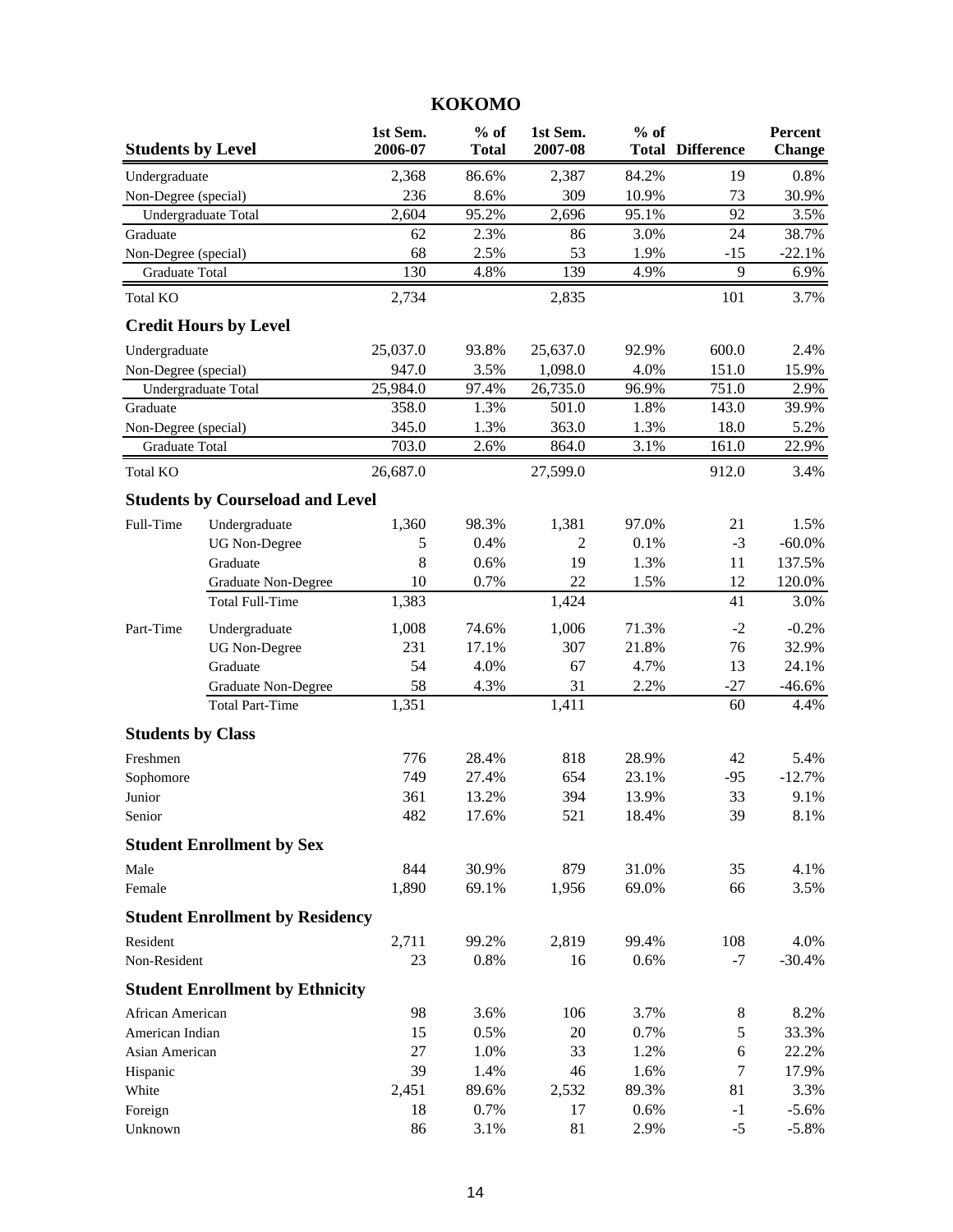# KOKOMO

| Students by Level | | 1st Sem. 2006-07 | % of Total | 1st Sem. 2007-08 | % of Total | Difference | Percent Change |
|---|---|---|---|---|---|---|---|
| Undergraduate | | 2,368 | 86.6% | 2,387 | 84.2% | 19 | 0.8% |
| Non-Degree (special) | | 236 | 8.6% | 309 | 10.9% | 73 | 30.9% |
| Undergraduate Total | | 2,604 | 95.2% | 2,696 | 95.1% | 92 | 3.5% |
| Graduate | | 62 | 2.3% | 86 | 3.0% | 24 | 38.7% |
| Non-Degree (special) | | 68 | 2.5% | 53 | 1.9% | -15 | -22.1% |
| Graduate Total | | 130 | 4.8% | 139 | 4.9% | 9 | 6.9% |
| Total KO | | 2,734 | | 2,835 | | 101 | 3.7% |
| **Credit Hours by Level** | | | | | | | |
| Undergraduate | | 25,037.0 | 93.8% | 25,637.0 | 92.9% | 600.0 | 2.4% |
| Non-Degree (special) | | 947.0 | 3.5% | 1,098.0 | 4.0% | 151.0 | 15.9% |
| Undergraduate Total | | 25,984.0 | 97.4% | 26,735.0 | 96.9% | 751.0 | 2.9% |
| Graduate | | 358.0 | 1.3% | 501.0 | 1.8% | 143.0 | 39.9% |
| Non-Degree (special) | | 345.0 | 1.3% | 363.0 | 1.3% | 18.0 | 5.2% |
| Graduate Total | | 703.0 | 2.6% | 864.0 | 3.1% | 161.0 | 22.9% |
| Total KO | | 26,687.0 | | 27,599.0 | | 912.0 | 3.4% |
| **Students by Courseload and Level** | | | | | | | |
| Full-Time | Undergraduate | 1,360 | 98.3% | 1,381 | 97.0% | 21 | 1.5% |
| | UG Non-Degree | 5 | 0.4% | 2 | 0.1% | -3 | -60.0% |
| | Graduate | 8 | 0.6% | 19 | 1.3% | 11 | 137.5% |
| | Graduate Non-Degree | 10 | 0.7% | 22 | 1.5% | 12 | 120.0% |
| | Total Full-Time | 1,383 | | 1,424 | | 41 | 3.0% |
| Part-Time | Undergraduate | 1,008 | 74.6% | 1,006 | 71.3% | -2 | -0.2% |
| | UG Non-Degree | 231 | 17.1% | 307 | 21.8% | 76 | 32.9% |
| | Graduate | 54 | 4.0% | 67 | 4.7% | 13 | 24.1% |
| | Graduate Non-Degree | 58 | 4.3% | 31 | 2.2% | -27 | -46.6% |
| | Total Part-Time | 1,351 | | 1,411 | | 60 | 4.4% |
| **Students by Class** | | | | | | | |
| Freshmen | | 776 | 28.4% | 818 | 28.9% | 42 | 5.4% |
| Sophomore | | 749 | 27.4% | 654 | 23.1% | -95 | -12.7% |
| Junior | | 361 | 13.2% | 394 | 13.9% | 33 | 9.1% |
| Senior | | 482 | 17.6% | 521 | 18.4% | 39 | 8.1% |
| **Student Enrollment by Sex** | | | | | | | |
| Male | | 844 | 30.9% | 879 | 31.0% | 35 | 4.1% |
| Female | | 1,890 | 69.1% | 1,956 | 69.0% | 66 | 3.5% |
| **Student Enrollment by Residency** | | | | | | | |
| Resident | | 2,711 | 99.2% | 2,819 | 99.4% | 108 | 4.0% |
| Non-Resident | | 23 | 0.8% | 16 | 0.6% | -7 | -30.4% |
| **Student Enrollment by Ethnicity** | | | | | | | |
| African American | | 98 | 3.6% | 106 | 3.7% | 8 | 8.2% |
| American Indian | | 15 | 0.5% | 20 | 0.7% | 5 | 33.3% |
| Asian American | | 27 | 1.0% | 33 | 1.2% | 6 | 22.2% |
| Hispanic | | 39 | 1.4% | 46 | 1.6% | 7 | 17.9% |
| White | | 2,451 | 89.6% | 2,532 | 89.3% | 81 | 3.3% |
| Foreign | | 18 | 0.7% | 17 | 0.6% | -1 | -5.6% |
| Unknown | | 86 | 3.1% | 81 | 2.9% | -5 | -5.8% |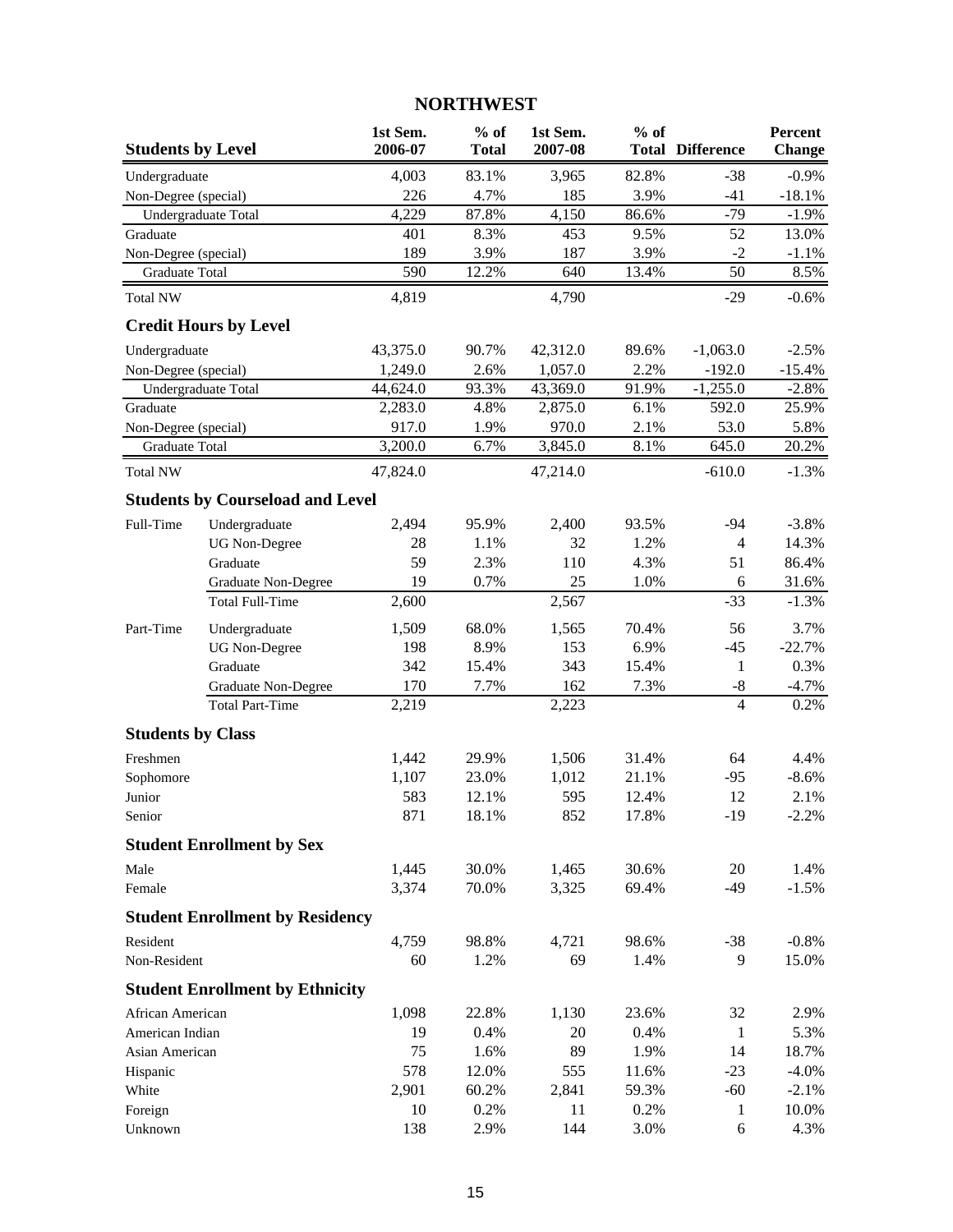# NORTHWEST

| Students by Level | | 1st Sem. 2006-07 | % of Total | 1st Sem. 2007-08 | % of Total | Difference | Percent Change |
|---|---|---|---|---|---|---|---|
| Undergraduate | | 4,003 | 83.1% | 3,965 | 82.8% | -38 | -0.9% |
| Non-Degree (special) | | 226 | 4.7% | 185 | 3.9% | -41 | -18.1% |
| Undergraduate Total | | 4,229 | 87.8% | 4,150 | 86.6% | -79 | -1.9% |
| Graduate | | 401 | 8.3% | 453 | 9.5% | 52 | 13.0% |
| Non-Degree (special) | | 189 | 3.9% | 187 | 3.9% | -2 | -1.1% |
| Graduate Total | | 590 | 12.2% | 640 | 13.4% | 50 | 8.5% |
| Total NW | | 4,819 | | 4,790 | | -29 | -0.6% |
| **Credit Hours by Level** | | | | | | | |
| Undergraduate | | 43,375.0 | 90.7% | 42,312.0 | 89.6% | -1,063.0 | -2.5% |
| Non-Degree (special) | | 1,249.0 | 2.6% | 1,057.0 | 2.2% | -192.0 | -15.4% |
| Undergraduate Total | | 44,624.0 | 93.3% | 43,369.0 | 91.9% | -1,255.0 | -2.8% |
| Graduate | | 2,283.0 | 4.8% | 2,875.0 | 6.1% | 592.0 | 25.9% |
| Non-Degree (special) | | 917.0 | 1.9% | 970.0 | 2.1% | 53.0 | 5.8% |
| Graduate Total | | 3,200.0 | 6.7% | 3,845.0 | 8.1% | 645.0 | 20.2% |
| Total NW | | 47,824.0 | | 47,214.0 | | -610.0 | -1.3% |
| **Students by Courseload and Level** | | | | | | | |
| Full-Time | Undergraduate | 2,494 | 95.9% | 2,400 | 93.5% | -94 | -3.8% |
| | UG Non-Degree | 28 | 1.1% | 32 | 1.2% | 4 | 14.3% |
| | Graduate | 59 | 2.3% | 110 | 4.3% | 51 | 86.4% |
| | Graduate Non-Degree | 19 | 0.7% | 25 | 1.0% | 6 | 31.6% |
| | Total Full-Time | 2,600 | | 2,567 | | -33 | -1.3% |
| Part-Time | Undergraduate | 1,509 | 68.0% | 1,565 | 70.4% | 56 | 3.7% |
| | UG Non-Degree | 198 | 8.9% | 153 | 6.9% | -45 | -22.7% |
| | Graduate | 342 | 15.4% | 343 | 15.4% | 1 | 0.3% |
| | Graduate Non-Degree | 170 | 7.7% | 162 | 7.3% | -8 | -4.7% |
| | Total Part-Time | 2,219 | | 2,223 | | 4 | 0.2% |
| **Students by Class** | | | | | | | |
| Freshmen | | 1,442 | 29.9% | 1,506 | 31.4% | 64 | 4.4% |
| Sophomore | | 1,107 | 23.0% | 1,012 | 21.1% | -95 | -8.6% |
| Junior | | 583 | 12.1% | 595 | 12.4% | 12 | 2.1% |
| Senior | | 871 | 18.1% | 852 | 17.8% | -19 | -2.2% |
| **Student Enrollment by Sex** | | | | | | | |
| Male | | 1,445 | 30.0% | 1,465 | 30.6% | 20 | 1.4% |
| Female | | 3,374 | 70.0% | 3,325 | 69.4% | -49 | -1.5% |
| **Student Enrollment by Residency** | | | | | | | |
| Resident | | 4,759 | 98.8% | 4,721 | 98.6% | -38 | -0.8% |
| Non-Resident | | 60 | 1.2% | 69 | 1.4% | 9 | 15.0% |
| **Student Enrollment by Ethnicity** | | | | | | | |
| African American | | 1,098 | 22.8% | 1,130 | 23.6% | 32 | 2.9% |
| American Indian | | 19 | 0.4% | 20 | 0.4% | 1 | 5.3% |
| Asian American | | 75 | 1.6% | 89 | 1.9% | 14 | 18.7% |
| Hispanic | | 578 | 12.0% | 555 | 11.6% | -23 | -4.0% |
| White | | 2,901 | 60.2% | 2,841 | 59.3% | -60 | -2.1% |
| Foreign | | 10 | 0.2% | 11 | 0.2% | 1 | 10.0% |
| Unknown | | 138 | 2.9% | 144 | 3.0% | 6 | 4.3% |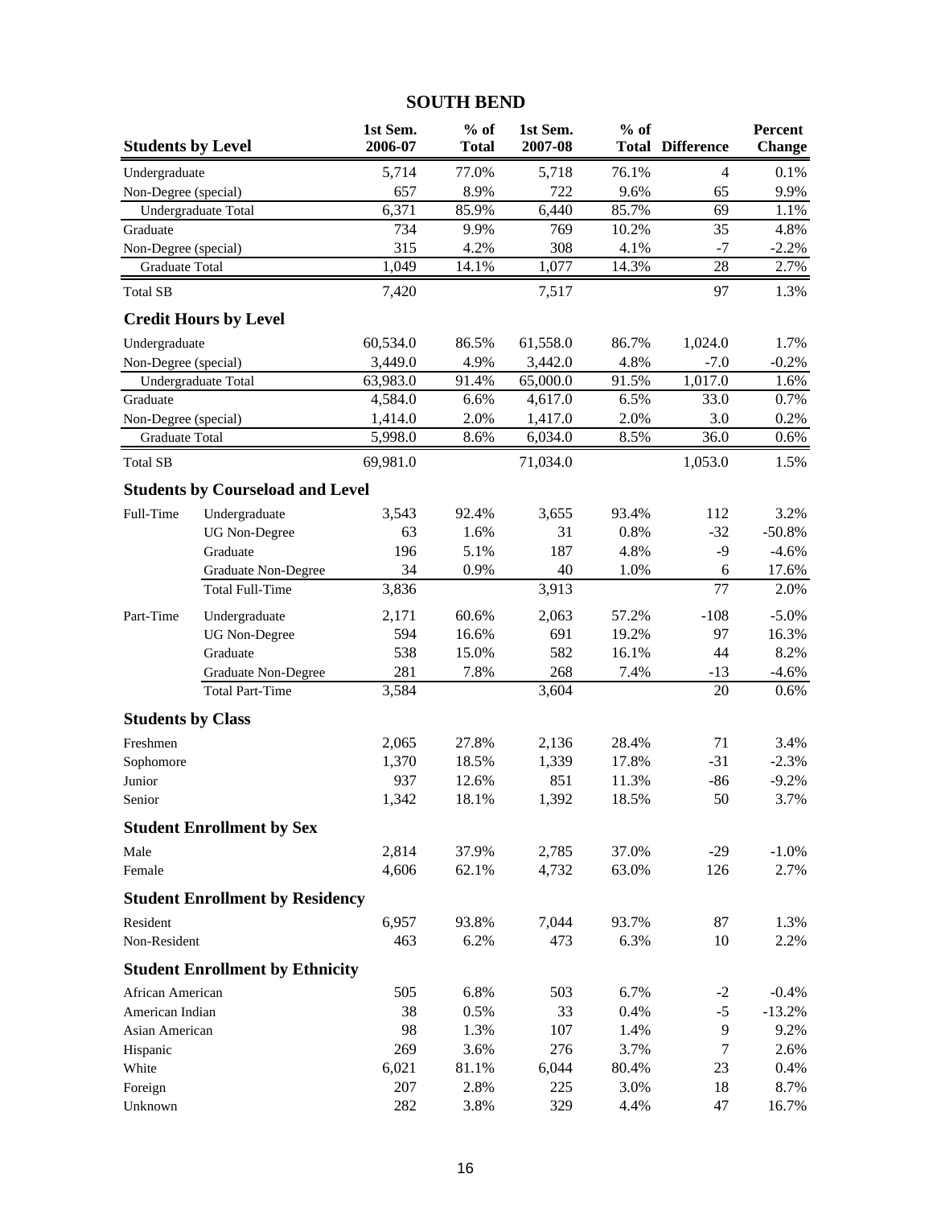## SOUTH BEND

| Students by Level | | 1st Sem. 2006-07 | % of Total | 1st Sem. 2007-08 | % of Total | Difference | Percent Change |
|---|---|---|---|---|---|---|---|
| Undergraduate | | 5,714 | 77.0% | 5,718 | 76.1% | 4 | 0.1% |
| Non-Degree (special) | | 657 | 8.9% | 722 | 9.6% | 65 | 9.9% |
| Undergraduate Total | | 6,371 | 85.9% | 6,440 | 85.7% | 69 | 1.1% |
| Graduate | | 734 | 9.9% | 769 | 10.2% | 35 | 4.8% |
| Non-Degree (special) | | 315 | 4.2% | 308 | 4.1% | -7 | -2.2% |
| Graduate Total | | 1,049 | 14.1% | 1,077 | 14.3% | 28 | 2.7% |
| Total SB | | 7,420 | | 7,517 | | 97 | 1.3% |
| **Credit Hours by Level** | | | | | | | |
| Undergraduate | | 60,534.0 | 86.5% | 61,558.0 | 86.7% | 1,024.0 | 1.7% |
| Non-Degree (special) | | 3,449.0 | 4.9% | 3,442.0 | 4.8% | -7.0 | -0.2% |
| Undergraduate Total | | 63,983.0 | 91.4% | 65,000.0 | 91.5% | 1,017.0 | 1.6% |
| Graduate | | 4,584.0 | 6.6% | 4,617.0 | 6.5% | 33.0 | 0.7% |
| Non-Degree (special) | | 1,414.0 | 2.0% | 1,417.0 | 2.0% | 3.0 | 0.2% |
| Graduate Total | | 5,998.0 | 8.6% | 6,034.0 | 8.5% | 36.0 | 0.6% |
| Total SB | | 69,981.0 | | 71,034.0 | | 1,053.0 | 1.5% |
| **Students by Courseload and Level** | | | | | | | |
| Full-Time | Undergraduate | 3,543 | 92.4% | 3,655 | 93.4% | 112 | 3.2% |
| | UG Non-Degree | 63 | 1.6% | 31 | 0.8% | -32 | -50.8% |
| | Graduate | 196 | 5.1% | 187 | 4.8% | -9 | -4.6% |
| | Graduate Non-Degree | 34 | 0.9% | 40 | 1.0% | 6 | 17.6% |
| | Total Full-Time | 3,836 | | 3,913 | | 77 | 2.0% |
| Part-Time | Undergraduate | 2,171 | 60.6% | 2,063 | 57.2% | -108 | -5.0% |
| | UG Non-Degree | 594 | 16.6% | 691 | 19.2% | 97 | 16.3% |
| | Graduate | 538 | 15.0% | 582 | 16.1% | 44 | 8.2% |
| | Graduate Non-Degree | 281 | 7.8% | 268 | 7.4% | -13 | -4.6% |
| | Total Part-Time | 3,584 | | 3,604 | | 20 | 0.6% |
| **Students by Class** | | | | | | | |
| Freshmen | | 2,065 | 27.8% | 2,136 | 28.4% | 71 | 3.4% |
| Sophomore | | 1,370 | 18.5% | 1,339 | 17.8% | -31 | -2.3% |
| Junior | | 937 | 12.6% | 851 | 11.3% | -86 | -9.2% |
| Senior | | 1,342 | 18.1% | 1,392 | 18.5% | 50 | 3.7% |
| **Student Enrollment by Sex** | | | | | | | |
| Male | | 2,814 | 37.9% | 2,785 | 37.0% | -29 | -1.0% |
| Female | | 4,606 | 62.1% | 4,732 | 63.0% | 126 | 2.7% |
| **Student Enrollment by Residency** | | | | | | | |
| Resident | | 6,957 | 93.8% | 7,044 | 93.7% | 87 | 1.3% |
| Non-Resident | | 463 | 6.2% | 473 | 6.3% | 10 | 2.2% |
| **Student Enrollment by Ethnicity** | | | | | | | |
| African American | | 505 | 6.8% | 503 | 6.7% | -2 | -0.4% |
| American Indian | | 38 | 0.5% | 33 | 0.4% | -5 | -13.2% |
| Asian American | | 98 | 1.3% | 107 | 1.4% | 9 | 9.2% |
| Hispanic | | 269 | 3.6% | 276 | 3.7% | 7 | 2.6% |
| White | | 6,021 | 81.1% | 6,044 | 80.4% | 23 | 0.4% |
| Foreign | | 207 | 2.8% | 225 | 3.0% | 18 | 8.7% |
| Unknown | | 282 | 3.8% | 329 | 4.4% | 47 | 16.7% |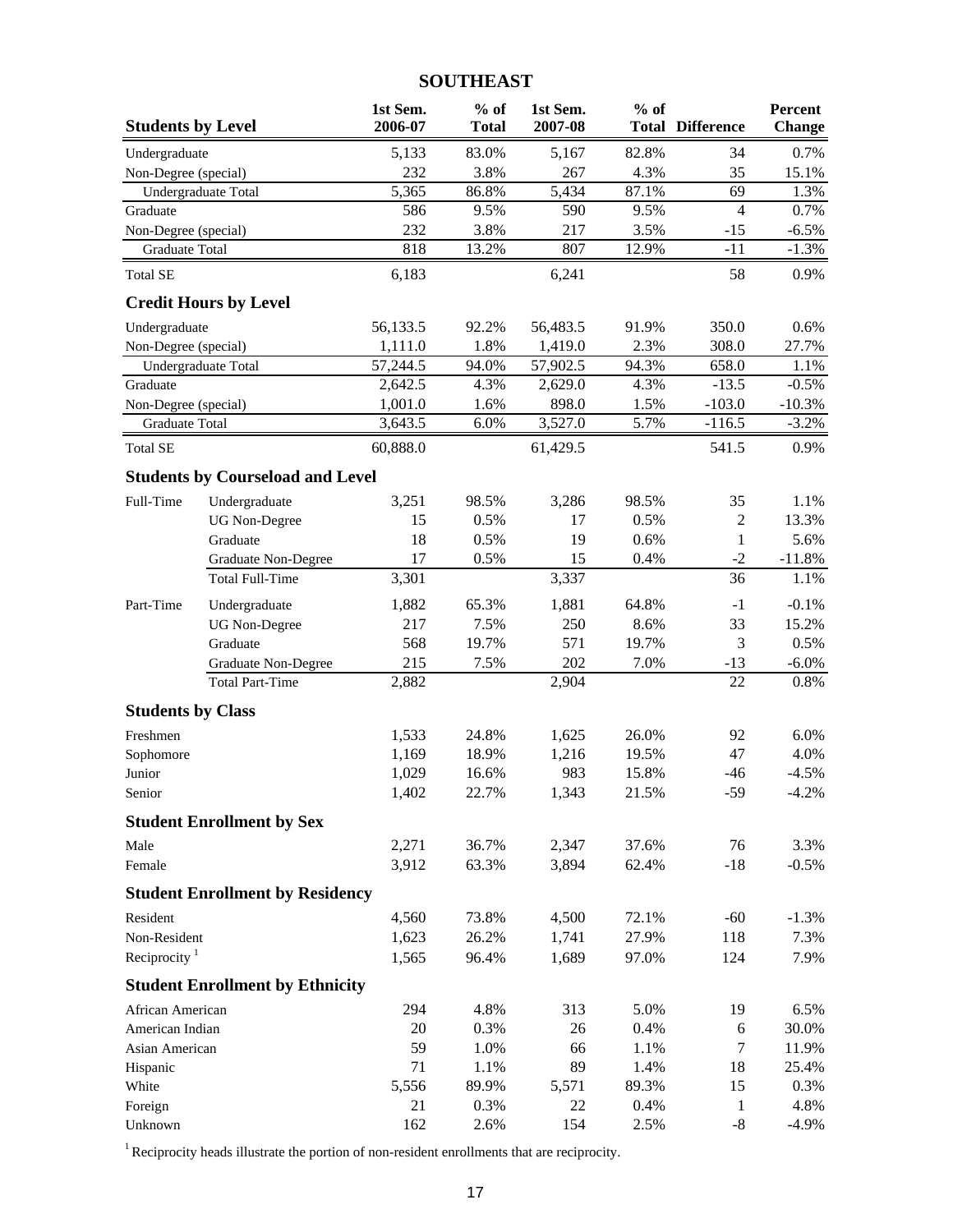# SOUTHEAST

| Students by Level | | 1st Sem. 2006-07 | % of Total | 1st Sem. 2007-08 | % of Total | Difference | Percent Change |
|---|---|---|---|---|---|---|---|
| Undergraduate | | 5,133 | 83.0% | 5,167 | 82.8% | 34 | 0.7% |
| Non-Degree (special) | | 232 | 3.8% | 267 | 4.3% | 35 | 15.1% |
| Undergraduate Total | | 5,365 | 86.8% | 5,434 | 87.1% | 69 | 1.3% |
| Graduate | | 586 | 9.5% | 590 | 9.5% | 4 | 0.7% |
| Non-Degree (special) | | 232 | 3.8% | 217 | 3.5% | -15 | -6.5% |
| Graduate Total | | 818 | 13.2% | 807 | 12.9% | -11 | -1.3% |
| Total SE | | 6,183 | | 6,241 | | 58 | 0.9% |
| **Credit Hours by Level** | | | | | | | |
| Undergraduate | | 56,133.5 | 92.2% | 56,483.5 | 91.9% | 350.0 | 0.6% |
| Non-Degree (special) | | 1,111.0 | 1.8% | 1,419.0 | 2.3% | 308.0 | 27.7% |
| Undergraduate Total | | 57,244.5 | 94.0% | 57,902.5 | 94.3% | 658.0 | 1.1% |
| Graduate | | 2,642.5 | 4.3% | 2,629.0 | 4.3% | -13.5 | -0.5% |
| Non-Degree (special) | | 1,001.0 | 1.6% | 898.0 | 1.5% | -103.0 | -10.3% |
| Graduate Total | | 3,643.5 | 6.0% | 3,527.0 | 5.7% | -116.5 | -3.2% |
| Total SE | | 60,888.0 | | 61,429.5 | | 541.5 | 0.9% |
| **Students by Courseload and Level** | | | | | | | |
| Full-Time | Undergraduate | 3,251 | 98.5% | 3,286 | 98.5% | 35 | 1.1% |
| | UG Non-Degree | 15 | 0.5% | 17 | 0.5% | 2 | 13.3% |
| | Graduate | 18 | 0.5% | 19 | 0.6% | 1 | 5.6% |
| | Graduate Non-Degree | 17 | 0.5% | 15 | 0.4% | -2 | -11.8% |
| | Total Full-Time | 3,301 | | 3,337 | | 36 | 1.1% |
| Part-Time | Undergraduate | 1,882 | 65.3% | 1,881 | 64.8% | -1 | -0.1% |
| | UG Non-Degree | 217 | 7.5% | 250 | 8.6% | 33 | 15.2% |
| | Graduate | 568 | 19.7% | 571 | 19.7% | 3 | 0.5% |
| | Graduate Non-Degree | 215 | 7.5% | 202 | 7.0% | -13 | -6.0% |
| | Total Part-Time | 2,882 | | 2,904 | | 22 | 0.8% |
| **Students by Class** | | | | | | | |
| Freshmen | | 1,533 | 24.8% | 1,625 | 26.0% | 92 | 6.0% |
| Sophomore | | 1,169 | 18.9% | 1,216 | 19.5% | 47 | 4.0% |
| Junior | | 1,029 | 16.6% | 983 | 15.8% | -46 | -4.5% |
| Senior | | 1,402 | 22.7% | 1,343 | 21.5% | -59 | -4.2% |
| **Student Enrollment by Sex** | | | | | | | |
| Male | | 2,271 | 36.7% | 2,347 | 37.6% | 76 | 3.3% |
| Female | | 3,912 | 63.3% | 3,894 | 62.4% | -18 | -0.5% |
| **Student Enrollment by Residency** | | | | | | | |
| Resident | | 4,560 | 73.8% | 4,500 | 72.1% | -60 | -1.3% |
| Non-Resident | | 1,623 | 26.2% | 1,741 | 27.9% | 118 | 7.3% |
| Reciprocity [1] | | 1,565 | 96.4% | 1,689 | 97.0% | 124 | 7.9% |
| **Student Enrollment by Ethnicity** | | | | | | | |
| African American | | 294 | 4.8% | 313 | 5.0% | 19 | 6.5% |
| American Indian | | 20 | 0.3% | 26 | 0.4% | 6 | 30.0% |
| Asian American | | 59 | 1.0% | 66 | 1.1% | 7 | 11.9% |
| Hispanic | | 71 | 1.1% | 89 | 1.4% | 18 | 25.4% |
| White | | 5,556 | 89.9% | 5,571 | 89.3% | 15 | 0.3% |
| Foreign | | 21 | 0.3% | 22 | 0.4% | 1 | 4.8% |
| Unknown | | 162 | 2.6% | 154 | 2.5% | -8 | -4.9% |

[1] Reciprocity heads illustrate the portion of non-resident enrollments that are reciprocity.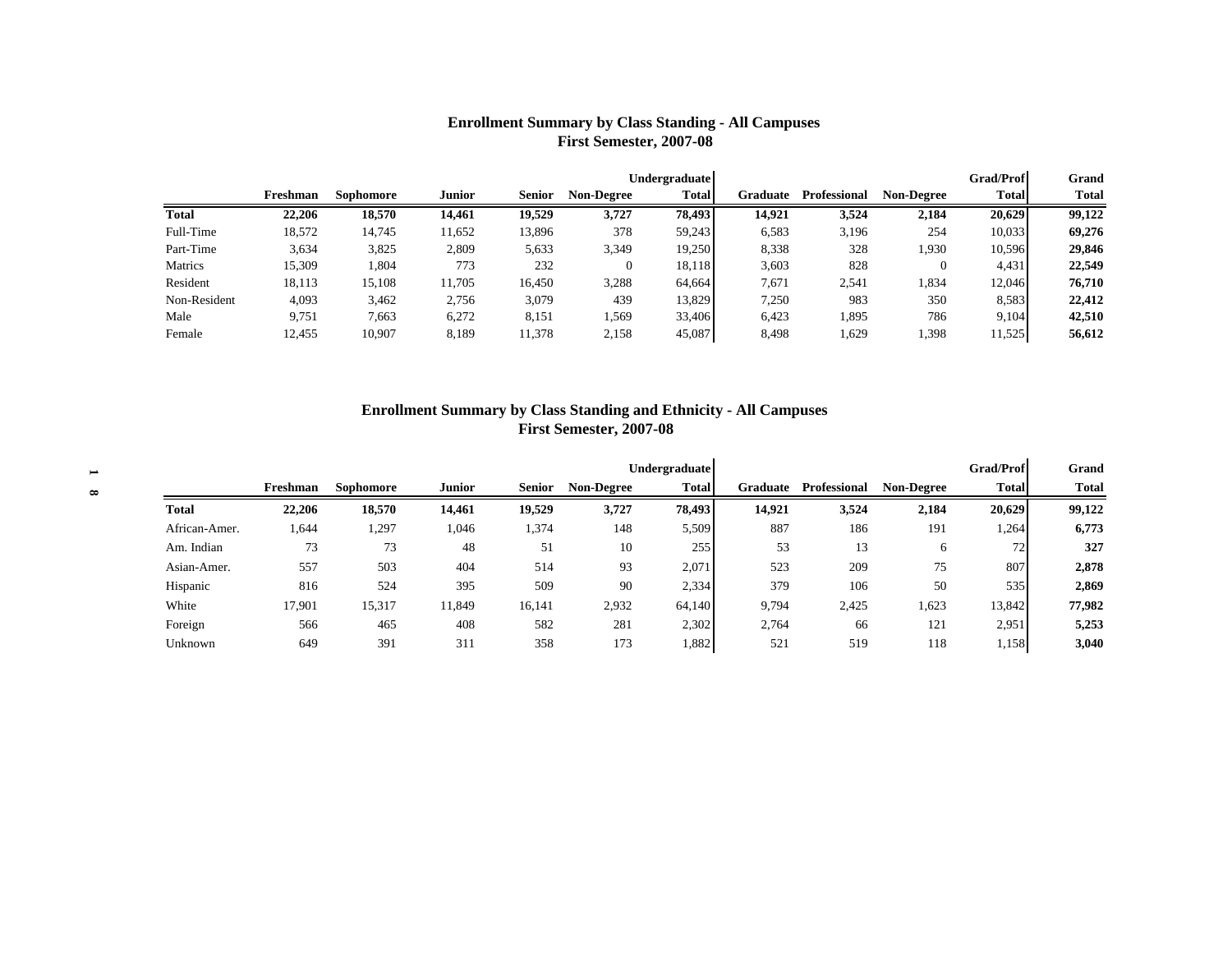## Enrollment Summary by Class Standing - All Campuses
### First Semester, 2007-08

| | Freshman | Sophomore | Junior | Senior | Non-Degree | Undergraduate Total | Graduate | Professional | Non-Degree | Grad/Prof Total | Grand Total |
|---|---|---|---|---|---|---|---|---|---|---|---|
| **Total** | **22,206** | **18,570** | **14,461** | **19,529** | **3,727** | **78,493** | **14,921** | **3,524** | **2,184** | **20,629** | **99,122** |
| Full-Time | 18,572 | 14,745 | 11,652 | 13,896 | 378 | 59,243 | 6,583 | 3,196 | 254 | 10,033 | **69,276** |
| Part-Time | 3,634 | 3,825 | 2,809 | 5,633 | 3,349 | 19,250 | 8,338 | 328 | 1,930 | 10,596 | **29,846** |
| Matrics | 15,309 | 1,804 | 773 | 232 | 0 | 18,118 | 3,603 | 828 | 0 | 4,431 | **22,549** |
| Resident | 18,113 | 15,108 | 11,705 | 16,450 | 3,288 | 64,664 | 7,671 | 2,541 | 1,834 | 12,046 | **76,710** |
| Non-Resident | 4,093 | 3,462 | 2,756 | 3,079 | 439 | 13,829 | 7,250 | 983 | 350 | 8,583 | **22,412** |
| Male | 9,751 | 7,663 | 6,272 | 8,151 | 1,569 | 33,406 | 6,423 | 1,895 | 786 | 9,104 | **42,510** |
| Female | 12,455 | 10,907 | 8,189 | 11,378 | 2,158 | 45,087 | 8,498 | 1,629 | 1,398 | 11,525 | **56,612** |

## Enrollment Summary by Class Standing and Ethnicity - All Campuses
### First Semester, 2007-08

| | Freshman | Sophomore | Junior | Senior | Non-Degree | Undergraduate Total | Graduate | Professional | Non-Degree | Grad/Prof Total | Grand Total |
|---|---|---|---|---|---|---|---|---|---|---|---|
| **Total** | **22,206** | **18,570** | **14,461** | **19,529** | **3,727** | **78,493** | **14,921** | **3,524** | **2,184** | **20,629** | **99,122** |
| African-Amer. | 1,644 | 1,297 | 1,046 | 1,374 | 148 | 5,509 | 887 | 186 | 191 | 1,264 | **6,773** |
| Am. Indian | 73 | 73 | 48 | 51 | 10 | 255 | 53 | 13 | 6 | 72 | **327** |
| Asian-Amer. | 557 | 503 | 404 | 514 | 93 | 2,071 | 523 | 209 | 75 | 807 | **2,878** |
| Hispanic | 816 | 524 | 395 | 509 | 90 | 2,334 | 379 | 106 | 50 | 535 | **2,869** |
| White | 17,901 | 15,317 | 11,849 | 16,141 | 2,932 | 64,140 | 9,794 | 2,425 | 1,623 | 13,842 | **77,982** |
| Foreign | 566 | 465 | 408 | 582 | 281 | 2,302 | 2,764 | 66 | 121 | 2,951 | **5,253** |
| Unknown | 649 | 391 | 311 | 358 | 173 | 1,882 | 521 | 519 | 118 | 1,158 | **3,040** |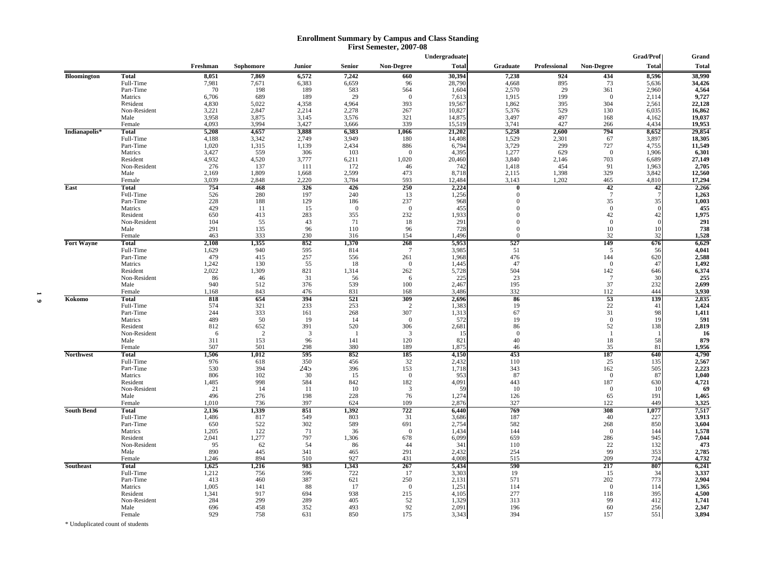# Enrollment Summary by Campus and Class Standing
## First Semester, 2007-08

| | | Freshman | Sophomore | Junior | Senior | Non-Degree | Undergraduate Total | Graduate | Professional | Non-Degree | Grad/Prof Total | Grand Total |
|---|---|---|---|---|---|---|---|---|---|---|---|---|
| **Bloomington** | **Total** | **8,051** | **7,869** | **6,572** | **7,242** | **660** | **30,394** | **7,238** | **924** | **434** | **8,596** | **38,990** |
| | Full-Time | 7,981 | 7,671 | 6,383 | 6,659 | 96 | 28,790 | 4,668 | 895 | 73 | 5,636 | **34,426** |
| | Part-Time | 70 | 198 | 189 | 583 | 564 | 1,604 | 2,570 | 29 | 361 | 2,960 | **4,564** |
| | Matrics | 6,706 | 689 | 189 | 29 | 0 | 7,613 | 1,915 | 199 | 0 | 2,114 | **9,727** |
| | Resident | 4,830 | 5,022 | 4,358 | 4,964 | 393 | 19,567 | 1,862 | 395 | 304 | 2,561 | **22,128** |
| | Non-Resident | 3,221 | 2,847 | 2,214 | 2,278 | 267 | 10,827 | 5,376 | 529 | 130 | 6,035 | **16,862** |
| | Male | 3,958 | 3,875 | 3,145 | 3,576 | 321 | 14,875 | 3,497 | 497 | 168 | 4,162 | **19,037** |
| | Female | 4,093 | 3,994 | 3,427 | 3,666 | 339 | 15,519 | 3,741 | 427 | 266 | 4,434 | **19,953** |
| **Indianapolis*** | **Total** | **5,208** | **4,657** | **3,888** | **6,383** | **1,066** | **21,202** | **5,258** | **2,600** | **794** | **8,652** | **29,854** |
| | Full-Time | 4,188 | 3,342 | 2,749 | 3,949 | 180 | 14,408 | 1,529 | 2,301 | 67 | 3,897 | **18,305** |
| | Part-Time | 1,020 | 1,315 | 1,139 | 2,434 | 886 | 6,794 | 3,729 | 299 | 727 | 4,755 | **11,549** |
| | Matrics | 3,427 | 559 | 306 | 103 | 0 | 4,395 | 1,277 | 629 | 0 | 1,906 | **6,301** |
| | Resident | 4,932 | 4,520 | 3,777 | 6,211 | 1,020 | 20,460 | 3,840 | 2,146 | 703 | 6,689 | **27,149** |
| | Non-Resident | 276 | 137 | 111 | 172 | 46 | 742 | 1,418 | 454 | 91 | 1,963 | **2,705** |
| | Male | 2,169 | 1,809 | 1,668 | 2,599 | 473 | 8,718 | 2,115 | 1,398 | 329 | 3,842 | **12,560** |
| | Female | 3,039 | 2,848 | 2,220 | 3,784 | 593 | 12,484 | 3,143 | 1,202 | 465 | 4,810 | **17,294** |
| **East** | **Total** | **754** | **468** | **326** | **426** | **250** | **2,224** | **0** | | **42** | **42** | **2,266** |
| | Full-Time | 526 | 280 | 197 | 240 | 13 | 1,256 | 0 | | 7 | 7 | **1,263** |
| | Part-Time | 228 | 188 | 129 | 186 | 237 | 968 | 0 | | 35 | 35 | **1,003** |
| | Matrics | 429 | 11 | 15 | 0 | 0 | 455 | 0 | | 0 | 0 | **455** |
| | Resident | 650 | 413 | 283 | 355 | 232 | 1,933 | 0 | | 42 | 42 | **1,975** |
| | Non-Resident | 104 | 55 | 43 | 71 | 18 | 291 | 0 | | 0 | 0 | **291** |
| | Male | 291 | 135 | 96 | 110 | 96 | 728 | 0 | | 10 | 10 | **738** |
| | Female | 463 | 333 | 230 | 316 | 154 | 1,496 | 0 | | 32 | 32 | **1,528** |
| **Fort Wayne** | **Total** | **2,108** | **1,355** | **852** | **1,370** | **268** | **5,953** | **527** | | **149** | **676** | **6,629** |
| | Full-Time | 1,629 | 940 | 595 | 814 | 7 | 3,985 | 51 | | 5 | 56 | **4,041** |
| | Part-Time | 479 | 415 | 257 | 556 | 261 | 1,968 | 476 | | 144 | 620 | **2,588** |
| | Matrics | 1,242 | 130 | 55 | 18 | 0 | 1,445 | 47 | | 0 | 47 | **1,492** |
| | Resident | 2,022 | 1,309 | 821 | 1,314 | 262 | 5,728 | 504 | | 142 | 646 | **6,374** |
| | Non-Resident | 86 | 46 | 31 | 56 | 6 | 225 | 23 | | 7 | 30 | **255** |
| | Male | 940 | 512 | 376 | 539 | 100 | 2,467 | 195 | | 37 | 232 | **2,699** |
| | Female | 1,168 | 843 | 476 | 831 | 168 | 3,486 | 332 | | 112 | 444 | **3,930** |
| **Kokomo** | **Total** | **818** | **654** | **394** | **521** | **309** | **2,696** | **86** | | **53** | **139** | **2,835** |
| | Full-Time | 574 | 321 | 233 | 253 | 2 | 1,383 | 19 | | 22 | 41 | **1,424** |
| | Part-Time | 244 | 333 | 161 | 268 | 307 | 1,313 | 67 | | 31 | 98 | **1,411** |
| | Matrics | 489 | 50 | 19 | 14 | 0 | 572 | 19 | | 0 | 19 | **591** |
| | Resident | 812 | 652 | 391 | 520 | 306 | 2,681 | 86 | | 52 | 138 | **2,819** |
| | Non-Resident | 6 | 2 | 3 | 1 | 3 | 15 | 0 | | 1 | 1 | **16** |
| | Male | 311 | 153 | 96 | 141 | 120 | 821 | 40 | | 18 | 58 | **879** |
| | Female | 507 | 501 | 298 | 380 | 189 | 1,875 | 46 | | 35 | 81 | **1,956** |
| **Northwest** | **Total** | **1,506** | **1,012** | **595** | **852** | **185** | **4,150** | **453** | | **187** | **640** | **4,790** |
| | Full-Time | 976 | 618 | 350 | 456 | 32 | 2,432 | 110 | | 25 | 135 | **2,567** |
| | Part-Time | 530 | 394 | 245 | 396 | 153 | 1,718 | 343 | | 162 | 505 | **2,223** |
| | Matrics | 806 | 102 | 30 | 15 | 0 | 953 | 87 | | 0 | 87 | **1,040** |
| | Resident | 1,485 | 998 | 584 | 842 | 182 | 4,091 | 443 | | 187 | 630 | **4,721** |
| | Non-Resident | 21 | 14 | 11 | 10 | 3 | 59 | 10 | | 0 | 10 | **69** |
| | Male | 496 | 276 | 198 | 228 | 76 | 1,274 | 126 | | 65 | 191 | **1,465** |
| | Female | 1,010 | 736 | 397 | 624 | 109 | 2,876 | 327 | | 122 | 449 | **3,325** |
| **South Bend** | **Total** | **2,136** | **1,339** | **851** | **1,392** | **722** | **6,440** | **769** | | **308** | **1,077** | **7,517** |
| | Full-Time | 1,486 | 817 | 549 | 803 | 31 | 3,686 | 187 | | 40 | 227 | **3,913** |
| | Part-Time | 650 | 522 | 302 | 589 | 691 | 2,754 | 582 | | 268 | 850 | **3,604** |
| | Matrics | 1,205 | 122 | 71 | 36 | 0 | 1,434 | 144 | | 0 | 144 | **1,578** |
| | Resident | 2,041 | 1,277 | 797 | 1,306 | 678 | 6,099 | 659 | | 286 | 945 | **7,044** |
| | Non-Resident | 95 | 62 | 54 | 86 | 44 | 341 | 110 | | 22 | 132 | **473** |
| | Male | 890 | 445 | 341 | 465 | 291 | 2,432 | 254 | | 99 | 353 | **2,785** |
| | Female | 1,246 | 894 | 510 | 927 | 431 | 4,008 | 515 | | 209 | 724 | **4,732** |
| **Southeast** | **Total** | **1,625** | **1,216** | **983** | **1,343** | **267** | **5,434** | **590** | | **217** | **807** | **6,241** |
| | Full-Time | 1,212 | 756 | 596 | 722 | 17 | 3,303 | 19 | | 15 | 34 | **3,337** |
| | Part-Time | 413 | 460 | 387 | 621 | 250 | 2,131 | 571 | | 202 | 773 | **2,904** |
| | Matrics | 1,005 | 141 | 88 | 17 | 0 | 1,251 | 114 | | 0 | 114 | **1,365** |
| | Resident | 1,341 | 917 | 694 | 938 | 215 | 4,105 | 277 | | 118 | 395 | **4,500** |
| | Non-Resident | 284 | 299 | 289 | 405 | 52 | 1,329 | 313 | | 99 | 412 | **1,741** |
| | Male | 696 | 458 | 352 | 493 | 92 | 2,091 | 196 | | 60 | 256 | **2,347** |
| | Female | 929 | 758 | 631 | 850 | 175 | 3,343 | 394 | | 157 | 551 | **3,894** |

* Unduplicated count of students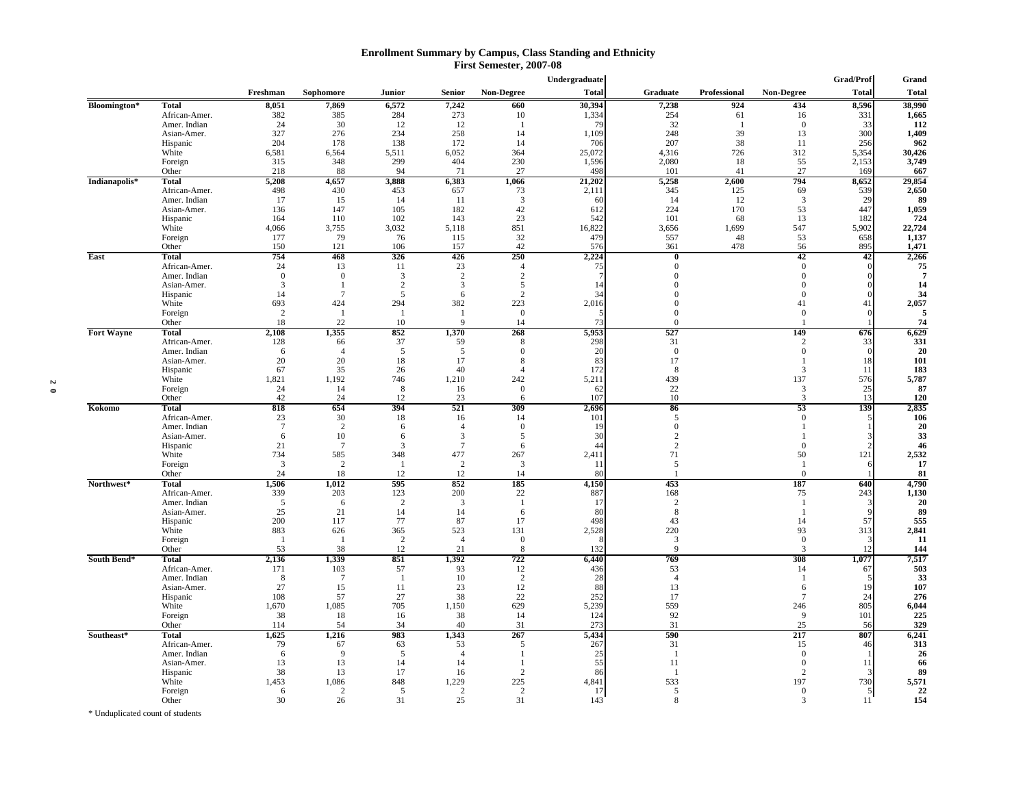# Enrollment Summary by Campus, Class Standing and Ethnicity
## First Semester, 2007-08

| | | Freshman | Sophomore | Junior | Senior | Non-Degree | Undergraduate Total | Graduate | Professional | Non-Degree | Grad/Prof Total | Grand Total |
|---|---|---|---|---|---|---|---|---|---|---|---|---|
| **Bloomington*** | **Total** | **8,051** | **7,869** | **6,572** | **7,242** | **660** | **30,394** | **7,238** | **924** | **434** | **8,596** | **38,990** |
| | African-Amer. | 382 | 385 | 284 | 273 | 10 | 1,334 | 254 | 61 | 16 | 331 | **1,665** |
| | Amer. Indian | 24 | 30 | 12 | 12 | 1 | 79 | 32 | 1 | 0 | 33 | **112** |
| | Asian-Amer. | 327 | 276 | 234 | 258 | 14 | 1,109 | 248 | 39 | 13 | 300 | **1,409** |
| | Hispanic | 204 | 178 | 138 | 172 | 14 | 706 | 207 | 38 | 11 | 256 | **962** |
| | White | 6,581 | 6,564 | 5,511 | 6,052 | 364 | 25,072 | 4,316 | 726 | 312 | 5,354 | **30,426** |
| | Foreign | 315 | 348 | 299 | 404 | 230 | 1,596 | 2,080 | 18 | 55 | 2,153 | **3,749** |
| | Other | 218 | 88 | 94 | 71 | 27 | 498 | 101 | 41 | 27 | 169 | **667** |
| **Indianapolis*** | **Total** | **5,208** | **4,657** | **3,888** | **6,383** | **1,066** | **21,202** | **5,258** | **2,600** | **794** | **8,652** | **29,854** |
| | African-Amer. | 498 | 430 | 453 | 657 | 73 | 2,111 | 345 | 125 | 69 | 539 | **2,650** |
| | Amer. Indian | 17 | 15 | 14 | 11 | 3 | 60 | 14 | 12 | 3 | 29 | **89** |
| | Asian-Amer. | 136 | 147 | 105 | 182 | 42 | 612 | 224 | 170 | 53 | 447 | **1,059** |
| | Hispanic | 164 | 110 | 102 | 143 | 23 | 542 | 101 | 68 | 13 | 182 | **724** |
| | White | 4,066 | 3,755 | 3,032 | 5,118 | 851 | 16,822 | 3,656 | 1,699 | 547 | 5,902 | **22,724** |
| | Foreign | 177 | 79 | 76 | 115 | 32 | 479 | 557 | 48 | 53 | 658 | **1,137** |
| | Other | 150 | 121 | 106 | 157 | 42 | 576 | 361 | 478 | 56 | 895 | **1,471** |
| **East** | **Total** | **754** | **468** | **326** | **426** | **250** | **2,224** | **0** | | **42** | **42** | **2,266** |
| | African-Amer. | 24 | 13 | 11 | 23 | 4 | 75 | 0 | | 0 | 0 | **75** |
| | Amer. Indian | 0 | 0 | 3 | 2 | 2 | 7 | 0 | | 0 | 0 | **7** |
| | Asian-Amer. | 3 | 1 | 2 | 3 | 5 | 14 | 0 | | 0 | 0 | **14** |
| | Hispanic | 14 | 7 | 5 | 6 | 2 | 34 | 0 | | 0 | 0 | **34** |
| | White | 693 | 424 | 294 | 382 | 223 | 2,016 | 0 | | 41 | 41 | **2,057** |
| | Foreign | 2 | 1 | 1 | 1 | 0 | 5 | 0 | | 0 | 0 | **5** |
| | Other | 18 | 22 | 10 | 9 | 14 | 73 | 0 | | 1 | 1 | **74** |
| **Fort Wayne** | **Total** | **2,108** | **1,355** | **852** | **1,370** | **268** | **5,953** | **527** | | **149** | **676** | **6,629** |
| | African-Amer. | 128 | 66 | 37 | 59 | 8 | 298 | 31 | | 2 | 33 | **331** |
| | Amer. Indian | 6 | 4 | 5 | 5 | 0 | 20 | 0 | | 0 | 0 | **20** |
| | Asian-Amer. | 20 | 20 | 18 | 17 | 8 | 83 | 17 | | 1 | 18 | **101** |
| | Hispanic | 67 | 35 | 26 | 40 | 4 | 172 | 8 | | 3 | 11 | **183** |
| | White | 1,821 | 1,192 | 746 | 1,210 | 242 | 5,211 | 439 | | 137 | 576 | **5,787** |
| | Foreign | 24 | 14 | 8 | 16 | 0 | 62 | 22 | | 3 | 25 | **87** |
| | Other | 42 | 24 | 12 | 23 | 6 | 107 | 10 | | 3 | 13 | **120** |
| **Kokomo** | **Total** | **818** | **654** | **394** | **521** | **309** | **2,696** | **86** | | **53** | **139** | **2,835** |
| | African-Amer. | 23 | 30 | 18 | 16 | 14 | 101 | 5 | | 0 | 5 | **106** |
| | Amer. Indian | 7 | 2 | 6 | 4 | 0 | 19 | 0 | | 1 | 1 | **20** |
| | Asian-Amer. | 6 | 10 | 6 | 3 | 5 | 30 | 2 | | 1 | 3 | **33** |
| | Hispanic | 21 | 7 | 3 | 7 | 6 | 44 | 2 | | 0 | 2 | **46** |
| | White | 734 | 585 | 348 | 477 | 267 | 2,411 | 71 | | 50 | 121 | **2,532** |
| | Foreign | 3 | 2 | 1 | 2 | 3 | 11 | 5 | | 1 | 6 | **17** |
| | Other | 24 | 18 | 12 | 12 | 14 | 80 | 1 | | 0 | 1 | **81** |
| **Northwest*** | **Total** | **1,506** | **1,012** | **595** | **852** | **185** | **4,150** | **453** | | **187** | **640** | **4,790** |
| | African-Amer. | 339 | 203 | 123 | 200 | 22 | 887 | 168 | | 75 | 243 | **1,130** |
| | Amer. Indian | 5 | 6 | 2 | 3 | 1 | 17 | 2 | | 1 | 3 | **20** |
| | Asian-Amer. | 25 | 21 | 14 | 14 | 6 | 80 | 8 | | 1 | 9 | **89** |
| | Hispanic | 200 | 117 | 77 | 87 | 17 | 498 | 43 | | 14 | 57 | **555** |
| | White | 883 | 626 | 365 | 523 | 131 | 2,528 | 220 | | 93 | 313 | **2,841** |
| | Foreign | 1 | 1 | 2 | 4 | 0 | 8 | 3 | | 0 | 3 | **11** |
| | Other | 53 | 38 | 12 | 21 | 8 | 132 | 9 | | 3 | 12 | **144** |
| **South Bend*** | **Total** | **2,136** | **1,339** | **851** | **1,392** | **722** | **6,440** | **769** | | **308** | **1,077** | **7,517** |
| | African-Amer. | 171 | 103 | 57 | 93 | 12 | 436 | 53 | | 14 | 67 | **503** |
| | Amer. Indian | 8 | 7 | 1 | 10 | 2 | 28 | 4 | | 1 | 5 | **33** |
| | Asian-Amer. | 27 | 15 | 11 | 23 | 12 | 88 | 13 | | 6 | 19 | **107** |
| | Hispanic | 108 | 57 | 27 | 38 | 22 | 252 | 17 | | 7 | 24 | **276** |
| | White | 1,670 | 1,085 | 705 | 1,150 | 629 | 5,239 | 559 | | 246 | 805 | **6,044** |
| | Foreign | 38 | 18 | 16 | 38 | 14 | 124 | 92 | | 9 | 101 | **225** |
| | Other | 114 | 54 | 34 | 40 | 31 | 273 | 31 | | 25 | 56 | **329** |
| **Southeast*** | **Total** | **1,625** | **1,216** | **983** | **1,343** | **267** | **5,434** | **590** | | **217** | **807** | **6,241** |
| | African-Amer. | 79 | 67 | 63 | 53 | 5 | 267 | 31 | | 15 | 46 | **313** |
| | Amer. Indian | 6 | 9 | 5 | 4 | 1 | 25 | 1 | | 0 | 1 | **26** |
| | Asian-Amer. | 13 | 13 | 14 | 14 | 1 | 55 | 11 | | 0 | 11 | **66** |
| | Hispanic | 38 | 13 | 17 | 16 | 2 | 86 | 1 | | 2 | 3 | **89** |
| | White | 1,453 | 1,086 | 848 | 1,229 | 225 | 4,841 | 533 | | 197 | 730 | **5,571** |
| | Foreign | 6 | 2 | 5 | 2 | 2 | 17 | 5 | | 0 | 5 | **22** |
| | Other | 30 | 26 | 31 | 25 | 31 | 143 | 8 | | 3 | 11 | **154** |

\* Unduplicated count of students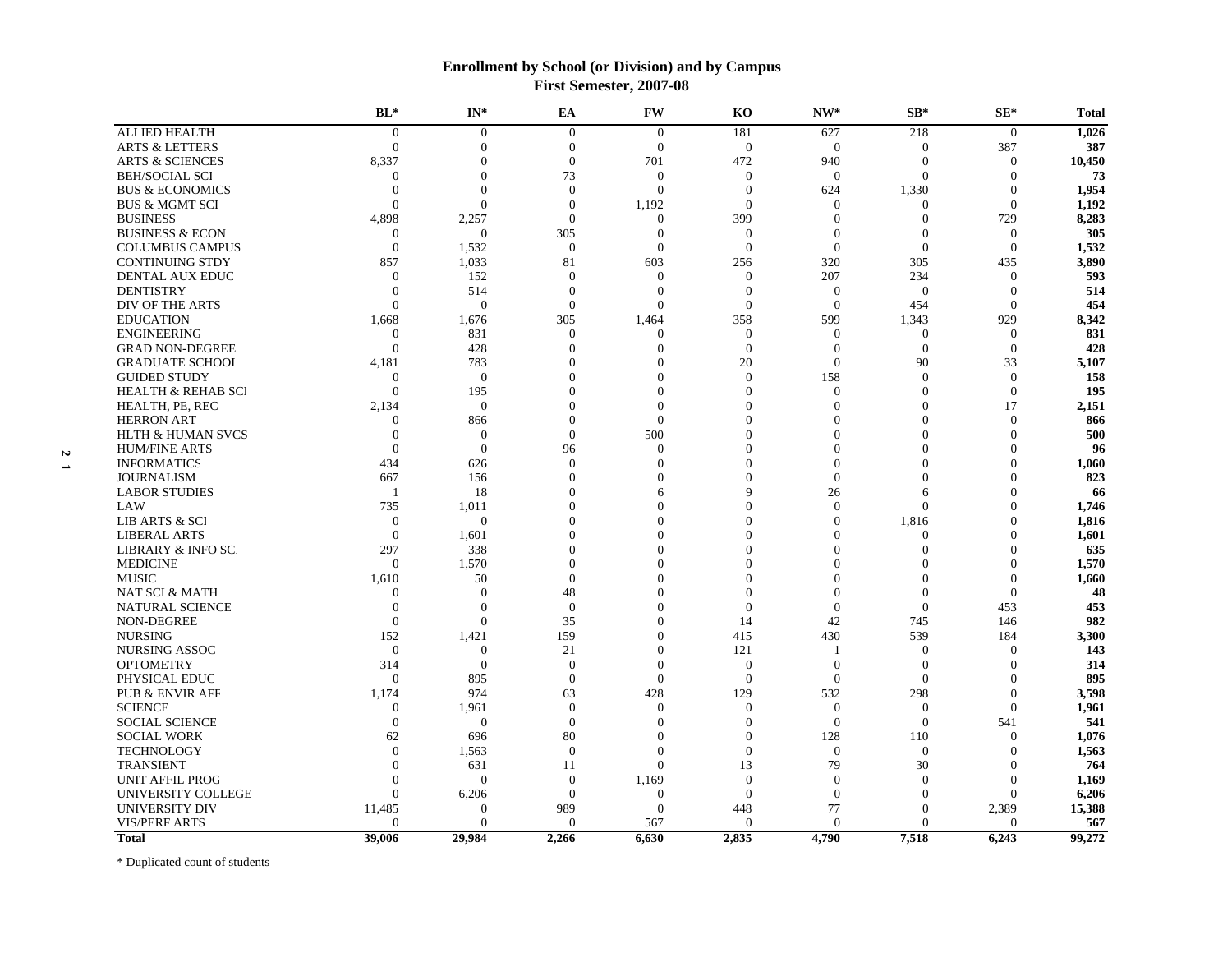## Enrollment by School (or Division) and by Campus
## First Semester, 2007-08

| | BL* | IN* | EA | FW | KO | NW* | SB* | SE* | Total |
|---|---|---|---|---|---|---|---|---|---|
| ALLIED HEALTH | 0 | 0 | 0 | 0 | 181 | 627 | 218 | 0 | **1,026** |
| ARTS & LETTERS | 0 | 0 | 0 | 0 | 0 | 0 | 0 | 387 | **387** |
| ARTS & SCIENCES | 8,337 | 0 | 0 | 701 | 472 | 940 | 0 | 0 | **10,450** |
| BEH/SOCIAL SCI | 0 | 0 | 73 | 0 | 0 | 0 | 0 | 0 | **73** |
| BUS & ECONOMICS | 0 | 0 | 0 | 0 | 0 | 624 | 1,330 | 0 | **1,954** |
| BUS & MGMT SCI | 0 | 0 | 0 | 1,192 | 0 | 0 | 0 | 0 | **1,192** |
| BUSINESS | 4,898 | 2,257 | 0 | 0 | 399 | 0 | 0 | 729 | **8,283** |
| BUSINESS & ECON | 0 | 0 | 305 | 0 | 0 | 0 | 0 | 0 | **305** |
| COLUMBUS CAMPUS | 0 | 1,532 | 0 | 0 | 0 | 0 | 0 | 0 | **1,532** |
| CONTINUING STDY | 857 | 1,033 | 81 | 603 | 256 | 320 | 305 | 435 | **3,890** |
| DENTAL AUX EDUC | 0 | 152 | 0 | 0 | 0 | 207 | 234 | 0 | **593** |
| DENTISTRY | 0 | 514 | 0 | 0 | 0 | 0 | 0 | 0 | **514** |
| DIV OF THE ARTS | 0 | 0 | 0 | 0 | 0 | 0 | 454 | 0 | **454** |
| EDUCATION | 1,668 | 1,676 | 305 | 1,464 | 358 | 599 | 1,343 | 929 | **8,342** |
| ENGINEERING | 0 | 831 | 0 | 0 | 0 | 0 | 0 | 0 | **831** |
| GRAD NON-DEGREE | 0 | 428 | 0 | 0 | 0 | 0 | 0 | 0 | **428** |
| GRADUATE SCHOOL | 4,181 | 783 | 0 | 0 | 20 | 0 | 90 | 33 | **5,107** |
| GUIDED STUDY | 0 | 0 | 0 | 0 | 0 | 158 | 0 | 0 | **158** |
| HEALTH & REHAB SCI | 0 | 195 | 0 | 0 | 0 | 0 | 0 | 0 | **195** |
| HEALTH, PE, REC | 2,134 | 0 | 0 | 0 | 0 | 0 | 0 | 17 | **2,151** |
| HERRON ART | 0 | 866 | 0 | 0 | 0 | 0 | 0 | 0 | **866** |
| HLTH & HUMAN SVCS | 0 | 0 | 0 | 500 | 0 | 0 | 0 | 0 | **500** |
| HUM/FINE ARTS | 0 | 0 | 96 | 0 | 0 | 0 | 0 | 0 | **96** |
| INFORMATICS | 434 | 626 | 0 | 0 | 0 | 0 | 0 | 0 | **1,060** |
| JOURNALISM | 667 | 156 | 0 | 0 | 0 | 0 | 0 | 0 | **823** |
| LABOR STUDIES | 1 | 18 | 0 | 6 | 9 | 26 | 6 | 0 | **66** |
| LAW | 735 | 1,011 | 0 | 0 | 0 | 0 | 0 | 0 | **1,746** |
| LIB ARTS & SCI | 0 | 0 | 0 | 0 | 0 | 0 | 1,816 | 0 | **1,816** |
| LIBERAL ARTS | 0 | 1,601 | 0 | 0 | 0 | 0 | 0 | 0 | **1,601** |
| LIBRARY & INFO SCI | 297 | 338 | 0 | 0 | 0 | 0 | 0 | 0 | **635** |
| MEDICINE | 0 | 1,570 | 0 | 0 | 0 | 0 | 0 | 0 | **1,570** |
| MUSIC | 1,610 | 50 | 0 | 0 | 0 | 0 | 0 | 0 | **1,660** |
| NAT SCI & MATH | 0 | 0 | 48 | 0 | 0 | 0 | 0 | 0 | **48** |
| NATURAL SCIENCE | 0 | 0 | 0 | 0 | 0 | 0 | 0 | 453 | **453** |
| NON-DEGREE | 0 | 0 | 35 | 0 | 14 | 42 | 745 | 146 | **982** |
| NURSING | 152 | 1,421 | 159 | 0 | 415 | 430 | 539 | 184 | **3,300** |
| NURSING ASSOC | 0 | 0 | 21 | 0 | 121 | 1 | 0 | 0 | **143** |
| OPTOMETRY | 314 | 0 | 0 | 0 | 0 | 0 | 0 | 0 | **314** |
| PHYSICAL EDUC | 0 | 895 | 0 | 0 | 0 | 0 | 0 | 0 | **895** |
| PUB & ENVIR AFF | 1,174 | 974 | 63 | 428 | 129 | 532 | 298 | 0 | **3,598** |
| SCIENCE | 0 | 1,961 | 0 | 0 | 0 | 0 | 0 | 0 | **1,961** |
| SOCIAL SCIENCE | 0 | 0 | 0 | 0 | 0 | 0 | 0 | 541 | **541** |
| SOCIAL WORK | 62 | 696 | 80 | 0 | 0 | 128 | 110 | 0 | **1,076** |
| TECHNOLOGY | 0 | 1,563 | 0 | 0 | 0 | 0 | 0 | 0 | **1,563** |
| TRANSIENT | 0 | 631 | 11 | 0 | 13 | 79 | 30 | 0 | **764** |
| UNIT AFFIL PROG | 0 | 0 | 0 | 1,169 | 0 | 0 | 0 | 0 | **1,169** |
| UNIVERSITY COLLEGE | 0 | 6,206 | 0 | 0 | 0 | 0 | 0 | 0 | **6,206** |
| UNIVERSITY DIV | 11,485 | 0 | 989 | 0 | 448 | 77 | 0 | 2,389 | **15,388** |
| VIS/PERF ARTS | 0 | 0 | 0 | 567 | 0 | 0 | 0 | 0 | **567** |
| **Total** | **39,006** | **29,984** | **2,266** | **6,630** | **2,835** | **4,790** | **7,518** | **6,243** | **99,272** |

* Duplicated count of students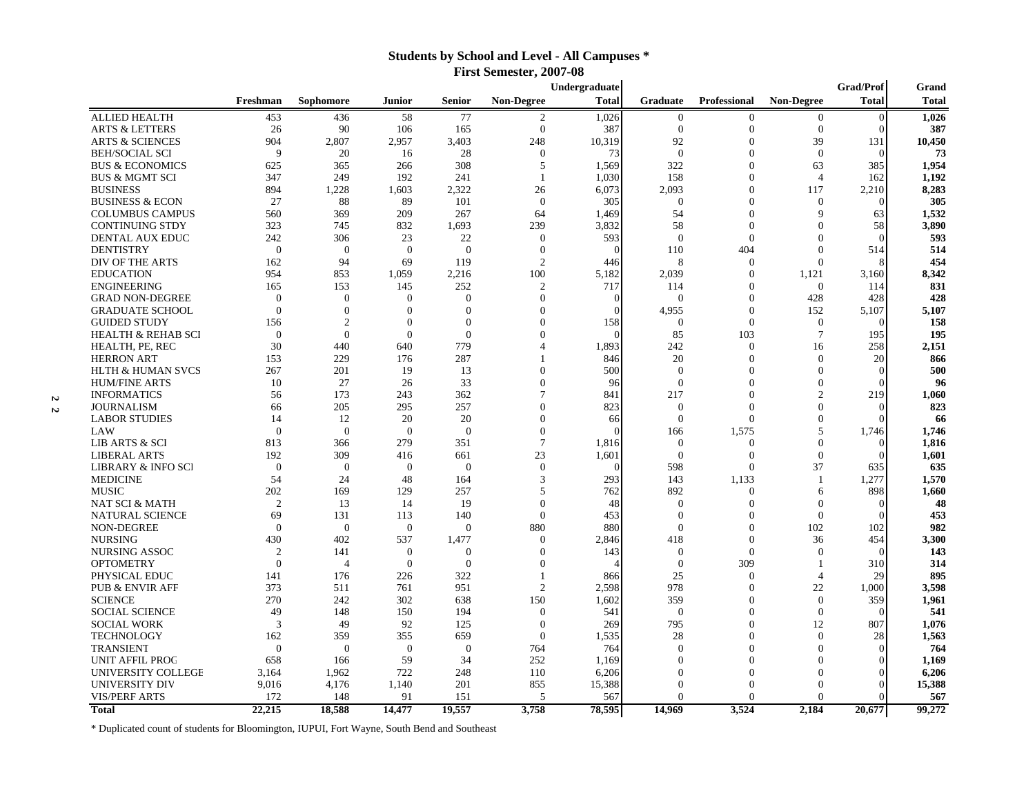## Students by School and Level - All Campuses *
### First Semester, 2007-08

| | Freshman | Sophomore | Junior | Senior | Non-Degree | Undergraduate Total | Graduate | Professional | Non-Degree | Grad/Prof Total | Grand Total |
|---|---|---|---|---|---|---|---|---|---|---|---|
| ALLIED HEALTH | 453 | 436 | 58 | 77 | 2 | 1,026 | 0 | 0 | 0 | 0 | **1,026** |
| ARTS & LETTERS | 26 | 90 | 106 | 165 | 0 | 387 | 0 | 0 | 0 | 0 | **387** |
| ARTS & SCIENCES | 904 | 2,807 | 2,957 | 3,403 | 248 | 10,319 | 92 | 0 | 39 | 131 | **10,450** |
| BEH/SOCIAL SCI | 9 | 20 | 16 | 28 | 0 | 73 | 0 | 0 | 0 | 0 | **73** |
| BUS & ECONOMICS | 625 | 365 | 266 | 308 | 5 | 1,569 | 322 | 0 | 63 | 385 | **1,954** |
| BUS & MGMT SCI | 347 | 249 | 192 | 241 | 1 | 1,030 | 158 | 0 | 4 | 162 | **1,192** |
| BUSINESS | 894 | 1,228 | 1,603 | 2,322 | 26 | 6,073 | 2,093 | 0 | 117 | 2,210 | **8,283** |
| BUSINESS & ECON | 27 | 88 | 89 | 101 | 0 | 305 | 0 | 0 | 0 | 0 | **305** |
| COLUMBUS CAMPUS | 560 | 369 | 209 | 267 | 64 | 1,469 | 54 | 0 | 9 | 63 | **1,532** |
| CONTINUING STDY | 323 | 745 | 832 | 1,693 | 239 | 3,832 | 58 | 0 | 0 | 58 | **3,890** |
| DENTAL AUX EDUC | 242 | 306 | 23 | 22 | 0 | 593 | 0 | 0 | 0 | 0 | **593** |
| DENTISTRY | 0 | 0 | 0 | 0 | 0 | 0 | 110 | 404 | 0 | 514 | **514** |
| DIV OF THE ARTS | 162 | 94 | 69 | 119 | 2 | 446 | 8 | 0 | 0 | 8 | **454** |
| EDUCATION | 954 | 853 | 1,059 | 2,216 | 100 | 5,182 | 2,039 | 0 | 1,121 | 3,160 | **8,342** |
| ENGINEERING | 165 | 153 | 145 | 252 | 2 | 717 | 114 | 0 | 0 | 114 | **831** |
| GRAD NON-DEGREE | 0 | 0 | 0 | 0 | 0 | 0 | 0 | 0 | 428 | 428 | **428** |
| GRADUATE SCHOOL | 0 | 0 | 0 | 0 | 0 | 0 | 4,955 | 0 | 152 | 5,107 | **5,107** |
| GUIDED STUDY | 156 | 2 | 0 | 0 | 0 | 158 | 0 | 0 | 0 | 0 | **158** |
| HEALTH & REHAB SCI | 0 | 0 | 0 | 0 | 0 | 0 | 85 | 103 | 7 | 195 | **195** |
| HEALTH, PE, REC | 30 | 440 | 640 | 779 | 4 | 1,893 | 242 | 0 | 16 | 258 | **2,151** |
| HERRON ART | 153 | 229 | 176 | 287 | 1 | 846 | 20 | 0 | 0 | 20 | **866** |
| HLTH & HUMAN SVCS | 267 | 201 | 19 | 13 | 0 | 500 | 0 | 0 | 0 | 0 | **500** |
| HUM/FINE ARTS | 10 | 27 | 26 | 33 | 0 | 96 | 0 | 0 | 0 | 0 | **96** |
| INFORMATICS | 56 | 173 | 243 | 362 | 7 | 841 | 217 | 0 | 2 | 219 | **1,060** |
| JOURNALISM | 66 | 205 | 295 | 257 | 0 | 823 | 0 | 0 | 0 | 0 | **823** |
| LABOR STUDIES | 14 | 12 | 20 | 20 | 0 | 66 | 0 | 0 | 0 | 0 | **66** |
| LAW | 0 | 0 | 0 | 0 | 0 | 0 | 166 | 1,575 | 5 | 1,746 | **1,746** |
| LIB ARTS & SCI | 813 | 366 | 279 | 351 | 7 | 1,816 | 0 | 0 | 0 | 0 | **1,816** |
| LIBERAL ARTS | 192 | 309 | 416 | 661 | 23 | 1,601 | 0 | 0 | 0 | 0 | **1,601** |
| LIBRARY & INFO SCI | 0 | 0 | 0 | 0 | 0 | 0 | 598 | 0 | 37 | 635 | **635** |
| MEDICINE | 54 | 24 | 48 | 164 | 3 | 293 | 143 | 1,133 | 1 | 1,277 | **1,570** |
| MUSIC | 202 | 169 | 129 | 257 | 5 | 762 | 892 | 0 | 6 | 898 | **1,660** |
| NAT SCI & MATH | 2 | 13 | 14 | 19 | 0 | 48 | 0 | 0 | 0 | 0 | **48** |
| NATURAL SCIENCE | 69 | 131 | 113 | 140 | 0 | 453 | 0 | 0 | 0 | 0 | **453** |
| NON-DEGREE | 0 | 0 | 0 | 0 | 880 | 880 | 0 | 0 | 102 | 102 | **982** |
| NURSING | 430 | 402 | 537 | 1,477 | 0 | 2,846 | 418 | 0 | 36 | 454 | **3,300** |
| NURSING ASSOC | 2 | 141 | 0 | 0 | 0 | 143 | 0 | 0 | 0 | 0 | **143** |
| OPTOMETRY | 0 | 4 | 0 | 0 | 0 | 4 | 0 | 309 | 1 | 310 | **314** |
| PHYSICAL EDUC | 141 | 176 | 226 | 322 | 1 | 866 | 25 | 0 | 4 | 29 | **895** |
| PUB & ENVIR AFF | 373 | 511 | 761 | 951 | 2 | 2,598 | 978 | 0 | 22 | 1,000 | **3,598** |
| SCIENCE | 270 | 242 | 302 | 638 | 150 | 1,602 | 359 | 0 | 0 | 359 | **1,961** |
| SOCIAL SCIENCE | 49 | 148 | 150 | 194 | 0 | 541 | 0 | 0 | 0 | 0 | **541** |
| SOCIAL WORK | 3 | 49 | 92 | 125 | 0 | 269 | 795 | 0 | 12 | 807 | **1,076** |
| TECHNOLOGY | 162 | 359 | 355 | 659 | 0 | 1,535 | 28 | 0 | 0 | 28 | **1,563** |
| TRANSIENT | 0 | 0 | 0 | 0 | 764 | 764 | 0 | 0 | 0 | 0 | **764** |
| UNIT AFFIL PROG | 658 | 166 | 59 | 34 | 252 | 1,169 | 0 | 0 | 0 | 0 | **1,169** |
| UNIVERSITY COLLEGE | 3,164 | 1,962 | 722 | 248 | 110 | 6,206 | 0 | 0 | 0 | 0 | **6,206** |
| UNIVERSITY DIV | 9,016 | 4,176 | 1,140 | 201 | 855 | 15,388 | 0 | 0 | 0 | 0 | **15,388** |
| VIS/PERF ARTS | 172 | 148 | 91 | 151 | 5 | 567 | 0 | 0 | 0 | 0 | **567** |
| **Total** | **22,215** | **18,588** | **14,477** | **19,557** | **3,758** | **78,595** | **14,969** | **3,524** | **2,184** | **20,677** | **99,272** |

* Duplicated count of students for Bloomington, IUPUI, Fort Wayne, South Bend and Southeast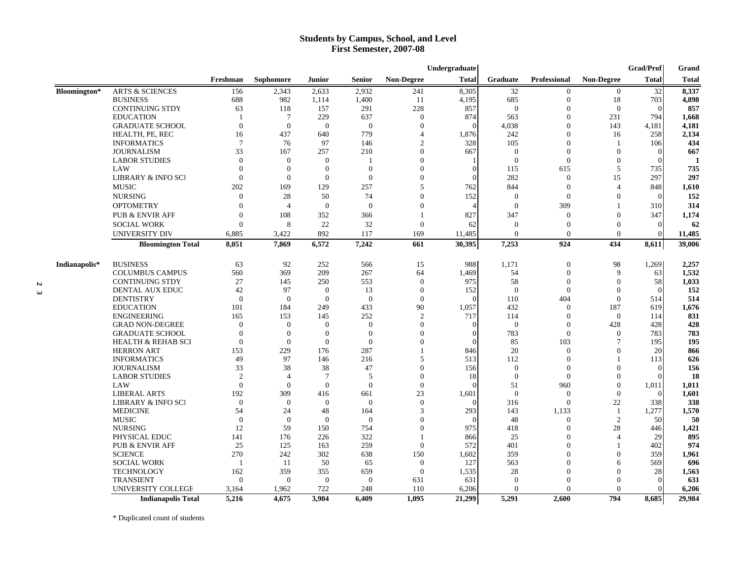# Students by Campus, School, and Level
## First Semester, 2007-08

| | | Freshman | Sophomore | Junior | Senior | Non-Degree | Undergraduate Total | Graduate | Professional | Non-Degree | Grad/Prof Total | Grand Total |
|---|---|---|---|---|---|---|---|---|---|---|---|---|
| **Bloomington*** | ARTS & SCIENCES | 156 | 2,343 | 2,633 | 2,932 | 241 | 8,305 | 32 | 0 | 0 | 32 | **8,337** |
| | BUSINESS | 688 | 982 | 1,114 | 1,400 | 11 | 4,195 | 685 | 0 | 18 | 703 | **4,898** |
| | CONTINUING STDY | 63 | 118 | 157 | 291 | 228 | 857 | 0 | 0 | 0 | 0 | **857** |
| | EDUCATION | 1 | 7 | 229 | 637 | 0 | 874 | 563 | 0 | 231 | 794 | **1,668** |
| | GRADUATE SCHOOL | 0 | 0 | 0 | 0 | 0 | 0 | 4,038 | 0 | 143 | 4,181 | **4,181** |
| | HEALTH, PE, REC | 16 | 437 | 640 | 779 | 4 | 1,876 | 242 | 0 | 16 | 258 | **2,134** |
| | INFORMATICS | 7 | 76 | 97 | 146 | 2 | 328 | 105 | 0 | 1 | 106 | **434** |
| | JOURNALISM | 33 | 167 | 257 | 210 | 0 | 667 | 0 | 0 | 0 | 0 | **667** |
| | LABOR STUDIES | 0 | 0 | 0 | 1 | 0 | 1 | 0 | 0 | 0 | 0 | **1** |
| | LAW | 0 | 0 | 0 | 0 | 0 | 0 | 115 | 615 | 5 | 735 | **735** |
| | LIBRARY & INFO SCI | 0 | 0 | 0 | 0 | 0 | 0 | 282 | 0 | 15 | 297 | **297** |
| | MUSIC | 202 | 169 | 129 | 257 | 5 | 762 | 844 | 0 | 4 | 848 | **1,610** |
| | NURSING | 0 | 28 | 50 | 74 | 0 | 152 | 0 | 0 | 0 | 0 | **152** |
| | OPTOMETRY | 0 | 4 | 0 | 0 | 0 | 4 | 0 | 309 | 1 | 310 | **314** |
| | PUB & ENVIR AFF | 0 | 108 | 352 | 366 | 1 | 827 | 347 | 0 | 0 | 347 | **1,174** |
| | SOCIAL WORK | 0 | 8 | 22 | 32 | 0 | 62 | 0 | 0 | 0 | 0 | **62** |
| | UNIVERSITY DIV | 6,885 | 3,422 | 892 | 117 | 169 | 11,485 | 0 | 0 | 0 | 0 | **11,485** |
| | **Bloomington Total** | **8,051** | **7,869** | **6,572** | **7,242** | **661** | **30,395** | **7,253** | **924** | **434** | **8,611** | **39,006** |
| **Indianapolis*** | BUSINESS | 63 | 92 | 252 | 566 | 15 | 988 | 1,171 | 0 | 98 | 1,269 | **2,257** |
| | COLUMBUS CAMPUS | 560 | 369 | 209 | 267 | 64 | 1,469 | 54 | 0 | 9 | 63 | **1,532** |
| | CONTINUING STDY | 27 | 145 | 250 | 553 | 0 | 975 | 58 | 0 | 0 | 58 | **1,033** |
| | DENTAL AUX EDUC | 42 | 97 | 0 | 13 | 0 | 152 | 0 | 0 | 0 | 0 | **152** |
| | DENTISTRY | 0 | 0 | 0 | 0 | 0 | 0 | 110 | 404 | 0 | 514 | **514** |
| | EDUCATION | 101 | 184 | 249 | 433 | 90 | 1,057 | 432 | 0 | 187 | 619 | **1,676** |
| | ENGINEERING | 165 | 153 | 145 | 252 | 2 | 717 | 114 | 0 | 0 | 114 | **831** |
| | GRAD NON-DEGREE | 0 | 0 | 0 | 0 | 0 | 0 | 0 | 0 | 428 | 428 | **428** |
| | GRADUATE SCHOOL | 0 | 0 | 0 | 0 | 0 | 0 | 783 | 0 | 0 | 783 | **783** |
| | HEALTH & REHAB SCI | 0 | 0 | 0 | 0 | 0 | 0 | 85 | 103 | 7 | 195 | **195** |
| | HERRON ART | 153 | 229 | 176 | 287 | 1 | 846 | 20 | 0 | 0 | 20 | **866** |
| | INFORMATICS | 49 | 97 | 146 | 216 | 5 | 513 | 112 | 0 | 1 | 113 | **626** |
| | JOURNALISM | 33 | 38 | 38 | 47 | 0 | 156 | 0 | 0 | 0 | 0 | **156** |
| | LABOR STUDIES | 2 | 4 | 7 | 5 | 0 | 18 | 0 | 0 | 0 | 0 | **18** |
| | LAW | 0 | 0 | 0 | 0 | 0 | 0 | 51 | 960 | 0 | 1,011 | **1,011** |
| | LIBERAL ARTS | 192 | 309 | 416 | 661 | 23 | 1,601 | 0 | 0 | 0 | 0 | **1,601** |
| | LIBRARY & INFO SCI | 0 | 0 | 0 | 0 | 0 | 0 | 316 | 0 | 22 | 338 | **338** |
| | MEDICINE | 54 | 24 | 48 | 164 | 3 | 293 | 143 | 1,133 | 1 | 1,277 | **1,570** |
| | MUSIC | 0 | 0 | 0 | 0 | 0 | 0 | 48 | 0 | 2 | 50 | **50** |
| | NURSING | 12 | 59 | 150 | 754 | 0 | 975 | 418 | 0 | 28 | 446 | **1,421** |
| | PHYSICAL EDUC | 141 | 176 | 226 | 322 | 1 | 866 | 25 | 0 | 4 | 29 | **895** |
| | PUB & ENVIR AFF | 25 | 125 | 163 | 259 | 0 | 572 | 401 | 0 | 1 | 402 | **974** |
| | SCIENCE | 270 | 242 | 302 | 638 | 150 | 1,602 | 359 | 0 | 0 | 359 | **1,961** |
| | SOCIAL WORK | 1 | 11 | 50 | 65 | 0 | 127 | 563 | 0 | 6 | 569 | **696** |
| | TECHNOLOGY | 162 | 359 | 355 | 659 | 0 | 1,535 | 28 | 0 | 0 | 28 | **1,563** |
| | TRANSIENT | 0 | 0 | 0 | 0 | 631 | 631 | 0 | 0 | 0 | 0 | **631** |
| | UNIVERSITY COLLEGE | 3,164 | 1,962 | 722 | 248 | 110 | 6,206 | 0 | 0 | 0 | 0 | **6,206** |
| | **Indianapolis Total** | **5,216** | **4,675** | **3,904** | **6,409** | **1,095** | **21,299** | **5,291** | **2,600** | **794** | **8,685** | **29,984** |

\* Duplicated count of students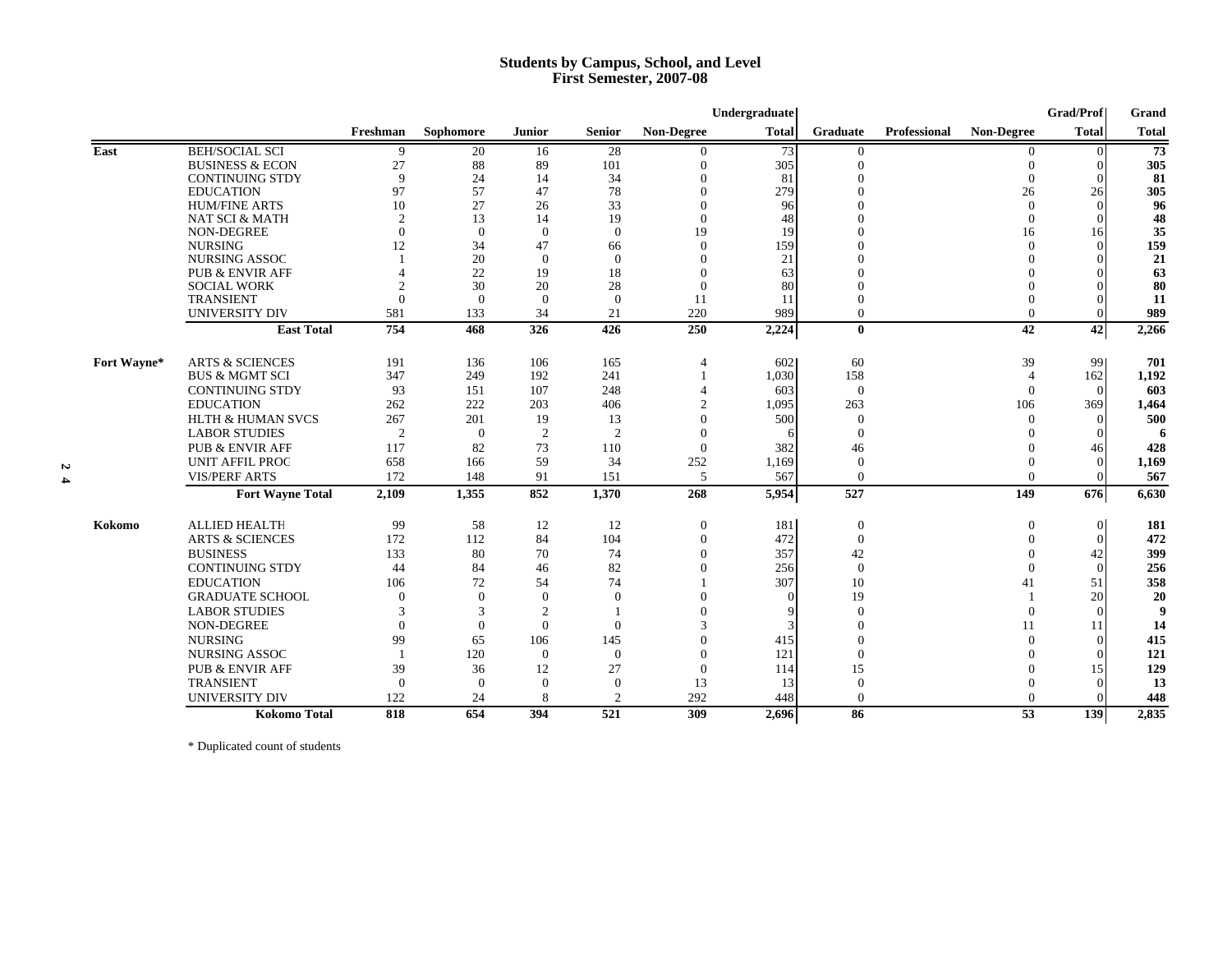# Students by Campus, School, and Level
## First Semester, 2007-08

| | | Freshman | Sophomore | Junior | Senior | Non-Degree | Undergraduate Total | Graduate | Professional | Non-Degree | Grad/Prof Total | Grand Total |
|---|---|---|---|---|---|---|---|---|---|---|---|---|
| **East** | BEH/SOCIAL SCI | 9 | 20 | 16 | 28 | 0 | 73 | 0 | | 0 | 0 | **73** |
| | BUSINESS & ECON | 27 | 88 | 89 | 101 | 0 | 305 | 0 | | 0 | 0 | **305** |
| | CONTINUING STDY | 9 | 24 | 14 | 34 | 0 | 81 | 0 | | 0 | 0 | **81** |
| | EDUCATION | 97 | 57 | 47 | 78 | 0 | 279 | 0 | | 26 | 26 | **305** |
| | HUM/FINE ARTS | 10 | 27 | 26 | 33 | 0 | 96 | 0 | | 0 | 0 | **96** |
| | NAT SCI & MATH | 2 | 13 | 14 | 19 | 0 | 48 | 0 | | 0 | 0 | **48** |
| | NON-DEGREE | 0 | 0 | 0 | 0 | 19 | 19 | 0 | | 16 | 16 | **35** |
| | NURSING | 12 | 34 | 47 | 66 | 0 | 159 | 0 | | 0 | 0 | **159** |
| | NURSING ASSOC | 1 | 20 | 0 | 0 | 0 | 21 | 0 | | 0 | 0 | **21** |
| | PUB & ENVIR AFF | 4 | 22 | 19 | 18 | 0 | 63 | 0 | | 0 | 0 | **63** |
| | SOCIAL WORK | 2 | 30 | 20 | 28 | 0 | 80 | 0 | | 0 | 0 | **80** |
| | TRANSIENT | 0 | 0 | 0 | 0 | 11 | 11 | 0 | | 0 | 0 | **11** |
| | UNIVERSITY DIV | 581 | 133 | 34 | 21 | 220 | 989 | 0 | | 0 | 0 | **989** |
| | **East Total** | **754** | **468** | **326** | **426** | **250** | **2,224** | **0** | | **42** | **42** | **2,266** |
| **Fort Wayne*** | ARTS & SCIENCES | 191 | 136 | 106 | 165 | 4 | 602 | 60 | | 39 | 99 | **701** |
| | BUS & MGMT SCI | 347 | 249 | 192 | 241 | 1 | 1,030 | 158 | | 4 | 162 | **1,192** |
| | CONTINUING STDY | 93 | 151 | 107 | 248 | 4 | 603 | 0 | | 0 | 0 | **603** |
| | EDUCATION | 262 | 222 | 203 | 406 | 2 | 1,095 | 263 | | 106 | 369 | **1,464** |
| | HLTH & HUMAN SVCS | 267 | 201 | 19 | 13 | 0 | 500 | 0 | | 0 | 0 | **500** |
| | LABOR STUDIES | 2 | 0 | 2 | 2 | 0 | 6 | 0 | | 0 | 0 | **6** |
| | PUB & ENVIR AFF | 117 | 82 | 73 | 110 | 0 | 382 | 46 | | 0 | 46 | **428** |
| | UNIT AFFIL PROG | 658 | 166 | 59 | 34 | 252 | 1,169 | 0 | | 0 | 0 | **1,169** |
| | VIS/PERF ARTS | 172 | 148 | 91 | 151 | 5 | 567 | 0 | | 0 | 0 | **567** |
| | **Fort Wayne Total** | **2,109** | **1,355** | **852** | **1,370** | **268** | **5,954** | **527** | | **149** | **676** | **6,630** |
| **Kokomo** | ALLIED HEALTH | 99 | 58 | 12 | 12 | 0 | 181 | 0 | | 0 | 0 | **181** |
| | ARTS & SCIENCES | 172 | 112 | 84 | 104 | 0 | 472 | 0 | | 0 | 0 | **472** |
| | BUSINESS | 133 | 80 | 70 | 74 | 0 | 357 | 42 | | 0 | 42 | **399** |
| | CONTINUING STDY | 44 | 84 | 46 | 82 | 0 | 256 | 0 | | 0 | 0 | **256** |
| | EDUCATION | 106 | 72 | 54 | 74 | 1 | 307 | 10 | | 41 | 51 | **358** |
| | GRADUATE SCHOOL | 0 | 0 | 0 | 0 | 0 | 0 | 19 | | 1 | 20 | **20** |
| | LABOR STUDIES | 3 | 3 | 2 | 1 | 0 | 9 | 0 | | 0 | 0 | **9** |
| | NON-DEGREE | 0 | 0 | 0 | 0 | 3 | 3 | 0 | | 11 | 11 | **14** |
| | NURSING | 99 | 65 | 106 | 145 | 0 | 415 | 0 | | 0 | 0 | **415** |
| | NURSING ASSOC | 1 | 120 | 0 | 0 | 0 | 121 | 0 | | 0 | 0 | **121** |
| | PUB & ENVIR AFF | 39 | 36 | 12 | 27 | 0 | 114 | 15 | | 0 | 15 | **129** |
| | TRANSIENT | 0 | 0 | 0 | 0 | 13 | 13 | 0 | | 0 | 0 | **13** |
| | UNIVERSITY DIV | 122 | 24 | 8 | 2 | 292 | 448 | 0 | | 0 | 0 | **448** |
| | **Kokomo Total** | **818** | **654** | **394** | **521** | **309** | **2,696** | **86** | | **53** | **139** | **2,835** |

* Duplicated count of students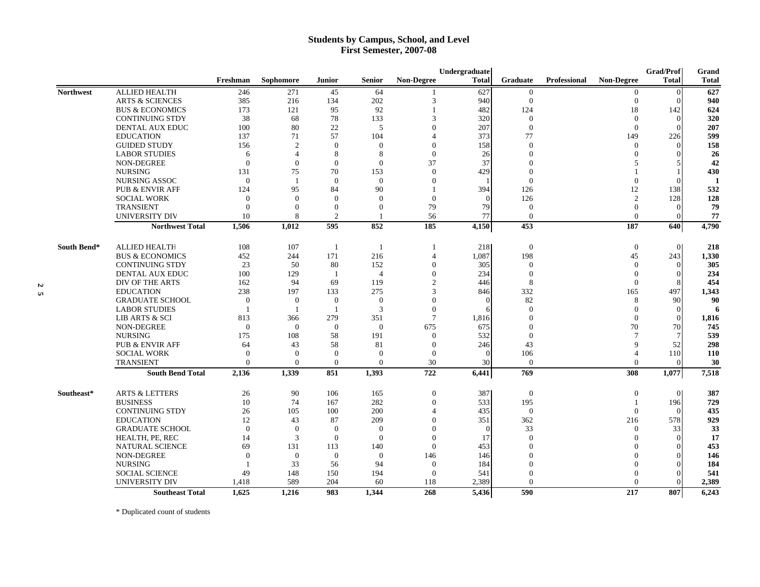## Students by Campus, School, and Level
## First Semester, 2007-08

| | | Freshman | Sophomore | Junior | Senior | Non-Degree | Undergraduate Total | Graduate | Professional | Non-Degree | Grad/Prof Total | Grand Total |
|---|---|---|---|---|---|---|---|---|---|---|---|---|
| **Northwest** | ALLIED HEALTH | 246 | 271 | 45 | 64 | 1 | 627 | 0 | | 0 | 0 | **627** |
| | ARTS & SCIENCES | 385 | 216 | 134 | 202 | 3 | 940 | 0 | | 0 | 0 | **940** |
| | BUS & ECONOMICS | 173 | 121 | 95 | 92 | 1 | 482 | 124 | | 18 | 142 | **624** |
| | CONTINUING STDY | 38 | 68 | 78 | 133 | 3 | 320 | 0 | | 0 | 0 | **320** |
| | DENTAL AUX EDUC | 100 | 80 | 22 | 5 | 0 | 207 | 0 | | 0 | 0 | **207** |
| | EDUCATION | 137 | 71 | 57 | 104 | 4 | 373 | 77 | | 149 | 226 | **599** |
| | GUIDED STUDY | 156 | 2 | 0 | 0 | 0 | 158 | 0 | | 0 | 0 | **158** |
| | LABOR STUDIES | 6 | 4 | 8 | 8 | 0 | 26 | 0 | | 0 | 0 | **26** |
| | NON-DEGREE | 0 | 0 | 0 | 0 | 37 | 37 | 0 | | 5 | 5 | **42** |
| | NURSING | 131 | 75 | 70 | 153 | 0 | 429 | 0 | | 1 | 1 | **430** |
| | NURSING ASSOC | 0 | 1 | 0 | 0 | 0 | 1 | 0 | | 0 | 0 | **1** |
| | PUB & ENVIR AFF | 124 | 95 | 84 | 90 | 1 | 394 | 126 | | 12 | 138 | **532** |
| | SOCIAL WORK | 0 | 0 | 0 | 0 | 0 | 0 | 126 | | 2 | 128 | **128** |
| | TRANSIENT | 0 | 0 | 0 | 0 | 79 | 79 | 0 | | 0 | 0 | **79** |
| | UNIVERSITY DIV | 10 | 8 | 2 | 1 | 56 | 77 | 0 | | 0 | 0 | **77** |
| | **Northwest Total** | **1,506** | **1,012** | **595** | **852** | **185** | **4,150** | **453** | | **187** | **640** | **4,790** |
| **South Bend*** | ALLIED HEALTH | 108 | 107 | 1 | 1 | 1 | 218 | 0 | | 0 | 0 | **218** |
| | BUS & ECONOMICS | 452 | 244 | 171 | 216 | 4 | 1,087 | 198 | | 45 | 243 | **1,330** |
| | CONTINUING STDY | 23 | 50 | 80 | 152 | 0 | 305 | 0 | | 0 | 0 | **305** |
| | DENTAL AUX EDUC | 100 | 129 | 1 | 4 | 0 | 234 | 0 | | 0 | 0 | **234** |
| | DIV OF THE ARTS | 162 | 94 | 69 | 119 | 2 | 446 | 8 | | 0 | 8 | **454** |
| | EDUCATION | 238 | 197 | 133 | 275 | 3 | 846 | 332 | | 165 | 497 | **1,343** |
| | GRADUATE SCHOOL | 0 | 0 | 0 | 0 | 0 | 0 | 82 | | 8 | 90 | **90** |
| | LABOR STUDIES | 1 | 1 | 1 | 3 | 0 | 6 | 0 | | 0 | 0 | **6** |
| | LIB ARTS & SCI | 813 | 366 | 279 | 351 | 7 | 1,816 | 0 | | 0 | 0 | **1,816** |
| | NON-DEGREE | 0 | 0 | 0 | 0 | 675 | 675 | 0 | | 70 | 70 | **745** |
| | NURSING | 175 | 108 | 58 | 191 | 0 | 532 | 0 | | 7 | 7 | **539** |
| | PUB & ENVIR AFF | 64 | 43 | 58 | 81 | 0 | 246 | 43 | | 9 | 52 | **298** |
| | SOCIAL WORK | 0 | 0 | 0 | 0 | 0 | 0 | 106 | | 4 | 110 | **110** |
| | TRANSIENT | 0 | 0 | 0 | 0 | 30 | 30 | 0 | | 0 | 0 | **30** |
| | **South Bend Total** | **2,136** | **1,339** | **851** | **1,393** | **722** | **6,441** | **769** | | **308** | **1,077** | **7,518** |
| **Southeast*** | ARTS & LETTERS | 26 | 90 | 106 | 165 | 0 | 387 | 0 | | 0 | 0 | **387** |
| | BUSINESS | 10 | 74 | 167 | 282 | 0 | 533 | 195 | | 1 | 196 | **729** |
| | CONTINUING STDY | 26 | 105 | 100 | 200 | 4 | 435 | 0 | | 0 | 0 | **435** |
| | EDUCATION | 12 | 43 | 87 | 209 | 0 | 351 | 362 | | 216 | 578 | **929** |
| | GRADUATE SCHOOL | 0 | 0 | 0 | 0 | 0 | 0 | 33 | | 0 | 33 | **33** |
| | HEALTH, PE, REC | 14 | 3 | 0 | 0 | 0 | 17 | 0 | | 0 | 0 | **17** |
| | NATURAL SCIENCE | 69 | 131 | 113 | 140 | 0 | 453 | 0 | | 0 | 0 | **453** |
| | NON-DEGREE | 0 | 0 | 0 | 0 | 146 | 146 | 0 | | 0 | 0 | **146** |
| | NURSING | 1 | 33 | 56 | 94 | 0 | 184 | 0 | | 0 | 0 | **184** |
| | SOCIAL SCIENCE | 49 | 148 | 150 | 194 | 0 | 541 | 0 | | 0 | 0 | **541** |
| | UNIVERSITY DIV | 1,418 | 589 | 204 | 60 | 118 | 2,389 | 0 | | 0 | 0 | **2,389** |
| | **Southeast Total** | **1,625** | **1,216** | **983** | **1,344** | **268** | **5,436** | **590** | | **217** | **807** | **6,243** |

* Duplicated count of students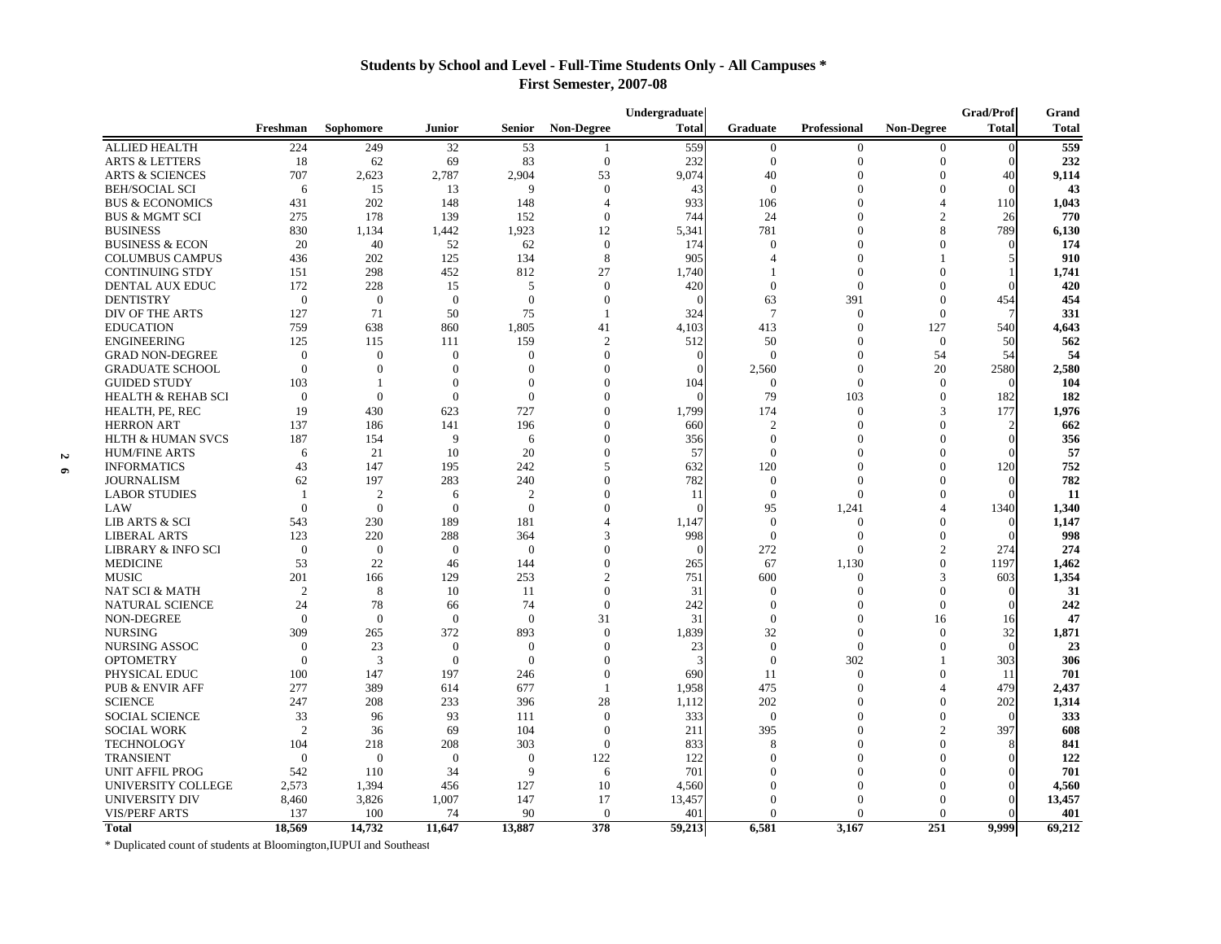## Students by School and Level - Full-Time Students Only - All Campuses *
### First Semester, 2007-08

| | Freshman | Sophomore | Junior | Senior | Non-Degree | Undergraduate Total | Graduate | Professional | Non-Degree | Grad/Prof Total | Grand Total |
|---|---|---|---|---|---|---|---|---|---|---|---|
| ALLIED HEALTH | 224 | 249 | 32 | 53 | 1 | 559 | 0 | 0 | 0 | 0 | **559** |
| ARTS & LETTERS | 18 | 62 | 69 | 83 | 0 | 232 | 0 | 0 | 0 | 0 | **232** |
| ARTS & SCIENCES | 707 | 2,623 | 2,787 | 2,904 | 53 | 9,074 | 40 | 0 | 0 | 40 | **9,114** |
| BEH/SOCIAL SCI | 6 | 15 | 13 | 9 | 0 | 43 | 0 | 0 | 0 | 0 | **43** |
| BUS & ECONOMICS | 431 | 202 | 148 | 148 | 4 | 933 | 106 | 0 | 4 | 110 | **1,043** |
| BUS & MGMT SCI | 275 | 178 | 139 | 152 | 0 | 744 | 24 | 0 | 2 | 26 | **770** |
| BUSINESS | 830 | 1,134 | 1,442 | 1,923 | 12 | 5,341 | 781 | 0 | 8 | 789 | **6,130** |
| BUSINESS & ECON | 20 | 40 | 52 | 62 | 0 | 174 | 0 | 0 | 0 | 0 | **174** |
| COLUMBUS CAMPUS | 436 | 202 | 125 | 134 | 8 | 905 | 4 | 0 | 1 | 5 | **910** |
| CONTINUING STDY | 151 | 298 | 452 | 812 | 27 | 1,740 | 1 | 0 | 0 | 1 | **1,741** |
| DENTAL AUX EDUC | 172 | 228 | 15 | 5 | 0 | 420 | 0 | 0 | 0 | 0 | **420** |
| DENTISTRY | 0 | 0 | 0 | 0 | 0 | 0 | 63 | 391 | 0 | 454 | **454** |
| DIV OF THE ARTS | 127 | 71 | 50 | 75 | 1 | 324 | 7 | 0 | 0 | 7 | **331** |
| EDUCATION | 759 | 638 | 860 | 1,805 | 41 | 4,103 | 413 | 0 | 127 | 540 | **4,643** |
| ENGINEERING | 125 | 115 | 111 | 159 | 2 | 512 | 50 | 0 | 0 | 50 | **562** |
| GRAD NON-DEGREE | 0 | 0 | 0 | 0 | 0 | 0 | 0 | 0 | 54 | 54 | **54** |
| GRADUATE SCHOOL | 0 | 0 | 0 | 0 | 0 | 0 | 2,560 | 0 | 20 | 2580 | **2,580** |
| GUIDED STUDY | 103 | 1 | 0 | 0 | 0 | 104 | 0 | 0 | 0 | 0 | **104** |
| HEALTH & REHAB SCI | 0 | 0 | 0 | 0 | 0 | 0 | 79 | 103 | 0 | 182 | **182** |
| HEALTH, PE, REC | 19 | 430 | 623 | 727 | 0 | 1,799 | 174 | 0 | 3 | 177 | **1,976** |
| HERRON ART | 137 | 186 | 141 | 196 | 0 | 660 | 2 | 0 | 0 | 2 | **662** |
| HLTH & HUMAN SVCS | 187 | 154 | 9 | 6 | 0 | 356 | 0 | 0 | 0 | 0 | **356** |
| HUM/FINE ARTS | 6 | 21 | 10 | 20 | 0 | 57 | 0 | 0 | 0 | 0 | **57** |
| INFORMATICS | 43 | 147 | 195 | 242 | 5 | 632 | 120 | 0 | 0 | 120 | **752** |
| JOURNALISM | 62 | 197 | 283 | 240 | 0 | 782 | 0 | 0 | 0 | 0 | **782** |
| LABOR STUDIES | 1 | 2 | 6 | 2 | 0 | 11 | 0 | 0 | 0 | 0 | **11** |
| LAW | 0 | 0 | 0 | 0 | 0 | 0 | 95 | 1,241 | 4 | 1340 | **1,340** |
| LIB ARTS & SCI | 543 | 230 | 189 | 181 | 4 | 1,147 | 0 | 0 | 0 | 0 | **1,147** |
| LIBERAL ARTS | 123 | 220 | 288 | 364 | 3 | 998 | 0 | 0 | 0 | 0 | **998** |
| LIBRARY & INFO SCI | 0 | 0 | 0 | 0 | 0 | 0 | 272 | 0 | 2 | 274 | **274** |
| MEDICINE | 53 | 22 | 46 | 144 | 0 | 265 | 67 | 1,130 | 0 | 1197 | **1,462** |
| MUSIC | 201 | 166 | 129 | 253 | 2 | 751 | 600 | 0 | 3 | 603 | **1,354** |
| NAT SCI & MATH | 2 | 8 | 10 | 11 | 0 | 31 | 0 | 0 | 0 | 0 | **31** |
| NATURAL SCIENCE | 24 | 78 | 66 | 74 | 0 | 242 | 0 | 0 | 0 | 0 | **242** |
| NON-DEGREE | 0 | 0 | 0 | 0 | 31 | 31 | 0 | 0 | 16 | 16 | **47** |
| NURSING | 309 | 265 | 372 | 893 | 0 | 1,839 | 32 | 0 | 0 | 32 | **1,871** |
| NURSING ASSOC | 0 | 23 | 0 | 0 | 0 | 23 | 0 | 0 | 0 | 0 | **23** |
| OPTOMETRY | 0 | 3 | 0 | 0 | 0 | 3 | 0 | 302 | 1 | 303 | **306** |
| PHYSICAL EDUC | 100 | 147 | 197 | 246 | 0 | 690 | 11 | 0 | 0 | 11 | **701** |
| PUB & ENVIR AFF | 277 | 389 | 614 | 677 | 1 | 1,958 | 475 | 0 | 4 | 479 | **2,437** |
| SCIENCE | 247 | 208 | 233 | 396 | 28 | 1,112 | 202 | 0 | 0 | 202 | **1,314** |
| SOCIAL SCIENCE | 33 | 96 | 93 | 111 | 0 | 333 | 0 | 0 | 0 | 0 | **333** |
| SOCIAL WORK | 2 | 36 | 69 | 104 | 0 | 211 | 395 | 0 | 2 | 397 | **608** |
| TECHNOLOGY | 104 | 218 | 208 | 303 | 0 | 833 | 8 | 0 | 0 | 8 | **841** |
| TRANSIENT | 0 | 0 | 0 | 0 | 122 | 122 | 0 | 0 | 0 | 0 | **122** |
| UNIT AFFIL PROG | 542 | 110 | 34 | 9 | 6 | 701 | 0 | 0 | 0 | 0 | **701** |
| UNIVERSITY COLLEGE | 2,573 | 1,394 | 456 | 127 | 10 | 4,560 | 0 | 0 | 0 | 0 | **4,560** |
| UNIVERSITY DIV | 8,460 | 3,826 | 1,007 | 147 | 17 | 13,457 | 0 | 0 | 0 | 0 | **13,457** |
| VIS/PERF ARTS | 137 | 100 | 74 | 90 | 0 | 401 | 0 | 0 | 0 | 0 | **401** |
| **Total** | **18,569** | **14,732** | **11,647** | **13,887** | **378** | **59,213** | **6,581** | **3,167** | **251** | **9,999** | **69,212** |

* Duplicated count of students at Bloomington,IUPUI and Southeast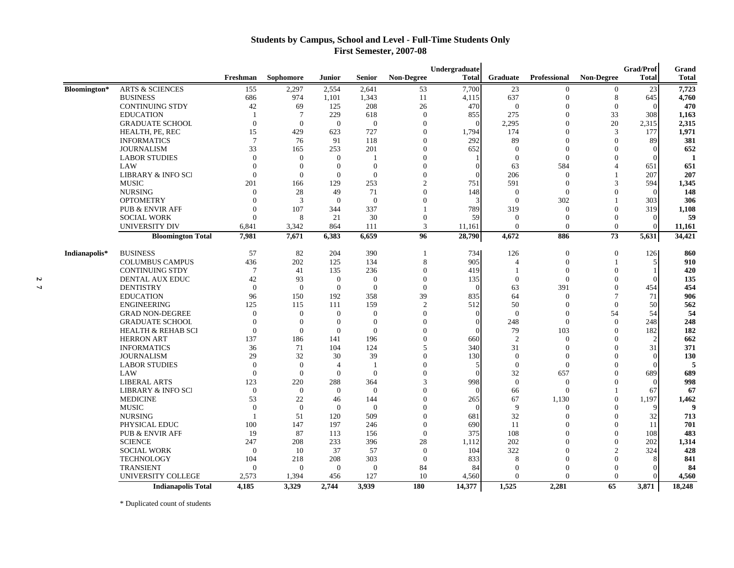## Students by Campus, School and Level - Full-Time Students Only
## First Semester, 2007-08

| | | Freshman | Sophomore | Junior | Senior | Non-Degree | Undergraduate Total | Graduate | Professional | Non-Degree | Grad/Prof Total | Grand Total |
|---|---|---|---|---|---|---|---|---|---|---|---|---|
| Bloomington* | ARTS & SCIENCES | 155 | 2,297 | 2,554 | 2,641 | 53 | 7,700 | 23 | 0 | 0 | 23 | **7,723** |
| | BUSINESS | 686 | 974 | 1,101 | 1,343 | 11 | 4,115 | 637 | 0 | 8 | 645 | **4,760** |
| | CONTINUING STDY | 42 | 69 | 125 | 208 | 26 | 470 | 0 | 0 | 0 | 0 | **470** |
| | EDUCATION | 1 | 7 | 229 | 618 | 0 | 855 | 275 | 0 | 33 | 308 | **1,163** |
| | GRADUATE SCHOOL | 0 | 0 | 0 | 0 | 0 | 0 | 2,295 | 0 | 20 | 2,315 | **2,315** |
| | HEALTH, PE, REC | 15 | 429 | 623 | 727 | 0 | 1,794 | 174 | 0 | 3 | 177 | **1,971** |
| | INFORMATICS | 7 | 76 | 91 | 118 | 0 | 292 | 89 | 0 | 0 | 89 | **381** |
| | JOURNALISM | 33 | 165 | 253 | 201 | 0 | 652 | 0 | 0 | 0 | 0 | **652** |
| | LABOR STUDIES | 0 | 0 | 0 | 1 | 0 | 1 | 0 | 0 | 0 | 0 | **1** |
| | LAW | 0 | 0 | 0 | 0 | 0 | 0 | 63 | 584 | 4 | 651 | **651** |
| | LIBRARY & INFO SCI | 0 | 0 | 0 | 0 | 0 | 0 | 206 | 0 | 1 | 207 | **207** |
| | MUSIC | 201 | 166 | 129 | 253 | 2 | 751 | 591 | 0 | 3 | 594 | **1,345** |
| | NURSING | 0 | 28 | 49 | 71 | 0 | 148 | 0 | 0 | 0 | 0 | **148** |
| | OPTOMETRY | 0 | 3 | 0 | 0 | 0 | 3 | 0 | 302 | 1 | 303 | **306** |
| | PUB & ENVIR AFF | 0 | 107 | 344 | 337 | 1 | 789 | 319 | 0 | 0 | 319 | **1,108** |
| | SOCIAL WORK | 0 | 8 | 21 | 30 | 0 | 59 | 0 | 0 | 0 | 0 | **59** |
| | UNIVERSITY DIV | 6,841 | 3,342 | 864 | 111 | 3 | 11,161 | 0 | 0 | 0 | 0 | **11,161** |
| | **Bloomington Total** | **7,981** | **7,671** | **6,383** | **6,659** | **96** | **28,790** | **4,672** | **886** | **73** | **5,631** | **34,421** |
| Indianapolis* | BUSINESS | 57 | 82 | 204 | 390 | 1 | 734 | 126 | 0 | 0 | 126 | **860** |
| | COLUMBUS CAMPUS | 436 | 202 | 125 | 134 | 8 | 905 | 4 | 0 | 1 | 5 | **910** |
| | CONTINUING STDY | 7 | 41 | 135 | 236 | 0 | 419 | 1 | 0 | 0 | 1 | **420** |
| | DENTAL AUX EDUC | 42 | 93 | 0 | 0 | 0 | 135 | 0 | 0 | 0 | 0 | **135** |
| | DENTISTRY | 0 | 0 | 0 | 0 | 0 | 0 | 63 | 391 | 0 | 454 | **454** |
| | EDUCATION | 96 | 150 | 192 | 358 | 39 | 835 | 64 | 0 | 7 | 71 | **906** |
| | ENGINEERING | 125 | 115 | 111 | 159 | 2 | 512 | 50 | 0 | 0 | 50 | **562** |
| | GRAD NON-DEGREE | 0 | 0 | 0 | 0 | 0 | 0 | 0 | 0 | 54 | 54 | **54** |
| | GRADUATE SCHOOL | 0 | 0 | 0 | 0 | 0 | 0 | 248 | 0 | 0 | 248 | **248** |
| | HEALTH & REHAB SCI | 0 | 0 | 0 | 0 | 0 | 0 | 79 | 103 | 0 | 182 | **182** |
| | HERRON ART | 137 | 186 | 141 | 196 | 0 | 660 | 2 | 0 | 0 | 2 | **662** |
| | INFORMATICS | 36 | 71 | 104 | 124 | 5 | 340 | 31 | 0 | 0 | 31 | **371** |
| | JOURNALISM | 29 | 32 | 30 | 39 | 0 | 130 | 0 | 0 | 0 | 0 | **130** |
| | LABOR STUDIES | 0 | 0 | 4 | 1 | 0 | 5 | 0 | 0 | 0 | 0 | **5** |
| | LAW | 0 | 0 | 0 | 0 | 0 | 0 | 32 | 657 | 0 | 689 | **689** |
| | LIBERAL ARTS | 123 | 220 | 288 | 364 | 3 | 998 | 0 | 0 | 0 | 0 | **998** |
| | LIBRARY & INFO SCI | 0 | 0 | 0 | 0 | 0 | 0 | 66 | 0 | 1 | 67 | **67** |
| | MEDICINE | 53 | 22 | 46 | 144 | 0 | 265 | 67 | 1,130 | 0 | 1,197 | **1,462** |
| | MUSIC | 0 | 0 | 0 | 0 | 0 | 0 | 9 | 0 | 0 | 9 | **9** |
| | NURSING | 1 | 51 | 120 | 509 | 0 | 681 | 32 | 0 | 0 | 32 | **713** |
| | PHYSICAL EDUC | 100 | 147 | 197 | 246 | 0 | 690 | 11 | 0 | 0 | 11 | **701** |
| | PUB & ENVIR AFF | 19 | 87 | 113 | 156 | 0 | 375 | 108 | 0 | 0 | 108 | **483** |
| | SCIENCE | 247 | 208 | 233 | 396 | 28 | 1,112 | 202 | 0 | 0 | 202 | **1,314** |
| | SOCIAL WORK | 0 | 10 | 37 | 57 | 0 | 104 | 322 | 0 | 2 | 324 | **428** |
| | TECHNOLOGY | 104 | 218 | 208 | 303 | 0 | 833 | 8 | 0 | 0 | 8 | **841** |
| | TRANSIENT | 0 | 0 | 0 | 0 | 84 | 84 | 0 | 0 | 0 | 0 | **84** |
| | UNIVERSITY COLLEGE | 2,573 | 1,394 | 456 | 127 | 10 | 4,560 | 0 | 0 | 0 | 0 | **4,560** |
| | **Indianapolis Total** | **4,185** | **3,329** | **2,744** | **3,939** | **180** | **14,377** | **1,525** | **2,281** | **65** | **3,871** | **18,248** |

\* Duplicated count of students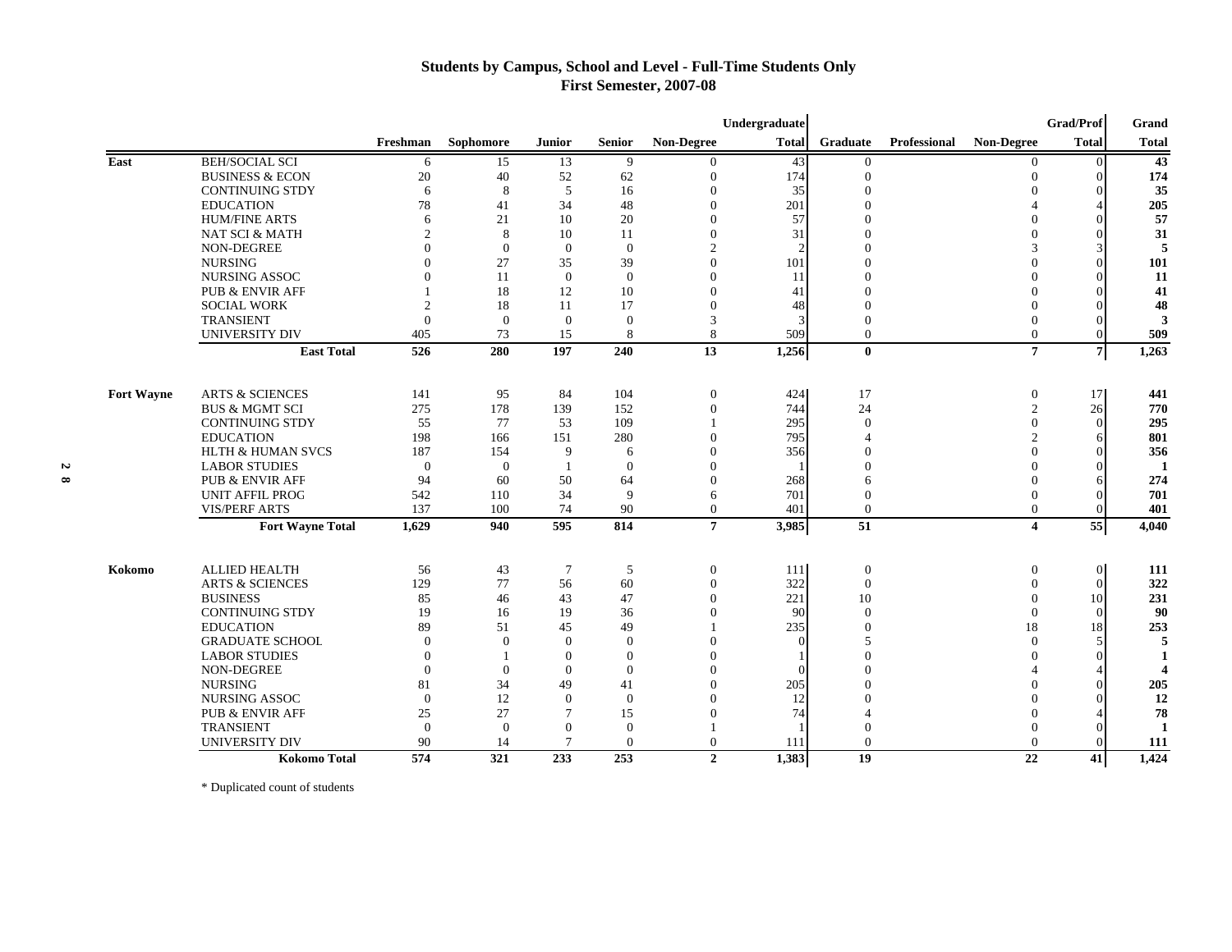# Students by Campus, School and Level - Full-Time Students Only
## First Semester, 2007-08

| | | | | | | | Undergraduate | | | | Grad/Prof | Grand |
|---|---|---|---|---|---|---|---|---|---|---|---|---|
| | | Freshman | Sophomore | Junior | Senior | Non-Degree | Total | Graduate | Professional | Non-Degree | Total | Total |
| **East** | BEH/SOCIAL SCI | 6 | 15 | 13 | 9 | 0 | 43 | 0 | | 0 | 0 | **43** |
| | BUSINESS & ECON | 20 | 40 | 52 | 62 | 0 | 174 | 0 | | 0 | 0 | **174** |
| | CONTINUING STDY | 6 | 8 | 5 | 16 | 0 | 35 | 0 | | 0 | 0 | **35** |
| | EDUCATION | 78 | 41 | 34 | 48 | 0 | 201 | 0 | | 4 | 4 | **205** |
| | HUM/FINE ARTS | 6 | 21 | 10 | 20 | 0 | 57 | 0 | | 0 | 0 | **57** |
| | NAT SCI & MATH | 2 | 8 | 10 | 11 | 0 | 31 | 0 | | 0 | 0 | **31** |
| | NON-DEGREE | 0 | 0 | 0 | 0 | 2 | 2 | 0 | | 3 | 3 | **5** |
| | NURSING | 0 | 27 | 35 | 39 | 0 | 101 | 0 | | 0 | 0 | **101** |
| | NURSING ASSOC | 0 | 11 | 0 | 0 | 0 | 11 | 0 | | 0 | 0 | **11** |
| | PUB & ENVIR AFF | 1 | 18 | 12 | 10 | 0 | 41 | 0 | | 0 | 0 | **41** |
| | SOCIAL WORK | 2 | 18 | 11 | 17 | 0 | 48 | 0 | | 0 | 0 | **48** |
| | TRANSIENT | 0 | 0 | 0 | 0 | 3 | 3 | 0 | | 0 | 0 | **3** |
| | UNIVERSITY DIV | 405 | 73 | 15 | 8 | 8 | 509 | 0 | | 0 | 0 | **509** |
| | **East Total** | **526** | **280** | **197** | **240** | **13** | **1,256** | **0** | | **7** | **7** | **1,263** |
| **Fort Wayne** | ARTS & SCIENCES | 141 | 95 | 84 | 104 | 0 | 424 | 17 | | 0 | 17 | **441** |
| | BUS & MGMT SCI | 275 | 178 | 139 | 152 | 0 | 744 | 24 | | 2 | 26 | **770** |
| | CONTINUING STDY | 55 | 77 | 53 | 109 | 1 | 295 | 0 | | 0 | 0 | **295** |
| | EDUCATION | 198 | 166 | 151 | 280 | 0 | 795 | 4 | | 2 | 6 | **801** |
| | HLTH & HUMAN SVCS | 187 | 154 | 9 | 6 | 0 | 356 | 0 | | 0 | 0 | **356** |
| | LABOR STUDIES | 0 | 0 | 1 | 0 | 0 | 1 | 0 | | 0 | 0 | **1** |
| | PUB & ENVIR AFF | 94 | 60 | 50 | 64 | 0 | 268 | 6 | | 0 | 6 | **274** |
| | UNIT AFFIL PROG | 542 | 110 | 34 | 9 | 6 | 701 | 0 | | 0 | 0 | **701** |
| | VIS/PERF ARTS | 137 | 100 | 74 | 90 | 0 | 401 | 0 | | 0 | 0 | **401** |
| | **Fort Wayne Total** | **1,629** | **940** | **595** | **814** | **7** | **3,985** | **51** | | **4** | **55** | **4,040** |
| **Kokomo** | ALLIED HEALTH | 56 | 43 | 7 | 5 | 0 | 111 | 0 | | 0 | 0 | **111** |
| | ARTS & SCIENCES | 129 | 77 | 56 | 60 | 0 | 322 | 0 | | 0 | 0 | **322** |
| | BUSINESS | 85 | 46 | 43 | 47 | 0 | 221 | 10 | | 0 | 10 | **231** |
| | CONTINUING STDY | 19 | 16 | 19 | 36 | 0 | 90 | 0 | | 0 | 0 | **90** |
| | EDUCATION | 89 | 51 | 45 | 49 | 1 | 235 | 0 | | 18 | 18 | **253** |
| | GRADUATE SCHOOL | 0 | 0 | 0 | 0 | 0 | 0 | 5 | | 0 | 5 | **5** |
| | LABOR STUDIES | 0 | 1 | 0 | 0 | 0 | 1 | 0 | | 0 | 0 | **1** |
| | NON-DEGREE | 0 | 0 | 0 | 0 | 0 | 0 | 0 | | 4 | 4 | **4** |
| | NURSING | 81 | 34 | 49 | 41 | 0 | 205 | 0 | | 0 | 0 | **205** |
| | NURSING ASSOC | 0 | 12 | 0 | 0 | 0 | 12 | 0 | | 0 | 0 | **12** |
| | PUB & ENVIR AFF | 25 | 27 | 7 | 15 | 0 | 74 | 4 | | 0 | 4 | **78** |
| | TRANSIENT | 0 | 0 | 0 | 0 | 1 | 1 | 0 | | 0 | 0 | **1** |
| | UNIVERSITY DIV | 90 | 14 | 7 | 0 | 0 | 111 | 0 | | 0 | 0 | **111** |
| | **Kokomo Total** | **574** | **321** | **233** | **253** | **2** | **1,383** | **19** | | **22** | **41** | **1,424** |

* Duplicated count of students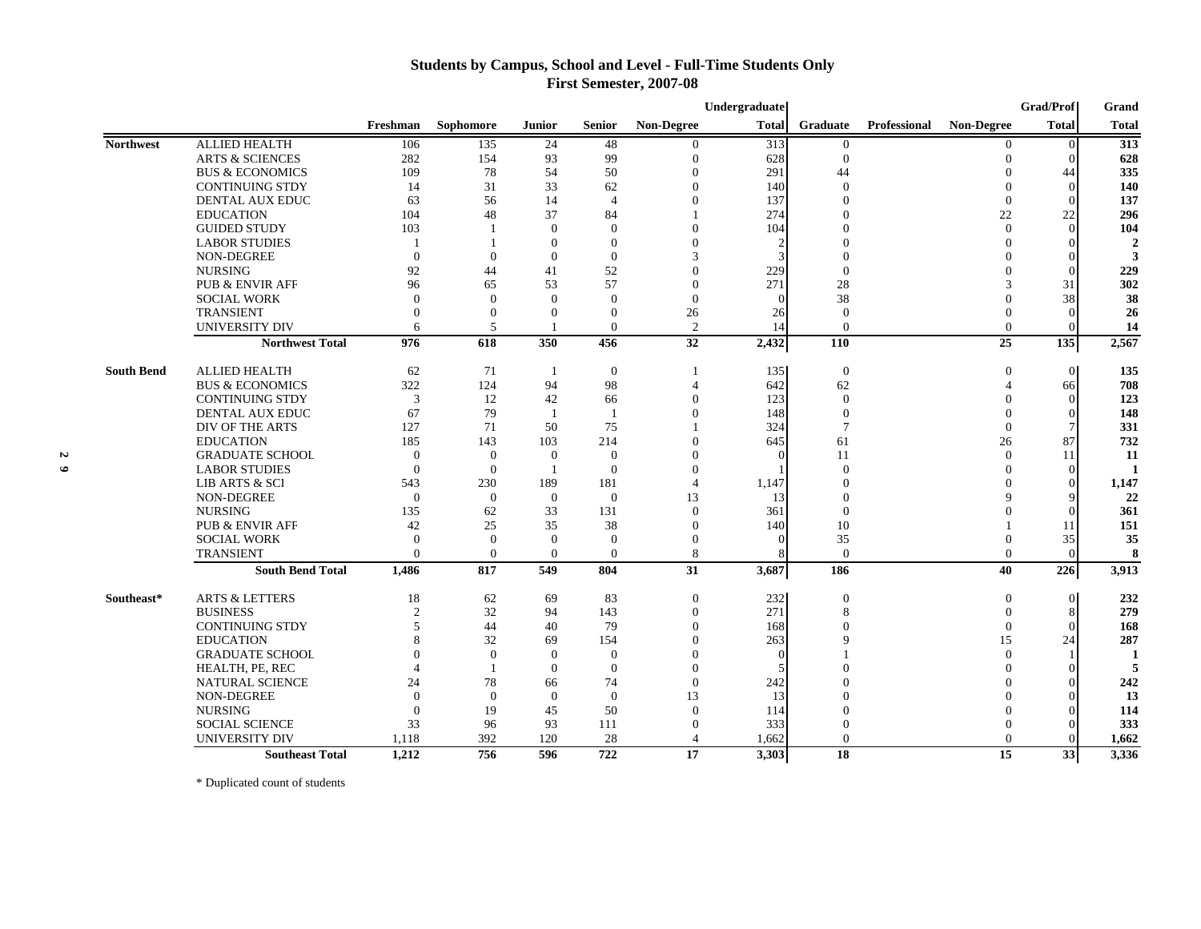# Students by Campus, School and Level - Full-Time Students Only
## First Semester, 2007-08

| | | Freshman | Sophomore | Junior | Senior | Non-Degree | Undergraduate Total | Graduate | Professional | Non-Degree | Grad/Prof Total | Grand Total |
|---|---|---|---|---|---|---|---|---|---|---|---|---|
| **Northwest** | ALLIED HEALTH | 106 | 135 | 24 | 48 | 0 | 313 | 0 | | 0 | 0 | **313** |
| | ARTS & SCIENCES | 282 | 154 | 93 | 99 | 0 | 628 | 0 | | 0 | 0 | **628** |
| | BUS & ECONOMICS | 109 | 78 | 54 | 50 | 0 | 291 | 44 | | 0 | 44 | **335** |
| | CONTINUING STDY | 14 | 31 | 33 | 62 | 0 | 140 | 0 | | 0 | 0 | **140** |
| | DENTAL AUX EDUC | 63 | 56 | 14 | 4 | 0 | 137 | 0 | | 0 | 0 | **137** |
| | EDUCATION | 104 | 48 | 37 | 84 | 1 | 274 | 0 | | 22 | 22 | **296** |
| | GUIDED STUDY | 103 | 1 | 0 | 0 | 0 | 104 | 0 | | 0 | 0 | **104** |
| | LABOR STUDIES | 1 | 1 | 0 | 0 | 0 | 2 | 0 | | 0 | 0 | **2** |
| | NON-DEGREE | 0 | 0 | 0 | 0 | 3 | 3 | 0 | | 0 | 0 | **3** |
| | NURSING | 92 | 44 | 41 | 52 | 0 | 229 | 0 | | 0 | 0 | **229** |
| | PUB & ENVIR AFF | 96 | 65 | 53 | 57 | 0 | 271 | 28 | | 3 | 31 | **302** |
| | SOCIAL WORK | 0 | 0 | 0 | 0 | 0 | 0 | 38 | | 0 | 38 | **38** |
| | TRANSIENT | 0 | 0 | 0 | 0 | 26 | 26 | 0 | | 0 | 0 | **26** |
| | UNIVERSITY DIV | 6 | 5 | 1 | 0 | 2 | 14 | 0 | | 0 | 0 | **14** |
| | **Northwest Total** | **976** | **618** | **350** | **456** | **32** | **2,432** | **110** | | **25** | **135** | **2,567** |
| **South Bend** | ALLIED HEALTH | 62 | 71 | 1 | 0 | 1 | 135 | 0 | | 0 | 0 | **135** |
| | BUS & ECONOMICS | 322 | 124 | 94 | 98 | 4 | 642 | 62 | | 4 | 66 | **708** |
| | CONTINUING STDY | 3 | 12 | 42 | 66 | 0 | 123 | 0 | | 0 | 0 | **123** |
| | DENTAL AUX EDUC | 67 | 79 | 1 | 1 | 0 | 148 | 0 | | 0 | 0 | **148** |
| | DIV OF THE ARTS | 127 | 71 | 50 | 75 | 1 | 324 | 7 | | 0 | 7 | **331** |
| | EDUCATION | 185 | 143 | 103 | 214 | 0 | 645 | 61 | | 26 | 87 | **732** |
| | GRADUATE SCHOOL | 0 | 0 | 0 | 0 | 0 | 0 | 11 | | 0 | 11 | **11** |
| | LABOR STUDIES | 0 | 0 | 1 | 0 | 0 | 1 | 0 | | 0 | 0 | **1** |
| | LIB ARTS & SCI | 543 | 230 | 189 | 181 | 4 | 1,147 | 0 | | 0 | 0 | **1,147** |
| | NON-DEGREE | 0 | 0 | 0 | 0 | 13 | 13 | 0 | | 9 | 9 | **22** |
| | NURSING | 135 | 62 | 33 | 131 | 0 | 361 | 0 | | 0 | 0 | **361** |
| | PUB & ENVIR AFF | 42 | 25 | 35 | 38 | 0 | 140 | 10 | | 1 | 11 | **151** |
| | SOCIAL WORK | 0 | 0 | 0 | 0 | 0 | 0 | 35 | | 0 | 35 | **35** |
| | TRANSIENT | 0 | 0 | 0 | 0 | 8 | 8 | 0 | | 0 | 0 | **8** |
| | **South Bend Total** | **1,486** | **817** | **549** | **804** | **31** | **3,687** | **186** | | **40** | **226** | **3,913** |
| **Southeast*** | ARTS & LETTERS | 18 | 62 | 69 | 83 | 0 | 232 | 0 | | 0 | 0 | **232** |
| | BUSINESS | 2 | 32 | 94 | 143 | 0 | 271 | 8 | | 0 | 8 | **279** |
| | CONTINUING STDY | 5 | 44 | 40 | 79 | 0 | 168 | 0 | | 0 | 0 | **168** |
| | EDUCATION | 8 | 32 | 69 | 154 | 0 | 263 | 9 | | 15 | 24 | **287** |
| | GRADUATE SCHOOL | 0 | 0 | 0 | 0 | 0 | 0 | 1 | | 0 | 1 | **1** |
| | HEALTH, PE, REC | 4 | 1 | 0 | 0 | 0 | 5 | 0 | | 0 | 0 | **5** |
| | NATURAL SCIENCE | 24 | 78 | 66 | 74 | 0 | 242 | 0 | | 0 | 0 | **242** |
| | NON-DEGREE | 0 | 0 | 0 | 0 | 13 | 13 | 0 | | 0 | 0 | **13** |
| | NURSING | 0 | 19 | 45 | 50 | 0 | 114 | 0 | | 0 | 0 | **114** |
| | SOCIAL SCIENCE | 33 | 96 | 93 | 111 | 0 | 333 | 0 | | 0 | 0 | **333** |
| | UNIVERSITY DIV | 1,118 | 392 | 120 | 28 | 4 | 1,662 | 0 | | 0 | 0 | **1,662** |
| | **Southeast Total** | **1,212** | **756** | **596** | **722** | **17** | **3,303** | **18** | | **15** | **33** | **3,336** |

\* Duplicated count of students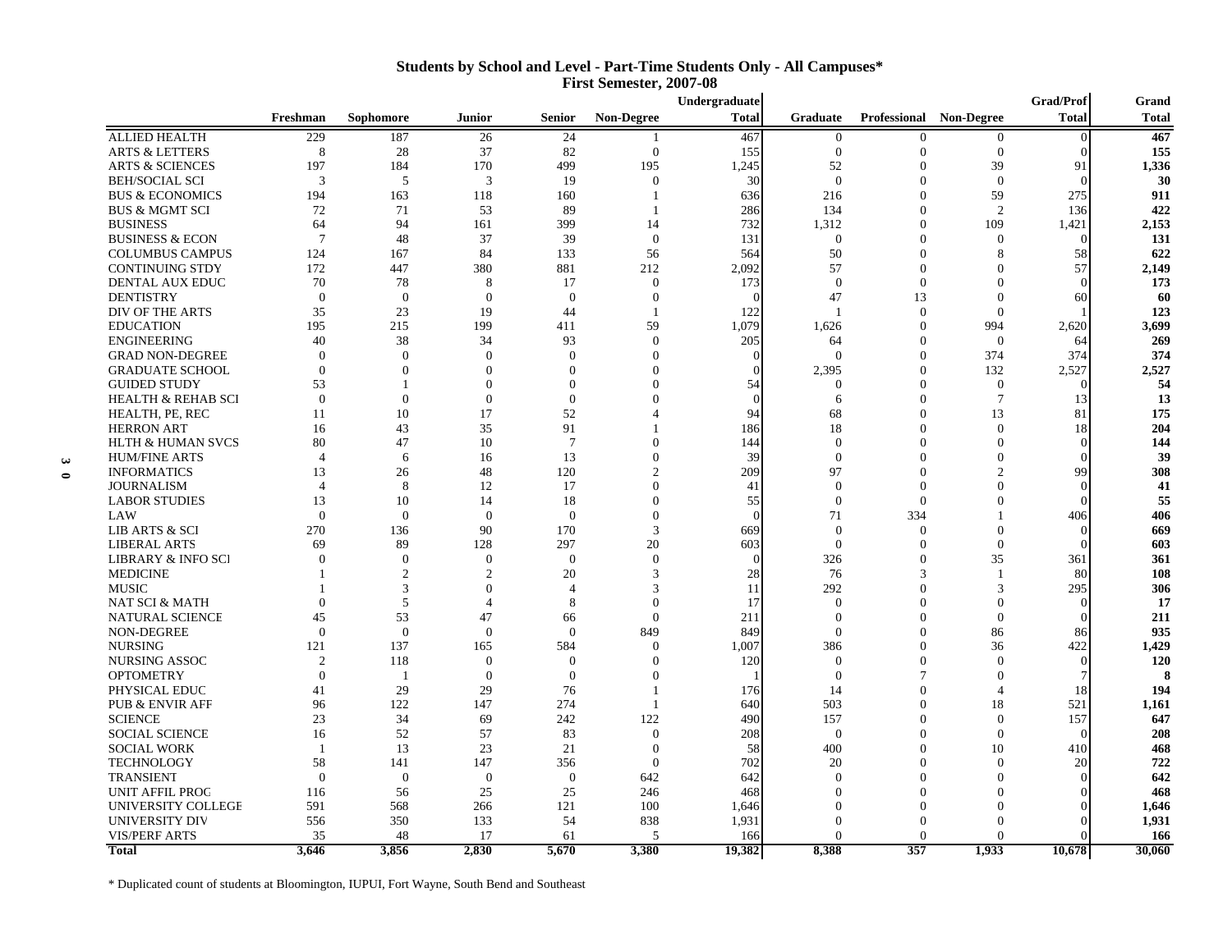## Students by School and Level - Part-Time Students Only - All Campuses*
### First Semester, 2007-08

| | Freshman | Sophomore | Junior | Senior | Non-Degree | Undergraduate Total | Graduate | Professional | Non-Degree | Grad/Prof Total | Grand Total |
|---|---|---|---|---|---|---|---|---|---|---|---|
| ALLIED HEALTH | 229 | 187 | 26 | 24 | 1 | 467 | 0 | 0 | 0 | 0 | **467** |
| ARTS & LETTERS | 8 | 28 | 37 | 82 | 0 | 155 | 0 | 0 | 0 | 0 | **155** |
| ARTS & SCIENCES | 197 | 184 | 170 | 499 | 195 | 1,245 | 52 | 0 | 39 | 91 | **1,336** |
| BEH/SOCIAL SCI | 3 | 5 | 3 | 19 | 0 | 30 | 0 | 0 | 0 | 0 | **30** |
| BUS & ECONOMICS | 194 | 163 | 118 | 160 | 1 | 636 | 216 | 0 | 59 | 275 | **911** |
| BUS & MGMT SCI | 72 | 71 | 53 | 89 | 1 | 286 | 134 | 0 | 2 | 136 | **422** |
| BUSINESS | 64 | 94 | 161 | 399 | 14 | 732 | 1,312 | 0 | 109 | 1,421 | **2,153** |
| BUSINESS & ECON | 7 | 48 | 37 | 39 | 0 | 131 | 0 | 0 | 0 | 0 | **131** |
| COLUMBUS CAMPUS | 124 | 167 | 84 | 133 | 56 | 564 | 50 | 0 | 8 | 58 | **622** |
| CONTINUING STDY | 172 | 447 | 380 | 881 | 212 | 2,092 | 57 | 0 | 0 | 57 | **2,149** |
| DENTAL AUX EDUC | 70 | 78 | 8 | 17 | 0 | 173 | 0 | 0 | 0 | 0 | **173** |
| DENTISTRY | 0 | 0 | 0 | 0 | 0 | 0 | 47 | 13 | 0 | 60 | **60** |
| DIV OF THE ARTS | 35 | 23 | 19 | 44 | 1 | 122 | 1 | 0 | 0 | 1 | **123** |
| EDUCATION | 195 | 215 | 199 | 411 | 59 | 1,079 | 1,626 | 0 | 994 | 2,620 | **3,699** |
| ENGINEERING | 40 | 38 | 34 | 93 | 0 | 205 | 64 | 0 | 0 | 64 | **269** |
| GRAD NON-DEGREE | 0 | 0 | 0 | 0 | 0 | 0 | 0 | 0 | 374 | 374 | **374** |
| GRADUATE SCHOOL | 0 | 0 | 0 | 0 | 0 | 0 | 2,395 | 0 | 132 | 2,527 | **2,527** |
| GUIDED STUDY | 53 | 1 | 0 | 0 | 0 | 54 | 0 | 0 | 0 | 0 | **54** |
| HEALTH & REHAB SCI | 0 | 0 | 0 | 0 | 0 | 0 | 6 | 0 | 7 | 13 | **13** |
| HEALTH, PE, REC | 11 | 10 | 17 | 52 | 4 | 94 | 68 | 0 | 13 | 81 | **175** |
| HERRON ART | 16 | 43 | 35 | 91 | 1 | 186 | 18 | 0 | 0 | 18 | **204** |
| HLTH & HUMAN SVCS | 80 | 47 | 10 | 7 | 0 | 144 | 0 | 0 | 0 | 0 | **144** |
| HUM/FINE ARTS | 4 | 6 | 16 | 13 | 0 | 39 | 0 | 0 | 0 | 0 | **39** |
| INFORMATICS | 13 | 26 | 48 | 120 | 2 | 209 | 97 | 0 | 2 | 99 | **308** |
| JOURNALISM | 4 | 8 | 12 | 17 | 0 | 41 | 0 | 0 | 0 | 0 | **41** |
| LABOR STUDIES | 13 | 10 | 14 | 18 | 0 | 55 | 0 | 0 | 0 | 0 | **55** |
| LAW | 0 | 0 | 0 | 0 | 0 | 0 | 71 | 334 | 1 | 406 | **406** |
| LIB ARTS & SCI | 270 | 136 | 90 | 170 | 3 | 669 | 0 | 0 | 0 | 0 | **669** |
| LIBERAL ARTS | 69 | 89 | 128 | 297 | 20 | 603 | 0 | 0 | 0 | 0 | **603** |
| LIBRARY & INFO SCI | 0 | 0 | 0 | 0 | 0 | 0 | 326 | 0 | 35 | 361 | **361** |
| MEDICINE | 1 | 2 | 2 | 20 | 3 | 28 | 76 | 3 | 1 | 80 | **108** |
| MUSIC | 1 | 3 | 0 | 4 | 3 | 11 | 292 | 0 | 3 | 295 | **306** |
| NAT SCI & MATH | 0 | 5 | 4 | 8 | 0 | 17 | 0 | 0 | 0 | 0 | **17** |
| NATURAL SCIENCE | 45 | 53 | 47 | 66 | 0 | 211 | 0 | 0 | 0 | 0 | **211** |
| NON-DEGREE | 0 | 0 | 0 | 0 | 849 | 849 | 0 | 0 | 86 | 86 | **935** |
| NURSING | 121 | 137 | 165 | 584 | 0 | 1,007 | 386 | 0 | 36 | 422 | **1,429** |
| NURSING ASSOC | 2 | 118 | 0 | 0 | 0 | 120 | 0 | 0 | 0 | 0 | **120** |
| OPTOMETRY | 0 | 1 | 0 | 0 | 0 | 1 | 0 | 7 | 0 | 7 | **8** |
| PHYSICAL EDUC | 41 | 29 | 29 | 76 | 1 | 176 | 14 | 0 | 4 | 18 | **194** |
| PUB & ENVIR AFF | 96 | 122 | 147 | 274 | 1 | 640 | 503 | 0 | 18 | 521 | **1,161** |
| SCIENCE | 23 | 34 | 69 | 242 | 122 | 490 | 157 | 0 | 0 | 157 | **647** |
| SOCIAL SCIENCE | 16 | 52 | 57 | 83 | 0 | 208 | 0 | 0 | 0 | 0 | **208** |
| SOCIAL WORK | 1 | 13 | 23 | 21 | 0 | 58 | 400 | 0 | 10 | 410 | **468** |
| TECHNOLOGY | 58 | 141 | 147 | 356 | 0 | 702 | 20 | 0 | 0 | 20 | **722** |
| TRANSIENT | 0 | 0 | 0 | 0 | 642 | 642 | 0 | 0 | 0 | 0 | **642** |
| UNIT AFFIL PROG | 116 | 56 | 25 | 25 | 246 | 468 | 0 | 0 | 0 | 0 | **468** |
| UNIVERSITY COLLEGE | 591 | 568 | 266 | 121 | 100 | 1,646 | 0 | 0 | 0 | 0 | **1,646** |
| UNIVERSITY DIV | 556 | 350 | 133 | 54 | 838 | 1,931 | 0 | 0 | 0 | 0 | **1,931** |
| VIS/PERF ARTS | 35 | 48 | 17 | 61 | 5 | 166 | 0 | 0 | 0 | 0 | **166** |
| **Total** | **3,646** | **3,856** | **2,830** | **5,670** | **3,380** | **19,382** | **8,388** | **357** | **1,933** | **10,678** | **30,060** |

* Duplicated count of students at Bloomington, IUPUI, Fort Wayne, South Bend and Southeast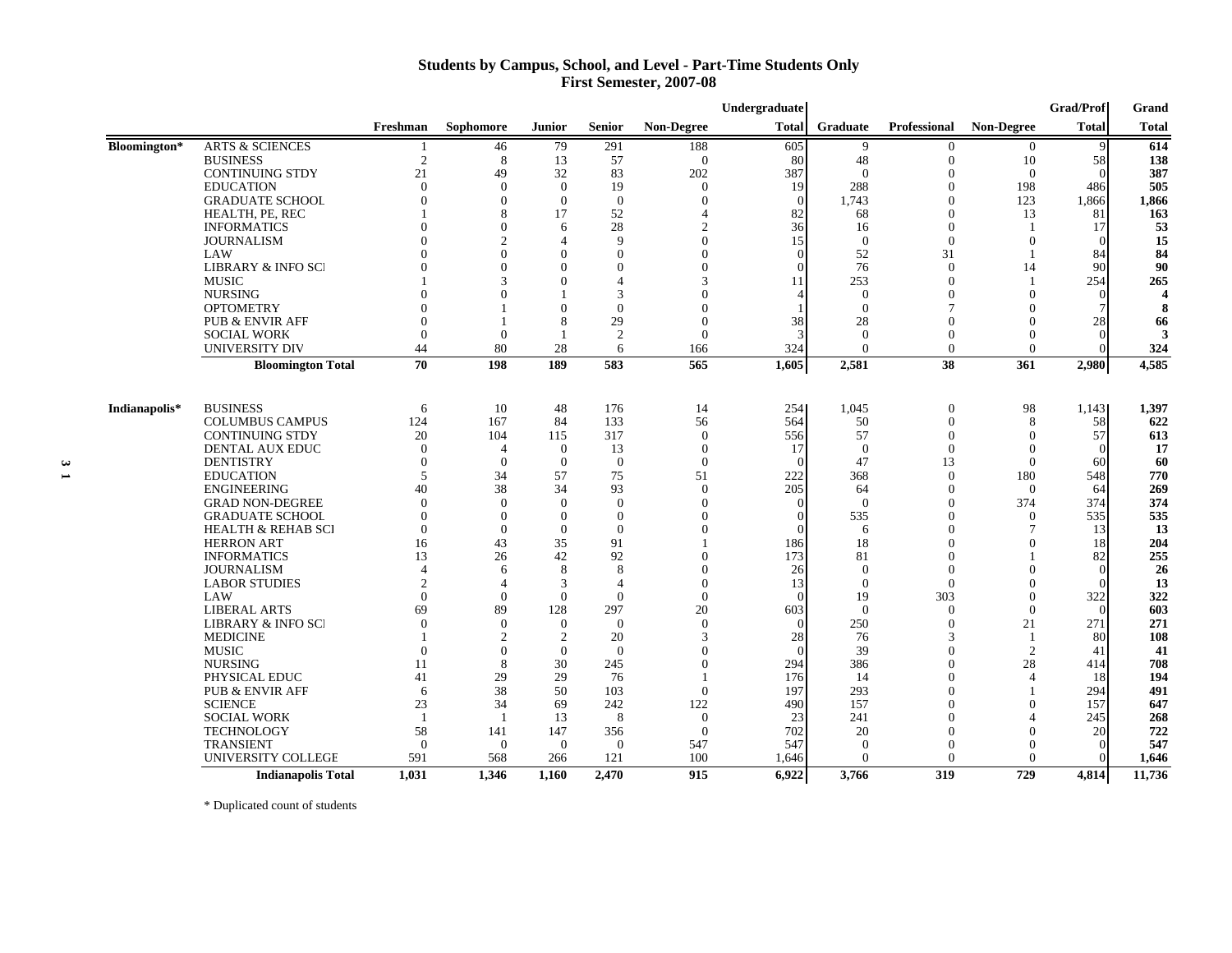## Students by Campus, School, and Level - Part-Time Students Only
## First Semester, 2007-08

| | | Freshman | Sophomore | Junior | Senior | Non-Degree | Undergraduate Total | Graduate | Professional | Non-Degree | Grad/Prof Total | Grand Total |
|---|---|---|---|---|---|---|---|---|---|---|---|---|
| Bloomington* | ARTS & SCIENCES | 1 | 46 | 79 | 291 | 188 | 605 | 9 | 0 | 0 | 9 | **614** |
| | BUSINESS | 2 | 8 | 13 | 57 | 0 | 80 | 48 | 0 | 10 | 58 | **138** |
| | CONTINUING STDY | 21 | 49 | 32 | 83 | 202 | 387 | 0 | 0 | 0 | 0 | **387** |
| | EDUCATION | 0 | 0 | 0 | 19 | 0 | 19 | 288 | 0 | 198 | 486 | **505** |
| | GRADUATE SCHOOL | 0 | 0 | 0 | 0 | 0 | 0 | 1,743 | 0 | 123 | 1,866 | **1,866** |
| | HEALTH, PE, REC | 1 | 8 | 17 | 52 | 4 | 82 | 68 | 0 | 13 | 81 | **163** |
| | INFORMATICS | 0 | 0 | 6 | 28 | 2 | 36 | 16 | 0 | 1 | 17 | **53** |
| | JOURNALISM | 0 | 2 | 4 | 9 | 0 | 15 | 0 | 0 | 0 | 0 | **15** |
| | LAW | 0 | 0 | 0 | 0 | 0 | 0 | 52 | 31 | 1 | 84 | **84** |
| | LIBRARY & INFO SCI | 0 | 0 | 0 | 0 | 0 | 0 | 76 | 0 | 14 | 90 | **90** |
| | MUSIC | 1 | 3 | 0 | 4 | 3 | 11 | 253 | 0 | 1 | 254 | **265** |
| | NURSING | 0 | 0 | 1 | 3 | 0 | 4 | 0 | 0 | 0 | 0 | **4** |
| | OPTOMETRY | 0 | 1 | 0 | 0 | 0 | 1 | 0 | 7 | 0 | 7 | **8** |
| | PUB & ENVIR AFF | 0 | 1 | 8 | 29 | 0 | 38 | 28 | 0 | 0 | 28 | **66** |
| | SOCIAL WORK | 0 | 0 | 1 | 2 | 0 | 3 | 0 | 0 | 0 | 0 | **3** |
| | UNIVERSITY DIV | 44 | 80 | 28 | 6 | 166 | 324 | 0 | 0 | 0 | 0 | **324** |
| | **Bloomington Total** | **70** | **198** | **189** | **583** | **565** | **1,605** | **2,581** | **38** | **361** | **2,980** | **4,585** |
| Indianapolis* | BUSINESS | 6 | 10 | 48 | 176 | 14 | 254 | 1,045 | 0 | 98 | 1,143 | **1,397** |
| | COLUMBUS CAMPUS | 124 | 167 | 84 | 133 | 56 | 564 | 50 | 0 | 8 | 58 | **622** |
| | CONTINUING STDY | 20 | 104 | 115 | 317 | 0 | 556 | 57 | 0 | 0 | 57 | **613** |
| | DENTAL AUX EDUC | 0 | 4 | 0 | 13 | 0 | 17 | 0 | 0 | 0 | 0 | **17** |
| | DENTISTRY | 0 | 0 | 0 | 0 | 0 | 0 | 47 | 13 | 0 | 60 | **60** |
| | EDUCATION | 5 | 34 | 57 | 75 | 51 | 222 | 368 | 0 | 180 | 548 | **770** |
| | ENGINEERING | 40 | 38 | 34 | 93 | 0 | 205 | 64 | 0 | 0 | 64 | **269** |
| | GRAD NON-DEGREE | 0 | 0 | 0 | 0 | 0 | 0 | 0 | 0 | 374 | 374 | **374** |
| | GRADUATE SCHOOL | 0 | 0 | 0 | 0 | 0 | 0 | 535 | 0 | 0 | 535 | **535** |
| | HEALTH & REHAB SCI | 0 | 0 | 0 | 0 | 0 | 0 | 6 | 0 | 7 | 13 | **13** |
| | HERRON ART | 16 | 43 | 35 | 91 | 1 | 186 | 18 | 0 | 0 | 18 | **204** |
| | INFORMATICS | 13 | 26 | 42 | 92 | 0 | 173 | 81 | 0 | 1 | 82 | **255** |
| | JOURNALISM | 4 | 6 | 8 | 8 | 0 | 26 | 0 | 0 | 0 | 0 | **26** |
| | LABOR STUDIES | 2 | 4 | 3 | 4 | 0 | 13 | 0 | 0 | 0 | 0 | **13** |
| | LAW | 0 | 0 | 0 | 0 | 0 | 0 | 19 | 303 | 0 | 322 | **322** |
| | LIBERAL ARTS | 69 | 89 | 128 | 297 | 20 | 603 | 0 | 0 | 0 | 0 | **603** |
| | LIBRARY & INFO SCI | 0 | 0 | 0 | 0 | 0 | 0 | 250 | 0 | 21 | 271 | **271** |
| | MEDICINE | 1 | 2 | 2 | 20 | 3 | 28 | 76 | 3 | 1 | 80 | **108** |
| | MUSIC | 0 | 0 | 0 | 0 | 0 | 0 | 39 | 0 | 2 | 41 | **41** |
| | NURSING | 11 | 8 | 30 | 245 | 0 | 294 | 386 | 0 | 28 | 414 | **708** |
| | PHYSICAL EDUC | 41 | 29 | 29 | 76 | 1 | 176 | 14 | 0 | 4 | 18 | **194** |
| | PUB & ENVIR AFF | 6 | 38 | 50 | 103 | 0 | 197 | 293 | 0 | 1 | 294 | **491** |
| | SCIENCE | 23 | 34 | 69 | 242 | 122 | 490 | 157 | 0 | 0 | 157 | **647** |
| | SOCIAL WORK | 1 | 1 | 13 | 8 | 0 | 23 | 241 | 0 | 4 | 245 | **268** |
| | TECHNOLOGY | 58 | 141 | 147 | 356 | 0 | 702 | 20 | 0 | 0 | 20 | **722** |
| | TRANSIENT | 0 | 0 | 0 | 0 | 547 | 547 | 0 | 0 | 0 | 0 | **547** |
| | UNIVERSITY COLLEGE | 591 | 568 | 266 | 121 | 100 | 1,646 | 0 | 0 | 0 | 0 | **1,646** |
| | **Indianapolis Total** | **1,031** | **1,346** | **1,160** | **2,470** | **915** | **6,922** | **3,766** | **319** | **729** | **4,814** | **11,736** |

\* Duplicated count of students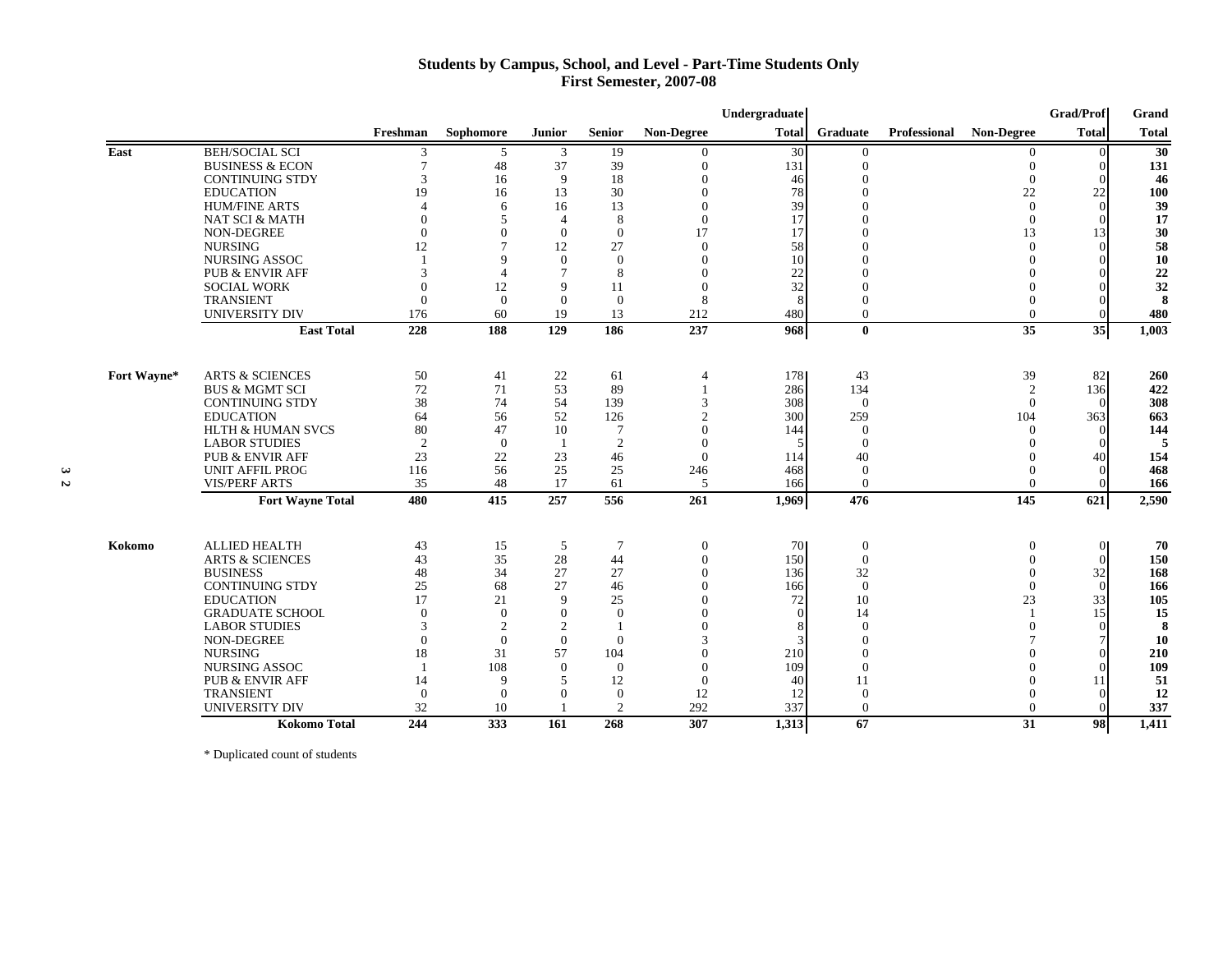## Students by Campus, School, and Level - Part-Time Students Only
### First Semester, 2007-08

| | | Freshman | Sophomore | Junior | Senior | Non-Degree | Undergraduate Total | Graduate | Professional | Non-Degree | Grad/Prof Total | Grand Total |
|---|---|---|---|---|---|---|---|---|---|---|---|---|
| **East** | BEH/SOCIAL SCI | 3 | 5 | 3 | 19 | 0 | 30 | 0 | | 0 | 0 | **30** |
| | BUSINESS & ECON | 7 | 48 | 37 | 39 | 0 | 131 | 0 | | 0 | 0 | **131** |
| | CONTINUING STDY | 3 | 16 | 9 | 18 | 0 | 46 | 0 | | 0 | 0 | **46** |
| | EDUCATION | 19 | 16 | 13 | 30 | 0 | 78 | 0 | | 22 | 22 | **100** |
| | HUM/FINE ARTS | 4 | 6 | 16 | 13 | 0 | 39 | 0 | | 0 | 0 | **39** |
| | NAT SCI & MATH | 0 | 5 | 4 | 8 | 0 | 17 | 0 | | 0 | 0 | **17** |
| | NON-DEGREE | 0 | 0 | 0 | 0 | 17 | 17 | 0 | | 13 | 13 | **30** |
| | NURSING | 12 | 7 | 12 | 27 | 0 | 58 | 0 | | 0 | 0 | **58** |
| | NURSING ASSOC | 1 | 9 | 0 | 0 | 0 | 10 | 0 | | 0 | 0 | **10** |
| | PUB & ENVIR AFF | 3 | 4 | 7 | 8 | 0 | 22 | 0 | | 0 | 0 | **22** |
| | SOCIAL WORK | 0 | 12 | 9 | 11 | 0 | 32 | 0 | | 0 | 0 | **32** |
| | TRANSIENT | 0 | 0 | 0 | 0 | 8 | 8 | 0 | | 0 | 0 | **8** |
| | UNIVERSITY DIV | 176 | 60 | 19 | 13 | 212 | 480 | 0 | | 0 | 0 | **480** |
| | **East Total** | **228** | **188** | **129** | **186** | **237** | **968** | **0** | | **35** | **35** | **1,003** |
| **Fort Wayne*** | ARTS & SCIENCES | 50 | 41 | 22 | 61 | 4 | 178 | 43 | | 39 | 82 | **260** |
| | BUS & MGMT SCI | 72 | 71 | 53 | 89 | 1 | 286 | 134 | | 2 | 136 | **422** |
| | CONTINUING STDY | 38 | 74 | 54 | 139 | 3 | 308 | 0 | | 0 | 0 | **308** |
| | EDUCATION | 64 | 56 | 52 | 126 | 2 | 300 | 259 | | 104 | 363 | **663** |
| | HLTH & HUMAN SVCS | 80 | 47 | 10 | 7 | 0 | 144 | 0 | | 0 | 0 | **144** |
| | LABOR STUDIES | 2 | 0 | 1 | 2 | 0 | 5 | 0 | | 0 | 0 | **5** |
| | PUB & ENVIR AFF | 23 | 22 | 23 | 46 | 0 | 114 | 40 | | 0 | 40 | **154** |
| | UNIT AFFIL PROG | 116 | 56 | 25 | 25 | 246 | 468 | 0 | | 0 | 0 | **468** |
| | VIS/PERF ARTS | 35 | 48 | 17 | 61 | 5 | 166 | 0 | | 0 | 0 | **166** |
| | **Fort Wayne Total** | **480** | **415** | **257** | **556** | **261** | **1,969** | **476** | | **145** | **621** | **2,590** |
| **Kokomo** | ALLIED HEALTH | 43 | 15 | 5 | 7 | 0 | 70 | 0 | | 0 | 0 | **70** |
| | ARTS & SCIENCES | 43 | 35 | 28 | 44 | 0 | 150 | 0 | | 0 | 0 | **150** |
| | BUSINESS | 48 | 34 | 27 | 27 | 0 | 136 | 32 | | 0 | 32 | **168** |
| | CONTINUING STDY | 25 | 68 | 27 | 46 | 0 | 166 | 0 | | 0 | 0 | **166** |
| | EDUCATION | 17 | 21 | 9 | 25 | 0 | 72 | 10 | | 23 | 33 | **105** |
| | GRADUATE SCHOOL | 0 | 0 | 0 | 0 | 0 | 0 | 14 | | 1 | 15 | **15** |
| | LABOR STUDIES | 3 | 2 | 2 | 1 | 0 | 8 | 0 | | 0 | 0 | **8** |
| | NON-DEGREE | 0 | 0 | 0 | 0 | 3 | 3 | 0 | | 7 | 7 | **10** |
| | NURSING | 18 | 31 | 57 | 104 | 0 | 210 | 0 | | 0 | 0 | **210** |
| | NURSING ASSOC | 1 | 108 | 0 | 0 | 0 | 109 | 0 | | 0 | 0 | **109** |
| | PUB & ENVIR AFF | 14 | 9 | 5 | 12 | 0 | 40 | 11 | | 0 | 11 | **51** |
| | TRANSIENT | 0 | 0 | 0 | 0 | 12 | 12 | 0 | | 0 | 0 | **12** |
| | UNIVERSITY DIV | 32 | 10 | 1 | 2 | 292 | 337 | 0 | | 0 | 0 | **337** |
| | **Kokomo Total** | **244** | **333** | **161** | **268** | **307** | **1,313** | **67** | | **31** | **98** | **1,411** |

\* Duplicated count of students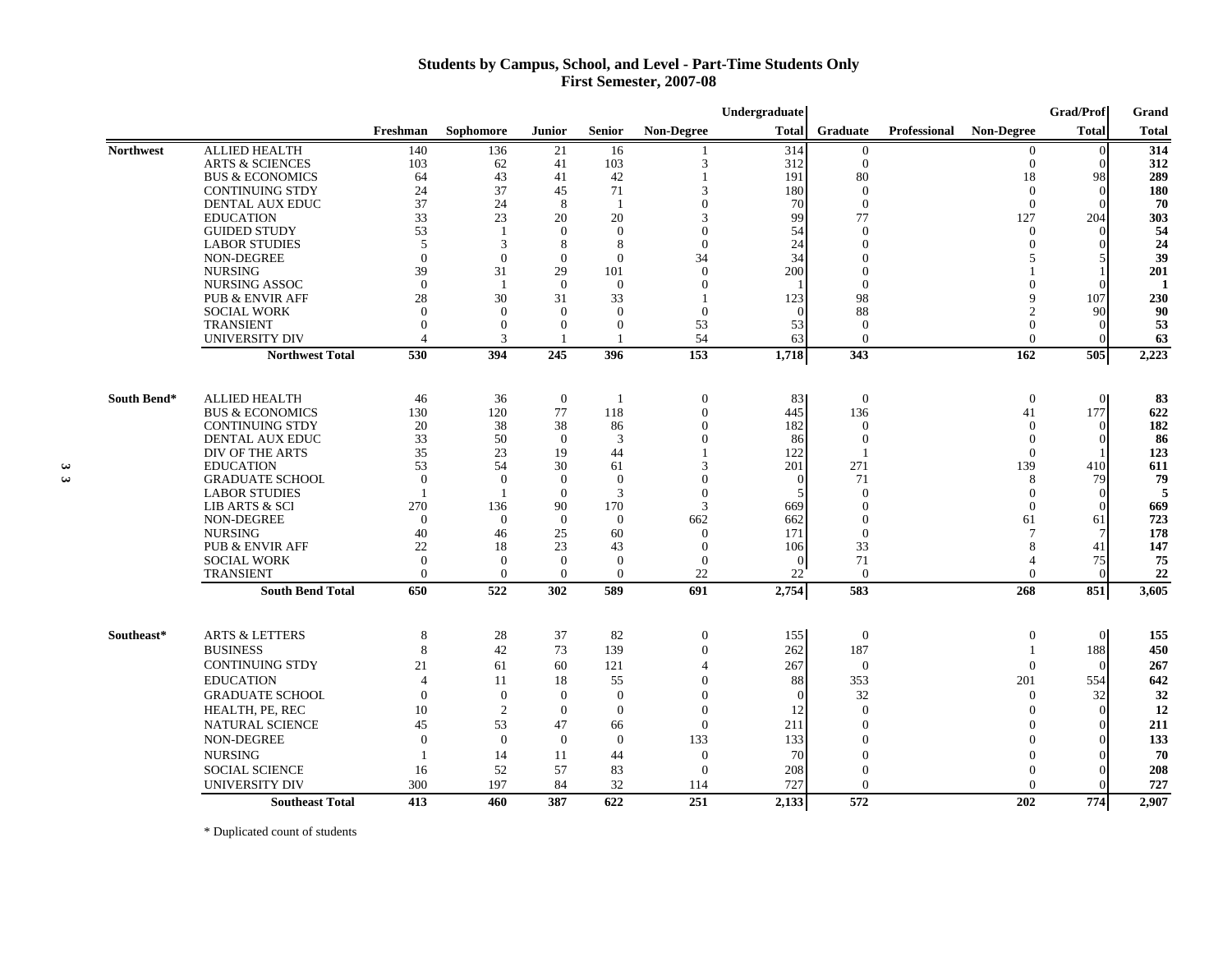# Students by Campus, School, and Level - Part-Time Students Only
## First Semester, 2007-08

| | | Freshman | Sophomore | Junior | Senior | Non-Degree | Undergraduate Total | Graduate | Professional | Non-Degree | Grad/Prof Total | Grand Total |
|---|---|---|---|---|---|---|---|---|---|---|---|---|
| **Northwest** | ALLIED HEALTH | 140 | 136 | 21 | 16 | 1 | 314 | 0 | | 0 | 0 | **314** |
| | ARTS & SCIENCES | 103 | 62 | 41 | 103 | 3 | 312 | 0 | | 0 | 0 | **312** |
| | BUS & ECONOMICS | 64 | 43 | 41 | 42 | 1 | 191 | 80 | | 18 | 98 | **289** |
| | CONTINUING STDY | 24 | 37 | 45 | 71 | 3 | 180 | 0 | | 0 | 0 | **180** |
| | DENTAL AUX EDUC | 37 | 24 | 8 | 1 | 0 | 70 | 0 | | 0 | 0 | **70** |
| | EDUCATION | 33 | 23 | 20 | 20 | 3 | 99 | 77 | | 127 | 204 | **303** |
| | GUIDED STUDY | 53 | 1 | 0 | 0 | 0 | 54 | 0 | | 0 | 0 | **54** |
| | LABOR STUDIES | 5 | 3 | 8 | 8 | 0 | 24 | 0 | | 0 | 0 | **24** |
| | NON-DEGREE | 0 | 0 | 0 | 0 | 34 | 34 | 0 | | 5 | 5 | **39** |
| | NURSING | 39 | 31 | 29 | 101 | 0 | 200 | 0 | | 1 | 1 | **201** |
| | NURSING ASSOC | 0 | 1 | 0 | 0 | 0 | 1 | 0 | | 0 | 0 | **1** |
| | PUB & ENVIR AFF | 28 | 30 | 31 | 33 | 1 | 123 | 98 | | 9 | 107 | **230** |
| | SOCIAL WORK | 0 | 0 | 0 | 0 | 0 | 0 | 88 | | 2 | 90 | **90** |
| | TRANSIENT | 0 | 0 | 0 | 0 | 53 | 53 | 0 | | 0 | 0 | **53** |
| | UNIVERSITY DIV | 4 | 3 | 1 | 1 | 54 | 63 | 0 | | 0 | 0 | **63** |
| | **Northwest Total** | **530** | **394** | **245** | **396** | **153** | **1,718** | **343** | | **162** | **505** | **2,223** |
| **South Bend*** | ALLIED HEALTH | 46 | 36 | 0 | 1 | 0 | 83 | 0 | | 0 | 0 | **83** |
| | BUS & ECONOMICS | 130 | 120 | 77 | 118 | 0 | 445 | 136 | | 41 | 177 | **622** |
| | CONTINUING STDY | 20 | 38 | 38 | 86 | 0 | 182 | 0 | | 0 | 0 | **182** |
| | DENTAL AUX EDUC | 33 | 50 | 0 | 3 | 0 | 86 | 0 | | 0 | 0 | **86** |
| | DIV OF THE ARTS | 35 | 23 | 19 | 44 | 1 | 122 | 1 | | 0 | 1 | **123** |
| | EDUCATION | 53 | 54 | 30 | 61 | 3 | 201 | 271 | | 139 | 410 | **611** |
| | GRADUATE SCHOOL | 0 | 0 | 0 | 0 | 0 | 0 | 71 | | 8 | 79 | **79** |
| | LABOR STUDIES | 1 | 1 | 0 | 3 | 0 | 5 | 0 | | 0 | 0 | **5** |
| | LIB ARTS & SCI | 270 | 136 | 90 | 170 | 3 | 669 | 0 | | 0 | 0 | **669** |
| | NON-DEGREE | 0 | 0 | 0 | 0 | 662 | 662 | 0 | | 61 | 61 | **723** |
| | NURSING | 40 | 46 | 25 | 60 | 0 | 171 | 0 | | 7 | 7 | **178** |
| | PUB & ENVIR AFF | 22 | 18 | 23 | 43 | 0 | 106 | 33 | | 8 | 41 | **147** |
| | SOCIAL WORK | 0 | 0 | 0 | 0 | 0 | 0 | 71 | | 4 | 75 | **75** |
| | TRANSIENT | 0 | 0 | 0 | 0 | 22 | 22 | 0 | | 0 | 0 | **22** |
| | **South Bend Total** | **650** | **522** | **302** | **589** | **691** | **2,754** | **583** | | **268** | **851** | **3,605** |
| **Southeast*** | ARTS & LETTERS | 8 | 28 | 37 | 82 | 0 | 155 | 0 | | 0 | 0 | **155** |
| | BUSINESS | 8 | 42 | 73 | 139 | 0 | 262 | 187 | | 1 | 188 | **450** |
| | CONTINUING STDY | 21 | 61 | 60 | 121 | 4 | 267 | 0 | | 0 | 0 | **267** |
| | EDUCATION | 4 | 11 | 18 | 55 | 0 | 88 | 353 | | 201 | 554 | **642** |
| | GRADUATE SCHOOL | 0 | 0 | 0 | 0 | 0 | 0 | 32 | | 0 | 32 | **32** |
| | HEALTH, PE, REC | 10 | 2 | 0 | 0 | 0 | 12 | 0 | | 0 | 0 | **12** |
| | NATURAL SCIENCE | 45 | 53 | 47 | 66 | 0 | 211 | 0 | | 0 | 0 | **211** |
| | NON-DEGREE | 0 | 0 | 0 | 0 | 133 | 133 | 0 | | 0 | 0 | **133** |
| | NURSING | 1 | 14 | 11 | 44 | 0 | 70 | 0 | | 0 | 0 | **70** |
| | SOCIAL SCIENCE | 16 | 52 | 57 | 83 | 0 | 208 | 0 | | 0 | 0 | **208** |
| | UNIVERSITY DIV | 300 | 197 | 84 | 32 | 114 | 727 | 0 | | 0 | 0 | **727** |
| | **Southeast Total** | **413** | **460** | **387** | **622** | **251** | **2,133** | **572** | | **202** | **774** | **2,907** |

\* Duplicated count of students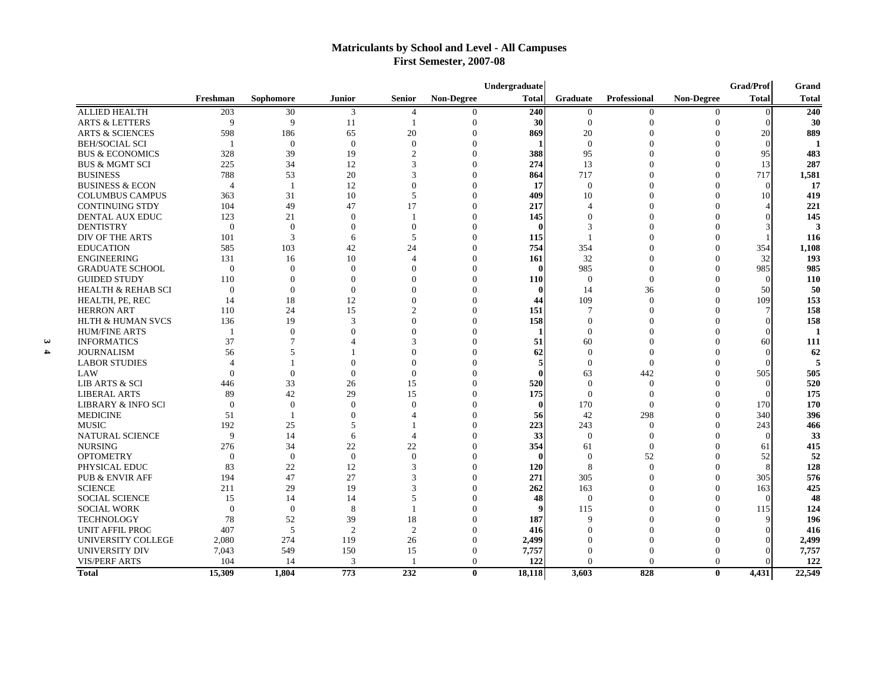# Matriculants by School and Level - All Campuses
## First Semester, 2007-08

| | Freshman | Sophomore | Junior | Senior | Non-Degree | Undergraduate Total | Graduate | Professional | Non-Degree | Grad/Prof Total | Grand Total |
|---|---|---|---|---|---|---|---|---|---|---|---|
| ALLIED HEALTH | 203 | 30 | 3 | 4 | 0 | **240** | 0 | 0 | 0 | 0 | **240** |
| ARTS & LETTERS | 9 | 9 | 11 | 1 | 0 | **30** | 0 | 0 | 0 | 0 | **30** |
| ARTS & SCIENCES | 598 | 186 | 65 | 20 | 0 | **869** | 20 | 0 | 0 | 20 | **889** |
| BEH/SOCIAL SCI | 1 | 0 | 0 | 0 | 0 | **1** | 0 | 0 | 0 | 0 | **1** |
| BUS & ECONOMICS | 328 | 39 | 19 | 2 | 0 | **388** | 95 | 0 | 0 | 95 | **483** |
| BUS & MGMT SCI | 225 | 34 | 12 | 3 | 0 | **274** | 13 | 0 | 0 | 13 | **287** |
| BUSINESS | 788 | 53 | 20 | 3 | 0 | **864** | 717 | 0 | 0 | 717 | **1,581** |
| BUSINESS & ECON | 4 | 1 | 12 | 0 | 0 | **17** | 0 | 0 | 0 | 0 | **17** |
| COLUMBUS CAMPUS | 363 | 31 | 10 | 5 | 0 | **409** | 10 | 0 | 0 | 10 | **419** |
| CONTINUING STDY | 104 | 49 | 47 | 17 | 0 | **217** | 4 | 0 | 0 | 4 | **221** |
| DENTAL AUX EDUC | 123 | 21 | 0 | 1 | 0 | **145** | 0 | 0 | 0 | 0 | **145** |
| DENTISTRY | 0 | 0 | 0 | 0 | 0 | **0** | 3 | 0 | 0 | 3 | **3** |
| DIV OF THE ARTS | 101 | 3 | 6 | 5 | 0 | **115** | 1 | 0 | 0 | 1 | **116** |
| EDUCATION | 585 | 103 | 42 | 24 | 0 | **754** | 354 | 0 | 0 | 354 | **1,108** |
| ENGINEERING | 131 | 16 | 10 | 4 | 0 | **161** | 32 | 0 | 0 | 32 | **193** |
| GRADUATE SCHOOL | 0 | 0 | 0 | 0 | 0 | **0** | 985 | 0 | 0 | 985 | **985** |
| GUIDED STUDY | 110 | 0 | 0 | 0 | 0 | **110** | 0 | 0 | 0 | 0 | **110** |
| HEALTH & REHAB SCI | 0 | 0 | 0 | 0 | 0 | **0** | 14 | 36 | 0 | 50 | **50** |
| HEALTH, PE, REC | 14 | 18 | 12 | 0 | 0 | **44** | 109 | 0 | 0 | 109 | **153** |
| HERRON ART | 110 | 24 | 15 | 2 | 0 | **151** | 7 | 0 | 0 | 7 | **158** |
| HLTH & HUMAN SVCS | 136 | 19 | 3 | 0 | 0 | **158** | 0 | 0 | 0 | 0 | **158** |
| HUM/FINE ARTS | 1 | 0 | 0 | 0 | 0 | **1** | 0 | 0 | 0 | 0 | **1** |
| INFORMATICS | 37 | 7 | 4 | 3 | 0 | **51** | 60 | 0 | 0 | 60 | **111** |
| JOURNALISM | 56 | 5 | 1 | 0 | 0 | **62** | 0 | 0 | 0 | 0 | **62** |
| LABOR STUDIES | 4 | 1 | 0 | 0 | 0 | **5** | 0 | 0 | 0 | 0 | **5** |
| LAW | 0 | 0 | 0 | 0 | 0 | **0** | 63 | 442 | 0 | 505 | **505** |
| LIB ARTS & SCI | 446 | 33 | 26 | 15 | 0 | **520** | 0 | 0 | 0 | 0 | **520** |
| LIBERAL ARTS | 89 | 42 | 29 | 15 | 0 | **175** | 0 | 0 | 0 | 0 | **175** |
| LIBRARY & INFO SCI | 0 | 0 | 0 | 0 | 0 | **0** | 170 | 0 | 0 | 170 | **170** |
| MEDICINE | 51 | 1 | 0 | 4 | 0 | **56** | 42 | 298 | 0 | 340 | **396** |
| MUSIC | 192 | 25 | 5 | 1 | 0 | **223** | 243 | 0 | 0 | 243 | **466** |
| NATURAL SCIENCE | 9 | 14 | 6 | 4 | 0 | **33** | 0 | 0 | 0 | 0 | **33** |
| NURSING | 276 | 34 | 22 | 22 | 0 | **354** | 61 | 0 | 0 | 61 | **415** |
| OPTOMETRY | 0 | 0 | 0 | 0 | 0 | **0** | 0 | 52 | 0 | 52 | **52** |
| PHYSICAL EDUC | 83 | 22 | 12 | 3 | 0 | **120** | 8 | 0 | 0 | 8 | **128** |
| PUB & ENVIR AFF | 194 | 47 | 27 | 3 | 0 | **271** | 305 | 0 | 0 | 305 | **576** |
| SCIENCE | 211 | 29 | 19 | 3 | 0 | **262** | 163 | 0 | 0 | 163 | **425** |
| SOCIAL SCIENCE | 15 | 14 | 14 | 5 | 0 | **48** | 0 | 0 | 0 | 0 | **48** |
| SOCIAL WORK | 0 | 0 | 8 | 1 | 0 | **9** | 115 | 0 | 0 | 115 | **124** |
| TECHNOLOGY | 78 | 52 | 39 | 18 | 0 | **187** | 9 | 0 | 0 | 9 | **196** |
| UNIT AFFIL PROG | 407 | 5 | 2 | 2 | 0 | **416** | 0 | 0 | 0 | 0 | **416** |
| UNIVERSITY COLLEGE | 2,080 | 274 | 119 | 26 | 0 | **2,499** | 0 | 0 | 0 | 0 | **2,499** |
| UNIVERSITY DIV | 7,043 | 549 | 150 | 15 | 0 | **7,757** | 0 | 0 | 0 | 0 | **7,757** |
| VIS/PERF ARTS | 104 | 14 | 3 | 1 | 0 | **122** | 0 | 0 | 0 | 0 | **122** |
| **Total** | **15,309** | **1,804** | **773** | **232** | **0** | **18,118** | **3,603** | **828** | **0** | **4,431** | **22,549** |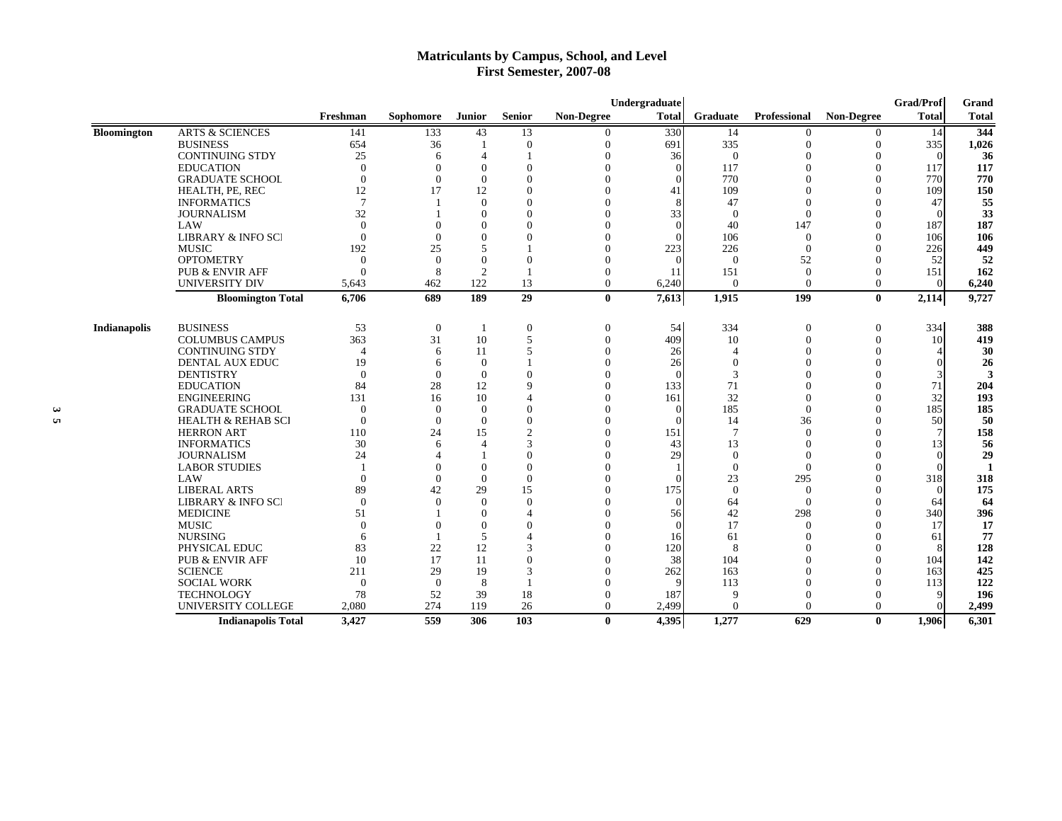# Matriculants by Campus, School, and Level
## First Semester, 2007-08

| | | Freshman | Sophomore | Junior | Senior | Non-Degree | Undergraduate Total | Graduate | Professional | Non-Degree | Grad/Prof Total | Grand Total |
|---|---|---|---|---|---|---|---|---|---|---|---|---|
| **Bloomington** | ARTS & SCIENCES | 141 | 133 | 43 | 13 | 0 | 330 | 14 | 0 | 0 | 14 | **344** |
| | BUSINESS | 654 | 36 | 1 | 0 | 0 | 691 | 335 | 0 | 0 | 335 | **1,026** |
| | CONTINUING STDY | 25 | 6 | 4 | 1 | 0 | 36 | 0 | 0 | 0 | 0 | **36** |
| | EDUCATION | 0 | 0 | 0 | 0 | 0 | 0 | 117 | 0 | 0 | 117 | **117** |
| | GRADUATE SCHOOL | 0 | 0 | 0 | 0 | 0 | 0 | 770 | 0 | 0 | 770 | **770** |
| | HEALTH, PE, REC | 12 | 17 | 12 | 0 | 0 | 41 | 109 | 0 | 0 | 109 | **150** |
| | INFORMATICS | 7 | 1 | 0 | 0 | 0 | 8 | 47 | 0 | 0 | 47 | **55** |
| | JOURNALISM | 32 | 1 | 0 | 0 | 0 | 33 | 0 | 0 | 0 | 0 | **33** |
| | LAW | 0 | 0 | 0 | 0 | 0 | 0 | 40 | 147 | 0 | 187 | **187** |
| | LIBRARY & INFO SCI | 0 | 0 | 0 | 0 | 0 | 0 | 106 | 0 | 0 | 106 | **106** |
| | MUSIC | 192 | 25 | 5 | 1 | 0 | 223 | 226 | 0 | 0 | 226 | **449** |
| | OPTOMETRY | 0 | 0 | 0 | 0 | 0 | 0 | 0 | 52 | 0 | 52 | **52** |
| | PUB & ENVIR AFF | 0 | 8 | 2 | 1 | 0 | 11 | 151 | 0 | 0 | 151 | **162** |
| | UNIVERSITY DIV | 5,643 | 462 | 122 | 13 | 0 | 6,240 | 0 | 0 | 0 | 0 | **6,240** |
| | **Bloomington Total** | **6,706** | **689** | **189** | **29** | **0** | **7,613** | **1,915** | **199** | **0** | **2,114** | **9,727** |
| **Indianapolis** | BUSINESS | 53 | 0 | 1 | 0 | 0 | 54 | 334 | 0 | 0 | 334 | **388** |
| | COLUMBUS CAMPUS | 363 | 31 | 10 | 5 | 0 | 409 | 10 | 0 | 0 | 10 | **419** |
| | CONTINUING STDY | 4 | 6 | 11 | 5 | 0 | 26 | 4 | 0 | 0 | 4 | **30** |
| | DENTAL AUX EDUC | 19 | 6 | 0 | 1 | 0 | 26 | 0 | 0 | 0 | 0 | **26** |
| | DENTISTRY | 0 | 0 | 0 | 0 | 0 | 0 | 3 | 0 | 0 | 3 | **3** |
| | EDUCATION | 84 | 28 | 12 | 9 | 0 | 133 | 71 | 0 | 0 | 71 | **204** |
| | ENGINEERING | 131 | 16 | 10 | 4 | 0 | 161 | 32 | 0 | 0 | 32 | **193** |
| | GRADUATE SCHOOL | 0 | 0 | 0 | 0 | 0 | 0 | 185 | 0 | 0 | 185 | **185** |
| | HEALTH & REHAB SCI | 0 | 0 | 0 | 0 | 0 | 0 | 14 | 36 | 0 | 50 | **50** |
| | HERRON ART | 110 | 24 | 15 | 2 | 0 | 151 | 7 | 0 | 0 | 7 | **158** |
| | INFORMATICS | 30 | 6 | 4 | 3 | 0 | 43 | 13 | 0 | 0 | 13 | **56** |
| | JOURNALISM | 24 | 4 | 1 | 0 | 0 | 29 | 0 | 0 | 0 | 0 | **29** |
| | LABOR STUDIES | 1 | 0 | 0 | 0 | 0 | 1 | 0 | 0 | 0 | 0 | **1** |
| | LAW | 0 | 0 | 0 | 0 | 0 | 0 | 23 | 295 | 0 | 318 | **318** |
| | LIBERAL ARTS | 89 | 42 | 29 | 15 | 0 | 175 | 0 | 0 | 0 | 0 | **175** |
| | LIBRARY & INFO SCI | 0 | 0 | 0 | 0 | 0 | 0 | 64 | 0 | 0 | 64 | **64** |
| | MEDICINE | 51 | 1 | 0 | 4 | 0 | 56 | 42 | 298 | 0 | 340 | **396** |
| | MUSIC | 0 | 0 | 0 | 0 | 0 | 0 | 17 | 0 | 0 | 17 | **17** |
| | NURSING | 6 | 1 | 5 | 4 | 0 | 16 | 61 | 0 | 0 | 61 | **77** |
| | PHYSICAL EDUC | 83 | 22 | 12 | 3 | 0 | 120 | 8 | 0 | 0 | 8 | **128** |
| | PUB & ENVIR AFF | 10 | 17 | 11 | 0 | 0 | 38 | 104 | 0 | 0 | 104 | **142** |
| | SCIENCE | 211 | 29 | 19 | 3 | 0 | 262 | 163 | 0 | 0 | 163 | **425** |
| | SOCIAL WORK | 0 | 0 | 8 | 1 | 0 | 9 | 113 | 0 | 0 | 113 | **122** |
| | TECHNOLOGY | 78 | 52 | 39 | 18 | 0 | 187 | 9 | 0 | 0 | 9 | **196** |
| | UNIVERSITY COLLEGE | 2,080 | 274 | 119 | 26 | 0 | 2,499 | 0 | 0 | 0 | 0 | **2,499** |
| | **Indianapolis Total** | **3,427** | **559** | **306** | **103** | **0** | **4,395** | **1,277** | **629** | **0** | **1,906** | **6,301** |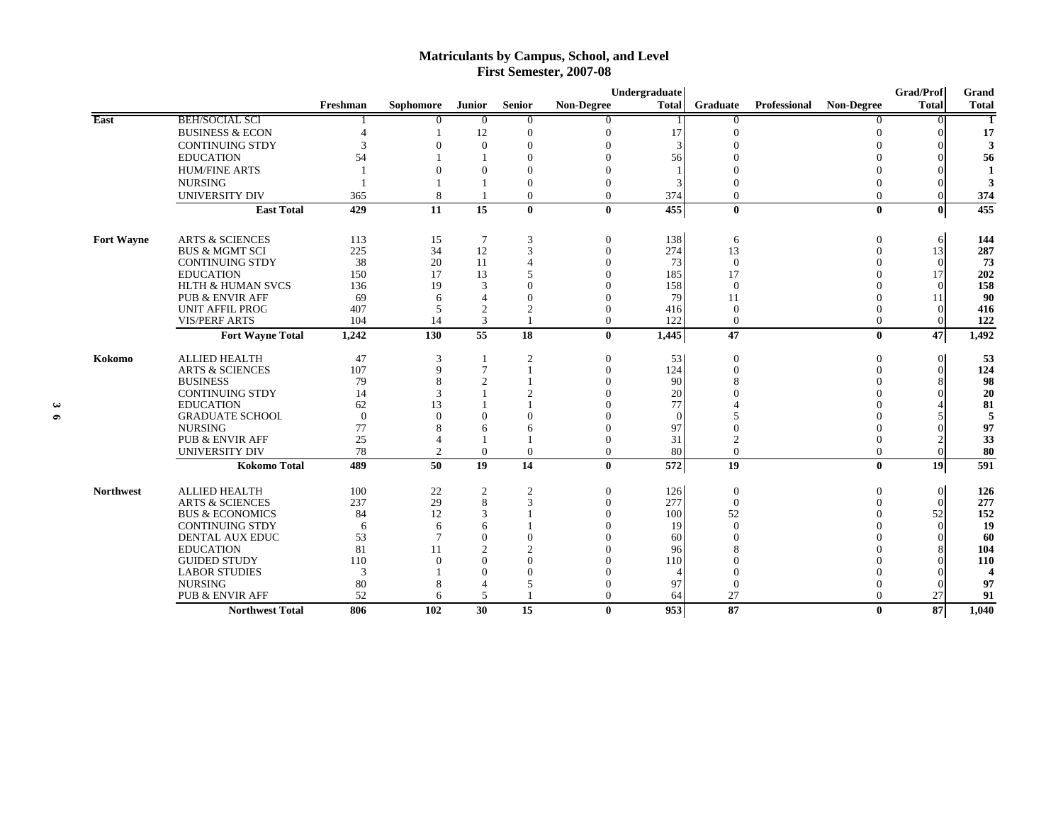# Matriculants by Campus, School, and Level
## First Semester, 2007-08

| | | Freshman | Sophomore | Junior | Senior | Non-Degree | Undergraduate Total | Graduate | Professional | Non-Degree | Grad/Prof Total | Grand Total |
|---|---|---|---|---|---|---|---|---|---|---|---|---|
| East | BEH/SOCIAL SCI | 1 | 0 | 0 | 0 | 0 | 1 | 0 | | 0 | 0 | **1** |
| | BUSINESS & ECON | 4 | 1 | 12 | 0 | 0 | 17 | 0 | | 0 | 0 | **17** |
| | CONTINUING STDY | 3 | 0 | 0 | 0 | 0 | 3 | 0 | | 0 | 0 | **3** |
| | EDUCATION | 54 | 1 | 1 | 0 | 0 | 56 | 0 | | 0 | 0 | **56** |
| | HUM/FINE ARTS | 1 | 0 | 0 | 0 | 0 | 1 | 0 | | 0 | 0 | **1** |
| | NURSING | 1 | 1 | 1 | 0 | 0 | 3 | 0 | | 0 | 0 | **3** |
| | UNIVERSITY DIV | 365 | 8 | 1 | 0 | 0 | 374 | 0 | | 0 | 0 | **374** |
| | **East Total** | **429** | **11** | **15** | **0** | **0** | **455** | **0** | | **0** | **0** | **455** |
| Fort Wayne | ARTS & SCIENCES | 113 | 15 | 7 | 3 | 0 | 138 | 6 | | 0 | 6 | **144** |
| | BUS & MGMT SCI | 225 | 34 | 12 | 3 | 0 | 274 | 13 | | 0 | 13 | **287** |
| | CONTINUING STDY | 38 | 20 | 11 | 4 | 0 | 73 | 0 | | 0 | 0 | **73** |
| | EDUCATION | 150 | 17 | 13 | 5 | 0 | 185 | 17 | | 0 | 17 | **202** |
| | HLTH & HUMAN SVCS | 136 | 19 | 3 | 0 | 0 | 158 | 0 | | 0 | 0 | **158** |
| | PUB & ENVIR AFF | 69 | 6 | 4 | 0 | 0 | 79 | 11 | | 0 | 11 | **90** |
| | UNIT AFFIL PROG | 407 | 5 | 2 | 2 | 0 | 416 | 0 | | 0 | 0 | **416** |
| | VIS/PERF ARTS | 104 | 14 | 3 | 1 | 0 | 122 | 0 | | 0 | 0 | **122** |
| | **Fort Wayne Total** | **1,242** | **130** | **55** | **18** | **0** | **1,445** | **47** | | **0** | **47** | **1,492** |
| Kokomo | ALLIED HEALTH | 47 | 3 | 1 | 2 | 0 | 53 | 0 | | 0 | 0 | **53** |
| | ARTS & SCIENCES | 107 | 9 | 7 | 1 | 0 | 124 | 0 | | 0 | 0 | **124** |
| | BUSINESS | 79 | 8 | 2 | 1 | 0 | 90 | 8 | | 0 | 8 | **98** |
| | CONTINUING STDY | 14 | 3 | 1 | 2 | 0 | 20 | 0 | | 0 | 0 | **20** |
| | EDUCATION | 62 | 13 | 1 | 1 | 0 | 77 | 4 | | 0 | 4 | **81** |
| | GRADUATE SCHOOL | 0 | 0 | 0 | 0 | 0 | 0 | 5 | | 0 | 5 | **5** |
| | NURSING | 77 | 8 | 6 | 6 | 0 | 97 | 0 | | 0 | 0 | **97** |
| | PUB & ENVIR AFF | 25 | 4 | 1 | 1 | 0 | 31 | 2 | | 0 | 2 | **33** |
| | UNIVERSITY DIV | 78 | 2 | 0 | 0 | 0 | 80 | 0 | | 0 | 0 | **80** |
| | **Kokomo Total** | **489** | **50** | **19** | **14** | **0** | **572** | **19** | | **0** | **19** | **591** |
| Northwest | ALLIED HEALTH | 100 | 22 | 2 | 2 | 0 | 126 | 0 | | 0 | 0 | **126** |
| | ARTS & SCIENCES | 237 | 29 | 8 | 3 | 0 | 277 | 0 | | 0 | 0 | **277** |
| | BUS & ECONOMICS | 84 | 12 | 3 | 1 | 0 | 100 | 52 | | 0 | 52 | **152** |
| | CONTINUING STDY | 6 | 6 | 6 | 1 | 0 | 19 | 0 | | 0 | 0 | **19** |
| | DENTAL AUX EDUC | 53 | 7 | 0 | 0 | 0 | 60 | 0 | | 0 | 0 | **60** |
| | EDUCATION | 81 | 11 | 2 | 2 | 0 | 96 | 8 | | 0 | 8 | **104** |
| | GUIDED STUDY | 110 | 0 | 0 | 0 | 0 | 110 | 0 | | 0 | 0 | **110** |
| | LABOR STUDIES | 3 | 1 | 0 | 0 | 0 | 4 | 0 | | 0 | 0 | **4** |
| | NURSING | 80 | 8 | 4 | 5 | 0 | 97 | 0 | | 0 | 0 | **97** |
| | PUB & ENVIR AFF | 52 | 6 | 5 | 1 | 0 | 64 | 27 | | 0 | 27 | **91** |
| | **Northwest Total** | **806** | **102** | **30** | **15** | **0** | **953** | **87** | | **0** | **87** | **1,040** |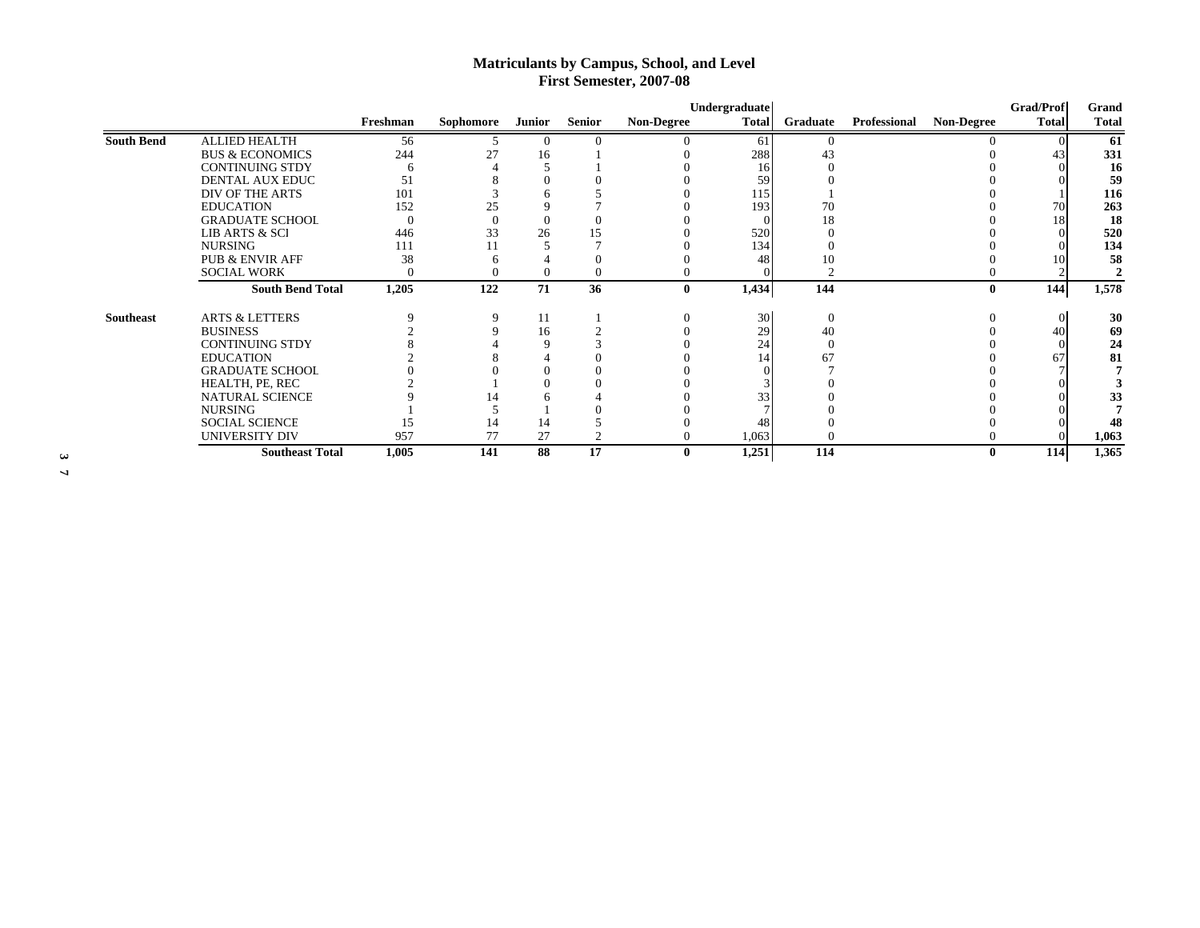# Matriculants by Campus, School, and Level
## First Semester, 2007-08

| | | Freshman | Sophomore | Junior | Senior | Non-Degree | Undergraduate Total | Graduate | Professional | Non-Degree | Grad/Prof Total | Grand Total |
|---|---|---|---|---|---|---|---|---|---|---|---|---|
| **South Bend** | ALLIED HEALTH | 56 | 5 | 0 | 0 | 0 | 61 | 0 | | 0 | 0 | **61** |
| | BUS & ECONOMICS | 244 | 27 | 16 | 1 | 0 | 288 | 43 | | 0 | 43 | **331** |
| | CONTINUING STDY | 6 | 4 | 5 | 1 | 0 | 16 | 0 | | 0 | 0 | **16** |
| | DENTAL AUX EDUC | 51 | 8 | 0 | 0 | 0 | 59 | 0 | | 0 | 0 | **59** |
| | DIV OF THE ARTS | 101 | 3 | 6 | 5 | 0 | 115 | 1 | | 0 | 1 | **116** |
| | EDUCATION | 152 | 25 | 9 | 7 | 0 | 193 | 70 | | 0 | 70 | **263** |
| | GRADUATE SCHOOL | 0 | 0 | 0 | 0 | 0 | 0 | 18 | | 0 | 18 | **18** |
| | LIB ARTS & SCI | 446 | 33 | 26 | 15 | 0 | 520 | 0 | | 0 | 0 | **520** |
| | NURSING | 111 | 11 | 5 | 7 | 0 | 134 | 0 | | 0 | 0 | **134** |
| | PUB & ENVIR AFF | 38 | 6 | 4 | 0 | 0 | 48 | 10 | | 0 | 10 | **58** |
| | SOCIAL WORK | 0 | 0 | 0 | 0 | 0 | 0 | 2 | | 0 | 2 | **2** |
| | **South Bend Total** | **1,205** | **122** | **71** | **36** | **0** | **1,434** | **144** | | **0** | **144** | **1,578** |
| **Southeast** | ARTS & LETTERS | 9 | 9 | 11 | 1 | 0 | 30 | 0 | | 0 | 0 | **30** |
| | BUSINESS | 2 | 9 | 16 | 2 | 0 | 29 | 40 | | 0 | 40 | **69** |
| | CONTINUING STDY | 8 | 4 | 9 | 3 | 0 | 24 | 0 | | 0 | 0 | **24** |
| | EDUCATION | 2 | 8 | 4 | 0 | 0 | 14 | 67 | | 0 | 67 | **81** |
| | GRADUATE SCHOOL | 0 | 0 | 0 | 0 | 0 | 0 | 7 | | 0 | 7 | **7** |
| | HEALTH, PE, REC | 2 | 1 | 0 | 0 | 0 | 3 | 0 | | 0 | 0 | **3** |
| | NATURAL SCIENCE | 9 | 14 | 6 | 4 | 0 | 33 | 0 | | 0 | 0 | **33** |
| | NURSING | 1 | 5 | 1 | 0 | 0 | 7 | 0 | | 0 | 0 | **7** |
| | SOCIAL SCIENCE | 15 | 14 | 14 | 5 | 0 | 48 | 0 | | 0 | 0 | **48** |
| | UNIVERSITY DIV | 957 | 77 | 27 | 2 | 0 | 1,063 | 0 | | 0 | 0 | **1,063** |
| | **Southeast Total** | **1,005** | **141** | **88** | **17** | **0** | **1,251** | **114** | | **0** | **114** | **1,365** |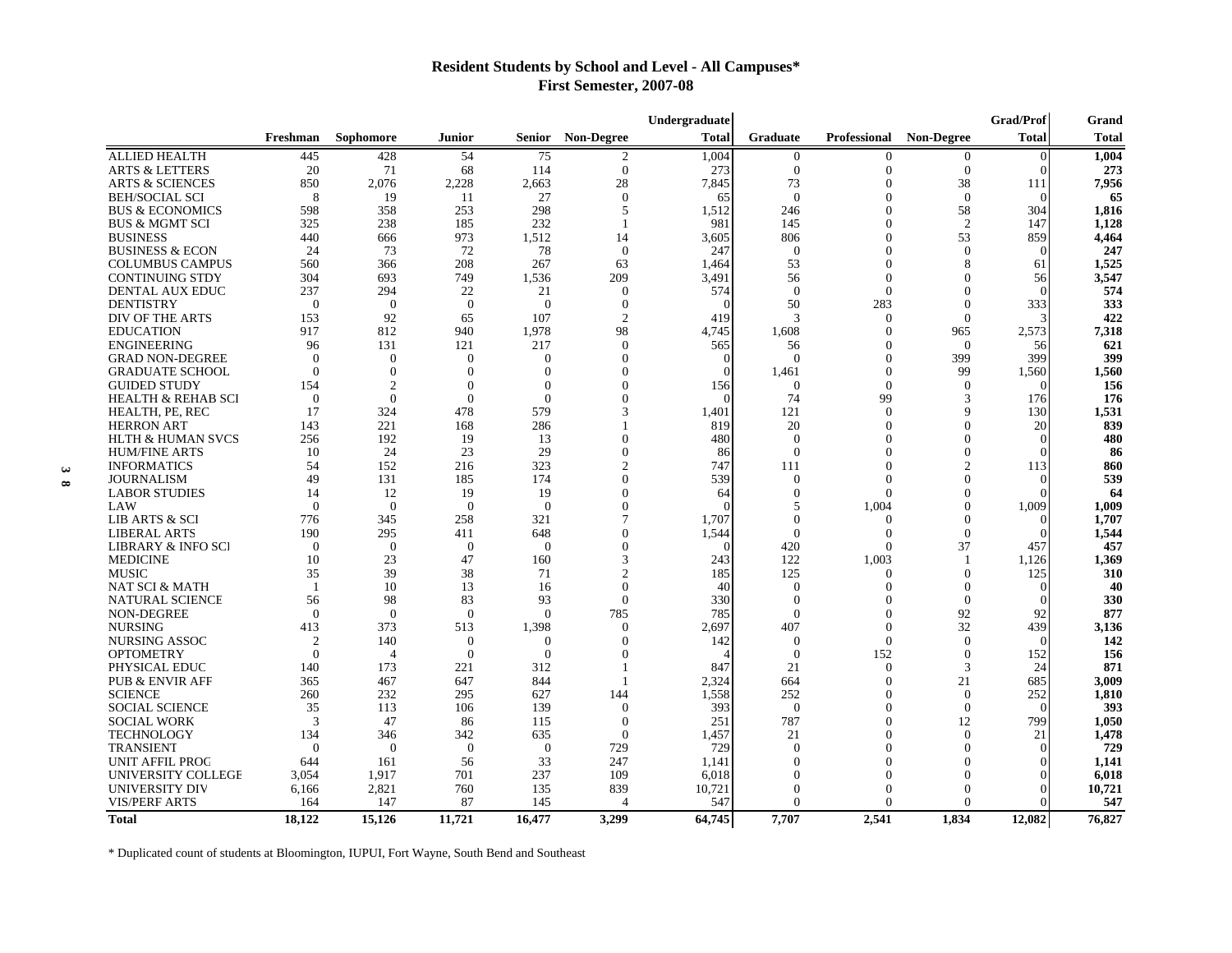## Resident Students by School and Level - All Campuses*
## First Semester, 2007-08

| | Freshman | Sophomore | Junior | Senior | Non-Degree | Undergraduate Total | Graduate | Professional | Non-Degree | Grad/Prof Total | Grand Total |
|---|---|---|---|---|---|---|---|---|---|---|---|
| ALLIED HEALTH | 445 | 428 | 54 | 75 | 2 | 1,004 | 0 | 0 | 0 | 0 | **1,004** |
| ARTS & LETTERS | 20 | 71 | 68 | 114 | 0 | 273 | 0 | 0 | 0 | 0 | **273** |
| ARTS & SCIENCES | 850 | 2,076 | 2,228 | 2,663 | 28 | 7,845 | 73 | 0 | 38 | 111 | **7,956** |
| BEH/SOCIAL SCI | 8 | 19 | 11 | 27 | 0 | 65 | 0 | 0 | 0 | 0 | **65** |
| BUS & ECONOMICS | 598 | 358 | 253 | 298 | 5 | 1,512 | 246 | 0 | 58 | 304 | **1,816** |
| BUS & MGMT SCI | 325 | 238 | 185 | 232 | 1 | 981 | 145 | 0 | 2 | 147 | **1,128** |
| BUSINESS | 440 | 666 | 973 | 1,512 | 14 | 3,605 | 806 | 0 | 53 | 859 | **4,464** |
| BUSINESS & ECON | 24 | 73 | 72 | 78 | 0 | 247 | 0 | 0 | 0 | 0 | **247** |
| COLUMBUS CAMPUS | 560 | 366 | 208 | 267 | 63 | 1,464 | 53 | 0 | 8 | 61 | **1,525** |
| CONTINUING STDY | 304 | 693 | 749 | 1,536 | 209 | 3,491 | 56 | 0 | 0 | 56 | **3,547** |
| DENTAL AUX EDUC | 237 | 294 | 22 | 21 | 0 | 574 | 0 | 0 | 0 | 0 | **574** |
| DENTISTRY | 0 | 0 | 0 | 0 | 0 | 0 | 50 | 283 | 0 | 333 | **333** |
| DIV OF THE ARTS | 153 | 92 | 65 | 107 | 2 | 419 | 3 | 0 | 0 | 3 | **422** |
| EDUCATION | 917 | 812 | 940 | 1,978 | 98 | 4,745 | 1,608 | 0 | 965 | 2,573 | **7,318** |
| ENGINEERING | 96 | 131 | 121 | 217 | 0 | 565 | 56 | 0 | 0 | 56 | **621** |
| GRAD NON-DEGREE | 0 | 0 | 0 | 0 | 0 | 0 | 0 | 0 | 399 | 399 | **399** |
| GRADUATE SCHOOL | 0 | 0 | 0 | 0 | 0 | 0 | 1,461 | 0 | 99 | 1,560 | **1,560** |
| GUIDED STUDY | 154 | 2 | 0 | 0 | 0 | 156 | 0 | 0 | 0 | 0 | **156** |
| HEALTH & REHAB SCI | 0 | 0 | 0 | 0 | 0 | 0 | 74 | 99 | 3 | 176 | **176** |
| HEALTH, PE, REC | 17 | 324 | 478 | 579 | 3 | 1,401 | 121 | 0 | 9 | 130 | **1,531** |
| HERRON ART | 143 | 221 | 168 | 286 | 1 | 819 | 20 | 0 | 0 | 20 | **839** |
| HLTH & HUMAN SVCS | 256 | 192 | 19 | 13 | 0 | 480 | 0 | 0 | 0 | 0 | **480** |
| HUM/FINE ARTS | 10 | 24 | 23 | 29 | 0 | 86 | 0 | 0 | 0 | 0 | **86** |
| INFORMATICS | 54 | 152 | 216 | 323 | 2 | 747 | 111 | 0 | 2 | 113 | **860** |
| JOURNALISM | 49 | 131 | 185 | 174 | 0 | 539 | 0 | 0 | 0 | 0 | **539** |
| LABOR STUDIES | 14 | 12 | 19 | 19 | 0 | 64 | 0 | 0 | 0 | 0 | **64** |
| LAW | 0 | 0 | 0 | 0 | 0 | 0 | 5 | 1,004 | 0 | 1,009 | **1,009** |
| LIB ARTS & SCI | 776 | 345 | 258 | 321 | 7 | 1,707 | 0 | 0 | 0 | 0 | **1,707** |
| LIBERAL ARTS | 190 | 295 | 411 | 648 | 0 | 1,544 | 0 | 0 | 0 | 0 | **1,544** |
| LIBRARY & INFO SCI | 0 | 0 | 0 | 0 | 0 | 0 | 420 | 0 | 37 | 457 | **457** |
| MEDICINE | 10 | 23 | 47 | 160 | 3 | 243 | 122 | 1,003 | 1 | 1,126 | **1,369** |
| MUSIC | 35 | 39 | 38 | 71 | 2 | 185 | 125 | 0 | 0 | 125 | **310** |
| NAT SCI & MATH | 1 | 10 | 13 | 16 | 0 | 40 | 0 | 0 | 0 | 0 | **40** |
| NATURAL SCIENCE | 56 | 98 | 83 | 93 | 0 | 330 | 0 | 0 | 0 | 0 | **330** |
| NON-DEGREE | 0 | 0 | 0 | 0 | 785 | 785 | 0 | 0 | 92 | 92 | **877** |
| NURSING | 413 | 373 | 513 | 1,398 | 0 | 2,697 | 407 | 0 | 32 | 439 | **3,136** |
| NURSING ASSOC | 2 | 140 | 0 | 0 | 0 | 142 | 0 | 0 | 0 | 0 | **142** |
| OPTOMETRY | 0 | 4 | 0 | 0 | 0 | 4 | 0 | 152 | 0 | 152 | **156** |
| PHYSICAL EDUC | 140 | 173 | 221 | 312 | 1 | 847 | 21 | 0 | 3 | 24 | **871** |
| PUB & ENVIR AFF | 365 | 467 | 647 | 844 | 1 | 2,324 | 664 | 0 | 21 | 685 | **3,009** |
| SCIENCE | 260 | 232 | 295 | 627 | 144 | 1,558 | 252 | 0 | 0 | 252 | **1,810** |
| SOCIAL SCIENCE | 35 | 113 | 106 | 139 | 0 | 393 | 0 | 0 | 0 | 0 | **393** |
| SOCIAL WORK | 3 | 47 | 86 | 115 | 0 | 251 | 787 | 0 | 12 | 799 | **1,050** |
| TECHNOLOGY | 134 | 346 | 342 | 635 | 0 | 1,457 | 21 | 0 | 0 | 21 | **1,478** |
| TRANSIENT | 0 | 0 | 0 | 0 | 729 | 729 | 0 | 0 | 0 | 0 | **729** |
| UNIT AFFIL PROG | 644 | 161 | 56 | 33 | 247 | 1,141 | 0 | 0 | 0 | 0 | **1,141** |
| UNIVERSITY COLLEGE | 3,054 | 1,917 | 701 | 237 | 109 | 6,018 | 0 | 0 | 0 | 0 | **6,018** |
| UNIVERSITY DIV | 6,166 | 2,821 | 760 | 135 | 839 | 10,721 | 0 | 0 | 0 | 0 | **10,721** |
| VIS/PERF ARTS | 164 | 147 | 87 | 145 | 4 | 547 | 0 | 0 | 0 | 0 | **547** |
| **Total** | **18,122** | **15,126** | **11,721** | **16,477** | **3,299** | **64,745** | **7,707** | **2,541** | **1,834** | **12,082** | **76,827** |

* Duplicated count of students at Bloomington, IUPUI, Fort Wayne, South Bend and Southeast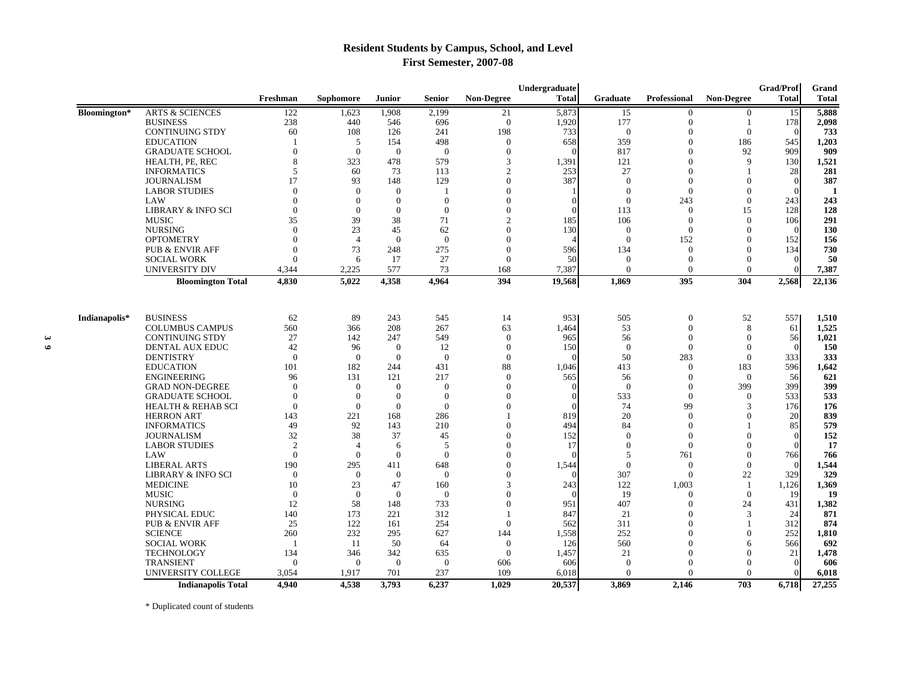# Resident Students by Campus, School, and Level

## First Semester, 2007-08

| | | Freshman | Sophomore | Junior | Senior | Non-Degree | Undergraduate Total | Graduate | Professional | Non-Degree | Grad/Prof Total | Grand Total |
|---|---|---|---|---|---|---|---|---|---|---|---|---|
| **Bloomington*** | ARTS & SCIENCES | 122 | 1,623 | 1,908 | 2,199 | 21 | 5,873 | 15 | 0 | 0 | 15 | **5,888** |
| | BUSINESS | 238 | 440 | 546 | 696 | 0 | 1,920 | 177 | 0 | 1 | 178 | **2,098** |
| | CONTINUING STDY | 60 | 108 | 126 | 241 | 198 | 733 | 0 | 0 | 0 | 0 | **733** |
| | EDUCATION | 1 | 5 | 154 | 498 | 0 | 658 | 359 | 0 | 186 | 545 | **1,203** |
| | GRADUATE SCHOOL | 0 | 0 | 0 | 0 | 0 | 0 | 817 | 0 | 92 | 909 | **909** |
| | HEALTH, PE, REC | 8 | 323 | 478 | 579 | 3 | 1,391 | 121 | 0 | 9 | 130 | **1,521** |
| | INFORMATICS | 5 | 60 | 73 | 113 | 2 | 253 | 27 | 0 | 1 | 28 | **281** |
| | JOURNALISM | 17 | 93 | 148 | 129 | 0 | 387 | 0 | 0 | 0 | 0 | **387** |
| | LABOR STUDIES | 0 | 0 | 0 | 1 | 0 | 1 | 0 | 0 | 0 | 0 | **1** |
| | LAW | 0 | 0 | 0 | 0 | 0 | 0 | 0 | 243 | 0 | 243 | **243** |
| | LIBRARY & INFO SCI | 0 | 0 | 0 | 0 | 0 | 0 | 113 | 0 | 15 | 128 | **128** |
| | MUSIC | 35 | 39 | 38 | 71 | 2 | 185 | 106 | 0 | 0 | 106 | **291** |
| | NURSING | 0 | 23 | 45 | 62 | 0 | 130 | 0 | 0 | 0 | 0 | **130** |
| | OPTOMETRY | 0 | 4 | 0 | 0 | 0 | 4 | 0 | 152 | 0 | 152 | **156** |
| | PUB & ENVIR AFF | 0 | 73 | 248 | 275 | 0 | 596 | 134 | 0 | 0 | 134 | **730** |
| | SOCIAL WORK | 0 | 6 | 17 | 27 | 0 | 50 | 0 | 0 | 0 | 0 | **50** |
| | UNIVERSITY DIV | 4,344 | 2,225 | 577 | 73 | 168 | 7,387 | 0 | 0 | 0 | 0 | **7,387** |
| | **Bloomington Total** | **4,830** | **5,022** | **4,358** | **4,964** | **394** | **19,568** | **1,869** | **395** | **304** | **2,568** | **22,136** |
| **Indianapolis*** | BUSINESS | 62 | 89 | 243 | 545 | 14 | 953 | 505 | 0 | 52 | 557 | **1,510** |
| | COLUMBUS CAMPUS | 560 | 366 | 208 | 267 | 63 | 1,464 | 53 | 0 | 8 | 61 | **1,525** |
| | CONTINUING STDY | 27 | 142 | 247 | 549 | 0 | 965 | 56 | 0 | 0 | 56 | **1,021** |
| | DENTAL AUX EDUC | 42 | 96 | 0 | 12 | 0 | 150 | 0 | 0 | 0 | 0 | **150** |
| | DENTISTRY | 0 | 0 | 0 | 0 | 0 | 0 | 50 | 283 | 0 | 333 | **333** |
| | EDUCATION | 101 | 182 | 244 | 431 | 88 | 1,046 | 413 | 0 | 183 | 596 | **1,642** |
| | ENGINEERING | 96 | 131 | 121 | 217 | 0 | 565 | 56 | 0 | 0 | 56 | **621** |
| | GRAD NON-DEGREE | 0 | 0 | 0 | 0 | 0 | 0 | 0 | 0 | 399 | 399 | **399** |
| | GRADUATE SCHOOL | 0 | 0 | 0 | 0 | 0 | 0 | 533 | 0 | 0 | 533 | **533** |
| | HEALTH & REHAB SCI | 0 | 0 | 0 | 0 | 0 | 0 | 74 | 99 | 3 | 176 | **176** |
| | HERRON ART | 143 | 221 | 168 | 286 | 1 | 819 | 20 | 0 | 0 | 20 | **839** |
| | INFORMATICS | 49 | 92 | 143 | 210 | 0 | 494 | 84 | 0 | 1 | 85 | **579** |
| | JOURNALISM | 32 | 38 | 37 | 45 | 0 | 152 | 0 | 0 | 0 | 0 | **152** |
| | LABOR STUDIES | 2 | 4 | 6 | 5 | 0 | 17 | 0 | 0 | 0 | 0 | **17** |
| | LAW | 0 | 0 | 0 | 0 | 0 | 0 | 5 | 761 | 0 | 766 | **766** |
| | LIBERAL ARTS | 190 | 295 | 411 | 648 | 0 | 1,544 | 0 | 0 | 0 | 0 | **1,544** |
| | LIBRARY & INFO SCI | 0 | 0 | 0 | 0 | 0 | 0 | 307 | 0 | 22 | 329 | **329** |
| | MEDICINE | 10 | 23 | 47 | 160 | 3 | 243 | 122 | 1,003 | 1 | 1,126 | **1,369** |
| | MUSIC | 0 | 0 | 0 | 0 | 0 | 0 | 19 | 0 | 0 | 19 | **19** |
| | NURSING | 12 | 58 | 148 | 733 | 0 | 951 | 407 | 0 | 24 | 431 | **1,382** |
| | PHYSICAL EDUC | 140 | 173 | 221 | 312 | 1 | 847 | 21 | 0 | 3 | 24 | **871** |
| | PUB & ENVIR AFF | 25 | 122 | 161 | 254 | 0 | 562 | 311 | 0 | 1 | 312 | **874** |
| | SCIENCE | 260 | 232 | 295 | 627 | 144 | 1,558 | 252 | 0 | 0 | 252 | **1,810** |
| | SOCIAL WORK | 1 | 11 | 50 | 64 | 0 | 126 | 560 | 0 | 6 | 566 | **692** |
| | TECHNOLOGY | 134 | 346 | 342 | 635 | 0 | 1,457 | 21 | 0 | 0 | 21 | **1,478** |
| | TRANSIENT | 0 | 0 | 0 | 0 | 606 | 606 | 0 | 0 | 0 | 0 | **606** |
| | UNIVERSITY COLLEGE | 3,054 | 1,917 | 701 | 237 | 109 | 6,018 | 0 | 0 | 0 | 0 | **6,018** |
| | **Indianapolis Total** | **4,940** | **4,538** | **3,793** | **6,237** | **1,029** | **20,537** | **3,869** | **2,146** | **703** | **6,718** | **27,255** |

* Duplicated count of students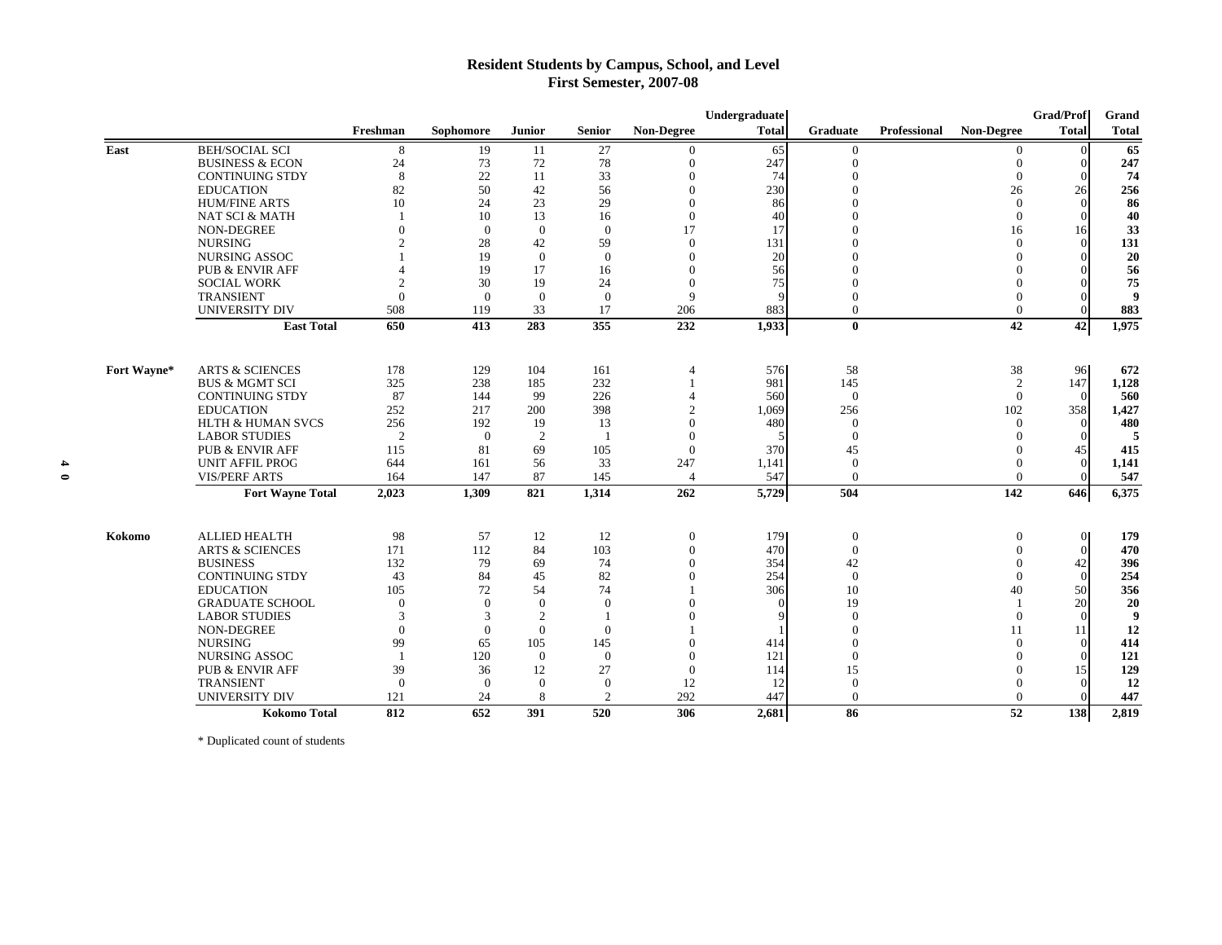# Resident Students by Campus, School, and Level
## First Semester, 2007-08

| | | Freshman | Sophomore | Junior | Senior | Non-Degree | Undergraduate Total | Graduate | Professional | Non-Degree | Grad/Prof Total | Grand Total |
|---|---|---|---|---|---|---|---|---|---|---|---|---|
| **East** | BEH/SOCIAL SCI | 8 | 19 | 11 | 27 | 0 | 65 | 0 | | 0 | 0 | **65** |
| | BUSINESS & ECON | 24 | 73 | 72 | 78 | 0 | 247 | 0 | | 0 | 0 | **247** |
| | CONTINUING STDY | 8 | 22 | 11 | 33 | 0 | 74 | 0 | | 0 | 0 | **74** |
| | EDUCATION | 82 | 50 | 42 | 56 | 0 | 230 | 0 | | 26 | 26 | **256** |
| | HUM/FINE ARTS | 10 | 24 | 23 | 29 | 0 | 86 | 0 | | 0 | 0 | **86** |
| | NAT SCI & MATH | 1 | 10 | 13 | 16 | 0 | 40 | 0 | | 0 | 0 | **40** |
| | NON-DEGREE | 0 | 0 | 0 | 0 | 17 | 17 | 0 | | 16 | 16 | **33** |
| | NURSING | 2 | 28 | 42 | 59 | 0 | 131 | 0 | | 0 | 0 | **131** |
| | NURSING ASSOC | 1 | 19 | 0 | 0 | 0 | 20 | 0 | | 0 | 0 | **20** |
| | PUB & ENVIR AFF | 4 | 19 | 17 | 16 | 0 | 56 | 0 | | 0 | 0 | **56** |
| | SOCIAL WORK | 2 | 30 | 19 | 24 | 0 | 75 | 0 | | 0 | 0 | **75** |
| | TRANSIENT | 0 | 0 | 0 | 0 | 9 | 9 | 0 | | 0 | 0 | **9** |
| | UNIVERSITY DIV | 508 | 119 | 33 | 17 | 206 | 883 | 0 | | 0 | 0 | **883** |
| | **East Total** | **650** | **413** | **283** | **355** | **232** | **1,933** | **0** | | **42** | **42** | **1,975** |
| **Fort Wayne*** | ARTS & SCIENCES | 178 | 129 | 104 | 161 | 4 | 576 | 58 | | 38 | 96 | **672** |
| | BUS & MGMT SCI | 325 | 238 | 185 | 232 | 1 | 981 | 145 | | 2 | 147 | **1,128** |
| | CONTINUING STDY | 87 | 144 | 99 | 226 | 4 | 560 | 0 | | 0 | 0 | **560** |
| | EDUCATION | 252 | 217 | 200 | 398 | 2 | 1,069 | 256 | | 102 | 358 | **1,427** |
| | HLTH & HUMAN SVCS | 256 | 192 | 19 | 13 | 0 | 480 | 0 | | 0 | 0 | **480** |
| | LABOR STUDIES | 2 | 0 | 2 | 1 | 0 | 5 | 0 | | 0 | 0 | **5** |
| | PUB & ENVIR AFF | 115 | 81 | 69 | 105 | 0 | 370 | 45 | | 0 | 45 | **415** |
| | UNIT AFFIL PROG | 644 | 161 | 56 | 33 | 247 | 1,141 | 0 | | 0 | 0 | **1,141** |
| | VIS/PERF ARTS | 164 | 147 | 87 | 145 | 4 | 547 | 0 | | 0 | 0 | **547** |
| | **Fort Wayne Total** | **2,023** | **1,309** | **821** | **1,314** | **262** | **5,729** | **504** | | **142** | **646** | **6,375** |
| **Kokomo** | ALLIED HEALTH | 98 | 57 | 12 | 12 | 0 | 179 | 0 | | 0 | 0 | **179** |
| | ARTS & SCIENCES | 171 | 112 | 84 | 103 | 0 | 470 | 0 | | 0 | 0 | **470** |
| | BUSINESS | 132 | 79 | 69 | 74 | 0 | 354 | 42 | | 0 | 42 | **396** |
| | CONTINUING STDY | 43 | 84 | 45 | 82 | 0 | 254 | 0 | | 0 | 0 | **254** |
| | EDUCATION | 105 | 72 | 54 | 74 | 1 | 306 | 10 | | 40 | 50 | **356** |
| | GRADUATE SCHOOL | 0 | 0 | 0 | 0 | 0 | 0 | 19 | | 1 | 20 | **20** |
| | LABOR STUDIES | 3 | 3 | 2 | 1 | 0 | 9 | 0 | | 0 | 0 | **9** |
| | NON-DEGREE | 0 | 0 | 0 | 0 | 1 | 1 | 0 | | 11 | 11 | **12** |
| | NURSING | 99 | 65 | 105 | 145 | 0 | 414 | 0 | | 0 | 0 | **414** |
| | NURSING ASSOC | 1 | 120 | 0 | 0 | 0 | 121 | 0 | | 0 | 0 | **121** |
| | PUB & ENVIR AFF | 39 | 36 | 12 | 27 | 0 | 114 | 15 | | 0 | 15 | **129** |
| | TRANSIENT | 0 | 0 | 0 | 0 | 12 | 12 | 0 | | 0 | 0 | **12** |
| | UNIVERSITY DIV | 121 | 24 | 8 | 2 | 292 | 447 | 0 | | 0 | 0 | **447** |
| | **Kokomo Total** | **812** | **652** | **391** | **520** | **306** | **2,681** | **86** | | **52** | **138** | **2,819** |

* Duplicated count of students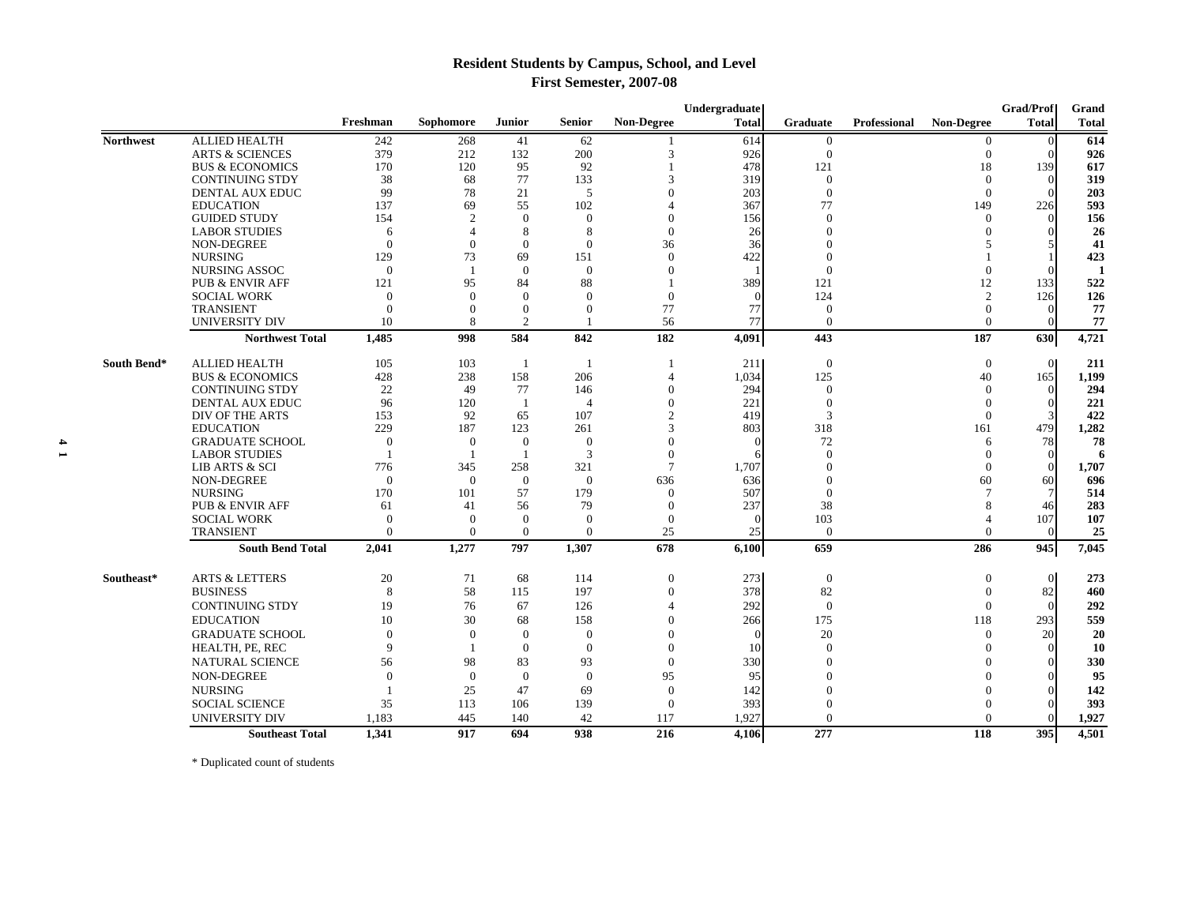# Resident Students by Campus, School, and Level
## First Semester, 2007-08

| | | Freshman | Sophomore | Junior | Senior | Non-Degree | Undergraduate Total | Graduate | Professional | Non-Degree | Grad/Prof Total | Grand Total |
|---|---|---|---|---|---|---|---|---|---|---|---|---|
| **Northwest** | ALLIED HEALTH | 242 | 268 | 41 | 62 | 1 | 614 | 0 | | 0 | 0 | **614** |
| | ARTS & SCIENCES | 379 | 212 | 132 | 200 | 3 | 926 | 0 | | 0 | 0 | **926** |
| | BUS & ECONOMICS | 170 | 120 | 95 | 92 | 1 | 478 | 121 | | 18 | 139 | **617** |
| | CONTINUING STDY | 38 | 68 | 77 | 133 | 3 | 319 | 0 | | 0 | 0 | **319** |
| | DENTAL AUX EDUC | 99 | 78 | 21 | 5 | 0 | 203 | 0 | | 0 | 0 | **203** |
| | EDUCATION | 137 | 69 | 55 | 102 | 4 | 367 | 77 | | 149 | 226 | **593** |
| | GUIDED STUDY | 154 | 2 | 0 | 0 | 0 | 156 | 0 | | 0 | 0 | **156** |
| | LABOR STUDIES | 6 | 4 | 8 | 8 | 0 | 26 | 0 | | 0 | 0 | **26** |
| | NON-DEGREE | 0 | 0 | 0 | 0 | 36 | 36 | 0 | | 5 | 5 | **41** |
| | NURSING | 129 | 73 | 69 | 151 | 0 | 422 | 0 | | 1 | 1 | **423** |
| | NURSING ASSOC | 0 | 1 | 0 | 0 | 0 | 1 | 0 | | 0 | 0 | **1** |
| | PUB & ENVIR AFF | 121 | 95 | 84 | 88 | 1 | 389 | 121 | | 12 | 133 | **522** |
| | SOCIAL WORK | 0 | 0 | 0 | 0 | 0 | 0 | 124 | | 2 | 126 | **126** |
| | TRANSIENT | 0 | 0 | 0 | 0 | 77 | 77 | 0 | | 0 | 0 | **77** |
| | UNIVERSITY DIV | 10 | 8 | 2 | 1 | 56 | 77 | 0 | | 0 | 0 | **77** |
| | **Northwest Total** | **1,485** | **998** | **584** | **842** | **182** | **4,091** | **443** | | **187** | **630** | **4,721** |
| **South Bend*** | ALLIED HEALTH | 105 | 103 | 1 | 1 | 1 | 211 | 0 | | 0 | 0 | **211** |
| | BUS & ECONOMICS | 428 | 238 | 158 | 206 | 4 | 1,034 | 125 | | 40 | 165 | **1,199** |
| | CONTINUING STDY | 22 | 49 | 77 | 146 | 0 | 294 | 0 | | 0 | 0 | **294** |
| | DENTAL AUX EDUC | 96 | 120 | 1 | 4 | 0 | 221 | 0 | | 0 | 0 | **221** |
| | DIV OF THE ARTS | 153 | 92 | 65 | 107 | 2 | 419 | 3 | | 0 | 3 | **422** |
| | EDUCATION | 229 | 187 | 123 | 261 | 3 | 803 | 318 | | 161 | 479 | **1,282** |
| | GRADUATE SCHOOL | 0 | 0 | 0 | 0 | 0 | 0 | 72 | | 6 | 78 | **78** |
| | LABOR STUDIES | 1 | 1 | 1 | 3 | 0 | 6 | 0 | | 0 | 0 | **6** |
| | LIB ARTS & SCI | 776 | 345 | 258 | 321 | 7 | 1,707 | 0 | | 0 | 0 | **1,707** |
| | NON-DEGREE | 0 | 0 | 0 | 0 | 636 | 636 | 0 | | 60 | 60 | **696** |
| | NURSING | 170 | 101 | 57 | 179 | 0 | 507 | 0 | | 7 | 7 | **514** |
| | PUB & ENVIR AFF | 61 | 41 | 56 | 79 | 0 | 237 | 38 | | 8 | 46 | **283** |
| | SOCIAL WORK | 0 | 0 | 0 | 0 | 0 | 0 | 103 | | 4 | 107 | **107** |
| | TRANSIENT | 0 | 0 | 0 | 0 | 25 | 25 | 0 | | 0 | 0 | **25** |
| | **South Bend Total** | **2,041** | **1,277** | **797** | **1,307** | **678** | **6,100** | **659** | | **286** | **945** | **7,045** |
| **Southeast*** | ARTS & LETTERS | 20 | 71 | 68 | 114 | 0 | 273 | 0 | | 0 | 0 | **273** |
| | BUSINESS | 8 | 58 | 115 | 197 | 0 | 378 | 82 | | 0 | 82 | **460** |
| | CONTINUING STDY | 19 | 76 | 67 | 126 | 4 | 292 | 0 | | 0 | 0 | **292** |
| | EDUCATION | 10 | 30 | 68 | 158 | 0 | 266 | 175 | | 118 | 293 | **559** |
| | GRADUATE SCHOOL | 0 | 0 | 0 | 0 | 0 | 0 | 20 | | 0 | 20 | **20** |
| | HEALTH, PE, REC | 9 | 1 | 0 | 0 | 0 | 10 | 0 | | 0 | 0 | **10** |
| | NATURAL SCIENCE | 56 | 98 | 83 | 93 | 0 | 330 | 0 | | 0 | 0 | **330** |
| | NON-DEGREE | 0 | 0 | 0 | 0 | 95 | 95 | 0 | | 0 | 0 | **95** |
| | NURSING | 1 | 25 | 47 | 69 | 0 | 142 | 0 | | 0 | 0 | **142** |
| | SOCIAL SCIENCE | 35 | 113 | 106 | 139 | 0 | 393 | 0 | | 0 | 0 | **393** |
| | UNIVERSITY DIV | 1,183 | 445 | 140 | 42 | 117 | 1,927 | 0 | | 0 | 0 | **1,927** |
| | **Southeast Total** | **1,341** | **917** | **694** | **938** | **216** | **4,106** | **277** | | **118** | **395** | **4,501** |

\* Duplicated count of students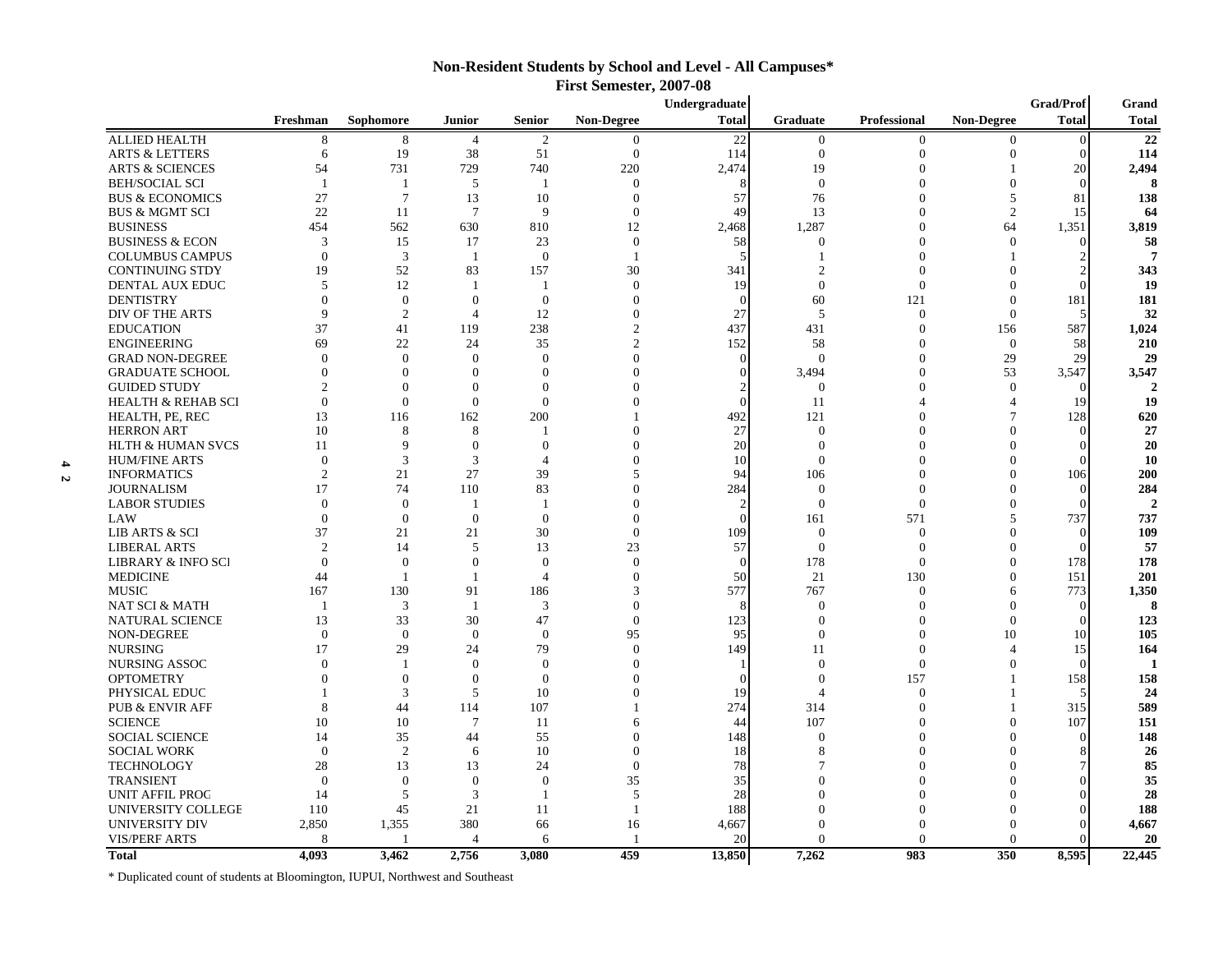# Non-Resident Students by School and Level - All Campuses*

## First Semester, 2007-08

| | Freshman | Sophomore | Junior | Senior | Non-Degree | Undergraduate Total | Graduate | Professional | Non-Degree | Grad/Prof Total | Grand Total |
|---|---|---|---|---|---|---|---|---|---|---|---|
| ALLIED HEALTH | 8 | 8 | 4 | 2 | 0 | 22 | 0 | 0 | 0 | 0 | **22** |
| ARTS & LETTERS | 6 | 19 | 38 | 51 | 0 | 114 | 0 | 0 | 0 | 0 | **114** |
| ARTS & SCIENCES | 54 | 731 | 729 | 740 | 220 | 2,474 | 19 | 0 | 1 | 20 | **2,494** |
| BEH/SOCIAL SCI | 1 | 1 | 5 | 1 | 0 | 8 | 0 | 0 | 0 | 0 | **8** |
| BUS & ECONOMICS | 27 | 7 | 13 | 10 | 0 | 57 | 76 | 0 | 5 | 81 | **138** |
| BUS & MGMT SCI | 22 | 11 | 7 | 9 | 0 | 49 | 13 | 0 | 2 | 15 | **64** |
| BUSINESS | 454 | 562 | 630 | 810 | 12 | 2,468 | 1,287 | 0 | 64 | 1,351 | **3,819** |
| BUSINESS & ECON | 3 | 15 | 17 | 23 | 0 | 58 | 0 | 0 | 0 | 0 | **58** |
| COLUMBUS CAMPUS | 0 | 3 | 1 | 0 | 1 | 5 | 1 | 0 | 1 | 2 | **7** |
| CONTINUING STDY | 19 | 52 | 83 | 157 | 30 | 341 | 2 | 0 | 0 | 2 | **343** |
| DENTAL AUX EDUC | 5 | 12 | 1 | 1 | 0 | 19 | 0 | 0 | 0 | 0 | **19** |
| DENTISTRY | 0 | 0 | 0 | 0 | 0 | 0 | 60 | 121 | 0 | 181 | **181** |
| DIV OF THE ARTS | 9 | 2 | 4 | 12 | 0 | 27 | 5 | 0 | 0 | 5 | **32** |
| EDUCATION | 37 | 41 | 119 | 238 | 2 | 437 | 431 | 0 | 156 | 587 | **1,024** |
| ENGINEERING | 69 | 22 | 24 | 35 | 2 | 152 | 58 | 0 | 0 | 58 | **210** |
| GRAD NON-DEGREE | 0 | 0 | 0 | 0 | 0 | 0 | 0 | 0 | 29 | 29 | **29** |
| GRADUATE SCHOOL | 0 | 0 | 0 | 0 | 0 | 0 | 3,494 | 0 | 53 | 3,547 | **3,547** |
| GUIDED STUDY | 2 | 0 | 0 | 0 | 0 | 2 | 0 | 0 | 0 | 0 | **2** |
| HEALTH & REHAB SCI | 0 | 0 | 0 | 0 | 0 | 0 | 11 | 4 | 4 | 19 | **19** |
| HEALTH, PE, REC | 13 | 116 | 162 | 200 | 1 | 492 | 121 | 0 | 7 | 128 | **620** |
| HERRON ART | 10 | 8 | 8 | 1 | 0 | 27 | 0 | 0 | 0 | 0 | **27** |
| HLTH & HUMAN SVCS | 11 | 9 | 0 | 0 | 0 | 20 | 0 | 0 | 0 | 0 | **20** |
| HUM/FINE ARTS | 0 | 3 | 3 | 4 | 0 | 10 | 0 | 0 | 0 | 0 | **10** |
| INFORMATICS | 2 | 21 | 27 | 39 | 5 | 94 | 106 | 0 | 0 | 106 | **200** |
| JOURNALISM | 17 | 74 | 110 | 83 | 0 | 284 | 0 | 0 | 0 | 0 | **284** |
| LABOR STUDIES | 0 | 0 | 1 | 1 | 0 | 2 | 0 | 0 | 0 | 0 | **2** |
| LAW | 0 | 0 | 0 | 0 | 0 | 0 | 161 | 571 | 5 | 737 | **737** |
| LIB ARTS & SCI | 37 | 21 | 21 | 30 | 0 | 109 | 0 | 0 | 0 | 0 | **109** |
| LIBERAL ARTS | 2 | 14 | 5 | 13 | 23 | 57 | 0 | 0 | 0 | 0 | **57** |
| LIBRARY & INFO SCI | 0 | 0 | 0 | 0 | 0 | 0 | 178 | 0 | 0 | 178 | **178** |
| MEDICINE | 44 | 1 | 1 | 4 | 0 | 50 | 21 | 130 | 0 | 151 | **201** |
| MUSIC | 167 | 130 | 91 | 186 | 3 | 577 | 767 | 0 | 6 | 773 | **1,350** |
| NAT SCI & MATH | 1 | 3 | 1 | 3 | 0 | 8 | 0 | 0 | 0 | 0 | **8** |
| NATURAL SCIENCE | 13 | 33 | 30 | 47 | 0 | 123 | 0 | 0 | 0 | 0 | **123** |
| NON-DEGREE | 0 | 0 | 0 | 0 | 95 | 95 | 0 | 0 | 10 | 10 | **105** |
| NURSING | 17 | 29 | 24 | 79 | 0 | 149 | 11 | 0 | 4 | 15 | **164** |
| NURSING ASSOC | 0 | 1 | 0 | 0 | 0 | 1 | 0 | 0 | 0 | 0 | **1** |
| OPTOMETRY | 0 | 0 | 0 | 0 | 0 | 0 | 0 | 157 | 1 | 158 | **158** |
| PHYSICAL EDUC | 1 | 3 | 5 | 10 | 0 | 19 | 4 | 0 | 1 | 5 | **24** |
| PUB & ENVIR AFF | 8 | 44 | 114 | 107 | 1 | 274 | 314 | 0 | 1 | 315 | **589** |
| SCIENCE | 10 | 10 | 7 | 11 | 6 | 44 | 107 | 0 | 0 | 107 | **151** |
| SOCIAL SCIENCE | 14 | 35 | 44 | 55 | 0 | 148 | 0 | 0 | 0 | 0 | **148** |
| SOCIAL WORK | 0 | 2 | 6 | 10 | 0 | 18 | 8 | 0 | 0 | 8 | **26** |
| TECHNOLOGY | 28 | 13 | 13 | 24 | 0 | 78 | 7 | 0 | 0 | 7 | **85** |
| TRANSIENT | 0 | 0 | 0 | 0 | 35 | 35 | 0 | 0 | 0 | 0 | **35** |
| UNIT AFFIL PROG | 14 | 5 | 3 | 1 | 5 | 28 | 0 | 0 | 0 | 0 | **28** |
| UNIVERSITY COLLEGE | 110 | 45 | 21 | 11 | 1 | 188 | 0 | 0 | 0 | 0 | **188** |
| UNIVERSITY DIV | 2,850 | 1,355 | 380 | 66 | 16 | 4,667 | 0 | 0 | 0 | 0 | **4,667** |
| VIS/PERF ARTS | 8 | 1 | 4 | 6 | 1 | 20 | 0 | 0 | 0 | 0 | **20** |
| **Total** | **4,093** | **3,462** | **2,756** | **3,080** | **459** | **13,850** | **7,262** | **983** | **350** | **8,595** | **22,445** |

\* Duplicated count of students at Bloomington, IUPUI, Northwest and Southeast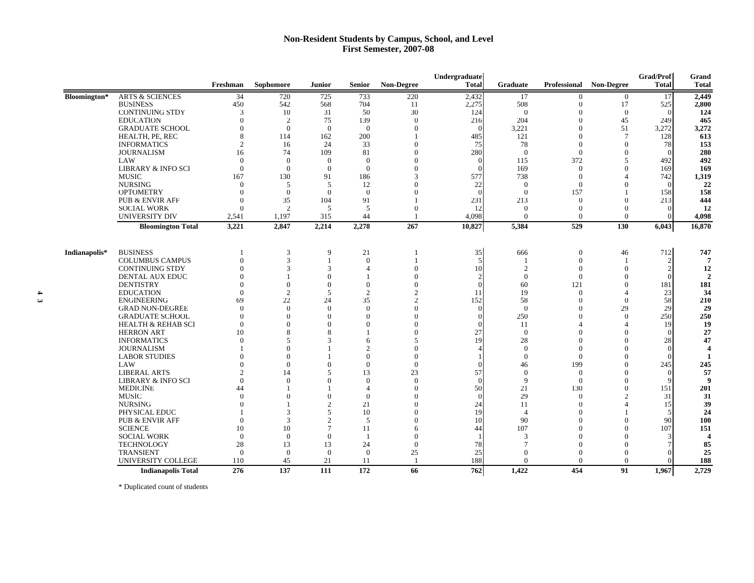# Non-Resident Students by Campus, School, and Level
## First Semester, 2007-08

| | | Freshman | Sophomore | Junior | Senior | Non-Degree | Undergraduate Total | Graduate | Professional | Non-Degree | Grad/Prof Total | Grand Total |
|---|---|---|---|---|---|---|---|---|---|---|---|---|
| **Bloomington*** | ARTS & SCIENCES | 34 | 720 | 725 | 733 | 220 | 2,432 | 17 | 0 | 0 | 17 | **2,449** |
| | BUSINESS | 450 | 542 | 568 | 704 | 11 | 2,275 | 508 | 0 | 17 | 525 | **2,800** |
| | CONTINUING STDY | 3 | 10 | 31 | 50 | 30 | 124 | 0 | 0 | 0 | 0 | **124** |
| | EDUCATION | 0 | 2 | 75 | 139 | 0 | 216 | 204 | 0 | 45 | 249 | **465** |
| | GRADUATE SCHOOL | 0 | 0 | 0 | 0 | 0 | 0 | 3,221 | 0 | 51 | 3,272 | **3,272** |
| | HEALTH, PE, REC | 8 | 114 | 162 | 200 | 1 | 485 | 121 | 0 | 7 | 128 | **613** |
| | INFORMATICS | 2 | 16 | 24 | 33 | 0 | 75 | 78 | 0 | 0 | 78 | **153** |
| | JOURNALISM | 16 | 74 | 109 | 81 | 0 | 280 | 0 | 0 | 0 | 0 | **280** |
| | LAW | 0 | 0 | 0 | 0 | 0 | 0 | 115 | 372 | 5 | 492 | **492** |
| | LIBRARY & INFO SCI | 0 | 0 | 0 | 0 | 0 | 0 | 169 | 0 | 0 | 169 | **169** |
| | MUSIC | 167 | 130 | 91 | 186 | 3 | 577 | 738 | 0 | 4 | 742 | **1,319** |
| | NURSING | 0 | 5 | 5 | 12 | 0 | 22 | 0 | 0 | 0 | 0 | **22** |
| | OPTOMETRY | 0 | 0 | 0 | 0 | 0 | 0 | 0 | 157 | 1 | 158 | **158** |
| | PUB & ENVIR AFF | 0 | 35 | 104 | 91 | 1 | 231 | 213 | 0 | 0 | 213 | **444** |
| | SOCIAL WORK | 0 | 2 | 5 | 5 | 0 | 12 | 0 | 0 | 0 | 0 | **12** |
| | UNIVERSITY DIV | 2,541 | 1,197 | 315 | 44 | 1 | 4,098 | 0 | 0 | 0 | 0 | **4,098** |
| | **Bloomington Total** | **3,221** | **2,847** | **2,214** | **2,278** | **267** | **10,827** | **5,384** | **529** | **130** | **6,043** | **16,870** |
| **Indianapolis*** | BUSINESS | 1 | 3 | 9 | 21 | 1 | 35 | 666 | 0 | 46 | 712 | **747** |
| | COLUMBUS CAMPUS | 0 | 3 | 1 | 0 | 1 | 5 | 1 | 0 | 1 | 2 | **7** |
| | CONTINUING STDY | 0 | 3 | 3 | 4 | 0 | 10 | 2 | 0 | 0 | 2 | **12** |
| | DENTAL AUX EDUC | 0 | 1 | 0 | 1 | 0 | 2 | 0 | 0 | 0 | 0 | **2** |
| | DENTISTRY | 0 | 0 | 0 | 0 | 0 | 0 | 60 | 121 | 0 | 181 | **181** |
| | EDUCATION | 0 | 2 | 5 | 2 | 2 | 11 | 19 | 0 | 4 | 23 | **34** |
| | ENGINEERING | 69 | 22 | 24 | 35 | 2 | 152 | 58 | 0 | 0 | 58 | **210** |
| | GRAD NON-DEGREE | 0 | 0 | 0 | 0 | 0 | 0 | 0 | 0 | 29 | 29 | **29** |
| | GRADUATE SCHOOL | 0 | 0 | 0 | 0 | 0 | 0 | 250 | 0 | 0 | 250 | **250** |
| | HEALTH & REHAB SCI | 0 | 0 | 0 | 0 | 0 | 0 | 11 | 4 | 4 | 19 | **19** |
| | HERRON ART | 10 | 8 | 8 | 1 | 0 | 27 | 0 | 0 | 0 | 0 | **27** |
| | INFORMATICS | 0 | 5 | 3 | 6 | 5 | 19 | 28 | 0 | 0 | 28 | **47** |
| | JOURNALISM | 1 | 0 | 1 | 2 | 0 | 4 | 0 | 0 | 0 | 0 | **4** |
| | LABOR STUDIES | 0 | 0 | 1 | 0 | 0 | 1 | 0 | 0 | 0 | 0 | **1** |
| | LAW | 0 | 0 | 0 | 0 | 0 | 0 | 46 | 199 | 0 | 245 | **245** |
| | LIBERAL ARTS | 2 | 14 | 5 | 13 | 23 | 57 | 0 | 0 | 0 | 0 | **57** |
| | LIBRARY & INFO SCI | 0 | 0 | 0 | 0 | 0 | 0 | 9 | 0 | 0 | 9 | **9** |
| | MEDICINE | 44 | 1 | 1 | 4 | 0 | 50 | 21 | 130 | 0 | 151 | **201** |
| | MUSIC | 0 | 0 | 0 | 0 | 0 | 0 | 29 | 0 | 2 | 31 | **31** |
| | NURSING | 0 | 1 | 2 | 21 | 0 | 24 | 11 | 0 | 4 | 15 | **39** |
| | PHYSICAL EDUC | 1 | 3 | 5 | 10 | 0 | 19 | 4 | 0 | 1 | 5 | **24** |
| | PUB & ENVIR AFF | 0 | 3 | 2 | 5 | 0 | 10 | 90 | 0 | 0 | 90 | **100** |
| | SCIENCE | 10 | 10 | 7 | 11 | 6 | 44 | 107 | 0 | 0 | 107 | **151** |
| | SOCIAL WORK | 0 | 0 | 0 | 1 | 0 | 1 | 3 | 0 | 0 | 3 | **4** |
| | TECHNOLOGY | 28 | 13 | 13 | 24 | 0 | 78 | 7 | 0 | 0 | 7 | **85** |
| | TRANSIENT | 0 | 0 | 0 | 0 | 25 | 25 | 0 | 0 | 0 | 0 | **25** |
| | UNIVERSITY COLLEGE | 110 | 45 | 21 | 11 | 1 | 188 | 0 | 0 | 0 | 0 | **188** |
| | **Indianapolis Total** | **276** | **137** | **111** | **172** | **66** | **762** | **1,422** | **454** | **91** | **1,967** | **2,729** |

* Duplicated count of students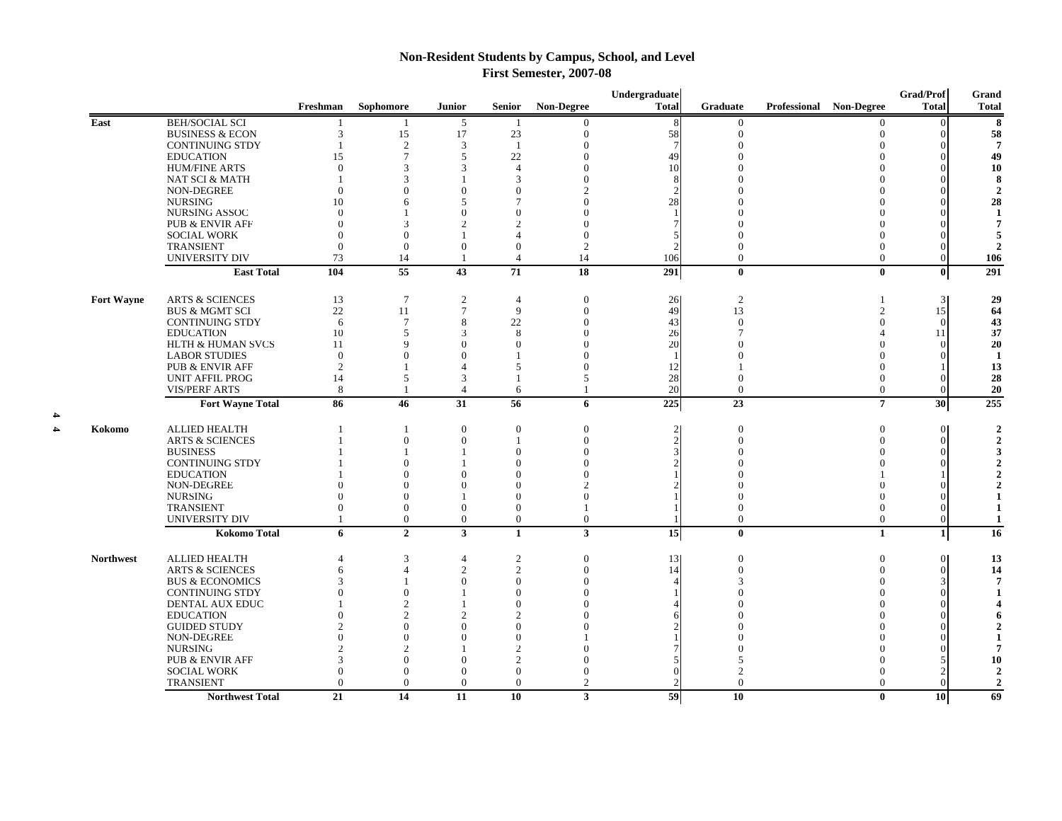# Non-Resident Students by Campus, School, and Level
## First Semester, 2007-08

| | | Freshman | Sophomore | Junior | Senior | Non-Degree | Undergraduate Total | Graduate | Professional | Non-Degree | Grad/Prof Total | Grand Total |
|---|---|---|---|---|---|---|---|---|---|---|---|---|
| East | BEH/SOCIAL SCI | 1 | 1 | 5 | 1 | 0 | 8 | 0 | | 0 | 0 | **8** |
| | BUSINESS & ECON | 3 | 15 | 17 | 23 | 0 | 58 | 0 | | 0 | 0 | **58** |
| | CONTINUING STDY | 1 | 2 | 3 | 1 | 0 | 7 | 0 | | 0 | 0 | **7** |
| | EDUCATION | 15 | 7 | 5 | 22 | 0 | 49 | 0 | | 0 | 0 | **49** |
| | HUM/FINE ARTS | 0 | 3 | 3 | 4 | 0 | 10 | 0 | | 0 | 0 | **10** |
| | NAT SCI & MATH | 1 | 3 | 1 | 3 | 0 | 8 | 0 | | 0 | 0 | **8** |
| | NON-DEGREE | 0 | 0 | 0 | 0 | 2 | 2 | 0 | | 0 | 0 | **2** |
| | NURSING | 10 | 6 | 5 | 7 | 0 | 28 | 0 | | 0 | 0 | **28** |
| | NURSING ASSOC | 0 | 1 | 0 | 0 | 0 | 1 | 0 | | 0 | 0 | **1** |
| | PUB & ENVIR AFF | 0 | 3 | 2 | 2 | 0 | 7 | 0 | | 0 | 0 | **7** |
| | SOCIAL WORK | 0 | 0 | 1 | 4 | 0 | 5 | 0 | | 0 | 0 | **5** |
| | TRANSIENT | 0 | 0 | 0 | 0 | 2 | 2 | 0 | | 0 | 0 | **2** |
| | UNIVERSITY DIV | 73 | 14 | 1 | 4 | 14 | 106 | 0 | | 0 | 0 | **106** |
| | **East Total** | **104** | **55** | **43** | **71** | **18** | **291** | **0** | | **0** | **0** | **291** |
| Fort Wayne | ARTS & SCIENCES | 13 | 7 | 2 | 4 | 0 | 26 | 2 | | 1 | 3 | **29** |
| | BUS & MGMT SCI | 22 | 11 | 7 | 9 | 0 | 49 | 13 | | 2 | 15 | **64** |
| | CONTINUING STDY | 6 | 7 | 8 | 22 | 0 | 43 | 0 | | 0 | 0 | **43** |
| | EDUCATION | 10 | 5 | 3 | 8 | 0 | 26 | 7 | | 4 | 11 | **37** |
| | HLTH & HUMAN SVCS | 11 | 9 | 0 | 0 | 0 | 20 | 0 | | 0 | 0 | **20** |
| | LABOR STUDIES | 0 | 0 | 0 | 1 | 0 | 1 | 0 | | 0 | 0 | **1** |
| | PUB & ENVIR AFF | 2 | 1 | 4 | 5 | 0 | 12 | 1 | | 0 | 1 | **13** |
| | UNIT AFFIL PROG | 14 | 5 | 3 | 1 | 5 | 28 | 0 | | 0 | 0 | **28** |
| | VIS/PERF ARTS | 8 | 1 | 4 | 6 | 1 | 20 | 0 | | 0 | 0 | **20** |
| | **Fort Wayne Total** | **86** | **46** | **31** | **56** | **6** | **225** | **23** | | **7** | **30** | **255** |
| Kokomo | ALLIED HEALTH | 1 | 1 | 0 | 0 | 0 | 2 | 0 | | 0 | 0 | **2** |
| | ARTS & SCIENCES | 1 | 0 | 0 | 1 | 0 | 2 | 0 | | 0 | 0 | **2** |
| | BUSINESS | 1 | 1 | 1 | 0 | 0 | 3 | 0 | | 0 | 0 | **3** |
| | CONTINUING STDY | 1 | 0 | 1 | 0 | 0 | 2 | 0 | | 0 | 0 | **2** |
| | EDUCATION | 1 | 0 | 0 | 0 | 0 | 1 | 0 | | 1 | 1 | **2** |
| | NON-DEGREE | 0 | 0 | 0 | 0 | 2 | 2 | 0 | | 0 | 0 | **2** |
| | NURSING | 0 | 0 | 1 | 0 | 0 | 1 | 0 | | 0 | 0 | **1** |
| | TRANSIENT | 0 | 0 | 0 | 0 | 1 | 1 | 0 | | 0 | 0 | **1** |
| | UNIVERSITY DIV | 1 | 0 | 0 | 0 | 0 | 1 | 0 | | 0 | 0 | **1** |
| | **Kokomo Total** | **6** | **2** | **3** | **1** | **3** | **15** | **0** | | **1** | **1** | **16** |
| Northwest | ALLIED HEALTH | 4 | 3 | 4 | 2 | 0 | 13 | 0 | | 0 | 0 | **13** |
| | ARTS & SCIENCES | 6 | 4 | 2 | 2 | 0 | 14 | 0 | | 0 | 0 | **14** |
| | BUS & ECONOMICS | 3 | 1 | 0 | 0 | 0 | 4 | 3 | | 0 | 3 | **7** |
| | CONTINUING STDY | 0 | 0 | 1 | 0 | 0 | 1 | 0 | | 0 | 0 | **1** |
| | DENTAL AUX EDUC | 1 | 2 | 1 | 0 | 0 | 4 | 0 | | 0 | 0 | **4** |
| | EDUCATION | 0 | 2 | 2 | 2 | 0 | 6 | 0 | | 0 | 0 | **6** |
| | GUIDED STUDY | 2 | 0 | 0 | 0 | 0 | 2 | 0 | | 0 | 0 | **2** |
| | NON-DEGREE | 0 | 0 | 0 | 0 | 1 | 1 | 0 | | 0 | 0 | **1** |
| | NURSING | 2 | 2 | 1 | 2 | 0 | 7 | 0 | | 0 | 0 | **7** |
| | PUB & ENVIR AFF | 3 | 0 | 0 | 2 | 0 | 5 | 5 | | 0 | 5 | **10** |
| | SOCIAL WORK | 0 | 0 | 0 | 0 | 0 | 0 | 2 | | 0 | 2 | **2** |
| | TRANSIENT | 0 | 0 | 0 | 0 | 2 | 2 | 0 | | 0 | 0 | **2** |
| | **Northwest Total** | **21** | **14** | **11** | **10** | **3** | **59** | **10** | | **0** | **10** | **69** |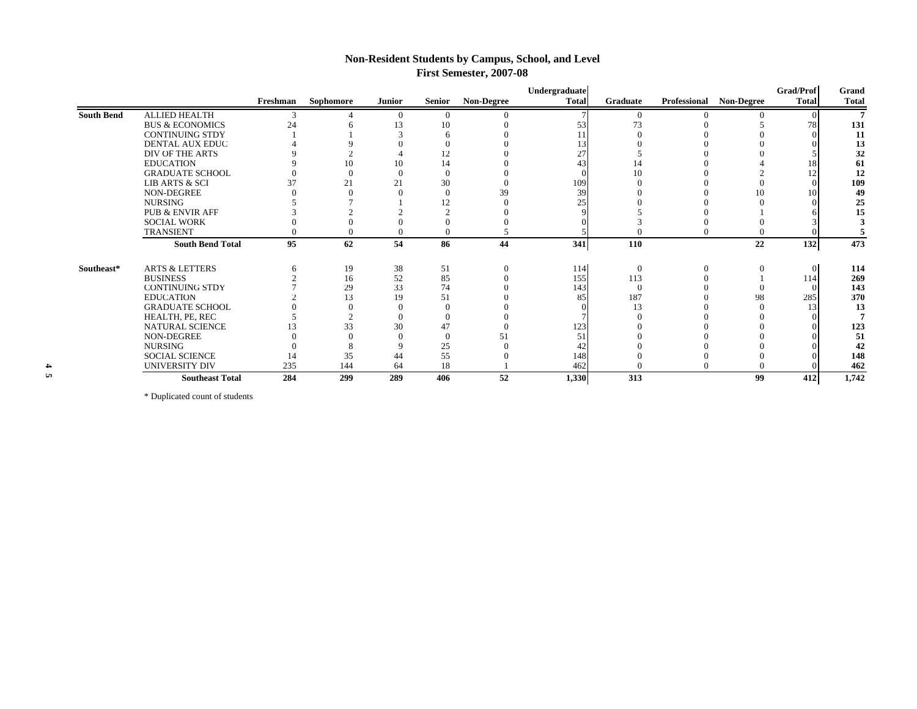## Non-Resident Students by Campus, School, and Level
## First Semester, 2007-08

| | | Freshman | Sophomore | Junior | Senior | Non-Degree | Undergraduate Total | Graduate | Professional | Non-Degree | Grad/Prof Total | Grand Total |
|---|---|---|---|---|---|---|---|---|---|---|---|---|
| **South Bend** | ALLIED HEALTH | 3 | 4 | 0 | 0 | 0 | 7 | 0 | 0 | 0 | 0 | **7** |
| | BUS & ECONOMICS | 24 | 6 | 13 | 10 | 0 | 53 | 73 | 0 | 5 | 78 | **131** |
| | CONTINUING STDY | 1 | 1 | 3 | 6 | 0 | 11 | 0 | 0 | 0 | 0 | **11** |
| | DENTAL AUX EDUC | 4 | 9 | 0 | 0 | 0 | 13 | 0 | 0 | 0 | 0 | **13** |
| | DIV OF THE ARTS | 9 | 2 | 4 | 12 | 0 | 27 | 5 | 0 | 0 | 5 | **32** |
| | EDUCATION | 9 | 10 | 10 | 14 | 0 | 43 | 14 | 0 | 4 | 18 | **61** |
| | GRADUATE SCHOOL | 0 | 0 | 0 | 0 | 0 | 0 | 10 | 0 | 2 | 12 | **12** |
| | LIB ARTS & SCI | 37 | 21 | 21 | 30 | 0 | 109 | 0 | 0 | 0 | 0 | **109** |
| | NON-DEGREE | 0 | 0 | 0 | 0 | 39 | 39 | 0 | 0 | 10 | 10 | **49** |
| | NURSING | 5 | 7 | 1 | 12 | 0 | 25 | 0 | 0 | 0 | 0 | **25** |
| | PUB & ENVIR AFF | 3 | 2 | 2 | 2 | 0 | 9 | 5 | 0 | 1 | 6 | **15** |
| | SOCIAL WORK | 0 | 0 | 0 | 0 | 0 | 0 | 3 | 0 | 0 | 3 | **3** |
| | TRANSIENT | 0 | 0 | 0 | 0 | 5 | 5 | 0 | 0 | 0 | 0 | **5** |
| | **South Bend Total** | **95** | **62** | **54** | **86** | **44** | **341** | **110** | | **22** | **132** | **473** |
| **Southeast*** | ARTS & LETTERS | 6 | 19 | 38 | 51 | 0 | 114 | 0 | 0 | 0 | 0 | **114** |
| | BUSINESS | 2 | 16 | 52 | 85 | 0 | 155 | 113 | 0 | 1 | 114 | **269** |
| | CONTINUING STDY | 7 | 29 | 33 | 74 | 0 | 143 | 0 | 0 | 0 | 0 | **143** |
| | EDUCATION | 2 | 13 | 19 | 51 | 0 | 85 | 187 | 0 | 98 | 285 | **370** |
| | GRADUATE SCHOOL | 0 | 0 | 0 | 0 | 0 | 0 | 13 | 0 | 0 | 13 | **13** |
| | HEALTH, PE, REC | 5 | 2 | 0 | 0 | 0 | 7 | 0 | 0 | 0 | 0 | **7** |
| | NATURAL SCIENCE | 13 | 33 | 30 | 47 | 0 | 123 | 0 | 0 | 0 | 0 | **123** |
| | NON-DEGREE | 0 | 0 | 0 | 0 | 51 | 51 | 0 | 0 | 0 | 0 | **51** |
| | NURSING | 0 | 8 | 9 | 25 | 0 | 42 | 0 | 0 | 0 | 0 | **42** |
| | SOCIAL SCIENCE | 14 | 35 | 44 | 55 | 0 | 148 | 0 | 0 | 0 | 0 | **148** |
| | UNIVERSITY DIV | 235 | 144 | 64 | 18 | 1 | 462 | 0 | 0 | 0 | 0 | **462** |
| | **Southeast Total** | **284** | **299** | **289** | **406** | **52** | **1,330** | **313** | | **99** | **412** | **1,742** |

\* Duplicated count of students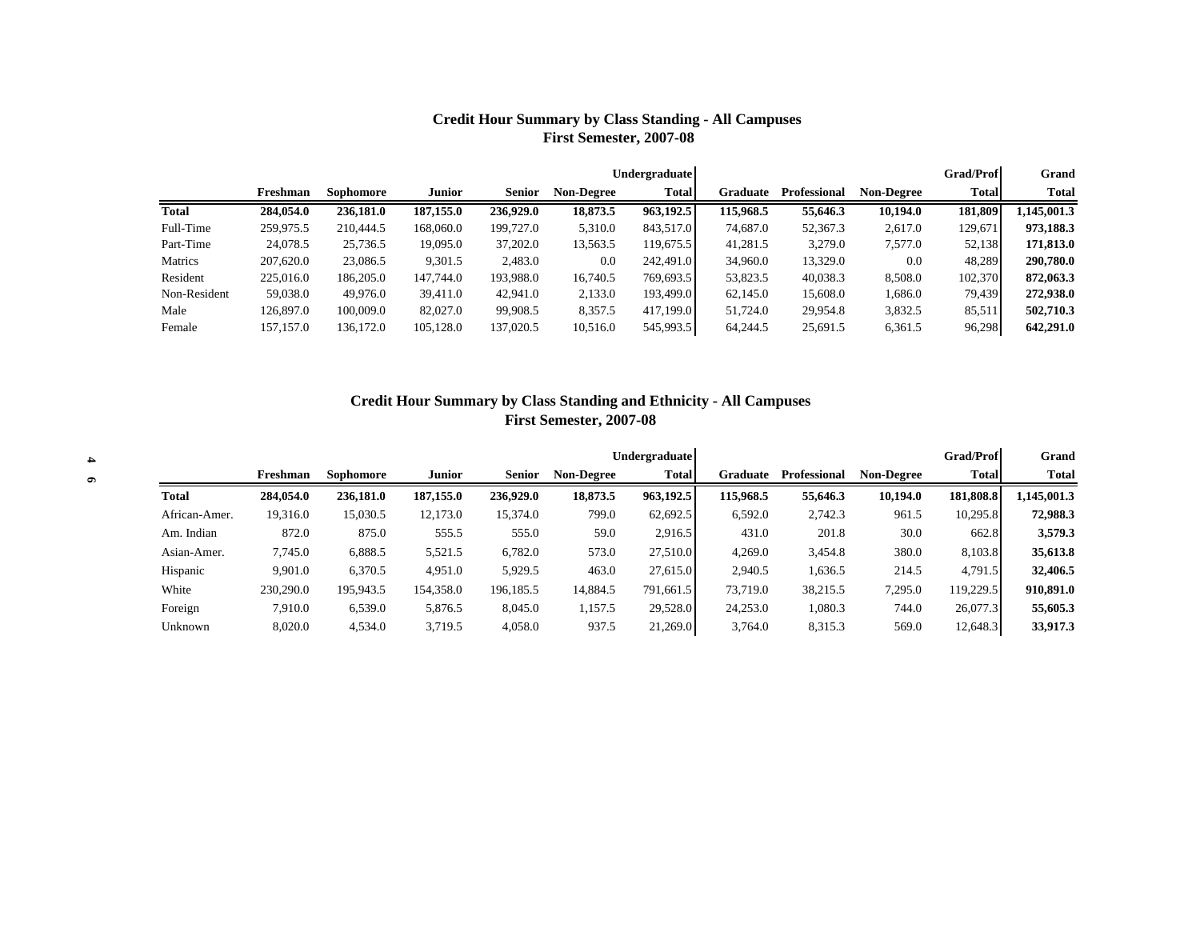## Credit Hour Summary by Class Standing - All Campuses
### First Semester, 2007-08

| | Freshman | Sophomore | Junior | Senior | Non-Degree | Undergraduate Total | Graduate | Professional | Non-Degree | Grad/Prof Total | Grand Total |
|---|---|---|---|---|---|---|---|---|---|---|---|
| **Total** | **284,054.0** | **236,181.0** | **187,155.0** | **236,929.0** | **18,873.5** | **963,192.5** | **115,968.5** | **55,646.3** | **10,194.0** | **181,809** | **1,145,001.3** |
| Full-Time | 259,975.5 | 210,444.5 | 168,060.0 | 199,727.0 | 5,310.0 | 843,517.0 | 74,687.0 | 52,367.3 | 2,617.0 | 129,671 | **973,188.3** |
| Part-Time | 24,078.5 | 25,736.5 | 19,095.0 | 37,202.0 | 13,563.5 | 119,675.5 | 41,281.5 | 3,279.0 | 7,577.0 | 52,138 | **171,813.0** |
| Matrics | 207,620.0 | 23,086.5 | 9,301.5 | 2,483.0 | 0.0 | 242,491.0 | 34,960.0 | 13,329.0 | 0.0 | 48,289 | **290,780.0** |
| Resident | 225,016.0 | 186,205.0 | 147,744.0 | 193,988.0 | 16,740.5 | 769,693.5 | 53,823.5 | 40,038.3 | 8,508.0 | 102,370 | **872,063.3** |
| Non-Resident | 59,038.0 | 49,976.0 | 39,411.0 | 42,941.0 | 2,133.0 | 193,499.0 | 62,145.0 | 15,608.0 | 1,686.0 | 79,439 | **272,938.0** |
| Male | 126,897.0 | 100,009.0 | 82,027.0 | 99,908.5 | 8,357.5 | 417,199.0 | 51,724.0 | 29,954.8 | 3,832.5 | 85,511 | **502,710.3** |
| Female | 157,157.0 | 136,172.0 | 105,128.0 | 137,020.5 | 10,516.0 | 545,993.5 | 64,244.5 | 25,691.5 | 6,361.5 | 96,298 | **642,291.0** |

## Credit Hour Summary by Class Standing and Ethnicity - All Campuses
### First Semester, 2007-08

| | Freshman | Sophomore | Junior | Senior | Non-Degree | Undergraduate Total | Graduate | Professional | Non-Degree | Grad/Prof Total | Grand Total |
|---|---|---|---|---|---|---|---|---|---|---|---|
| **Total** | **284,054.0** | **236,181.0** | **187,155.0** | **236,929.0** | **18,873.5** | **963,192.5** | **115,968.5** | **55,646.3** | **10,194.0** | **181,808.8** | **1,145,001.3** |
| African-Amer. | 19,316.0 | 15,030.5 | 12,173.0 | 15,374.0 | 799.0 | 62,692.5 | 6,592.0 | 2,742.3 | 961.5 | 10,295.8 | **72,988.3** |
| Am. Indian | 872.0 | 875.0 | 555.5 | 555.0 | 59.0 | 2,916.5 | 431.0 | 201.8 | 30.0 | 662.8 | **3,579.3** |
| Asian-Amer. | 7,745.0 | 6,888.5 | 5,521.5 | 6,782.0 | 573.0 | 27,510.0 | 4,269.0 | 3,454.8 | 380.0 | 8,103.8 | **35,613.8** |
| Hispanic | 9,901.0 | 6,370.5 | 4,951.0 | 5,929.5 | 463.0 | 27,615.0 | 2,940.5 | 1,636.5 | 214.5 | 4,791.5 | **32,406.5** |
| White | 230,290.0 | 195,943.5 | 154,358.0 | 196,185.5 | 14,884.5 | 791,661.5 | 73,719.0 | 38,215.5 | 7,295.0 | 119,229.5 | **910,891.0** |
| Foreign | 7,910.0 | 6,539.0 | 5,876.5 | 8,045.0 | 1,157.5 | 29,528.0 | 24,253.0 | 1,080.3 | 744.0 | 26,077.3 | **55,605.3** |
| Unknown | 8,020.0 | 4,534.0 | 3,719.5 | 4,058.0 | 937.5 | 21,269.0 | 3,764.0 | 8,315.3 | 569.0 | 12,648.3 | **33,917.3** |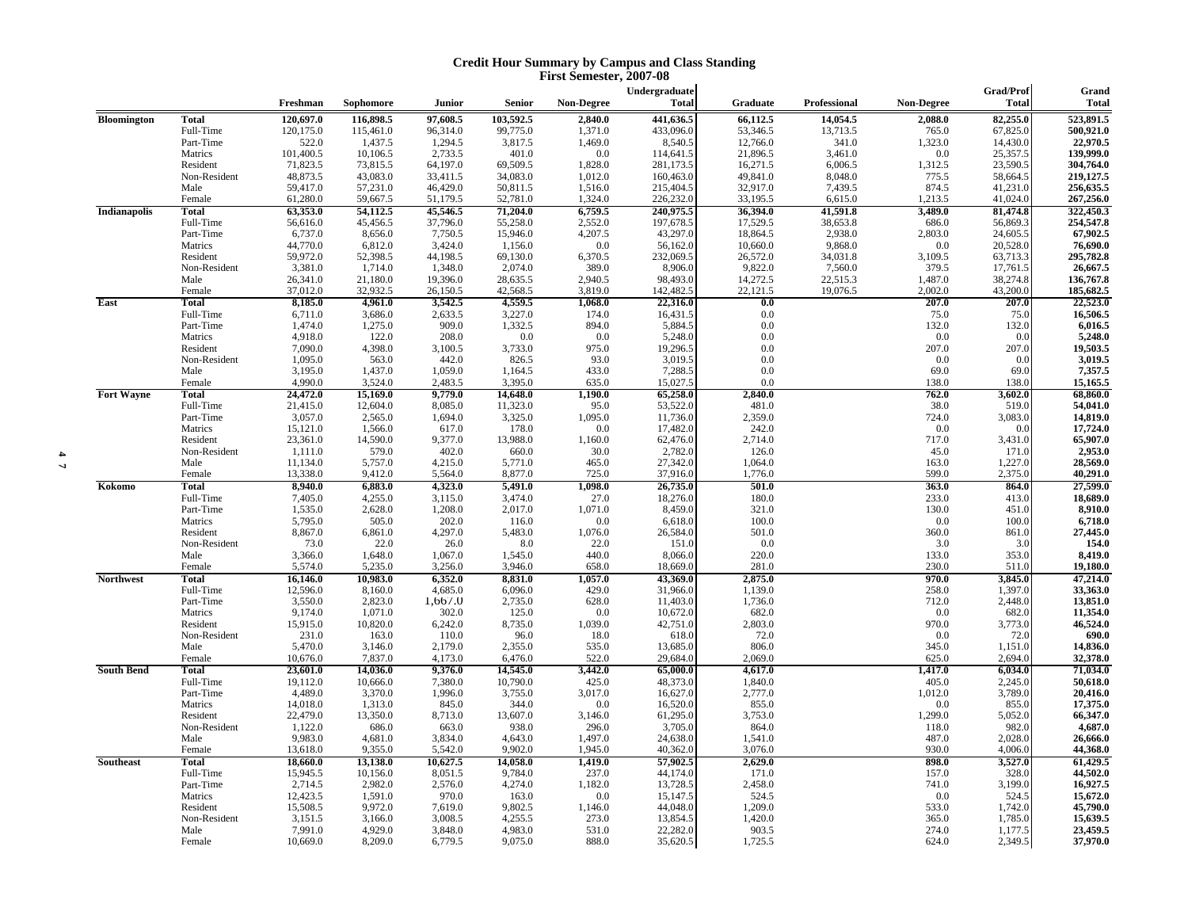# Credit Hour Summary by Campus and Class Standing
## First Semester, 2007-08

| | | Freshman | Sophomore | Junior | Senior | Non-Degree | Undergraduate Total | Graduate | Professional | Non-Degree | Grad/Prof Total | Grand Total |
|---|---|---|---|---|---|---|---|---|---|---|---|---|
| **Bloomington** | **Total** | **120,697.0** | **116,898.5** | **97,608.5** | **103,592.5** | **2,840.0** | **441,636.5** | **66,112.5** | **14,054.5** | **2,088.0** | **82,255.0** | **523,891.5** |
| | Full-Time | 120,175.0 | 115,461.0 | 96,314.0 | 99,775.0 | 1,371.0 | 433,096.0 | 53,346.5 | 13,713.5 | 765.0 | 67,825.0 | **500,921.0** |
| | Part-Time | 522.0 | 1,437.5 | 1,294.5 | 3,817.5 | 1,469.0 | 8,540.5 | 12,766.0 | 341.0 | 1,323.0 | 14,430.0 | **22,970.5** |
| | Matrics | 101,400.5 | 10,106.5 | 2,733.5 | 401.0 | 0.0 | 114,641.5 | 21,896.5 | 3,461.0 | 0.0 | 25,357.5 | **139,999.0** |
| | Resident | 71,823.5 | 73,815.5 | 64,197.0 | 69,509.5 | 1,828.0 | 281,173.5 | 16,271.5 | 6,006.5 | 1,312.5 | 23,590.5 | **304,764.0** |
| | Non-Resident | 48,873.5 | 43,083.0 | 33,411.5 | 34,083.0 | 1,012.0 | 160,463.0 | 49,841.0 | 8,048.0 | 775.5 | 58,664.5 | **219,127.5** |
| | Male | 59,417.0 | 57,231.0 | 46,429.0 | 50,811.5 | 1,516.0 | 215,404.5 | 32,917.0 | 7,439.5 | 874.5 | 41,231.0 | **256,635.5** |
| | Female | 61,280.0 | 59,667.5 | 51,179.5 | 52,781.0 | 1,324.0 | 226,232.0 | 33,195.5 | 6,615.0 | 1,213.5 | 41,024.0 | **267,256.0** |
| **Indianapolis** | **Total** | **63,353.0** | **54,112.5** | **45,546.5** | **71,204.0** | **6,759.5** | **240,975.5** | **36,394.0** | **41,591.8** | **3,489.0** | **81,474.8** | **322,450.3** |
| | Full-Time | 56,616.0 | 45,456.5 | 37,796.0 | 55,258.0 | 2,552.0 | 197,678.5 | 17,529.5 | 38,653.8 | 686.0 | 56,869.3 | **254,547.8** |
| | Part-Time | 6,737.0 | 8,656.0 | 7,750.5 | 15,946.0 | 4,207.5 | 43,297.0 | 18,864.5 | 2,938.0 | 2,803.0 | 24,605.5 | **67,902.5** |
| | Matrics | 44,770.0 | 6,812.0 | 3,424.0 | 1,156.0 | 0.0 | 56,162.0 | 10,660.0 | 9,868.0 | 0.0 | 20,528.0 | **76,690.0** |
| | Resident | 59,972.0 | 52,398.5 | 44,198.5 | 69,130.0 | 6,370.5 | 232,069.5 | 26,572.0 | 34,031.8 | 3,109.5 | 63,713.3 | **295,782.8** |
| | Non-Resident | 3,381.0 | 1,714.0 | 1,348.0 | 2,074.0 | 389.0 | 8,906.0 | 9,822.0 | 7,560.0 | 379.5 | 17,761.5 | **26,667.5** |
| | Male | 26,341.0 | 21,180.0 | 19,396.0 | 28,635.5 | 2,940.5 | 98,493.0 | 14,272.5 | 22,515.3 | 1,487.0 | 38,274.8 | **136,767.8** |
| | Female | 37,012.0 | 32,932.5 | 26,150.5 | 42,568.5 | 3,819.0 | 142,482.5 | 22,121.5 | 19,076.5 | 2,002.0 | 43,200.0 | **185,682.5** |
| **East** | **Total** | **8,185.0** | **4,961.0** | **3,542.5** | **4,559.5** | **1,068.0** | **22,316.0** | **0.0** | | **207.0** | **207.0** | **22,523.0** |
| | Full-Time | 6,711.0 | 3,686.0 | 2,633.5 | 3,227.0 | 174.0 | 16,431.5 | 0.0 | | 75.0 | 75.0 | **16,506.5** |
| | Part-Time | 1,474.0 | 1,275.0 | 909.0 | 1,332.5 | 894.0 | 5,884.5 | 0.0 | | 132.0 | 132.0 | **6,016.5** |
| | Matrics | 4,918.0 | 122.0 | 208.0 | 0.0 | 0.0 | 5,248.0 | 0.0 | | 0.0 | 0.0 | **5,248.0** |
| | Resident | 7,090.0 | 4,398.0 | 3,100.5 | 3,733.0 | 975.0 | 19,296.5 | 0.0 | | 207.0 | 207.0 | **19,503.5** |
| | Non-Resident | 1,095.0 | 563.0 | 442.0 | 826.5 | 93.0 | 3,019.5 | 0.0 | | 0.0 | 0.0 | **3,019.5** |
| | Male | 3,195.0 | 1,437.0 | 1,059.0 | 1,164.5 | 433.0 | 7,288.5 | 0.0 | | 69.0 | 69.0 | **7,357.5** |
| | Female | 4,990.0 | 3,524.0 | 2,483.5 | 3,395.0 | 635.0 | 15,027.5 | 0.0 | | 138.0 | 138.0 | **15,165.5** |
| **Fort Wayne** | **Total** | **24,472.0** | **15,169.0** | **9,779.0** | **14,648.0** | **1,190.0** | **65,258.0** | **2,840.0** | | **762.0** | **3,602.0** | **68,860.0** |
| | Full-Time | 21,415.0 | 12,604.0 | 8,085.0 | 11,323.0 | 95.0 | 53,522.0 | 481.0 | | 38.0 | 519.0 | **54,041.0** |
| | Part-Time | 3,057.0 | 2,565.0 | 1,694.0 | 3,325.0 | 1,095.0 | 11,736.0 | 2,359.0 | | 724.0 | 3,083.0 | **14,819.0** |
| | Matrics | 15,121.0 | 1,566.0 | 617.0 | 178.0 | 0.0 | 17,482.0 | 242.0 | | 0.0 | 0.0 | **17,724.0** |
| | Resident | 23,361.0 | 14,590.0 | 9,377.0 | 13,988.0 | 1,160.0 | 62,476.0 | 2,714.0 | | 717.0 | 3,431.0 | **65,907.0** |
| | Non-Resident | 1,111.0 | 579.0 | 402.0 | 660.0 | 30.0 | 2,782.0 | 126.0 | | 45.0 | 171.0 | **2,953.0** |
| | Male | 11,134.0 | 5,757.0 | 4,215.0 | 5,771.0 | 465.0 | 27,342.0 | 1,064.0 | | 163.0 | 1,227.0 | **28,569.0** |
| | Female | 13,338.0 | 9,412.0 | 5,564.0 | 8,877.0 | 725.0 | 37,916.0 | 1,776.0 | | 599.0 | 2,375.0 | **40,291.0** |
| **Kokomo** | **Total** | **8,940.0** | **6,883.0** | **4,323.0** | **5,491.0** | **1,098.0** | **26,735.0** | **501.0** | | **363.0** | **864.0** | **27,599.0** |
| | Full-Time | 7,405.0 | 4,255.0 | 3,115.0 | 3,474.0 | 27.0 | 18,276.0 | 180.0 | | 233.0 | 413.0 | **18,689.0** |
| | Part-Time | 1,535.0 | 2,628.0 | 1,208.0 | 2,017.0 | 1,071.0 | 8,459.0 | 321.0 | | 130.0 | 451.0 | **8,910.0** |
| | Matrics | 5,795.0 | 505.0 | 202.0 | 116.0 | 0.0 | 6,618.0 | 100.0 | | 0.0 | 100.0 | **6,718.0** |
| | Resident | 8,867.0 | 6,861.0 | 4,297.0 | 5,483.0 | 1,076.0 | 26,584.0 | 501.0 | | 360.0 | 861.0 | **27,445.0** |
| | Non-Resident | 73.0 | 22.0 | 26.0 | 8.0 | 22.0 | 151.0 | 0.0 | | 3.0 | 3.0 | **154.0** |
| | Male | 3,366.0 | 1,648.0 | 1,067.0 | 1,545.0 | 440.0 | 8,066.0 | 220.0 | | 133.0 | 353.0 | **8,419.0** |
| | Female | 5,574.0 | 5,235.0 | 3,256.0 | 3,946.0 | 658.0 | 18,669.0 | 281.0 | | 230.0 | 511.0 | **19,180.0** |
| **Northwest** | **Total** | **16,146.0** | **10,983.0** | **6,352.0** | **8,831.0** | **1,057.0** | **43,369.0** | **2,875.0** | | **970.0** | **3,845.0** | **47,214.0** |
| | Full-Time | 12,596.0 | 8,160.0 | 4,685.0 | 6,096.0 | 429.0 | 31,966.0 | 1,139.0 | | 258.0 | 1,397.0 | **33,363.0** |
| | Part-Time | 3,550.0 | 2,823.0 | 1,667.0 | 2,735.0 | 628.0 | 11,403.0 | 1,736.0 | | 712.0 | 2,448.0 | **13,851.0** |
| | Matrics | 9,174.0 | 1,071.0 | 302.0 | 125.0 | 0.0 | 10,672.0 | 682.0 | | 0.0 | 682.0 | **11,354.0** |
| | Resident | 15,915.0 | 10,820.0 | 6,242.0 | 8,735.0 | 1,039.0 | 42,751.0 | 2,803.0 | | 970.0 | 3,773.0 | **46,524.0** |
| | Non-Resident | 231.0 | 163.0 | 110.0 | 96.0 | 18.0 | 618.0 | 72.0 | | 0.0 | 72.0 | **690.0** |
| | Male | 5,470.0 | 3,146.0 | 2,179.0 | 2,355.0 | 535.0 | 13,685.0 | 806.0 | | 345.0 | 1,151.0 | **14,836.0** |
| | Female | 10,676.0 | 7,837.0 | 4,173.0 | 6,476.0 | 522.0 | 29,684.0 | 2,069.0 | | 625.0 | 2,694.0 | **32,378.0** |
| **South Bend** | **Total** | **23,601.0** | **14,036.0** | **9,376.0** | **14,545.0** | **3,442.0** | **65,000.0** | **4,617.0** | | **1,417.0** | **6,034.0** | **71,034.0** |
| | Full-Time | 19,112.0 | 10,666.0 | 7,380.0 | 10,790.0 | 425.0 | 48,373.0 | 1,840.0 | | 405.0 | 2,245.0 | **50,618.0** |
| | Part-Time | 4,489.0 | 3,370.0 | 1,996.0 | 3,755.0 | 3,017.0 | 16,627.0 | 2,777.0 | | 1,012.0 | 3,789.0 | **20,416.0** |
| | Matrics | 14,018.0 | 1,313.0 | 845.0 | 344.0 | 0.0 | 16,520.0 | 855.0 | | 0.0 | 855.0 | **17,375.0** |
| | Resident | 22,479.0 | 13,350.0 | 8,713.0 | 13,607.0 | 3,146.0 | 61,295.0 | 3,753.0 | | 1,299.0 | 5,052.0 | **66,347.0** |
| | Non-Resident | 1,122.0 | 686.0 | 663.0 | 938.0 | 296.0 | 3,705.0 | 864.0 | | 118.0 | 982.0 | **4,687.0** |
| | Male | 9,983.0 | 4,681.0 | 3,834.0 | 4,643.0 | 1,497.0 | 24,638.0 | 1,541.0 | | 487.0 | 2,028.0 | **26,666.0** |
| | Female | 13,618.0 | 9,355.0 | 5,542.0 | 9,902.0 | 1,945.0 | 40,362.0 | 3,076.0 | | 930.0 | 4,006.0 | **44,368.0** |
| **Southeast** | **Total** | **18,660.0** | **13,138.0** | **10,627.5** | **14,058.0** | **1,419.0** | **57,902.5** | **2,629.0** | | **898.0** | **3,527.0** | **61,429.5** |
| | Full-Time | 15,945.5 | 10,156.0 | 8,051.5 | 9,784.0 | 237.0 | 44,174.0 | 171.0 | | 157.0 | 328.0 | **44,502.0** |
| | Part-Time | 2,714.5 | 2,982.0 | 2,576.0 | 4,274.0 | 1,182.0 | 13,728.5 | 2,458.0 | | 741.0 | 3,199.0 | **16,927.5** |
| | Matrics | 12,423.5 | 1,591.0 | 970.0 | 163.0 | 0.0 | 15,147.5 | 524.5 | | 0.0 | 524.5 | **15,672.0** |
| | Resident | 15,508.5 | 9,972.0 | 7,619.0 | 9,802.5 | 1,146.0 | 44,048.0 | 1,209.0 | | 533.0 | 1,742.0 | **45,790.0** |
| | Non-Resident | 3,151.5 | 3,166.0 | 3,008.5 | 4,255.5 | 273.0 | 13,854.5 | 1,420.0 | | 365.0 | 1,785.0 | **15,639.5** |
| | Male | 7,991.0 | 4,929.0 | 3,848.0 | 4,983.0 | 531.0 | 22,282.0 | 903.5 | | 274.0 | 1,177.5 | **23,459.5** |
| | Female | 10,669.0 | 8,209.0 | 6,779.5 | 9,075.0 | 888.0 | 35,620.5 | 1,725.5 | | 624.0 | 2,349.5 | **37,970.0** |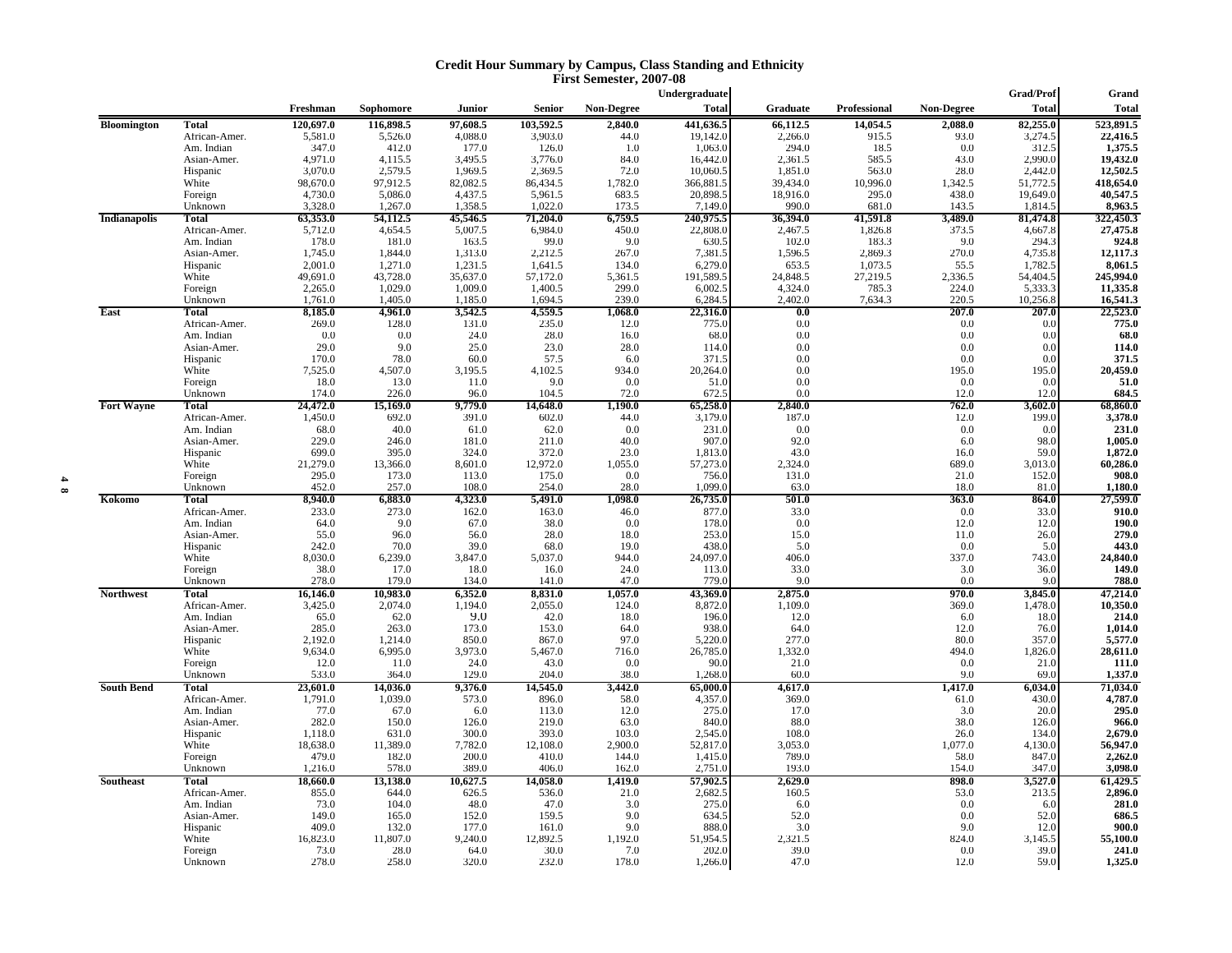## Credit Hour Summary by Campus, Class Standing and Ethnicity
### First Semester, 2007-08

| | | Freshman | Sophomore | Junior | Senior | Non-Degree | Undergraduate Total | Graduate | Professional | Non-Degree | Grad/Prof Total | Grand Total |
|---|---|---|---|---|---|---|---|---|---|---|---|---|
| **Bloomington** | **Total** | **120,697.0** | **116,898.5** | **97,608.5** | **103,592.5** | **2,840.0** | **441,636.5** | **66,112.5** | **14,054.5** | **2,088.0** | **82,255.0** | **523,891.5** |
| | African-Amer. | 5,581.0 | 5,526.0 | 4,088.0 | 3,903.0 | 44.0 | 19,142.0 | 2,266.0 | 915.5 | 93.0 | 3,274.5 | **22,416.5** |
| | Am. Indian | 347.0 | 412.0 | 177.0 | 126.0 | 1.0 | 1,063.0 | 294.0 | 18.5 | 0.0 | 312.5 | **1,375.5** |
| | Asian-Amer. | 4,971.0 | 4,115.5 | 3,495.5 | 3,776.0 | 84.0 | 16,442.0 | 2,361.5 | 585.5 | 43.0 | 2,990.0 | **19,432.0** |
| | Hispanic | 3,070.0 | 2,579.5 | 1,969.5 | 2,369.5 | 72.0 | 10,060.5 | 1,851.0 | 563.0 | 28.0 | 2,442.0 | **12,502.5** |
| | White | 98,670.0 | 97,912.5 | 82,082.5 | 86,434.5 | 1,782.0 | 366,881.5 | 39,434.0 | 10,996.0 | 1,342.5 | 51,772.5 | **418,654.0** |
| | Foreign | 4,730.0 | 5,086.0 | 4,437.5 | 5,961.5 | 683.5 | 20,898.5 | 18,916.0 | 295.0 | 438.0 | 19,649.0 | **40,547.5** |
| | Unknown | 3,328.0 | 1,267.0 | 1,358.5 | 1,022.0 | 173.5 | 7,149.0 | 990.0 | 681.0 | 143.5 | 1,814.5 | **8,963.5** |
| **Indianapolis** | **Total** | **63,353.0** | **54,112.5** | **45,546.5** | **71,204.0** | **6,759.5** | **240,975.5** | **36,394.0** | **41,591.8** | **3,489.0** | **81,474.8** | **322,450.3** |
| | African-Amer. | 5,712.0 | 4,654.5 | 5,007.5 | 6,984.0 | 450.0 | 22,808.0 | 2,467.5 | 1,826.8 | 373.5 | 4,667.8 | **27,475.8** |
| | Am. Indian | 178.0 | 181.0 | 163.5 | 99.0 | 9.0 | 630.5 | 102.0 | 183.3 | 9.0 | 294.3 | **924.8** |
| | Asian-Amer. | 1,745.0 | 1,844.0 | 1,313.0 | 2,212.5 | 267.0 | 7,381.5 | 1,596.5 | 2,869.3 | 270.0 | 4,735.8 | **12,117.3** |
| | Hispanic | 2,001.0 | 1,271.0 | 1,231.5 | 1,641.5 | 134.0 | 6,279.0 | 653.5 | 1,073.5 | 55.5 | 1,782.5 | **8,061.5** |
| | White | 49,691.0 | 43,728.0 | 35,637.0 | 57,172.0 | 5,361.5 | 191,589.5 | 24,848.5 | 27,219.5 | 2,336.5 | 54,404.5 | **245,994.0** |
| | Foreign | 2,265.0 | 1,029.0 | 1,009.0 | 1,400.5 | 299.0 | 6,002.5 | 4,324.0 | 785.3 | 224.0 | 5,333.3 | **11,335.8** |
| | Unknown | 1,761.0 | 1,405.0 | 1,185.0 | 1,694.5 | 239.0 | 6,284.5 | 2,402.0 | 7,634.3 | 220.5 | 10,256.8 | **16,541.3** |
| **East** | **Total** | **8,185.0** | **4,961.0** | **3,542.5** | **4,559.5** | **1,068.0** | **22,316.0** | **0.0** | | **207.0** | **207.0** | **22,523.0** |
| | African-Amer. | 269.0 | 128.0 | 131.0 | 235.0 | 12.0 | 775.0 | 0.0 | | 0.0 | 0.0 | **775.0** |
| | Am. Indian | 0.0 | 0.0 | 24.0 | 28.0 | 16.0 | 68.0 | 0.0 | | 0.0 | 0.0 | **68.0** |
| | Asian-Amer. | 29.0 | 9.0 | 25.0 | 23.0 | 28.0 | 114.0 | 0.0 | | 0.0 | 0.0 | **114.0** |
| | Hispanic | 170.0 | 78.0 | 60.0 | 57.5 | 6.0 | 371.5 | 0.0 | | 0.0 | 0.0 | **371.5** |
| | White | 7,525.0 | 4,507.0 | 3,195.5 | 4,102.5 | 934.0 | 20,264.0 | 0.0 | | 195.0 | 195.0 | **20,459.0** |
| | Foreign | 18.0 | 13.0 | 11.0 | 9.0 | 0.0 | 51.0 | 0.0 | | 0.0 | 0.0 | **51.0** |
| | Unknown | 174.0 | 226.0 | 96.0 | 104.5 | 72.0 | 672.5 | 0.0 | | 12.0 | 12.0 | **684.5** |
| **Fort Wayne** | **Total** | **24,472.0** | **15,169.0** | **9,779.0** | **14,648.0** | **1,190.0** | **65,258.0** | **2,840.0** | | **762.0** | **3,602.0** | **68,860.0** |
| | African-Amer. | 1,450.0 | 692.0 | 391.0 | 602.0 | 44.0 | 3,179.0 | 187.0 | | 12.0 | 199.0 | **3,378.0** |
| | Am. Indian | 68.0 | 40.0 | 61.0 | 62.0 | 0.0 | 231.0 | 0.0 | | 0.0 | 0.0 | **231.0** |
| | Asian-Amer. | 229.0 | 246.0 | 181.0 | 211.0 | 40.0 | 907.0 | 92.0 | | 6.0 | 98.0 | **1,005.0** |
| | Hispanic | 699.0 | 395.0 | 324.0 | 372.0 | 23.0 | 1,813.0 | 43.0 | | 16.0 | 59.0 | **1,872.0** |
| | White | 21,279.0 | 13,366.0 | 8,601.0 | 12,972.0 | 1,055.0 | 57,273.0 | 2,324.0 | | 689.0 | 3,013.0 | **60,286.0** |
| | Foreign | 295.0 | 173.0 | 113.0 | 175.0 | 0.0 | 756.0 | 131.0 | | 21.0 | 152.0 | **908.0** |
| | Unknown | 452.0 | 257.0 | 108.0 | 254.0 | 28.0 | 1,099.0 | 63.0 | | 18.0 | 81.0 | **1,180.0** |
| **Kokomo** | **Total** | **8,940.0** | **6,883.0** | **4,323.0** | **5,491.0** | **1,098.0** | **26,735.0** | **501.0** | | **363.0** | **864.0** | **27,599.0** |
| | African-Amer. | 233.0 | 273.0 | 162.0 | 163.0 | 46.0 | 877.0 | 33.0 | | 0.0 | 33.0 | **910.0** |
| | Am. Indian | 64.0 | 9.0 | 67.0 | 38.0 | 0.0 | 178.0 | 0.0 | | 12.0 | 12.0 | **190.0** |
| | Asian-Amer. | 55.0 | 96.0 | 56.0 | 28.0 | 18.0 | 253.0 | 15.0 | | 11.0 | 26.0 | **279.0** |
| | Hispanic | 242.0 | 70.0 | 39.0 | 68.0 | 19.0 | 438.0 | 5.0 | | 0.0 | 5.0 | **443.0** |
| | White | 8,030.0 | 6,239.0 | 3,847.0 | 5,037.0 | 944.0 | 24,097.0 | 406.0 | | 337.0 | 743.0 | **24,840.0** |
| | Foreign | 38.0 | 17.0 | 18.0 | 16.0 | 24.0 | 113.0 | 33.0 | | 3.0 | 36.0 | **149.0** |
| | Unknown | 278.0 | 179.0 | 134.0 | 141.0 | 47.0 | 779.0 | 9.0 | | 0.0 | 9.0 | **788.0** |
| **Northwest** | **Total** | **16,146.0** | **10,983.0** | **6,352.0** | **8,831.0** | **1,057.0** | **43,369.0** | **2,875.0** | | **970.0** | **3,845.0** | **47,214.0** |
| | African-Amer. | 3,425.0 | 2,074.0 | 1,194.0 | 2,055.0 | 124.0 | 8,872.0 | 1,109.0 | | 369.0 | 1,478.0 | **10,350.0** |
| | Am. Indian | 65.0 | 62.0 | 9.0 | 42.0 | 18.0 | 196.0 | 12.0 | | 6.0 | 18.0 | **214.0** |
| | Asian-Amer. | 285.0 | 263.0 | 173.0 | 153.0 | 64.0 | 938.0 | 64.0 | | 12.0 | 76.0 | **1,014.0** |
| | Hispanic | 2,192.0 | 1,214.0 | 850.0 | 867.0 | 97.0 | 5,220.0 | 277.0 | | 80.0 | 357.0 | **5,577.0** |
| | White | 9,634.0 | 6,995.0 | 3,973.0 | 5,467.0 | 716.0 | 26,785.0 | 1,332.0 | | 494.0 | 1,826.0 | **28,611.0** |
| | Foreign | 12.0 | 11.0 | 24.0 | 43.0 | 0.0 | 90.0 | 21.0 | | 0.0 | 21.0 | **111.0** |
| | Unknown | 533.0 | 364.0 | 129.0 | 204.0 | 38.0 | 1,268.0 | 60.0 | | 9.0 | 69.0 | **1,337.0** |
| **South Bend** | **Total** | **23,601.0** | **14,036.0** | **9,376.0** | **14,545.0** | **3,442.0** | **65,000.0** | **4,617.0** | | **1,417.0** | **6,034.0** | **71,034.0** |
| | African-Amer. | 1,791.0 | 1,039.0 | 573.0 | 896.0 | 58.0 | 4,357.0 | 369.0 | | 61.0 | 430.0 | **4,787.0** |
| | Am. Indian | 77.0 | 67.0 | 6.0 | 113.0 | 12.0 | 275.0 | 17.0 | | 3.0 | 20.0 | **295.0** |
| | Asian-Amer. | 282.0 | 150.0 | 126.0 | 219.0 | 63.0 | 840.0 | 88.0 | | 38.0 | 126.0 | **966.0** |
| | Hispanic | 1,118.0 | 631.0 | 300.0 | 393.0 | 103.0 | 2,545.0 | 108.0 | | 26.0 | 134.0 | **2,679.0** |
| | White | 18,638.0 | 11,389.0 | 7,782.0 | 12,108.0 | 2,900.0 | 52,817.0 | 3,053.0 | | 1,077.0 | 4,130.0 | **56,947.0** |
| | Foreign | 479.0 | 182.0 | 200.0 | 410.0 | 144.0 | 1,415.0 | 789.0 | | 58.0 | 847.0 | **2,262.0** |
| | Unknown | 1,216.0 | 578.0 | 389.0 | 406.0 | 162.0 | 2,751.0 | 193.0 | | 154.0 | 347.0 | **3,098.0** |
| **Southeast** | **Total** | **18,660.0** | **13,138.0** | **10,627.5** | **14,058.0** | **1,419.0** | **57,902.5** | **2,629.0** | | **898.0** | **3,527.0** | **61,429.5** |
| | African-Amer. | 855.0 | 644.0 | 626.5 | 536.0 | 21.0 | 2,682.5 | 160.5 | | 53.0 | 213.5 | **2,896.0** |
| | Am. Indian | 73.0 | 104.0 | 48.0 | 47.0 | 3.0 | 275.0 | 6.0 | | 0.0 | 6.0 | **281.0** |
| | Asian-Amer. | 149.0 | 165.0 | 152.0 | 159.5 | 9.0 | 634.5 | 52.0 | | 0.0 | 52.0 | **686.5** |
| | Hispanic | 409.0 | 132.0 | 177.0 | 161.0 | 9.0 | 888.0 | 3.0 | | 9.0 | 12.0 | **900.0** |
| | White | 16,823.0 | 11,807.0 | 9,240.0 | 12,892.5 | 1,192.0 | 51,954.5 | 2,321.5 | | 824.0 | 3,145.5 | **55,100.0** |
| | Foreign | 73.0 | 28.0 | 64.0 | 30.0 | 7.0 | 202.0 | 39.0 | | 0.0 | 39.0 | **241.0** |
| | Unknown | 278.0 | 258.0 | 320.0 | 232.0 | 178.0 | 1,266.0 | 47.0 | | 12.0 | 59.0 | **1,325.0** |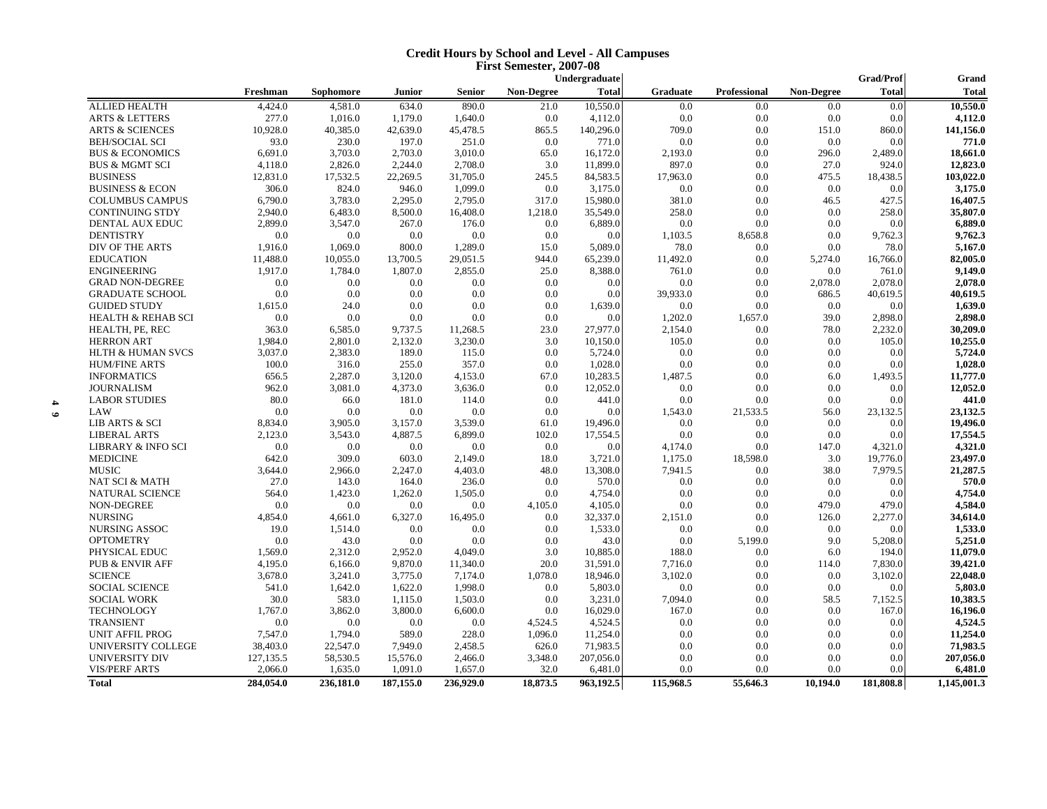## Credit Hours by School and Level - All Campuses
### First Semester, 2007-08

| | Freshman | Sophomore | Junior | Senior | Non-Degree | Undergraduate Total | Graduate | Professional | Non-Degree | Grad/Prof Total | Grand Total |
|---|---|---|---|---|---|---|---|---|---|---|---|
| ALLIED HEALTH | 4,424.0 | 4,581.0 | 634.0 | 890.0 | 21.0 | 10,550.0 | 0.0 | 0.0 | 0.0 | 0.0 | **10,550.0** |
| ARTS & LETTERS | 277.0 | 1,016.0 | 1,179.0 | 1,640.0 | 0.0 | 4,112.0 | 0.0 | 0.0 | 0.0 | 0.0 | **4,112.0** |
| ARTS & SCIENCES | 10,928.0 | 40,385.0 | 42,639.0 | 45,478.5 | 865.5 | 140,296.0 | 709.0 | 0.0 | 151.0 | 860.0 | **141,156.0** |
| BEH/SOCIAL SCI | 93.0 | 230.0 | 197.0 | 251.0 | 0.0 | 771.0 | 0.0 | 0.0 | 0.0 | 0.0 | **771.0** |
| BUS & ECONOMICS | 6,691.0 | 3,703.0 | 2,703.0 | 3,010.0 | 65.0 | 16,172.0 | 2,193.0 | 0.0 | 296.0 | 2,489.0 | **18,661.0** |
| BUS & MGMT SCI | 4,118.0 | 2,826.0 | 2,244.0 | 2,708.0 | 3.0 | 11,899.0 | 897.0 | 0.0 | 27.0 | 924.0 | **12,823.0** |
| BUSINESS | 12,831.0 | 17,532.5 | 22,269.5 | 31,705.0 | 245.5 | 84,583.5 | 17,963.0 | 0.0 | 475.5 | 18,438.5 | **103,022.0** |
| BUSINESS & ECON | 306.0 | 824.0 | 946.0 | 1,099.0 | 0.0 | 3,175.0 | 0.0 | 0.0 | 0.0 | 0.0 | **3,175.0** |
| COLUMBUS CAMPUS | 6,790.0 | 3,783.0 | 2,295.0 | 2,795.0 | 317.0 | 15,980.0 | 381.0 | 0.0 | 46.5 | 427.5 | **16,407.5** |
| CONTINUING STDY | 2,940.0 | 6,483.0 | 8,500.0 | 16,408.0 | 1,218.0 | 35,549.0 | 258.0 | 0.0 | 0.0 | 258.0 | **35,807.0** |
| DENTAL AUX EDUC | 2,899.0 | 3,547.0 | 267.0 | 176.0 | 0.0 | 6,889.0 | 0.0 | 0.0 | 0.0 | 0.0 | **6,889.0** |
| DENTISTRY | 0.0 | 0.0 | 0.0 | 0.0 | 0.0 | 0.0 | 1,103.5 | 8,658.8 | 0.0 | 9,762.3 | **9,762.3** |
| DIV OF THE ARTS | 1,916.0 | 1,069.0 | 800.0 | 1,289.0 | 15.0 | 5,089.0 | 78.0 | 0.0 | 0.0 | 78.0 | **5,167.0** |
| EDUCATION | 11,488.0 | 10,055.0 | 13,700.5 | 29,051.5 | 944.0 | 65,239.0 | 11,492.0 | 0.0 | 5,274.0 | 16,766.0 | **82,005.0** |
| ENGINEERING | 1,917.0 | 1,784.0 | 1,807.0 | 2,855.0 | 25.0 | 8,388.0 | 761.0 | 0.0 | 0.0 | 761.0 | **9,149.0** |
| GRAD NON-DEGREE | 0.0 | 0.0 | 0.0 | 0.0 | 0.0 | 0.0 | 0.0 | 0.0 | 2,078.0 | 2,078.0 | **2,078.0** |
| GRADUATE SCHOOL | 0.0 | 0.0 | 0.0 | 0.0 | 0.0 | 0.0 | 39,933.0 | 0.0 | 686.5 | 40,619.5 | **40,619.5** |
| GUIDED STUDY | 1,615.0 | 24.0 | 0.0 | 0.0 | 0.0 | 1,639.0 | 0.0 | 0.0 | 0.0 | 0.0 | **1,639.0** |
| HEALTH & REHAB SCI | 0.0 | 0.0 | 0.0 | 0.0 | 0.0 | 0.0 | 1,202.0 | 1,657.0 | 39.0 | 2,898.0 | **2,898.0** |
| HEALTH, PE, REC | 363.0 | 6,585.0 | 9,737.5 | 11,268.5 | 23.0 | 27,977.0 | 2,154.0 | 0.0 | 78.0 | 2,232.0 | **30,209.0** |
| HERRON ART | 1,984.0 | 2,801.0 | 2,132.0 | 3,230.0 | 3.0 | 10,150.0 | 105.0 | 0.0 | 0.0 | 105.0 | **10,255.0** |
| HLTH & HUMAN SVCS | 3,037.0 | 2,383.0 | 189.0 | 115.0 | 0.0 | 5,724.0 | 0.0 | 0.0 | 0.0 | 0.0 | **5,724.0** |
| HUM/FINE ARTS | 100.0 | 316.0 | 255.0 | 357.0 | 0.0 | 1,028.0 | 0.0 | 0.0 | 0.0 | 0.0 | **1,028.0** |
| INFORMATICS | 656.5 | 2,287.0 | 3,120.0 | 4,153.0 | 67.0 | 10,283.5 | 1,487.5 | 0.0 | 6.0 | 1,493.5 | **11,777.0** |
| JOURNALISM | 962.0 | 3,081.0 | 4,373.0 | 3,636.0 | 0.0 | 12,052.0 | 0.0 | 0.0 | 0.0 | 0.0 | **12,052.0** |
| LABOR STUDIES | 80.0 | 66.0 | 181.0 | 114.0 | 0.0 | 441.0 | 0.0 | 0.0 | 0.0 | 0.0 | **441.0** |
| LAW | 0.0 | 0.0 | 0.0 | 0.0 | 0.0 | 0.0 | 1,543.0 | 21,533.5 | 56.0 | 23,132.5 | **23,132.5** |
| LIB ARTS & SCI | 8,834.0 | 3,905.0 | 3,157.0 | 3,539.0 | 61.0 | 19,496.0 | 0.0 | 0.0 | 0.0 | 0.0 | **19,496.0** |
| LIBERAL ARTS | 2,123.0 | 3,543.0 | 4,887.5 | 6,899.0 | 102.0 | 17,554.5 | 0.0 | 0.0 | 0.0 | 0.0 | **17,554.5** |
| LIBRARY & INFO SCI | 0.0 | 0.0 | 0.0 | 0.0 | 0.0 | 0.0 | 4,174.0 | 0.0 | 147.0 | 4,321.0 | **4,321.0** |
| MEDICINE | 642.0 | 309.0 | 603.0 | 2,149.0 | 18.0 | 3,721.0 | 1,175.0 | 18,598.0 | 3.0 | 19,776.0 | **23,497.0** |
| MUSIC | 3,644.0 | 2,966.0 | 2,247.0 | 4,403.0 | 48.0 | 13,308.0 | 7,941.5 | 0.0 | 38.0 | 7,979.5 | **21,287.5** |
| NAT SCI & MATH | 27.0 | 143.0 | 164.0 | 236.0 | 0.0 | 570.0 | 0.0 | 0.0 | 0.0 | 0.0 | **570.0** |
| NATURAL SCIENCE | 564.0 | 1,423.0 | 1,262.0 | 1,505.0 | 0.0 | 4,754.0 | 0.0 | 0.0 | 0.0 | 0.0 | **4,754.0** |
| NON-DEGREE | 0.0 | 0.0 | 0.0 | 0.0 | 4,105.0 | 4,105.0 | 0.0 | 0.0 | 479.0 | 479.0 | **4,584.0** |
| NURSING | 4,854.0 | 4,661.0 | 6,327.0 | 16,495.0 | 0.0 | 32,337.0 | 2,151.0 | 0.0 | 126.0 | 2,277.0 | **34,614.0** |
| NURSING ASSOC | 19.0 | 1,514.0 | 0.0 | 0.0 | 0.0 | 1,533.0 | 0.0 | 0.0 | 0.0 | 0.0 | **1,533.0** |
| OPTOMETRY | 0.0 | 43.0 | 0.0 | 0.0 | 0.0 | 43.0 | 0.0 | 5,199.0 | 9.0 | 5,208.0 | **5,251.0** |
| PHYSICAL EDUC | 1,569.0 | 2,312.0 | 2,952.0 | 4,049.0 | 3.0 | 10,885.0 | 188.0 | 0.0 | 6.0 | 194.0 | **11,079.0** |
| PUB & ENVIR AFF | 4,195.0 | 6,166.0 | 9,870.0 | 11,340.0 | 20.0 | 31,591.0 | 7,716.0 | 0.0 | 114.0 | 7,830.0 | **39,421.0** |
| SCIENCE | 3,678.0 | 3,241.0 | 3,775.0 | 7,174.0 | 1,078.0 | 18,946.0 | 3,102.0 | 0.0 | 0.0 | 3,102.0 | **22,048.0** |
| SOCIAL SCIENCE | 541.0 | 1,642.0 | 1,622.0 | 1,998.0 | 0.0 | 5,803.0 | 0.0 | 0.0 | 0.0 | 0.0 | **5,803.0** |
| SOCIAL WORK | 30.0 | 583.0 | 1,115.0 | 1,503.0 | 0.0 | 3,231.0 | 7,094.0 | 0.0 | 58.5 | 7,152.5 | **10,383.5** |
| TECHNOLOGY | 1,767.0 | 3,862.0 | 3,800.0 | 6,600.0 | 0.0 | 16,029.0 | 167.0 | 0.0 | 0.0 | 167.0 | **16,196.0** |
| TRANSIENT | 0.0 | 0.0 | 0.0 | 0.0 | 4,524.5 | 4,524.5 | 0.0 | 0.0 | 0.0 | 0.0 | **4,524.5** |
| UNIT AFFIL PROG | 7,547.0 | 1,794.0 | 589.0 | 228.0 | 1,096.0 | 11,254.0 | 0.0 | 0.0 | 0.0 | 0.0 | **11,254.0** |
| UNIVERSITY COLLEGE | 38,403.0 | 22,547.0 | 7,949.0 | 2,458.5 | 626.0 | 71,983.5 | 0.0 | 0.0 | 0.0 | 0.0 | **71,983.5** |
| UNIVERSITY DIV | 127,135.5 | 58,530.5 | 15,576.0 | 2,466.0 | 3,348.0 | 207,056.0 | 0.0 | 0.0 | 0.0 | 0.0 | **207,056.0** |
| VIS/PERF ARTS | 2,066.0 | 1,635.0 | 1,091.0 | 1,657.0 | 32.0 | 6,481.0 | 0.0 | 0.0 | 0.0 | 0.0 | **6,481.0** |
| **Total** | **284,054.0** | **236,181.0** | **187,155.0** | **236,929.0** | **18,873.5** | **963,192.5** | **115,968.5** | **55,646.3** | **10,194.0** | **181,808.8** | **1,145,001.3** |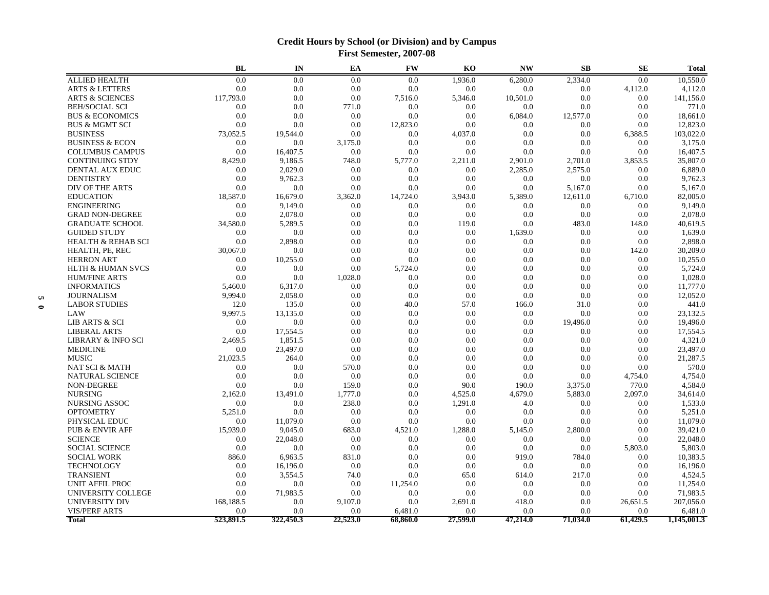## Credit Hours by School (or Division) and by Campus
### First Semester, 2007-08

| | BL | IN | EA | FW | KO | NW | SB | SE | Total |
|---|---|---|---|---|---|---|---|---|---|
| ALLIED HEALTH | 0.0 | 0.0 | 0.0 | 0.0 | 1,936.0 | 6,280.0 | 2,334.0 | 0.0 | 10,550.0 |
| ARTS & LETTERS | 0.0 | 0.0 | 0.0 | 0.0 | 0.0 | 0.0 | 0.0 | 4,112.0 | 4,112.0 |
| ARTS & SCIENCES | 117,793.0 | 0.0 | 0.0 | 7,516.0 | 5,346.0 | 10,501.0 | 0.0 | 0.0 | 141,156.0 |
| BEH/SOCIAL SCI | 0.0 | 0.0 | 771.0 | 0.0 | 0.0 | 0.0 | 0.0 | 0.0 | 771.0 |
| BUS & ECONOMICS | 0.0 | 0.0 | 0.0 | 0.0 | 0.0 | 6,084.0 | 12,577.0 | 0.0 | 18,661.0 |
| BUS & MGMT SCI | 0.0 | 0.0 | 0.0 | 12,823.0 | 0.0 | 0.0 | 0.0 | 0.0 | 12,823.0 |
| BUSINESS | 73,052.5 | 19,544.0 | 0.0 | 0.0 | 4,037.0 | 0.0 | 0.0 | 6,388.5 | 103,022.0 |
| BUSINESS & ECON | 0.0 | 0.0 | 3,175.0 | 0.0 | 0.0 | 0.0 | 0.0 | 0.0 | 3,175.0 |
| COLUMBUS CAMPUS | 0.0 | 16,407.5 | 0.0 | 0.0 | 0.0 | 0.0 | 0.0 | 0.0 | 16,407.5 |
| CONTINUING STDY | 8,429.0 | 9,186.5 | 748.0 | 5,777.0 | 2,211.0 | 2,901.0 | 2,701.0 | 3,853.5 | 35,807.0 |
| DENTAL AUX EDUC | 0.0 | 2,029.0 | 0.0 | 0.0 | 0.0 | 2,285.0 | 2,575.0 | 0.0 | 6,889.0 |
| DENTISTRY | 0.0 | 9,762.3 | 0.0 | 0.0 | 0.0 | 0.0 | 0.0 | 0.0 | 9,762.3 |
| DIV OF THE ARTS | 0.0 | 0.0 | 0.0 | 0.0 | 0.0 | 0.0 | 5,167.0 | 0.0 | 5,167.0 |
| EDUCATION | 18,587.0 | 16,679.0 | 3,362.0 | 14,724.0 | 3,943.0 | 5,389.0 | 12,611.0 | 6,710.0 | 82,005.0 |
| ENGINEERING | 0.0 | 9,149.0 | 0.0 | 0.0 | 0.0 | 0.0 | 0.0 | 0.0 | 9,149.0 |
| GRAD NON-DEGREE | 0.0 | 2,078.0 | 0.0 | 0.0 | 0.0 | 0.0 | 0.0 | 0.0 | 2,078.0 |
| GRADUATE SCHOOL | 34,580.0 | 5,289.5 | 0.0 | 0.0 | 119.0 | 0.0 | 483.0 | 148.0 | 40,619.5 |
| GUIDED STUDY | 0.0 | 0.0 | 0.0 | 0.0 | 0.0 | 1,639.0 | 0.0 | 0.0 | 1,639.0 |
| HEALTH & REHAB SCI | 0.0 | 2,898.0 | 0.0 | 0.0 | 0.0 | 0.0 | 0.0 | 0.0 | 2,898.0 |
| HEALTH, PE, REC | 30,067.0 | 0.0 | 0.0 | 0.0 | 0.0 | 0.0 | 0.0 | 142.0 | 30,209.0 |
| HERRON ART | 0.0 | 10,255.0 | 0.0 | 0.0 | 0.0 | 0.0 | 0.0 | 0.0 | 10,255.0 |
| HLTH & HUMAN SVCS | 0.0 | 0.0 | 0.0 | 5,724.0 | 0.0 | 0.0 | 0.0 | 0.0 | 5,724.0 |
| HUM/FINE ARTS | 0.0 | 0.0 | 1,028.0 | 0.0 | 0.0 | 0.0 | 0.0 | 0.0 | 1,028.0 |
| INFORMATICS | 5,460.0 | 6,317.0 | 0.0 | 0.0 | 0.0 | 0.0 | 0.0 | 0.0 | 11,777.0 |
| JOURNALISM | 9,994.0 | 2,058.0 | 0.0 | 0.0 | 0.0 | 0.0 | 0.0 | 0.0 | 12,052.0 |
| LABOR STUDIES | 12.0 | 135.0 | 0.0 | 40.0 | 57.0 | 166.0 | 31.0 | 0.0 | 441.0 |
| LAW | 9,997.5 | 13,135.0 | 0.0 | 0.0 | 0.0 | 0.0 | 0.0 | 0.0 | 23,132.5 |
| LIB ARTS & SCI | 0.0 | 0.0 | 0.0 | 0.0 | 0.0 | 0.0 | 19,496.0 | 0.0 | 19,496.0 |
| LIBERAL ARTS | 0.0 | 17,554.5 | 0.0 | 0.0 | 0.0 | 0.0 | 0.0 | 0.0 | 17,554.5 |
| LIBRARY & INFO SCI | 2,469.5 | 1,851.5 | 0.0 | 0.0 | 0.0 | 0.0 | 0.0 | 0.0 | 4,321.0 |
| MEDICINE | 0.0 | 23,497.0 | 0.0 | 0.0 | 0.0 | 0.0 | 0.0 | 0.0 | 23,497.0 |
| MUSIC | 21,023.5 | 264.0 | 0.0 | 0.0 | 0.0 | 0.0 | 0.0 | 0.0 | 21,287.5 |
| NAT SCI & MATH | 0.0 | 0.0 | 570.0 | 0.0 | 0.0 | 0.0 | 0.0 | 0.0 | 570.0 |
| NATURAL SCIENCE | 0.0 | 0.0 | 0.0 | 0.0 | 0.0 | 0.0 | 0.0 | 4,754.0 | 4,754.0 |
| NON-DEGREE | 0.0 | 0.0 | 159.0 | 0.0 | 90.0 | 190.0 | 3,375.0 | 770.0 | 4,584.0 |
| NURSING | 2,162.0 | 13,491.0 | 1,777.0 | 0.0 | 4,525.0 | 4,679.0 | 5,883.0 | 2,097.0 | 34,614.0 |
| NURSING ASSOC | 0.0 | 0.0 | 238.0 | 0.0 | 1,291.0 | 4.0 | 0.0 | 0.0 | 1,533.0 |
| OPTOMETRY | 5,251.0 | 0.0 | 0.0 | 0.0 | 0.0 | 0.0 | 0.0 | 0.0 | 5,251.0 |
| PHYSICAL EDUC | 0.0 | 11,079.0 | 0.0 | 0.0 | 0.0 | 0.0 | 0.0 | 0.0 | 11,079.0 |
| PUB & ENVIR AFF | 15,939.0 | 9,045.0 | 683.0 | 4,521.0 | 1,288.0 | 5,145.0 | 2,800.0 | 0.0 | 39,421.0 |
| SCIENCE | 0.0 | 22,048.0 | 0.0 | 0.0 | 0.0 | 0.0 | 0.0 | 0.0 | 22,048.0 |
| SOCIAL SCIENCE | 0.0 | 0.0 | 0.0 | 0.0 | 0.0 | 0.0 | 0.0 | 5,803.0 | 5,803.0 |
| SOCIAL WORK | 886.0 | 6,963.5 | 831.0 | 0.0 | 0.0 | 919.0 | 784.0 | 0.0 | 10,383.5 |
| TECHNOLOGY | 0.0 | 16,196.0 | 0.0 | 0.0 | 0.0 | 0.0 | 0.0 | 0.0 | 16,196.0 |
| TRANSIENT | 0.0 | 3,554.5 | 74.0 | 0.0 | 65.0 | 614.0 | 217.0 | 0.0 | 4,524.5 |
| UNIT AFFIL PROG | 0.0 | 0.0 | 0.0 | 11,254.0 | 0.0 | 0.0 | 0.0 | 0.0 | 11,254.0 |
| UNIVERSITY COLLEGE | 0.0 | 71,983.5 | 0.0 | 0.0 | 0.0 | 0.0 | 0.0 | 0.0 | 71,983.5 |
| UNIVERSITY DIV | 168,188.5 | 0.0 | 9,107.0 | 0.0 | 2,691.0 | 418.0 | 0.0 | 26,651.5 | 207,056.0 |
| VIS/PERF ARTS | 0.0 | 0.0 | 0.0 | 6,481.0 | 0.0 | 0.0 | 0.0 | 0.0 | 6,481.0 |
| **Total** | **523,891.5** | **322,450.3** | **22,523.0** | **68,860.0** | **27,599.0** | **47,214.0** | **71,034.0** | **61,429.5** | **1,145,001.3** |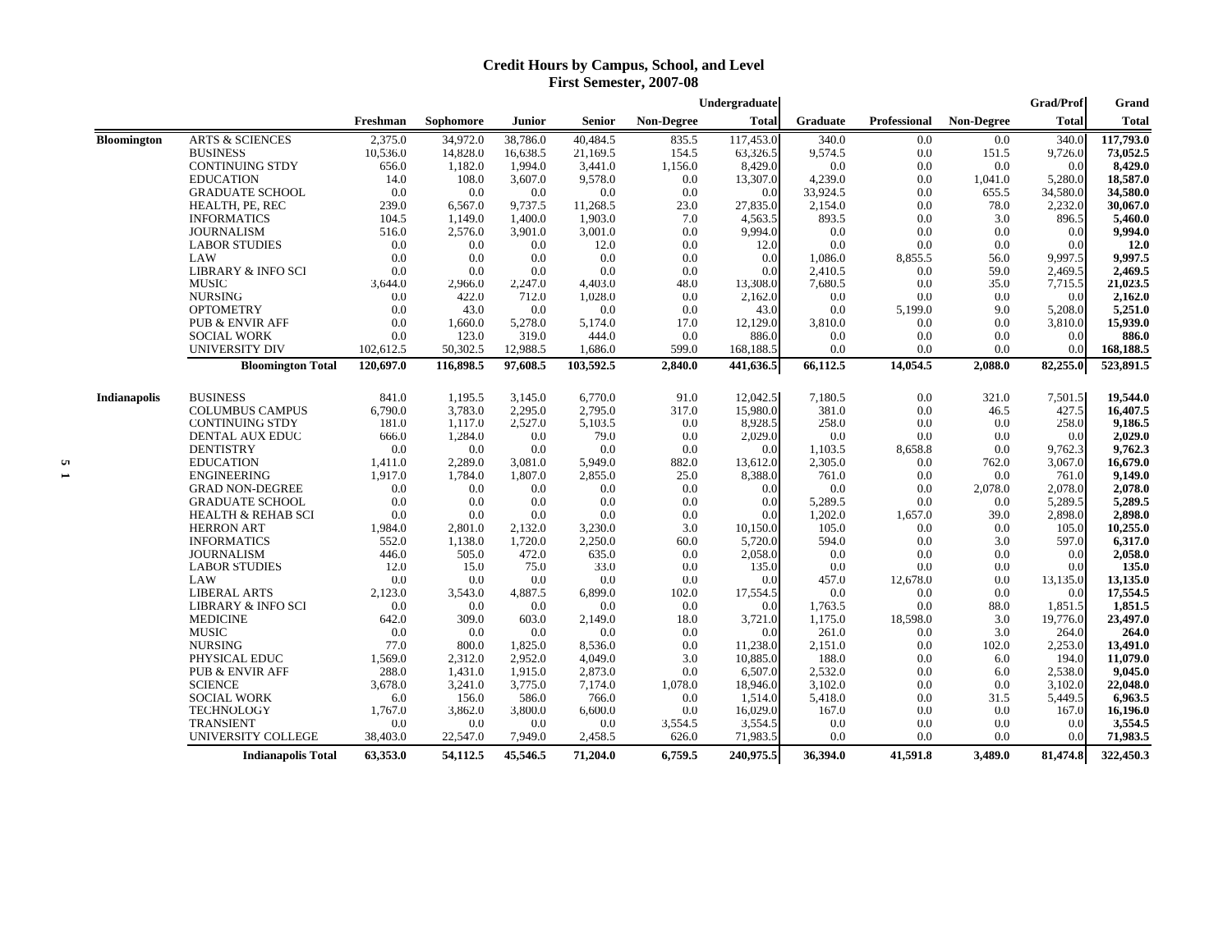# Credit Hours by Campus, School, and Level
## First Semester, 2007-08

| | | | | | | | Undergraduate | | | | Grad/Prof | Grand |
|---|---|---|---|---|---|---|---|---|---|---|---|---|
| | | Freshman | Sophomore | Junior | Senior | Non-Degree | Total | Graduate | Professional | Non-Degree | Total | Total |
| **Bloomington** | ARTS & SCIENCES | 2,375.0 | 34,972.0 | 38,786.0 | 40,484.5 | 835.5 | 117,453.0 | 340.0 | 0.0 | 0.0 | 340.0 | **117,793.0** |
| | BUSINESS | 10,536.0 | 14,828.0 | 16,638.5 | 21,169.5 | 154.5 | 63,326.5 | 9,574.5 | 0.0 | 151.5 | 9,726.0 | **73,052.5** |
| | CONTINUING STDY | 656.0 | 1,182.0 | 1,994.0 | 3,441.0 | 1,156.0 | 8,429.0 | 0.0 | 0.0 | 0.0 | 0.0 | **8,429.0** |
| | EDUCATION | 14.0 | 108.0 | 3,607.0 | 9,578.0 | 0.0 | 13,307.0 | 4,239.0 | 0.0 | 1,041.0 | 5,280.0 | **18,587.0** |
| | GRADUATE SCHOOL | 0.0 | 0.0 | 0.0 | 0.0 | 0.0 | 0.0 | 33,924.5 | 0.0 | 655.5 | 34,580.0 | **34,580.0** |
| | HEALTH, PE, REC | 239.0 | 6,567.0 | 9,737.5 | 11,268.5 | 23.0 | 27,835.0 | 2,154.0 | 0.0 | 78.0 | 2,232.0 | **30,067.0** |
| | INFORMATICS | 104.5 | 1,149.0 | 1,400.0 | 1,903.0 | 7.0 | 4,563.5 | 893.5 | 0.0 | 3.0 | 896.5 | **5,460.0** |
| | JOURNALISM | 516.0 | 2,576.0 | 3,901.0 | 3,001.0 | 0.0 | 9,994.0 | 0.0 | 0.0 | 0.0 | 0.0 | **9,994.0** |
| | LABOR STUDIES | 0.0 | 0.0 | 0.0 | 12.0 | 0.0 | 12.0 | 0.0 | 0.0 | 0.0 | 0.0 | **12.0** |
| | LAW | 0.0 | 0.0 | 0.0 | 0.0 | 0.0 | 0.0 | 1,086.0 | 8,855.5 | 56.0 | 9,997.5 | **9,997.5** |
| | LIBRARY & INFO SCI | 0.0 | 0.0 | 0.0 | 0.0 | 0.0 | 0.0 | 2,410.5 | 0.0 | 59.0 | 2,469.5 | **2,469.5** |
| | MUSIC | 3,644.0 | 2,966.0 | 2,247.0 | 4,403.0 | 48.0 | 13,308.0 | 7,680.5 | 0.0 | 35.0 | 7,715.5 | **21,023.5** |
| | NURSING | 0.0 | 422.0 | 712.0 | 1,028.0 | 0.0 | 2,162.0 | 0.0 | 0.0 | 0.0 | 0.0 | **2,162.0** |
| | OPTOMETRY | 0.0 | 43.0 | 0.0 | 0.0 | 0.0 | 43.0 | 0.0 | 5,199.0 | 9.0 | 5,208.0 | **5,251.0** |
| | PUB & ENVIR AFF | 0.0 | 1,660.0 | 5,278.0 | 5,174.0 | 17.0 | 12,129.0 | 3,810.0 | 0.0 | 0.0 | 3,810.0 | **15,939.0** |
| | SOCIAL WORK | 0.0 | 123.0 | 319.0 | 444.0 | 0.0 | 886.0 | 0.0 | 0.0 | 0.0 | 0.0 | **886.0** |
| | UNIVERSITY DIV | 102,612.5 | 50,302.5 | 12,988.5 | 1,686.0 | 599.0 | 168,188.5 | 0.0 | 0.0 | 0.0 | 0.0 | **168,188.5** |
| | **Bloomington Total** | **120,697.0** | **116,898.5** | **97,608.5** | **103,592.5** | **2,840.0** | **441,636.5** | **66,112.5** | **14,054.5** | **2,088.0** | **82,255.0** | **523,891.5** |
| **Indianapolis** | BUSINESS | 841.0 | 1,195.5 | 3,145.0 | 6,770.0 | 91.0 | 12,042.5 | 7,180.5 | 0.0 | 321.0 | 7,501.5 | **19,544.0** |
| | COLUMBUS CAMPUS | 6,790.0 | 3,783.0 | 2,295.0 | 2,795.0 | 317.0 | 15,980.0 | 381.0 | 0.0 | 46.5 | 427.5 | **16,407.5** |
| | CONTINUING STDY | 181.0 | 1,117.0 | 2,527.0 | 5,103.5 | 0.0 | 8,928.5 | 258.0 | 0.0 | 0.0 | 258.0 | **9,186.5** |
| | DENTAL AUX EDUC | 666.0 | 1,284.0 | 0.0 | 79.0 | 0.0 | 2,029.0 | 0.0 | 0.0 | 0.0 | 0.0 | **2,029.0** |
| | DENTISTRY | 0.0 | 0.0 | 0.0 | 0.0 | 0.0 | 0.0 | 1,103.5 | 8,658.8 | 0.0 | 9,762.3 | **9,762.3** |
| | EDUCATION | 1,411.0 | 2,289.0 | 3,081.0 | 5,949.0 | 882.0 | 13,612.0 | 2,305.0 | 0.0 | 762.0 | 3,067.0 | **16,679.0** |
| | ENGINEERING | 1,917.0 | 1,784.0 | 1,807.0 | 2,855.0 | 25.0 | 8,388.0 | 761.0 | 0.0 | 0.0 | 761.0 | **9,149.0** |
| | GRAD NON-DEGREE | 0.0 | 0.0 | 0.0 | 0.0 | 0.0 | 0.0 | 0.0 | 0.0 | 2,078.0 | 2,078.0 | **2,078.0** |
| | GRADUATE SCHOOL | 0.0 | 0.0 | 0.0 | 0.0 | 0.0 | 0.0 | 5,289.5 | 0.0 | 0.0 | 5,289.5 | **5,289.5** |
| | HEALTH & REHAB SCI | 0.0 | 0.0 | 0.0 | 0.0 | 0.0 | 0.0 | 1,202.0 | 1,657.0 | 39.0 | 2,898.0 | **2,898.0** |
| | HERRON ART | 1,984.0 | 2,801.0 | 2,132.0 | 3,230.0 | 3.0 | 10,150.0 | 105.0 | 0.0 | 0.0 | 105.0 | **10,255.0** |
| | INFORMATICS | 552.0 | 1,138.0 | 1,720.0 | 2,250.0 | 60.0 | 5,720.0 | 594.0 | 0.0 | 3.0 | 597.0 | **6,317.0** |
| | JOURNALISM | 446.0 | 505.0 | 472.0 | 635.0 | 0.0 | 2,058.0 | 0.0 | 0.0 | 0.0 | 0.0 | **2,058.0** |
| | LABOR STUDIES | 12.0 | 15.0 | 75.0 | 33.0 | 0.0 | 135.0 | 0.0 | 0.0 | 0.0 | 0.0 | **135.0** |
| | LAW | 0.0 | 0.0 | 0.0 | 0.0 | 0.0 | 0.0 | 457.0 | 12,678.0 | 0.0 | 13,135.0 | **13,135.0** |
| | LIBERAL ARTS | 2,123.0 | 3,543.0 | 4,887.5 | 6,899.0 | 102.0 | 17,554.5 | 0.0 | 0.0 | 0.0 | 0.0 | **17,554.5** |
| | LIBRARY & INFO SCI | 0.0 | 0.0 | 0.0 | 0.0 | 0.0 | 0.0 | 1,763.5 | 0.0 | 88.0 | 1,851.5 | **1,851.5** |
| | MEDICINE | 642.0 | 309.0 | 603.0 | 2,149.0 | 18.0 | 3,721.0 | 1,175.0 | 18,598.0 | 3.0 | 19,776.0 | **23,497.0** |
| | MUSIC | 0.0 | 0.0 | 0.0 | 0.0 | 0.0 | 0.0 | 261.0 | 0.0 | 3.0 | 264.0 | **264.0** |
| | NURSING | 77.0 | 800.0 | 1,825.0 | 8,536.0 | 0.0 | 11,238.0 | 2,151.0 | 0.0 | 102.0 | 2,253.0 | **13,491.0** |
| | PHYSICAL EDUC | 1,569.0 | 2,312.0 | 2,952.0 | 4,049.0 | 3.0 | 10,885.0 | 188.0 | 0.0 | 6.0 | 194.0 | **11,079.0** |
| | PUB & ENVIR AFF | 288.0 | 1,431.0 | 1,915.0 | 2,873.0 | 0.0 | 6,507.0 | 2,532.0 | 0.0 | 6.0 | 2,538.0 | **9,045.0** |
| | SCIENCE | 3,678.0 | 3,241.0 | 3,775.0 | 7,174.0 | 1,078.0 | 18,946.0 | 3,102.0 | 0.0 | 0.0 | 3,102.0 | **22,048.0** |
| | SOCIAL WORK | 6.0 | 156.0 | 586.0 | 766.0 | 0.0 | 1,514.0 | 5,418.0 | 0.0 | 31.5 | 5,449.5 | **6,963.5** |
| | TECHNOLOGY | 1,767.0 | 3,862.0 | 3,800.0 | 6,600.0 | 0.0 | 16,029.0 | 167.0 | 0.0 | 0.0 | 167.0 | **16,196.0** |
| | TRANSIENT | 0.0 | 0.0 | 0.0 | 0.0 | 3,554.5 | 3,554.5 | 0.0 | 0.0 | 0.0 | 0.0 | **3,554.5** |
| | UNIVERSITY COLLEGE | 38,403.0 | 22,547.0 | 7,949.0 | 2,458.5 | 626.0 | 71,983.5 | 0.0 | 0.0 | 0.0 | 0.0 | **71,983.5** |
| | **Indianapolis Total** | **63,353.0** | **54,112.5** | **45,546.5** | **71,204.0** | **6,759.5** | **240,975.5** | **36,394.0** | **41,591.8** | **3,489.0** | **81,474.8** | **322,450.3** |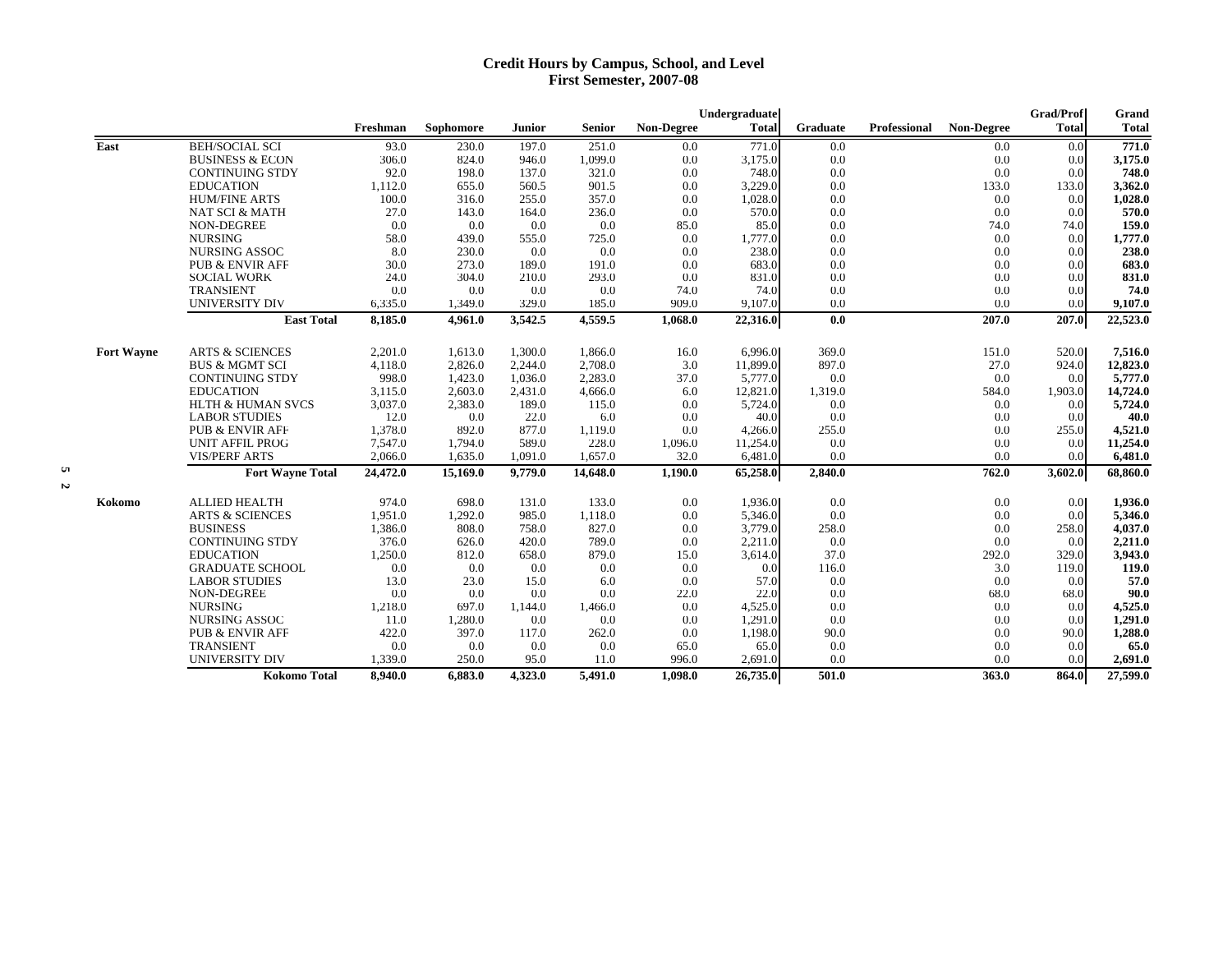# Credit Hours by Campus, School, and Level
## First Semester, 2007-08

| | | Freshman | Sophomore | Junior | Senior | Non-Degree | Undergraduate Total | Graduate | Professional | Non-Degree | Grad/Prof Total | Grand Total |
|---|---|---|---|---|---|---|---|---|---|---|---|---|
| East | BEH/SOCIAL SCI | 93.0 | 230.0 | 197.0 | 251.0 | 0.0 | 771.0 | 0.0 | | 0.0 | 0.0 | **771.0** |
| | BUSINESS & ECON | 306.0 | 824.0 | 946.0 | 1,099.0 | 0.0 | 3,175.0 | 0.0 | | 0.0 | 0.0 | **3,175.0** |
| | CONTINUING STDY | 92.0 | 198.0 | 137.0 | 321.0 | 0.0 | 748.0 | 0.0 | | 0.0 | 0.0 | **748.0** |
| | EDUCATION | 1,112.0 | 655.0 | 560.5 | 901.5 | 0.0 | 3,229.0 | 0.0 | | 133.0 | 133.0 | **3,362.0** |
| | HUM/FINE ARTS | 100.0 | 316.0 | 255.0 | 357.0 | 0.0 | 1,028.0 | 0.0 | | 0.0 | 0.0 | **1,028.0** |
| | NAT SCI & MATH | 27.0 | 143.0 | 164.0 | 236.0 | 0.0 | 570.0 | 0.0 | | 0.0 | 0.0 | **570.0** |
| | NON-DEGREE | 0.0 | 0.0 | 0.0 | 0.0 | 85.0 | 85.0 | 0.0 | | 74.0 | 74.0 | **159.0** |
| | NURSING | 58.0 | 439.0 | 555.0 | 725.0 | 0.0 | 1,777.0 | 0.0 | | 0.0 | 0.0 | **1,777.0** |
| | NURSING ASSOC | 8.0 | 230.0 | 0.0 | 0.0 | 0.0 | 238.0 | 0.0 | | 0.0 | 0.0 | **238.0** |
| | PUB & ENVIR AFF | 30.0 | 273.0 | 189.0 | 191.0 | 0.0 | 683.0 | 0.0 | | 0.0 | 0.0 | **683.0** |
| | SOCIAL WORK | 24.0 | 304.0 | 210.0 | 293.0 | 0.0 | 831.0 | 0.0 | | 0.0 | 0.0 | **831.0** |
| | TRANSIENT | 0.0 | 0.0 | 0.0 | 0.0 | 74.0 | 74.0 | 0.0 | | 0.0 | 0.0 | **74.0** |
| | UNIVERSITY DIV | 6,335.0 | 1,349.0 | 329.0 | 185.0 | 909.0 | 9,107.0 | 0.0 | | 0.0 | 0.0 | **9,107.0** |
| | **East Total** | **8,185.0** | **4,961.0** | **3,542.5** | **4,559.5** | **1,068.0** | **22,316.0** | **0.0** | | **207.0** | **207.0** | **22,523.0** |
| Fort Wayne | ARTS & SCIENCES | 2,201.0 | 1,613.0 | 1,300.0 | 1,866.0 | 16.0 | 6,996.0 | 369.0 | | 151.0 | 520.0 | **7,516.0** |
| | BUS & MGMT SCI | 4,118.0 | 2,826.0 | 2,244.0 | 2,708.0 | 3.0 | 11,899.0 | 897.0 | | 27.0 | 924.0 | **12,823.0** |
| | CONTINUING STDY | 998.0 | 1,423.0 | 1,036.0 | 2,283.0 | 37.0 | 5,777.0 | 0.0 | | 0.0 | 0.0 | **5,777.0** |
| | EDUCATION | 3,115.0 | 2,603.0 | 2,431.0 | 4,666.0 | 6.0 | 12,821.0 | 1,319.0 | | 584.0 | 1,903.0 | **14,724.0** |
| | HLTH & HUMAN SVCS | 3,037.0 | 2,383.0 | 189.0 | 115.0 | 0.0 | 5,724.0 | 0.0 | | 0.0 | 0.0 | **5,724.0** |
| | LABOR STUDIES | 12.0 | 0.0 | 22.0 | 6.0 | 0.0 | 40.0 | 0.0 | | 0.0 | 0.0 | **40.0** |
| | PUB & ENVIR AFF | 1,378.0 | 892.0 | 877.0 | 1,119.0 | 0.0 | 4,266.0 | 255.0 | | 0.0 | 255.0 | **4,521.0** |
| | UNIT AFFIL PROG | 7,547.0 | 1,794.0 | 589.0 | 228.0 | 1,096.0 | 11,254.0 | 0.0 | | 0.0 | 0.0 | **11,254.0** |
| | VIS/PERF ARTS | 2,066.0 | 1,635.0 | 1,091.0 | 1,657.0 | 32.0 | 6,481.0 | 0.0 | | 0.0 | 0.0 | **6,481.0** |
| | **Fort Wayne Total** | **24,472.0** | **15,169.0** | **9,779.0** | **14,648.0** | **1,190.0** | **65,258.0** | **2,840.0** | | **762.0** | **3,602.0** | **68,860.0** |
| Kokomo | ALLIED HEALTH | 974.0 | 698.0 | 131.0 | 133.0 | 0.0 | 1,936.0 | 0.0 | | 0.0 | 0.0 | **1,936.0** |
| | ARTS & SCIENCES | 1,951.0 | 1,292.0 | 985.0 | 1,118.0 | 0.0 | 5,346.0 | 0.0 | | 0.0 | 0.0 | **5,346.0** |
| | BUSINESS | 1,386.0 | 808.0 | 758.0 | 827.0 | 0.0 | 3,779.0 | 258.0 | | 0.0 | 258.0 | **4,037.0** |
| | CONTINUING STDY | 376.0 | 626.0 | 420.0 | 789.0 | 0.0 | 2,211.0 | 0.0 | | 0.0 | 0.0 | **2,211.0** |
| | EDUCATION | 1,250.0 | 812.0 | 658.0 | 879.0 | 15.0 | 3,614.0 | 37.0 | | 292.0 | 329.0 | **3,943.0** |
| | GRADUATE SCHOOL | 0.0 | 0.0 | 0.0 | 0.0 | 0.0 | 0.0 | 116.0 | | 3.0 | 119.0 | **119.0** |
| | LABOR STUDIES | 13.0 | 23.0 | 15.0 | 6.0 | 0.0 | 57.0 | 0.0 | | 0.0 | 0.0 | **57.0** |
| | NON-DEGREE | 0.0 | 0.0 | 0.0 | 0.0 | 22.0 | 22.0 | 0.0 | | 68.0 | 68.0 | **90.0** |
| | NURSING | 1,218.0 | 697.0 | 1,144.0 | 1,466.0 | 0.0 | 4,525.0 | 0.0 | | 0.0 | 0.0 | **4,525.0** |
| | NURSING ASSOC | 11.0 | 1,280.0 | 0.0 | 0.0 | 0.0 | 1,291.0 | 0.0 | | 0.0 | 0.0 | **1,291.0** |
| | PUB & ENVIR AFF | 422.0 | 397.0 | 117.0 | 262.0 | 0.0 | 1,198.0 | 90.0 | | 0.0 | 90.0 | **1,288.0** |
| | TRANSIENT | 0.0 | 0.0 | 0.0 | 0.0 | 65.0 | 65.0 | 0.0 | | 0.0 | 0.0 | **65.0** |
| | UNIVERSITY DIV | 1,339.0 | 250.0 | 95.0 | 11.0 | 996.0 | 2,691.0 | 0.0 | | 0.0 | 0.0 | **2,691.0** |
| | **Kokomo Total** | **8,940.0** | **6,883.0** | **4,323.0** | **5,491.0** | **1,098.0** | **26,735.0** | **501.0** | | **363.0** | **864.0** | **27,599.0** |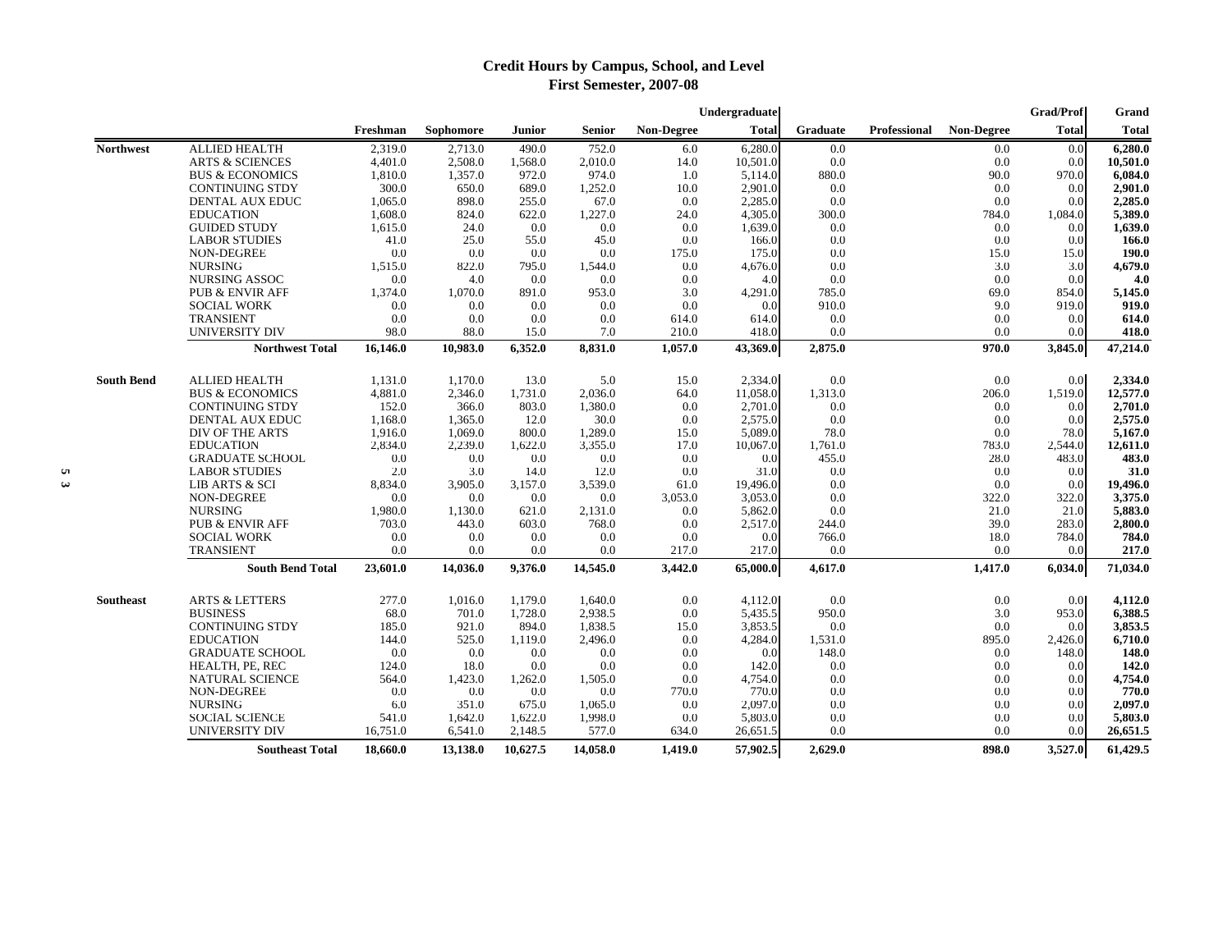## Credit Hours by Campus, School, and Level
## First Semester, 2007-08

| | | | | | | | Undergraduate | | | | Grad/Prof | Grand |
|---|---|---|---|---|---|---|---|---|---|---|---|---|
| | | Freshman | Sophomore | Junior | Senior | Non-Degree | Total | Graduate | Professional | Non-Degree | Total | Total |
| **Northwest** | ALLIED HEALTH | 2,319.0 | 2,713.0 | 490.0 | 752.0 | 6.0 | 6,280.0 | 0.0 | | 0.0 | 0.0 | **6,280.0** |
| | ARTS & SCIENCES | 4,401.0 | 2,508.0 | 1,568.0 | 2,010.0 | 14.0 | 10,501.0 | 0.0 | | 0.0 | 0.0 | **10,501.0** |
| | BUS & ECONOMICS | 1,810.0 | 1,357.0 | 972.0 | 974.0 | 1.0 | 5,114.0 | 880.0 | | 90.0 | 970.0 | **6,084.0** |
| | CONTINUING STDY | 300.0 | 650.0 | 689.0 | 1,252.0 | 10.0 | 2,901.0 | 0.0 | | 0.0 | 0.0 | **2,901.0** |
| | DENTAL AUX EDUC | 1,065.0 | 898.0 | 255.0 | 67.0 | 0.0 | 2,285.0 | 0.0 | | 0.0 | 0.0 | **2,285.0** |
| | EDUCATION | 1,608.0 | 824.0 | 622.0 | 1,227.0 | 24.0 | 4,305.0 | 300.0 | | 784.0 | 1,084.0 | **5,389.0** |
| | GUIDED STUDY | 1,615.0 | 24.0 | 0.0 | 0.0 | 0.0 | 1,639.0 | 0.0 | | 0.0 | 0.0 | **1,639.0** |
| | LABOR STUDIES | 41.0 | 25.0 | 55.0 | 45.0 | 0.0 | 166.0 | 0.0 | | 0.0 | 0.0 | **166.0** |
| | NON-DEGREE | 0.0 | 0.0 | 0.0 | 0.0 | 175.0 | 175.0 | 0.0 | | 15.0 | 15.0 | **190.0** |
| | NURSING | 1,515.0 | 822.0 | 795.0 | 1,544.0 | 0.0 | 4,676.0 | 0.0 | | 3.0 | 3.0 | **4,679.0** |
| | NURSING ASSOC | 0.0 | 4.0 | 0.0 | 0.0 | 0.0 | 4.0 | 0.0 | | 0.0 | 0.0 | **4.0** |
| | PUB & ENVIR AFF | 1,374.0 | 1,070.0 | 891.0 | 953.0 | 3.0 | 4,291.0 | 785.0 | | 69.0 | 854.0 | **5,145.0** |
| | SOCIAL WORK | 0.0 | 0.0 | 0.0 | 0.0 | 0.0 | 0.0 | 910.0 | | 9.0 | 919.0 | **919.0** |
| | TRANSIENT | 0.0 | 0.0 | 0.0 | 0.0 | 614.0 | 614.0 | 0.0 | | 0.0 | 0.0 | **614.0** |
| | UNIVERSITY DIV | 98.0 | 88.0 | 15.0 | 7.0 | 210.0 | 418.0 | 0.0 | | 0.0 | 0.0 | **418.0** |
| | **Northwest Total** | **16,146.0** | **10,983.0** | **6,352.0** | **8,831.0** | **1,057.0** | **43,369.0** | **2,875.0** | | **970.0** | **3,845.0** | **47,214.0** |
| **South Bend** | ALLIED HEALTH | 1,131.0 | 1,170.0 | 13.0 | 5.0 | 15.0 | 2,334.0 | 0.0 | | 0.0 | 0.0 | **2,334.0** |
| | BUS & ECONOMICS | 4,881.0 | 2,346.0 | 1,731.0 | 2,036.0 | 64.0 | 11,058.0 | 1,313.0 | | 206.0 | 1,519.0 | **12,577.0** |
| | CONTINUING STDY | 152.0 | 366.0 | 803.0 | 1,380.0 | 0.0 | 2,701.0 | 0.0 | | 0.0 | 0.0 | **2,701.0** |
| | DENTAL AUX EDUC | 1,168.0 | 1,365.0 | 12.0 | 30.0 | 0.0 | 2,575.0 | 0.0 | | 0.0 | 0.0 | **2,575.0** |
| | DIV OF THE ARTS | 1,916.0 | 1,069.0 | 800.0 | 1,289.0 | 15.0 | 5,089.0 | 78.0 | | 0.0 | 78.0 | **5,167.0** |
| | EDUCATION | 2,834.0 | 2,239.0 | 1,622.0 | 3,355.0 | 17.0 | 10,067.0 | 1,761.0 | | 783.0 | 2,544.0 | **12,611.0** |
| | GRADUATE SCHOOL | 0.0 | 0.0 | 0.0 | 0.0 | 0.0 | 0.0 | 455.0 | | 28.0 | 483.0 | **483.0** |
| | LABOR STUDIES | 2.0 | 3.0 | 14.0 | 12.0 | 0.0 | 31.0 | 0.0 | | 0.0 | 0.0 | **31.0** |
| | LIB ARTS & SCI | 8,834.0 | 3,905.0 | 3,157.0 | 3,539.0 | 61.0 | 19,496.0 | 0.0 | | 0.0 | 0.0 | **19,496.0** |
| | NON-DEGREE | 0.0 | 0.0 | 0.0 | 0.0 | 3,053.0 | 3,053.0 | 0.0 | | 322.0 | 322.0 | **3,375.0** |
| | NURSING | 1,980.0 | 1,130.0 | 621.0 | 2,131.0 | 0.0 | 5,862.0 | 0.0 | | 21.0 | 21.0 | **5,883.0** |
| | PUB & ENVIR AFF | 703.0 | 443.0 | 603.0 | 768.0 | 0.0 | 2,517.0 | 244.0 | | 39.0 | 283.0 | **2,800.0** |
| | SOCIAL WORK | 0.0 | 0.0 | 0.0 | 0.0 | 0.0 | 0.0 | 766.0 | | 18.0 | 784.0 | **784.0** |
| | TRANSIENT | 0.0 | 0.0 | 0.0 | 0.0 | 217.0 | 217.0 | 0.0 | | 0.0 | 0.0 | **217.0** |
| | **South Bend Total** | **23,601.0** | **14,036.0** | **9,376.0** | **14,545.0** | **3,442.0** | **65,000.0** | **4,617.0** | | **1,417.0** | **6,034.0** | **71,034.0** |
| **Southeast** | ARTS & LETTERS | 277.0 | 1,016.0 | 1,179.0 | 1,640.0 | 0.0 | 4,112.0 | 0.0 | | 0.0 | 0.0 | **4,112.0** |
| | BUSINESS | 68.0 | 701.0 | 1,728.0 | 2,938.5 | 0.0 | 5,435.5 | 950.0 | | 3.0 | 953.0 | **6,388.5** |
| | CONTINUING STDY | 185.0 | 921.0 | 894.0 | 1,838.5 | 15.0 | 3,853.5 | 0.0 | | 0.0 | 0.0 | **3,853.5** |
| | EDUCATION | 144.0 | 525.0 | 1,119.0 | 2,496.0 | 0.0 | 4,284.0 | 1,531.0 | | 895.0 | 2,426.0 | **6,710.0** |
| | GRADUATE SCHOOL | 0.0 | 0.0 | 0.0 | 0.0 | 0.0 | 0.0 | 148.0 | | 0.0 | 148.0 | **148.0** |
| | HEALTH, PE, REC | 124.0 | 18.0 | 0.0 | 0.0 | 0.0 | 142.0 | 0.0 | | 0.0 | 0.0 | **142.0** |
| | NATURAL SCIENCE | 564.0 | 1,423.0 | 1,262.0 | 1,505.0 | 0.0 | 4,754.0 | 0.0 | | 0.0 | 0.0 | **4,754.0** |
| | NON-DEGREE | 0.0 | 0.0 | 0.0 | 0.0 | 770.0 | 770.0 | 0.0 | | 0.0 | 0.0 | **770.0** |
| | NURSING | 6.0 | 351.0 | 675.0 | 1,065.0 | 0.0 | 2,097.0 | 0.0 | | 0.0 | 0.0 | **2,097.0** |
| | SOCIAL SCIENCE | 541.0 | 1,642.0 | 1,622.0 | 1,998.0 | 0.0 | 5,803.0 | 0.0 | | 0.0 | 0.0 | **5,803.0** |
| | UNIVERSITY DIV | 16,751.0 | 6,541.0 | 2,148.5 | 577.0 | 634.0 | 26,651.5 | 0.0 | | 0.0 | 0.0 | **26,651.5** |
| | **Southeast Total** | **18,660.0** | **13,138.0** | **10,627.5** | **14,058.0** | **1,419.0** | **57,902.5** | **2,629.0** | | **898.0** | **3,527.0** | **61,429.5** |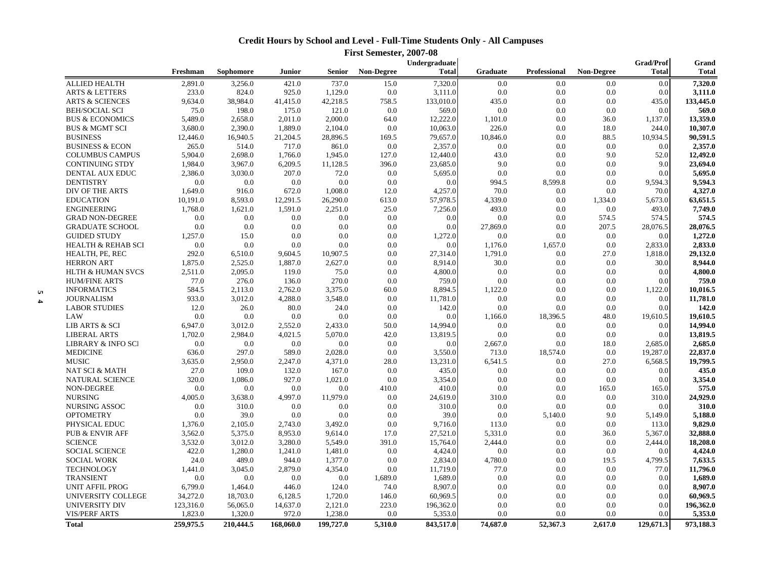# Credit Hours by School and Level - Full-Time Students Only - All Campuses

## First Semester, 2007-08

| | Freshman | Sophomore | Junior | Senior | Non-Degree | Undergraduate Total | Graduate | Professional | Non-Degree | Grad/Prof Total | Grand Total |
|---|---|---|---|---|---|---|---|---|---|---|---|
| ALLIED HEALTH | 2,891.0 | 3,256.0 | 421.0 | 737.0 | 15.0 | 7,320.0 | 0.0 | 0.0 | 0.0 | 0.0 | **7,320.0** |
| ARTS & LETTERS | 233.0 | 824.0 | 925.0 | 1,129.0 | 0.0 | 3,111.0 | 0.0 | 0.0 | 0.0 | 0.0 | **3,111.0** |
| ARTS & SCIENCES | 9,634.0 | 38,984.0 | 41,415.0 | 42,218.5 | 758.5 | 133,010.0 | 435.0 | 0.0 | 0.0 | 435.0 | **133,445.0** |
| BEH/SOCIAL SCI | 75.0 | 198.0 | 175.0 | 121.0 | 0.0 | 569.0 | 0.0 | 0.0 | 0.0 | 0.0 | **569.0** |
| BUS & ECONOMICS | 5,489.0 | 2,658.0 | 2,011.0 | 2,000.0 | 64.0 | 12,222.0 | 1,101.0 | 0.0 | 36.0 | 1,137.0 | **13,359.0** |
| BUS & MGMT SCI | 3,680.0 | 2,390.0 | 1,889.0 | 2,104.0 | 0.0 | 10,063.0 | 226.0 | 0.0 | 18.0 | 244.0 | **10,307.0** |
| BUSINESS | 12,446.0 | 16,940.5 | 21,204.5 | 28,896.5 | 169.5 | 79,657.0 | 10,846.0 | 0.0 | 88.5 | 10,934.5 | **90,591.5** |
| BUSINESS & ECON | 265.0 | 514.0 | 717.0 | 861.0 | 0.0 | 2,357.0 | 0.0 | 0.0 | 0.0 | 0.0 | **2,357.0** |
| COLUMBUS CAMPUS | 5,904.0 | 2,698.0 | 1,766.0 | 1,945.0 | 127.0 | 12,440.0 | 43.0 | 0.0 | 9.0 | 52.0 | **12,492.0** |
| CONTINUING STDY | 1,984.0 | 3,967.0 | 6,209.5 | 11,128.5 | 396.0 | 23,685.0 | 9.0 | 0.0 | 0.0 | 9.0 | **23,694.0** |
| DENTAL AUX EDUC | 2,386.0 | 3,030.0 | 207.0 | 72.0 | 0.0 | 5,695.0 | 0.0 | 0.0 | 0.0 | 0.0 | **5,695.0** |
| DENTISTRY | 0.0 | 0.0 | 0.0 | 0.0 | 0.0 | 0.0 | 994.5 | 8,599.8 | 0.0 | 9,594.3 | **9,594.3** |
| DIV OF THE ARTS | 1,649.0 | 916.0 | 672.0 | 1,008.0 | 12.0 | 4,257.0 | 70.0 | 0.0 | 0.0 | 70.0 | **4,327.0** |
| EDUCATION | 10,191.0 | 8,593.0 | 12,291.5 | 26,290.0 | 613.0 | 57,978.5 | 4,339.0 | 0.0 | 1,334.0 | 5,673.0 | **63,651.5** |
| ENGINEERING | 1,768.0 | 1,621.0 | 1,591.0 | 2,251.0 | 25.0 | 7,256.0 | 493.0 | 0.0 | 0.0 | 493.0 | **7,749.0** |
| GRAD NON-DEGREE | 0.0 | 0.0 | 0.0 | 0.0 | 0.0 | 0.0 | 0.0 | 0.0 | 574.5 | 574.5 | **574.5** |
| GRADUATE SCHOOL | 0.0 | 0.0 | 0.0 | 0.0 | 0.0 | 0.0 | 27,869.0 | 0.0 | 207.5 | 28,076.5 | **28,076.5** |
| GUIDED STUDY | 1,257.0 | 15.0 | 0.0 | 0.0 | 0.0 | 1,272.0 | 0.0 | 0.0 | 0.0 | 0.0 | **1,272.0** |
| HEALTH & REHAB SCI | 0.0 | 0.0 | 0.0 | 0.0 | 0.0 | 0.0 | 1,176.0 | 1,657.0 | 0.0 | 2,833.0 | **2,833.0** |
| HEALTH, PE, REC | 292.0 | 6,510.0 | 9,604.5 | 10,907.5 | 0.0 | 27,314.0 | 1,791.0 | 0.0 | 27.0 | 1,818.0 | **29,132.0** |
| HERRON ART | 1,875.0 | 2,525.0 | 1,887.0 | 2,627.0 | 0.0 | 8,914.0 | 30.0 | 0.0 | 0.0 | 30.0 | **8,944.0** |
| HLTH & HUMAN SVCS | 2,511.0 | 2,095.0 | 119.0 | 75.0 | 0.0 | 4,800.0 | 0.0 | 0.0 | 0.0 | 0.0 | **4,800.0** |
| HUM/FINE ARTS | 77.0 | 276.0 | 136.0 | 270.0 | 0.0 | 759.0 | 0.0 | 0.0 | 0.0 | 0.0 | **759.0** |
| INFORMATICS | 584.5 | 2,113.0 | 2,762.0 | 3,375.0 | 60.0 | 8,894.5 | 1,122.0 | 0.0 | 0.0 | 1,122.0 | **10,016.5** |
| JOURNALISM | 933.0 | 3,012.0 | 4,288.0 | 3,548.0 | 0.0 | 11,781.0 | 0.0 | 0.0 | 0.0 | 0.0 | **11,781.0** |
| LABOR STUDIES | 12.0 | 26.0 | 80.0 | 24.0 | 0.0 | 142.0 | 0.0 | 0.0 | 0.0 | 0.0 | **142.0** |
| LAW | 0.0 | 0.0 | 0.0 | 0.0 | 0.0 | 0.0 | 1,166.0 | 18,396.5 | 48.0 | 19,610.5 | **19,610.5** |
| LIB ARTS & SCI | 6,947.0 | 3,012.0 | 2,552.0 | 2,433.0 | 50.0 | 14,994.0 | 0.0 | 0.0 | 0.0 | 0.0 | **14,994.0** |
| LIBERAL ARTS | 1,702.0 | 2,984.0 | 4,021.5 | 5,070.0 | 42.0 | 13,819.5 | 0.0 | 0.0 | 0.0 | 0.0 | **13,819.5** |
| LIBRARY & INFO SCI | 0.0 | 0.0 | 0.0 | 0.0 | 0.0 | 0.0 | 2,667.0 | 0.0 | 18.0 | 2,685.0 | **2,685.0** |
| MEDICINE | 636.0 | 297.0 | 589.0 | 2,028.0 | 0.0 | 3,550.0 | 713.0 | 18,574.0 | 0.0 | 19,287.0 | **22,837.0** |
| MUSIC | 3,635.0 | 2,950.0 | 2,247.0 | 4,371.0 | 28.0 | 13,231.0 | 6,541.5 | 0.0 | 27.0 | 6,568.5 | **19,799.5** |
| NAT SCI & MATH | 27.0 | 109.0 | 132.0 | 167.0 | 0.0 | 435.0 | 0.0 | 0.0 | 0.0 | 0.0 | **435.0** |
| NATURAL SCIENCE | 320.0 | 1,086.0 | 927.0 | 1,021.0 | 0.0 | 3,354.0 | 0.0 | 0.0 | 0.0 | 0.0 | **3,354.0** |
| NON-DEGREE | 0.0 | 0.0 | 0.0 | 0.0 | 410.0 | 410.0 | 0.0 | 0.0 | 165.0 | 165.0 | **575.0** |
| NURSING | 4,005.0 | 3,638.0 | 4,997.0 | 11,979.0 | 0.0 | 24,619.0 | 310.0 | 0.0 | 0.0 | 310.0 | **24,929.0** |
| NURSING ASSOC | 0.0 | 310.0 | 0.0 | 0.0 | 0.0 | 310.0 | 0.0 | 0.0 | 0.0 | 0.0 | **310.0** |
| OPTOMETRY | 0.0 | 39.0 | 0.0 | 0.0 | 0.0 | 39.0 | 0.0 | 5,140.0 | 9.0 | 5,149.0 | **5,188.0** |
| PHYSICAL EDUC | 1,376.0 | 2,105.0 | 2,743.0 | 3,492.0 | 0.0 | 9,716.0 | 113.0 | 0.0 | 0.0 | 113.0 | **9,829.0** |
| PUB & ENVIR AFF | 3,562.0 | 5,375.0 | 8,953.0 | 9,614.0 | 17.0 | 27,521.0 | 5,331.0 | 0.0 | 36.0 | 5,367.0 | **32,888.0** |
| SCIENCE | 3,532.0 | 3,012.0 | 3,280.0 | 5,549.0 | 391.0 | 15,764.0 | 2,444.0 | 0.0 | 0.0 | 2,444.0 | **18,208.0** |
| SOCIAL SCIENCE | 422.0 | 1,280.0 | 1,241.0 | 1,481.0 | 0.0 | 4,424.0 | 0.0 | 0.0 | 0.0 | 0.0 | **4,424.0** |
| SOCIAL WORK | 24.0 | 489.0 | 944.0 | 1,377.0 | 0.0 | 2,834.0 | 4,780.0 | 0.0 | 19.5 | 4,799.5 | **7,633.5** |
| TECHNOLOGY | 1,441.0 | 3,045.0 | 2,879.0 | 4,354.0 | 0.0 | 11,719.0 | 77.0 | 0.0 | 0.0 | 77.0 | **11,796.0** |
| TRANSIENT | 0.0 | 0.0 | 0.0 | 0.0 | 1,689.0 | 1,689.0 | 0.0 | 0.0 | 0.0 | 0.0 | **1,689.0** |
| UNIT AFFIL PROG | 6,799.0 | 1,464.0 | 446.0 | 124.0 | 74.0 | 8,907.0 | 0.0 | 0.0 | 0.0 | 0.0 | **8,907.0** |
| UNIVERSITY COLLEGE | 34,272.0 | 18,703.0 | 6,128.5 | 1,720.0 | 146.0 | 60,969.5 | 0.0 | 0.0 | 0.0 | 0.0 | **60,969.5** |
| UNIVERSITY DIV | 123,316.0 | 56,065.0 | 14,637.0 | 2,121.0 | 223.0 | 196,362.0 | 0.0 | 0.0 | 0.0 | 0.0 | **196,362.0** |
| VIS/PERF ARTS | 1,823.0 | 1,320.0 | 972.0 | 1,238.0 | 0.0 | 5,353.0 | 0.0 | 0.0 | 0.0 | 0.0 | **5,353.0** |
| **Total** | **259,975.5** | **210,444.5** | **168,060.0** | **199,727.0** | **5,310.0** | **843,517.0** | **74,687.0** | **52,367.3** | **2,617.0** | **129,671.3** | **973,188.3** |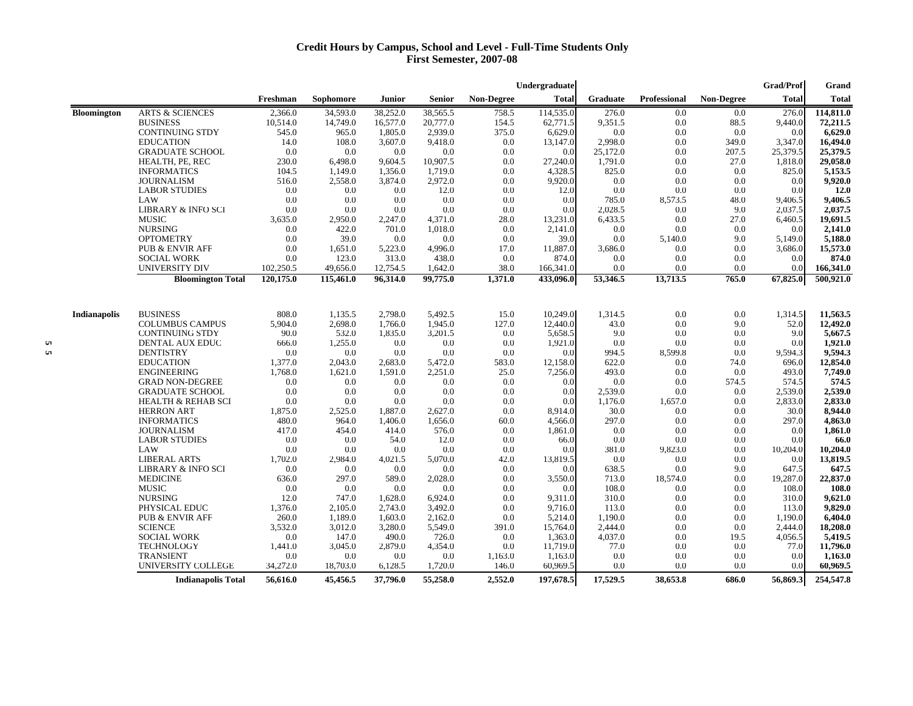# Credit Hours by Campus, School and Level - Full-Time Students Only
## First Semester, 2007-08

| | | Freshman | Sophomore | Junior | Senior | Non-Degree | Undergraduate Total | Graduate | Professional | Non-Degree | Grad/Prof Total | Grand Total |
|---|---|---|---|---|---|---|---|---|---|---|---|---|
| **Bloomington** | ARTS & SCIENCES | 2,366.0 | 34,593.0 | 38,252.0 | 38,565.5 | 758.5 | 114,535.0 | 276.0 | 0.0 | 0.0 | 276.0 | **114,811.0** |
| | BUSINESS | 10,514.0 | 14,749.0 | 16,577.0 | 20,777.0 | 154.5 | 62,771.5 | 9,351.5 | 0.0 | 88.5 | 9,440.0 | **72,211.5** |
| | CONTINUING STDY | 545.0 | 965.0 | 1,805.0 | 2,939.0 | 375.0 | 6,629.0 | 0.0 | 0.0 | 0.0 | 0.0 | **6,629.0** |
| | EDUCATION | 14.0 | 108.0 | 3,607.0 | 9,418.0 | 0.0 | 13,147.0 | 2,998.0 | 0.0 | 349.0 | 3,347.0 | **16,494.0** |
| | GRADUATE SCHOOL | 0.0 | 0.0 | 0.0 | 0.0 | 0.0 | 0.0 | 25,172.0 | 0.0 | 207.5 | 25,379.5 | **25,379.5** |
| | HEALTH, PE, REC | 230.0 | 6,498.0 | 9,604.5 | 10,907.5 | 0.0 | 27,240.0 | 1,791.0 | 0.0 | 27.0 | 1,818.0 | **29,058.0** |
| | INFORMATICS | 104.5 | 1,149.0 | 1,356.0 | 1,719.0 | 0.0 | 4,328.5 | 825.0 | 0.0 | 0.0 | 825.0 | **5,153.5** |
| | JOURNALISM | 516.0 | 2,558.0 | 3,874.0 | 2,972.0 | 0.0 | 9,920.0 | 0.0 | 0.0 | 0.0 | 0.0 | **9,920.0** |
| | LABOR STUDIES | 0.0 | 0.0 | 0.0 | 12.0 | 0.0 | 12.0 | 0.0 | 0.0 | 0.0 | 0.0 | **12.0** |
| | LAW | 0.0 | 0.0 | 0.0 | 0.0 | 0.0 | 0.0 | 785.0 | 8,573.5 | 48.0 | 9,406.5 | **9,406.5** |
| | LIBRARY & INFO SCI | 0.0 | 0.0 | 0.0 | 0.0 | 0.0 | 0.0 | 2,028.5 | 0.0 | 9.0 | 2,037.5 | **2,037.5** |
| | MUSIC | 3,635.0 | 2,950.0 | 2,247.0 | 4,371.0 | 28.0 | 13,231.0 | 6,433.5 | 0.0 | 27.0 | 6,460.5 | **19,691.5** |
| | NURSING | 0.0 | 422.0 | 701.0 | 1,018.0 | 0.0 | 2,141.0 | 0.0 | 0.0 | 0.0 | 0.0 | **2,141.0** |
| | OPTOMETRY | 0.0 | 39.0 | 0.0 | 0.0 | 0.0 | 39.0 | 0.0 | 5,140.0 | 9.0 | 5,149.0 | **5,188.0** |
| | PUB & ENVIR AFF | 0.0 | 1,651.0 | 5,223.0 | 4,996.0 | 17.0 | 11,887.0 | 3,686.0 | 0.0 | 0.0 | 3,686.0 | **15,573.0** |
| | SOCIAL WORK | 0.0 | 123.0 | 313.0 | 438.0 | 0.0 | 874.0 | 0.0 | 0.0 | 0.0 | 0.0 | **874.0** |
| | UNIVERSITY DIV | 102,250.5 | 49,656.0 | 12,754.5 | 1,642.0 | 38.0 | 166,341.0 | 0.0 | 0.0 | 0.0 | 0.0 | **166,341.0** |
| | **Bloomington Total** | **120,175.0** | **115,461.0** | **96,314.0** | **99,775.0** | **1,371.0** | **433,096.0** | **53,346.5** | **13,713.5** | **765.0** | **67,825.0** | **500,921.0** |
| **Indianapolis** | BUSINESS | 808.0 | 1,135.5 | 2,798.0 | 5,492.5 | 15.0 | 10,249.0 | 1,314.5 | 0.0 | 0.0 | 1,314.5 | **11,563.5** |
| | COLUMBUS CAMPUS | 5,904.0 | 2,698.0 | 1,766.0 | 1,945.0 | 127.0 | 12,440.0 | 43.0 | 0.0 | 9.0 | 52.0 | **12,492.0** |
| | CONTINUING STDY | 90.0 | 532.0 | 1,835.0 | 3,201.5 | 0.0 | 5,658.5 | 9.0 | 0.0 | 0.0 | 9.0 | **5,667.5** |
| | DENTAL AUX EDUC | 666.0 | 1,255.0 | 0.0 | 0.0 | 0.0 | 1,921.0 | 0.0 | 0.0 | 0.0 | 0.0 | **1,921.0** |
| | DENTISTRY | 0.0 | 0.0 | 0.0 | 0.0 | 0.0 | 0.0 | 994.5 | 8,599.8 | 0.0 | 9,594.3 | **9,594.3** |
| | EDUCATION | 1,377.0 | 2,043.0 | 2,683.0 | 5,472.0 | 583.0 | 12,158.0 | 622.0 | 0.0 | 74.0 | 696.0 | **12,854.0** |
| | ENGINEERING | 1,768.0 | 1,621.0 | 1,591.0 | 2,251.0 | 25.0 | 7,256.0 | 493.0 | 0.0 | 0.0 | 493.0 | **7,749.0** |
| | GRAD NON-DEGREE | 0.0 | 0.0 | 0.0 | 0.0 | 0.0 | 0.0 | 0.0 | 0.0 | 574.5 | 574.5 | **574.5** |
| | GRADUATE SCHOOL | 0.0 | 0.0 | 0.0 | 0.0 | 0.0 | 0.0 | 2,539.0 | 0.0 | 0.0 | 2,539.0 | **2,539.0** |
| | HEALTH & REHAB SCI | 0.0 | 0.0 | 0.0 | 0.0 | 0.0 | 0.0 | 1,176.0 | 1,657.0 | 0.0 | 2,833.0 | **2,833.0** |
| | HERRON ART | 1,875.0 | 2,525.0 | 1,887.0 | 2,627.0 | 0.0 | 8,914.0 | 30.0 | 0.0 | 0.0 | 30.0 | **8,944.0** |
| | INFORMATICS | 480.0 | 964.0 | 1,406.0 | 1,656.0 | 60.0 | 4,566.0 | 297.0 | 0.0 | 0.0 | 297.0 | **4,863.0** |
| | JOURNALISM | 417.0 | 454.0 | 414.0 | 576.0 | 0.0 | 1,861.0 | 0.0 | 0.0 | 0.0 | 0.0 | **1,861.0** |
| | LABOR STUDIES | 0.0 | 0.0 | 54.0 | 12.0 | 0.0 | 66.0 | 0.0 | 0.0 | 0.0 | 0.0 | **66.0** |
| | LAW | 0.0 | 0.0 | 0.0 | 0.0 | 0.0 | 0.0 | 381.0 | 9,823.0 | 0.0 | 10,204.0 | **10,204.0** |
| | LIBERAL ARTS | 1,702.0 | 2,984.0 | 4,021.5 | 5,070.0 | 42.0 | 13,819.5 | 0.0 | 0.0 | 0.0 | 0.0 | **13,819.5** |
| | LIBRARY & INFO SCI | 0.0 | 0.0 | 0.0 | 0.0 | 0.0 | 0.0 | 638.5 | 0.0 | 9.0 | 647.5 | **647.5** |
| | MEDICINE | 636.0 | 297.0 | 589.0 | 2,028.0 | 0.0 | 3,550.0 | 713.0 | 18,574.0 | 0.0 | 19,287.0 | **22,837.0** |
| | MUSIC | 0.0 | 0.0 | 0.0 | 0.0 | 0.0 | 0.0 | 108.0 | 0.0 | 0.0 | 108.0 | **108.0** |
| | NURSING | 12.0 | 747.0 | 1,628.0 | 6,924.0 | 0.0 | 9,311.0 | 310.0 | 0.0 | 0.0 | 310.0 | **9,621.0** |
| | PHYSICAL EDUC | 1,376.0 | 2,105.0 | 2,743.0 | 3,492.0 | 0.0 | 9,716.0 | 113.0 | 0.0 | 0.0 | 113.0 | **9,829.0** |
| | PUB & ENVIR AFF | 260.0 | 1,189.0 | 1,603.0 | 2,162.0 | 0.0 | 5,214.0 | 1,190.0 | 0.0 | 0.0 | 1,190.0 | **6,404.0** |
| | SCIENCE | 3,532.0 | 3,012.0 | 3,280.0 | 5,549.0 | 391.0 | 15,764.0 | 2,444.0 | 0.0 | 0.0 | 2,444.0 | **18,208.0** |
| | SOCIAL WORK | 0.0 | 147.0 | 490.0 | 726.0 | 0.0 | 1,363.0 | 4,037.0 | 0.0 | 19.5 | 4,056.5 | **5,419.5** |
| | TECHNOLOGY | 1,441.0 | 3,045.0 | 2,879.0 | 4,354.0 | 0.0 | 11,719.0 | 77.0 | 0.0 | 0.0 | 77.0 | **11,796.0** |
| | TRANSIENT | 0.0 | 0.0 | 0.0 | 0.0 | 1,163.0 | 1,163.0 | 0.0 | 0.0 | 0.0 | 0.0 | **1,163.0** |
| | UNIVERSITY COLLEGE | 34,272.0 | 18,703.0 | 6,128.5 | 1,720.0 | 146.0 | 60,969.5 | 0.0 | 0.0 | 0.0 | 0.0 | **60,969.5** |
| | **Indianapolis Total** | **56,616.0** | **45,456.5** | **37,796.0** | **55,258.0** | **2,552.0** | **197,678.5** | **17,529.5** | **38,653.8** | **686.0** | **56,869.3** | **254,547.8** |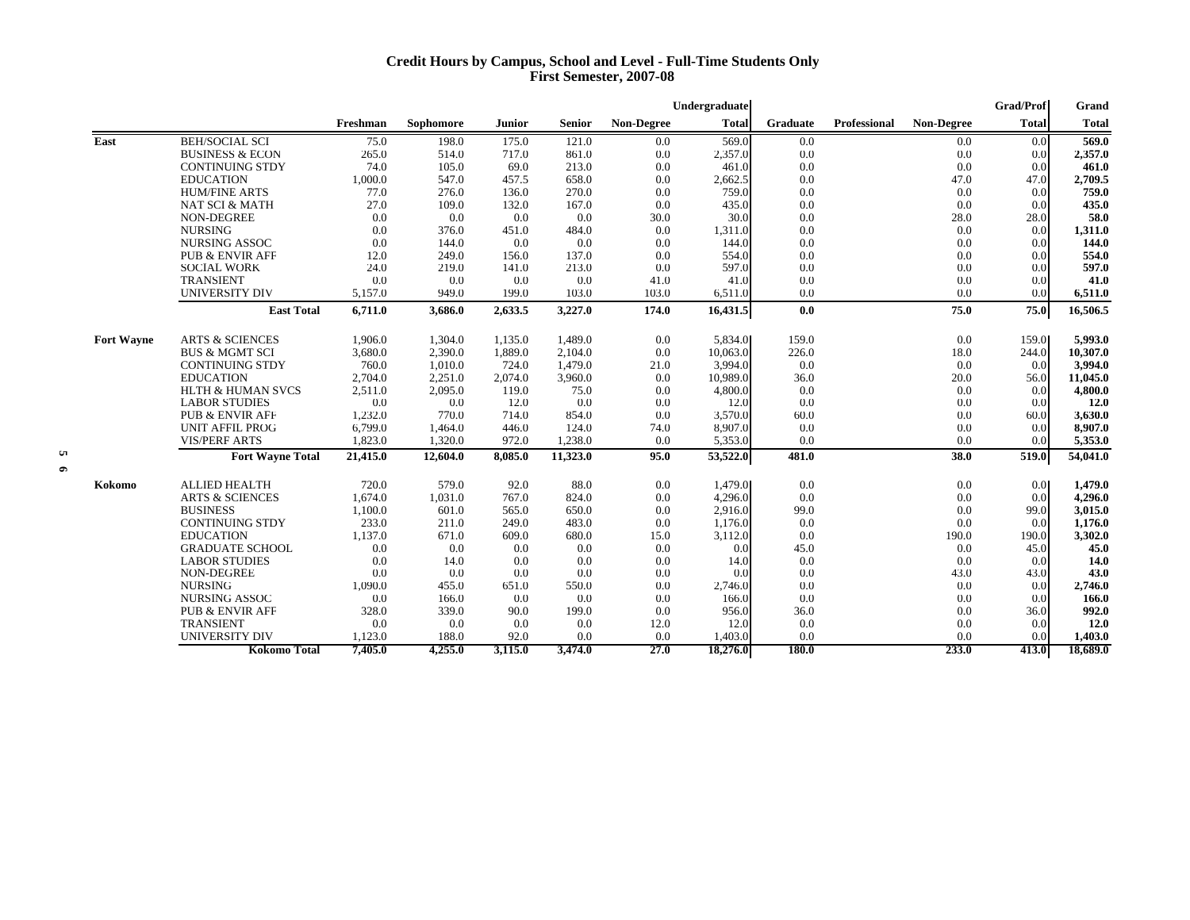# Credit Hours by Campus, School and Level - Full-Time Students Only
## First Semester, 2007-08

| | | Freshman | Sophomore | Junior | Senior | Non-Degree | Undergraduate Total | Graduate | Professional | Non-Degree | Grad/Prof Total | Grand Total |
|---|---|---|---|---|---|---|---|---|---|---|---|---|
| East | BEH/SOCIAL SCI | 75.0 | 198.0 | 175.0 | 121.0 | 0.0 | 569.0 | 0.0 | | 0.0 | 0.0 | **569.0** |
| | BUSINESS & ECON | 265.0 | 514.0 | 717.0 | 861.0 | 0.0 | 2,357.0 | 0.0 | | 0.0 | 0.0 | **2,357.0** |
| | CONTINUING STDY | 74.0 | 105.0 | 69.0 | 213.0 | 0.0 | 461.0 | 0.0 | | 0.0 | 0.0 | **461.0** |
| | EDUCATION | 1,000.0 | 547.0 | 457.5 | 658.0 | 0.0 | 2,662.5 | 0.0 | | 47.0 | 47.0 | **2,709.5** |
| | HUM/FINE ARTS | 77.0 | 276.0 | 136.0 | 270.0 | 0.0 | 759.0 | 0.0 | | 0.0 | 0.0 | **759.0** |
| | NAT SCI & MATH | 27.0 | 109.0 | 132.0 | 167.0 | 0.0 | 435.0 | 0.0 | | 0.0 | 0.0 | **435.0** |
| | NON-DEGREE | 0.0 | 0.0 | 0.0 | 0.0 | 30.0 | 30.0 | 0.0 | | 28.0 | 28.0 | **58.0** |
| | NURSING | 0.0 | 376.0 | 451.0 | 484.0 | 0.0 | 1,311.0 | 0.0 | | 0.0 | 0.0 | **1,311.0** |
| | NURSING ASSOC | 0.0 | 144.0 | 0.0 | 0.0 | 0.0 | 144.0 | 0.0 | | 0.0 | 0.0 | **144.0** |
| | PUB & ENVIR AFF | 12.0 | 249.0 | 156.0 | 137.0 | 0.0 | 554.0 | 0.0 | | 0.0 | 0.0 | **554.0** |
| | SOCIAL WORK | 24.0 | 219.0 | 141.0 | 213.0 | 0.0 | 597.0 | 0.0 | | 0.0 | 0.0 | **597.0** |
| | TRANSIENT | 0.0 | 0.0 | 0.0 | 0.0 | 41.0 | 41.0 | 0.0 | | 0.0 | 0.0 | **41.0** |
| | UNIVERSITY DIV | 5,157.0 | 949.0 | 199.0 | 103.0 | 103.0 | 6,511.0 | 0.0 | | 0.0 | 0.0 | **6,511.0** |
| | **East Total** | **6,711.0** | **3,686.0** | **2,633.5** | **3,227.0** | **174.0** | **16,431.5** | **0.0** | | **75.0** | **75.0** | **16,506.5** |
| Fort Wayne | ARTS & SCIENCES | 1,906.0 | 1,304.0 | 1,135.0 | 1,489.0 | 0.0 | 5,834.0 | 159.0 | | 0.0 | 159.0 | **5,993.0** |
| | BUS & MGMT SCI | 3,680.0 | 2,390.0 | 1,889.0 | 2,104.0 | 0.0 | 10,063.0 | 226.0 | | 18.0 | 244.0 | **10,307.0** |
| | CONTINUING STDY | 760.0 | 1,010.0 | 724.0 | 1,479.0 | 21.0 | 3,994.0 | 0.0 | | 0.0 | 0.0 | **3,994.0** |
| | EDUCATION | 2,704.0 | 2,251.0 | 2,074.0 | 3,960.0 | 0.0 | 10,989.0 | 36.0 | | 20.0 | 56.0 | **11,045.0** |
| | HLTH & HUMAN SVCS | 2,511.0 | 2,095.0 | 119.0 | 75.0 | 0.0 | 4,800.0 | 0.0 | | 0.0 | 0.0 | **4,800.0** |
| | LABOR STUDIES | 0.0 | 0.0 | 12.0 | 0.0 | 0.0 | 12.0 | 0.0 | | 0.0 | 0.0 | **12.0** |
| | PUB & ENVIR AFF | 1,232.0 | 770.0 | 714.0 | 854.0 | 0.0 | 3,570.0 | 60.0 | | 0.0 | 60.0 | **3,630.0** |
| | UNIT AFFIL PROG | 6,799.0 | 1,464.0 | 446.0 | 124.0 | 74.0 | 8,907.0 | 0.0 | | 0.0 | 0.0 | **8,907.0** |
| | VIS/PERF ARTS | 1,823.0 | 1,320.0 | 972.0 | 1,238.0 | 0.0 | 5,353.0 | 0.0 | | 0.0 | 0.0 | **5,353.0** |
| | **Fort Wayne Total** | **21,415.0** | **12,604.0** | **8,085.0** | **11,323.0** | **95.0** | **53,522.0** | **481.0** | | **38.0** | **519.0** | **54,041.0** |
| Kokomo | ALLIED HEALTH | 720.0 | 579.0 | 92.0 | 88.0 | 0.0 | 1,479.0 | 0.0 | | 0.0 | 0.0 | **1,479.0** |
| | ARTS & SCIENCES | 1,674.0 | 1,031.0 | 767.0 | 824.0 | 0.0 | 4,296.0 | 0.0 | | 0.0 | 0.0 | **4,296.0** |
| | BUSINESS | 1,100.0 | 601.0 | 565.0 | 650.0 | 0.0 | 2,916.0 | 99.0 | | 0.0 | 99.0 | **3,015.0** |
| | CONTINUING STDY | 233.0 | 211.0 | 249.0 | 483.0 | 0.0 | 1,176.0 | 0.0 | | 0.0 | 0.0 | **1,176.0** |
| | EDUCATION | 1,137.0 | 671.0 | 609.0 | 680.0 | 15.0 | 3,112.0 | 0.0 | | 190.0 | 190.0 | **3,302.0** |
| | GRADUATE SCHOOL | 0.0 | 0.0 | 0.0 | 0.0 | 0.0 | 0.0 | 45.0 | | 0.0 | 45.0 | **45.0** |
| | LABOR STUDIES | 0.0 | 14.0 | 0.0 | 0.0 | 0.0 | 14.0 | 0.0 | | 0.0 | 0.0 | **14.0** |
| | NON-DEGREE | 0.0 | 0.0 | 0.0 | 0.0 | 0.0 | 0.0 | 0.0 | | 43.0 | 43.0 | **43.0** |
| | NURSING | 1,090.0 | 455.0 | 651.0 | 550.0 | 0.0 | 2,746.0 | 0.0 | | 0.0 | 0.0 | **2,746.0** |
| | NURSING ASSOC | 0.0 | 166.0 | 0.0 | 0.0 | 0.0 | 166.0 | 0.0 | | 0.0 | 0.0 | **166.0** |
| | PUB & ENVIR AFF | 328.0 | 339.0 | 90.0 | 199.0 | 0.0 | 956.0 | 36.0 | | 0.0 | 36.0 | **992.0** |
| | TRANSIENT | 0.0 | 0.0 | 0.0 | 0.0 | 12.0 | 12.0 | 0.0 | | 0.0 | 0.0 | **12.0** |
| | UNIVERSITY DIV | 1,123.0 | 188.0 | 92.0 | 0.0 | 0.0 | 1,403.0 | 0.0 | | 0.0 | 0.0 | **1,403.0** |
| | **Kokomo Total** | **7,405.0** | **4,255.0** | **3,115.0** | **3,474.0** | **27.0** | **18,276.0** | **180.0** | | **233.0** | **413.0** | **18,689.0** |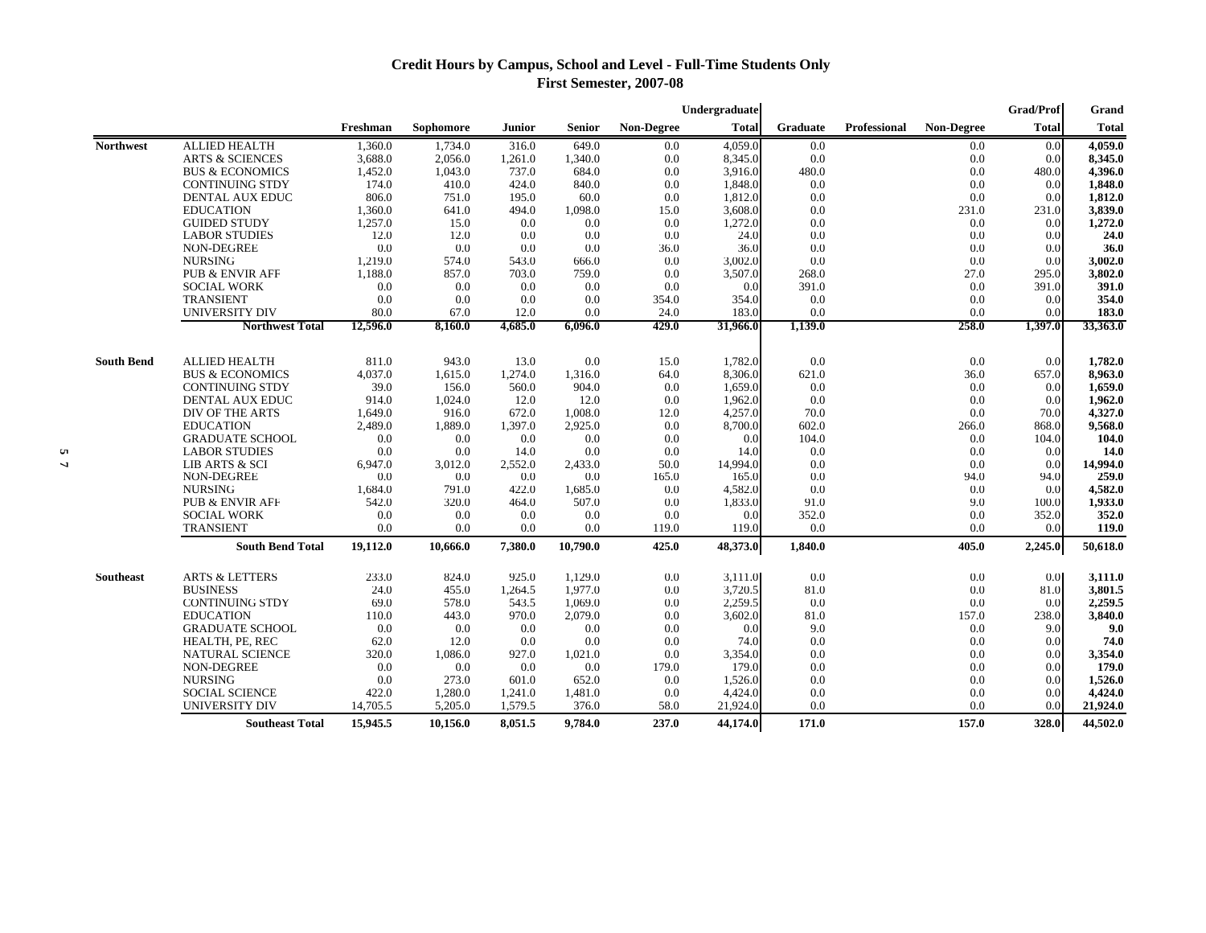## Credit Hours by Campus, School and Level - Full-Time Students Only
## First Semester, 2007-08

| | | Freshman | Sophomore | Junior | Senior | Non-Degree | Undergraduate Total | Graduate | Professional | Non-Degree | Grad/Prof Total | Grand Total |
|---|---|---|---|---|---|---|---|---|---|---|---|---|
| **Northwest** | ALLIED HEALTH | 1,360.0 | 1,734.0 | 316.0 | 649.0 | 0.0 | 4,059.0 | 0.0 | | 0.0 | 0.0 | **4,059.0** |
| | ARTS & SCIENCES | 3,688.0 | 2,056.0 | 1,261.0 | 1,340.0 | 0.0 | 8,345.0 | 0.0 | | 0.0 | 0.0 | **8,345.0** |
| | BUS & ECONOMICS | 1,452.0 | 1,043.0 | 737.0 | 684.0 | 0.0 | 3,916.0 | 480.0 | | 0.0 | 480.0 | **4,396.0** |
| | CONTINUING STDY | 174.0 | 410.0 | 424.0 | 840.0 | 0.0 | 1,848.0 | 0.0 | | 0.0 | 0.0 | **1,848.0** |
| | DENTAL AUX EDUC | 806.0 | 751.0 | 195.0 | 60.0 | 0.0 | 1,812.0 | 0.0 | | 0.0 | 0.0 | **1,812.0** |
| | EDUCATION | 1,360.0 | 641.0 | 494.0 | 1,098.0 | 15.0 | 3,608.0 | 0.0 | | 231.0 | 231.0 | **3,839.0** |
| | GUIDED STUDY | 1,257.0 | 15.0 | 0.0 | 0.0 | 0.0 | 1,272.0 | 0.0 | | 0.0 | 0.0 | **1,272.0** |
| | LABOR STUDIES | 12.0 | 12.0 | 0.0 | 0.0 | 0.0 | 24.0 | 0.0 | | 0.0 | 0.0 | **24.0** |
| | NON-DEGREE | 0.0 | 0.0 | 0.0 | 0.0 | 36.0 | 36.0 | 0.0 | | 0.0 | 0.0 | **36.0** |
| | NURSING | 1,219.0 | 574.0 | 543.0 | 666.0 | 0.0 | 3,002.0 | 0.0 | | 0.0 | 0.0 | **3,002.0** |
| | PUB & ENVIR AFF | 1,188.0 | 857.0 | 703.0 | 759.0 | 0.0 | 3,507.0 | 268.0 | | 27.0 | 295.0 | **3,802.0** |
| | SOCIAL WORK | 0.0 | 0.0 | 0.0 | 0.0 | 0.0 | 0.0 | 391.0 | | 0.0 | 391.0 | **391.0** |
| | TRANSIENT | 0.0 | 0.0 | 0.0 | 0.0 | 354.0 | 354.0 | 0.0 | | 0.0 | 0.0 | **354.0** |
| | UNIVERSITY DIV | 80.0 | 67.0 | 12.0 | 0.0 | 24.0 | 183.0 | 0.0 | | 0.0 | 0.0 | **183.0** |
| | **Northwest Total** | **12,596.0** | **8,160.0** | **4,685.0** | **6,096.0** | **429.0** | **31,966.0** | **1,139.0** | | **258.0** | **1,397.0** | **33,363.0** |
| **South Bend** | ALLIED HEALTH | 811.0 | 943.0 | 13.0 | 0.0 | 15.0 | 1,782.0 | 0.0 | | 0.0 | 0.0 | **1,782.0** |
| | BUS & ECONOMICS | 4,037.0 | 1,615.0 | 1,274.0 | 1,316.0 | 64.0 | 8,306.0 | 621.0 | | 36.0 | 657.0 | **8,963.0** |
| | CONTINUING STDY | 39.0 | 156.0 | 560.0 | 904.0 | 0.0 | 1,659.0 | 0.0 | | 0.0 | 0.0 | **1,659.0** |
| | DENTAL AUX EDUC | 914.0 | 1,024.0 | 12.0 | 12.0 | 0.0 | 1,962.0 | 0.0 | | 0.0 | 0.0 | **1,962.0** |
| | DIV OF THE ARTS | 1,649.0 | 916.0 | 672.0 | 1,008.0 | 12.0 | 4,257.0 | 70.0 | | 0.0 | 70.0 | **4,327.0** |
| | EDUCATION | 2,489.0 | 1,889.0 | 1,397.0 | 2,925.0 | 0.0 | 8,700.0 | 602.0 | | 266.0 | 868.0 | **9,568.0** |
| | GRADUATE SCHOOL | 0.0 | 0.0 | 0.0 | 0.0 | 0.0 | 0.0 | 104.0 | | 0.0 | 104.0 | **104.0** |
| | LABOR STUDIES | 0.0 | 0.0 | 14.0 | 0.0 | 0.0 | 14.0 | 0.0 | | 0.0 | 0.0 | **14.0** |
| | LIB ARTS & SCI | 6,947.0 | 3,012.0 | 2,552.0 | 2,433.0 | 50.0 | 14,994.0 | 0.0 | | 0.0 | 0.0 | **14,994.0** |
| | NON-DEGREE | 0.0 | 0.0 | 0.0 | 0.0 | 165.0 | 165.0 | 0.0 | | 94.0 | 94.0 | **259.0** |
| | NURSING | 1,684.0 | 791.0 | 422.0 | 1,685.0 | 0.0 | 4,582.0 | 0.0 | | 0.0 | 0.0 | **4,582.0** |
| | PUB & ENVIR AFF | 542.0 | 320.0 | 464.0 | 507.0 | 0.0 | 1,833.0 | 91.0 | | 9.0 | 100.0 | **1,933.0** |
| | SOCIAL WORK | 0.0 | 0.0 | 0.0 | 0.0 | 0.0 | 0.0 | 352.0 | | 0.0 | 352.0 | **352.0** |
| | TRANSIENT | 0.0 | 0.0 | 0.0 | 0.0 | 119.0 | 119.0 | 0.0 | | 0.0 | 0.0 | **119.0** |
| | **South Bend Total** | **19,112.0** | **10,666.0** | **7,380.0** | **10,790.0** | **425.0** | **48,373.0** | **1,840.0** | | **405.0** | **2,245.0** | **50,618.0** |
| **Southeast** | ARTS & LETTERS | 233.0 | 824.0 | 925.0 | 1,129.0 | 0.0 | 3,111.0 | 0.0 | | 0.0 | 0.0 | **3,111.0** |
| | BUSINESS | 24.0 | 455.0 | 1,264.5 | 1,977.0 | 0.0 | 3,720.5 | 81.0 | | 0.0 | 81.0 | **3,801.5** |
| | CONTINUING STDY | 69.0 | 578.0 | 543.5 | 1,069.0 | 0.0 | 2,259.5 | 0.0 | | 0.0 | 0.0 | **2,259.5** |
| | EDUCATION | 110.0 | 443.0 | 970.0 | 2,079.0 | 0.0 | 3,602.0 | 81.0 | | 157.0 | 238.0 | **3,840.0** |
| | GRADUATE SCHOOL | 0.0 | 0.0 | 0.0 | 0.0 | 0.0 | 0.0 | 9.0 | | 0.0 | 9.0 | **9.0** |
| | HEALTH, PE, REC | 62.0 | 12.0 | 0.0 | 0.0 | 0.0 | 74.0 | 0.0 | | 0.0 | 0.0 | **74.0** |
| | NATURAL SCIENCE | 320.0 | 1,086.0 | 927.0 | 1,021.0 | 0.0 | 3,354.0 | 0.0 | | 0.0 | 0.0 | **3,354.0** |
| | NON-DEGREE | 0.0 | 0.0 | 0.0 | 0.0 | 179.0 | 179.0 | 0.0 | | 0.0 | 0.0 | **179.0** |
| | NURSING | 0.0 | 273.0 | 601.0 | 652.0 | 0.0 | 1,526.0 | 0.0 | | 0.0 | 0.0 | **1,526.0** |
| | SOCIAL SCIENCE | 422.0 | 1,280.0 | 1,241.0 | 1,481.0 | 0.0 | 4,424.0 | 0.0 | | 0.0 | 0.0 | **4,424.0** |
| | UNIVERSITY DIV | 14,705.5 | 5,205.0 | 1,579.5 | 376.0 | 58.0 | 21,924.0 | 0.0 | | 0.0 | 0.0 | **21,924.0** |
| | **Southeast Total** | **15,945.5** | **10,156.0** | **8,051.5** | **9,784.0** | **237.0** | **44,174.0** | **171.0** | | **157.0** | **328.0** | **44,502.0** |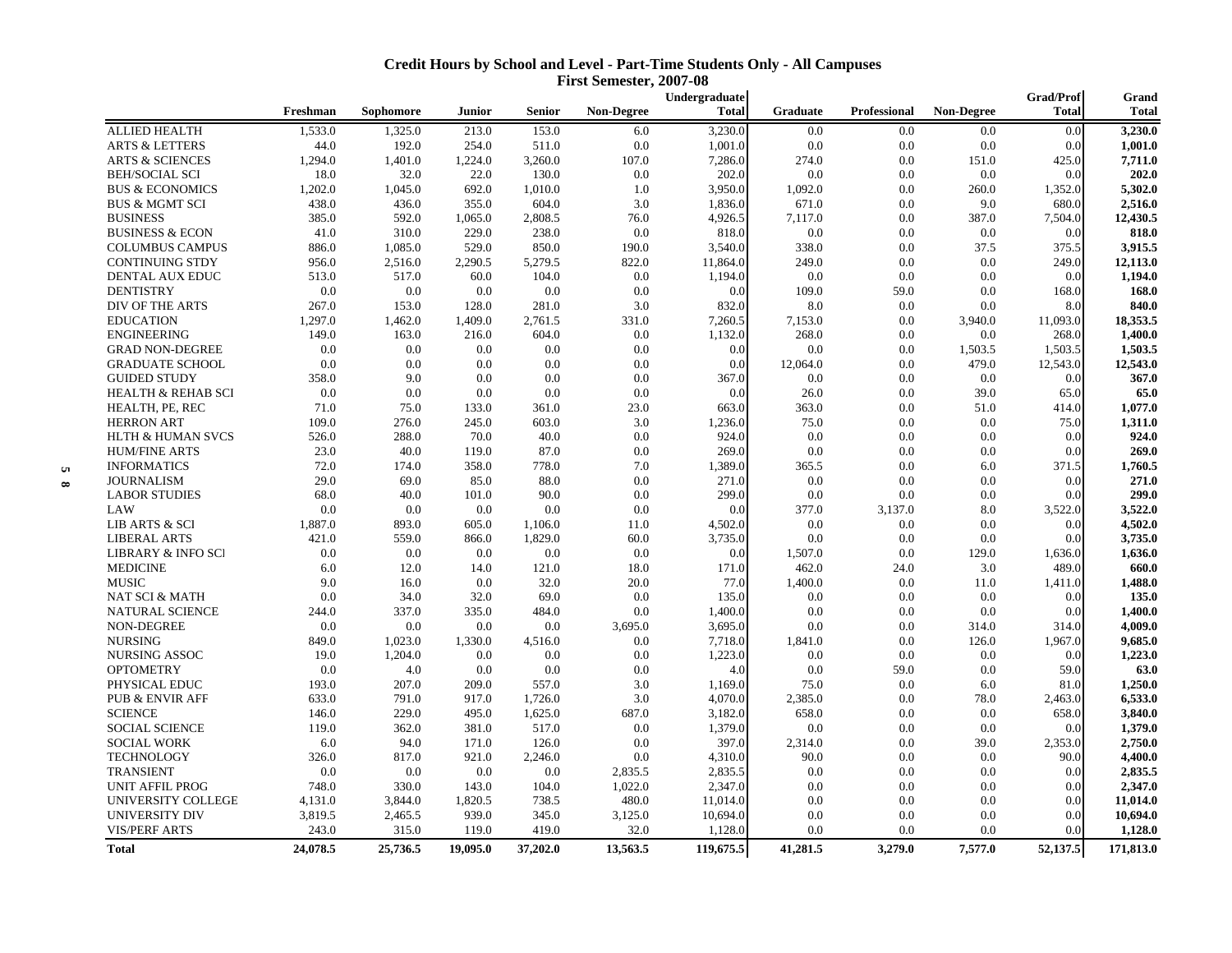## Credit Hours by School and Level - Part-Time Students Only - All Campuses
### First Semester, 2007-08

| | Freshman | Sophomore | Junior | Senior | Non-Degree | Undergraduate Total | Graduate | Professional | Non-Degree | Grad/Prof Total | Grand Total |
|---|---|---|---|---|---|---|---|---|---|---|---|
| ALLIED HEALTH | 1,533.0 | 1,325.0 | 213.0 | 153.0 | 6.0 | 3,230.0 | 0.0 | 0.0 | 0.0 | 0.0 | **3,230.0** |
| ARTS & LETTERS | 44.0 | 192.0 | 254.0 | 511.0 | 0.0 | 1,001.0 | 0.0 | 0.0 | 0.0 | 0.0 | **1,001.0** |
| ARTS & SCIENCES | 1,294.0 | 1,401.0 | 1,224.0 | 3,260.0 | 107.0 | 7,286.0 | 274.0 | 0.0 | 151.0 | 425.0 | **7,711.0** |
| BEH/SOCIAL SCI | 18.0 | 32.0 | 22.0 | 130.0 | 0.0 | 202.0 | 0.0 | 0.0 | 0.0 | 0.0 | **202.0** |
| BUS & ECONOMICS | 1,202.0 | 1,045.0 | 692.0 | 1,010.0 | 1.0 | 3,950.0 | 1,092.0 | 0.0 | 260.0 | 1,352.0 | **5,302.0** |
| BUS & MGMT SCI | 438.0 | 436.0 | 355.0 | 604.0 | 3.0 | 1,836.0 | 671.0 | 0.0 | 9.0 | 680.0 | **2,516.0** |
| BUSINESS | 385.0 | 592.0 | 1,065.0 | 2,808.5 | 76.0 | 4,926.5 | 7,117.0 | 0.0 | 387.0 | 7,504.0 | **12,430.5** |
| BUSINESS & ECON | 41.0 | 310.0 | 229.0 | 238.0 | 0.0 | 818.0 | 0.0 | 0.0 | 0.0 | 0.0 | **818.0** |
| COLUMBUS CAMPUS | 886.0 | 1,085.0 | 529.0 | 850.0 | 190.0 | 3,540.0 | 338.0 | 0.0 | 37.5 | 375.5 | **3,915.5** |
| CONTINUING STDY | 956.0 | 2,516.0 | 2,290.5 | 5,279.5 | 822.0 | 11,864.0 | 249.0 | 0.0 | 0.0 | 249.0 | **12,113.0** |
| DENTAL AUX EDUC | 513.0 | 517.0 | 60.0 | 104.0 | 0.0 | 1,194.0 | 0.0 | 0.0 | 0.0 | 0.0 | **1,194.0** |
| DENTISTRY | 0.0 | 0.0 | 0.0 | 0.0 | 0.0 | 0.0 | 109.0 | 59.0 | 0.0 | 168.0 | **168.0** |
| DIV OF THE ARTS | 267.0 | 153.0 | 128.0 | 281.0 | 3.0 | 832.0 | 8.0 | 0.0 | 0.0 | 8.0 | **840.0** |
| EDUCATION | 1,297.0 | 1,462.0 | 1,409.0 | 2,761.5 | 331.0 | 7,260.5 | 7,153.0 | 0.0 | 3,940.0 | 11,093.0 | **18,353.5** |
| ENGINEERING | 149.0 | 163.0 | 216.0 | 604.0 | 0.0 | 1,132.0 | 268.0 | 0.0 | 0.0 | 268.0 | **1,400.0** |
| GRAD NON-DEGREE | 0.0 | 0.0 | 0.0 | 0.0 | 0.0 | 0.0 | 0.0 | 0.0 | 1,503.5 | 1,503.5 | **1,503.5** |
| GRADUATE SCHOOL | 0.0 | 0.0 | 0.0 | 0.0 | 0.0 | 0.0 | 12,064.0 | 0.0 | 479.0 | 12,543.0 | **12,543.0** |
| GUIDED STUDY | 358.0 | 9.0 | 0.0 | 0.0 | 0.0 | 367.0 | 0.0 | 0.0 | 0.0 | 0.0 | **367.0** |
| HEALTH & REHAB SCI | 0.0 | 0.0 | 0.0 | 0.0 | 0.0 | 0.0 | 26.0 | 0.0 | 39.0 | 65.0 | **65.0** |
| HEALTH, PE, REC | 71.0 | 75.0 | 133.0 | 361.0 | 23.0 | 663.0 | 363.0 | 0.0 | 51.0 | 414.0 | **1,077.0** |
| HERRON ART | 109.0 | 276.0 | 245.0 | 603.0 | 3.0 | 1,236.0 | 75.0 | 0.0 | 0.0 | 75.0 | **1,311.0** |
| HLTH & HUMAN SVCS | 526.0 | 288.0 | 70.0 | 40.0 | 0.0 | 924.0 | 0.0 | 0.0 | 0.0 | 0.0 | **924.0** |
| HUM/FINE ARTS | 23.0 | 40.0 | 119.0 | 87.0 | 0.0 | 269.0 | 0.0 | 0.0 | 0.0 | 0.0 | **269.0** |
| INFORMATICS | 72.0 | 174.0 | 358.0 | 778.0 | 7.0 | 1,389.0 | 365.5 | 0.0 | 6.0 | 371.5 | **1,760.5** |
| JOURNALISM | 29.0 | 69.0 | 85.0 | 88.0 | 0.0 | 271.0 | 0.0 | 0.0 | 0.0 | 0.0 | **271.0** |
| LABOR STUDIES | 68.0 | 40.0 | 101.0 | 90.0 | 0.0 | 299.0 | 0.0 | 0.0 | 0.0 | 0.0 | **299.0** |
| LAW | 0.0 | 0.0 | 0.0 | 0.0 | 0.0 | 0.0 | 377.0 | 3,137.0 | 8.0 | 3,522.0 | **3,522.0** |
| LIB ARTS & SCI | 1,887.0 | 893.0 | 605.0 | 1,106.0 | 11.0 | 4,502.0 | 0.0 | 0.0 | 0.0 | 0.0 | **4,502.0** |
| LIBERAL ARTS | 421.0 | 559.0 | 866.0 | 1,829.0 | 60.0 | 3,735.0 | 0.0 | 0.0 | 0.0 | 0.0 | **3,735.0** |
| LIBRARY & INFO SCI | 0.0 | 0.0 | 0.0 | 0.0 | 0.0 | 0.0 | 1,507.0 | 0.0 | 129.0 | 1,636.0 | **1,636.0** |
| MEDICINE | 6.0 | 12.0 | 14.0 | 121.0 | 18.0 | 171.0 | 462.0 | 24.0 | 3.0 | 489.0 | **660.0** |
| MUSIC | 9.0 | 16.0 | 0.0 | 32.0 | 20.0 | 77.0 | 1,400.0 | 0.0 | 11.0 | 1,411.0 | **1,488.0** |
| NAT SCI & MATH | 0.0 | 34.0 | 32.0 | 69.0 | 0.0 | 135.0 | 0.0 | 0.0 | 0.0 | 0.0 | **135.0** |
| NATURAL SCIENCE | 244.0 | 337.0 | 335.0 | 484.0 | 0.0 | 1,400.0 | 0.0 | 0.0 | 0.0 | 0.0 | **1,400.0** |
| NON-DEGREE | 0.0 | 0.0 | 0.0 | 0.0 | 3,695.0 | 3,695.0 | 0.0 | 0.0 | 314.0 | 314.0 | **4,009.0** |
| NURSING | 849.0 | 1,023.0 | 1,330.0 | 4,516.0 | 0.0 | 7,718.0 | 1,841.0 | 0.0 | 126.0 | 1,967.0 | **9,685.0** |
| NURSING ASSOC | 19.0 | 1,204.0 | 0.0 | 0.0 | 0.0 | 1,223.0 | 0.0 | 0.0 | 0.0 | 0.0 | **1,223.0** |
| OPTOMETRY | 0.0 | 4.0 | 0.0 | 0.0 | 0.0 | 4.0 | 0.0 | 59.0 | 0.0 | 59.0 | **63.0** |
| PHYSICAL EDUC | 193.0 | 207.0 | 209.0 | 557.0 | 3.0 | 1,169.0 | 75.0 | 0.0 | 6.0 | 81.0 | **1,250.0** |
| PUB & ENVIR AFF | 633.0 | 791.0 | 917.0 | 1,726.0 | 3.0 | 4,070.0 | 2,385.0 | 0.0 | 78.0 | 2,463.0 | **6,533.0** |
| SCIENCE | 146.0 | 229.0 | 495.0 | 1,625.0 | 687.0 | 3,182.0 | 658.0 | 0.0 | 0.0 | 658.0 | **3,840.0** |
| SOCIAL SCIENCE | 119.0 | 362.0 | 381.0 | 517.0 | 0.0 | 1,379.0 | 0.0 | 0.0 | 0.0 | 0.0 | **1,379.0** |
| SOCIAL WORK | 6.0 | 94.0 | 171.0 | 126.0 | 0.0 | 397.0 | 2,314.0 | 0.0 | 39.0 | 2,353.0 | **2,750.0** |
| TECHNOLOGY | 326.0 | 817.0 | 921.0 | 2,246.0 | 0.0 | 4,310.0 | 90.0 | 0.0 | 0.0 | 90.0 | **4,400.0** |
| TRANSIENT | 0.0 | 0.0 | 0.0 | 0.0 | 2,835.5 | 2,835.5 | 0.0 | 0.0 | 0.0 | 0.0 | **2,835.5** |
| UNIT AFFIL PROG | 748.0 | 330.0 | 143.0 | 104.0 | 1,022.0 | 2,347.0 | 0.0 | 0.0 | 0.0 | 0.0 | **2,347.0** |
| UNIVERSITY COLLEGE | 4,131.0 | 3,844.0 | 1,820.5 | 738.5 | 480.0 | 11,014.0 | 0.0 | 0.0 | 0.0 | 0.0 | **11,014.0** |
| UNIVERSITY DIV | 3,819.5 | 2,465.5 | 939.0 | 345.0 | 3,125.0 | 10,694.0 | 0.0 | 0.0 | 0.0 | 0.0 | **10,694.0** |
| VIS/PERF ARTS | 243.0 | 315.0 | 119.0 | 419.0 | 32.0 | 1,128.0 | 0.0 | 0.0 | 0.0 | 0.0 | **1,128.0** |
| **Total** | **24,078.5** | **25,736.5** | **19,095.0** | **37,202.0** | **13,563.5** | **119,675.5** | **41,281.5** | **3,279.0** | **7,577.0** | **52,137.5** | **171,813.0** |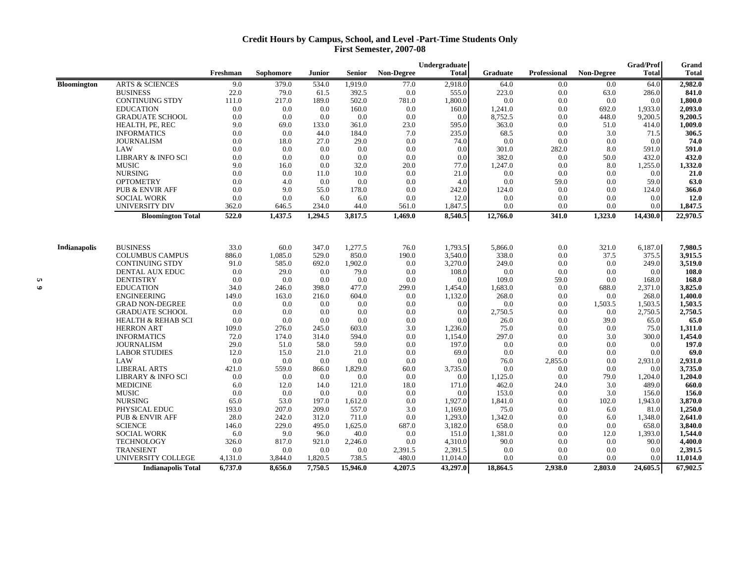# Credit Hours by Campus, School, and Level -Part-Time Students Only
## First Semester, 2007-08

| | | Freshman | Sophomore | Junior | Senior | Non-Degree | Undergraduate Total | Graduate | Professional | Non-Degree | Grad/Prof Total | Grand Total |
|---|---|---|---|---|---|---|---|---|---|---|---|---|
| **Bloomington** | ARTS & SCIENCES | 9.0 | 379.0 | 534.0 | 1,919.0 | 77.0 | 2,918.0 | 64.0 | 0.0 | 0.0 | 64.0 | **2,982.0** |
| | BUSINESS | 22.0 | 79.0 | 61.5 | 392.5 | 0.0 | 555.0 | 223.0 | 0.0 | 63.0 | 286.0 | **841.0** |
| | CONTINUING STDY | 111.0 | 217.0 | 189.0 | 502.0 | 781.0 | 1,800.0 | 0.0 | 0.0 | 0.0 | 0.0 | **1,800.0** |
| | EDUCATION | 0.0 | 0.0 | 0.0 | 160.0 | 0.0 | 160.0 | 1,241.0 | 0.0 | 692.0 | 1,933.0 | **2,093.0** |
| | GRADUATE SCHOOL | 0.0 | 0.0 | 0.0 | 0.0 | 0.0 | 0.0 | 8,752.5 | 0.0 | 448.0 | 9,200.5 | **9,200.5** |
| | HEALTH, PE, REC | 9.0 | 69.0 | 133.0 | 361.0 | 23.0 | 595.0 | 363.0 | 0.0 | 51.0 | 414.0 | **1,009.0** |
| | INFORMATICS | 0.0 | 0.0 | 44.0 | 184.0 | 7.0 | 235.0 | 68.5 | 0.0 | 3.0 | 71.5 | **306.5** |
| | JOURNALISM | 0.0 | 18.0 | 27.0 | 29.0 | 0.0 | 74.0 | 0.0 | 0.0 | 0.0 | 0.0 | **74.0** |
| | LAW | 0.0 | 0.0 | 0.0 | 0.0 | 0.0 | 0.0 | 301.0 | 282.0 | 8.0 | 591.0 | **591.0** |
| | LIBRARY & INFO SCI | 0.0 | 0.0 | 0.0 | 0.0 | 0.0 | 0.0 | 382.0 | 0.0 | 50.0 | 432.0 | **432.0** |
| | MUSIC | 9.0 | 16.0 | 0.0 | 32.0 | 20.0 | 77.0 | 1,247.0 | 0.0 | 8.0 | 1,255.0 | **1,332.0** |
| | NURSING | 0.0 | 0.0 | 11.0 | 10.0 | 0.0 | 21.0 | 0.0 | 0.0 | 0.0 | 0.0 | **21.0** |
| | OPTOMETRY | 0.0 | 4.0 | 0.0 | 0.0 | 0.0 | 4.0 | 0.0 | 59.0 | 0.0 | 59.0 | **63.0** |
| | PUB & ENVIR AFF | 0.0 | 9.0 | 55.0 | 178.0 | 0.0 | 242.0 | 124.0 | 0.0 | 0.0 | 124.0 | **366.0** |
| | SOCIAL WORK | 0.0 | 0.0 | 6.0 | 6.0 | 0.0 | 12.0 | 0.0 | 0.0 | 0.0 | 0.0 | **12.0** |
| | UNIVERSITY DIV | 362.0 | 646.5 | 234.0 | 44.0 | 561.0 | 1,847.5 | 0.0 | 0.0 | 0.0 | 0.0 | **1,847.5** |
| | **Bloomington Total** | **522.0** | **1,437.5** | **1,294.5** | **3,817.5** | **1,469.0** | **8,540.5** | **12,766.0** | **341.0** | **1,323.0** | **14,430.0** | **22,970.5** |
| **Indianapolis** | BUSINESS | 33.0 | 60.0 | 347.0 | 1,277.5 | 76.0 | 1,793.5 | 5,866.0 | 0.0 | 321.0 | 6,187.0 | **7,980.5** |
| | COLUMBUS CAMPUS | 886.0 | 1,085.0 | 529.0 | 850.0 | 190.0 | 3,540.0 | 338.0 | 0.0 | 37.5 | 375.5 | **3,915.5** |
| | CONTINUING STDY | 91.0 | 585.0 | 692.0 | 1,902.0 | 0.0 | 3,270.0 | 249.0 | 0.0 | 0.0 | 249.0 | **3,519.0** |
| | DENTAL AUX EDUC | 0.0 | 29.0 | 0.0 | 79.0 | 0.0 | 108.0 | 0.0 | 0.0 | 0.0 | 0.0 | **108.0** |
| | DENTISTRY | 0.0 | 0.0 | 0.0 | 0.0 | 0.0 | 0.0 | 109.0 | 59.0 | 0.0 | 168.0 | **168.0** |
| | EDUCATION | 34.0 | 246.0 | 398.0 | 477.0 | 299.0 | 1,454.0 | 1,683.0 | 0.0 | 688.0 | 2,371.0 | **3,825.0** |
| | ENGINEERING | 149.0 | 163.0 | 216.0 | 604.0 | 0.0 | 1,132.0 | 268.0 | 0.0 | 0.0 | 268.0 | **1,400.0** |
| | GRAD NON-DEGREE | 0.0 | 0.0 | 0.0 | 0.0 | 0.0 | 0.0 | 0.0 | 0.0 | 1,503.5 | 1,503.5 | **1,503.5** |
| | GRADUATE SCHOOL | 0.0 | 0.0 | 0.0 | 0.0 | 0.0 | 0.0 | 2,750.5 | 0.0 | 0.0 | 2,750.5 | **2,750.5** |
| | HEALTH & REHAB SCI | 0.0 | 0.0 | 0.0 | 0.0 | 0.0 | 0.0 | 26.0 | 0.0 | 39.0 | 65.0 | **65.0** |
| | HERRON ART | 109.0 | 276.0 | 245.0 | 603.0 | 3.0 | 1,236.0 | 75.0 | 0.0 | 0.0 | 75.0 | **1,311.0** |
| | INFORMATICS | 72.0 | 174.0 | 314.0 | 594.0 | 0.0 | 1,154.0 | 297.0 | 0.0 | 3.0 | 300.0 | **1,454.0** |
| | JOURNALISM | 29.0 | 51.0 | 58.0 | 59.0 | 0.0 | 197.0 | 0.0 | 0.0 | 0.0 | 0.0 | **197.0** |
| | LABOR STUDIES | 12.0 | 15.0 | 21.0 | 21.0 | 0.0 | 69.0 | 0.0 | 0.0 | 0.0 | 0.0 | **69.0** |
| | LAW | 0.0 | 0.0 | 0.0 | 0.0 | 0.0 | 0.0 | 76.0 | 2,855.0 | 0.0 | 2,931.0 | **2,931.0** |
| | LIBERAL ARTS | 421.0 | 559.0 | 866.0 | 1,829.0 | 60.0 | 3,735.0 | 0.0 | 0.0 | 0.0 | 0.0 | **3,735.0** |
| | LIBRARY & INFO SCI | 0.0 | 0.0 | 0.0 | 0.0 | 0.0 | 0.0 | 1,125.0 | 0.0 | 79.0 | 1,204.0 | **1,204.0** |
| | MEDICINE | 6.0 | 12.0 | 14.0 | 121.0 | 18.0 | 171.0 | 462.0 | 24.0 | 3.0 | 489.0 | **660.0** |
| | MUSIC | 0.0 | 0.0 | 0.0 | 0.0 | 0.0 | 0.0 | 153.0 | 0.0 | 3.0 | 156.0 | **156.0** |
| | NURSING | 65.0 | 53.0 | 197.0 | 1,612.0 | 0.0 | 1,927.0 | 1,841.0 | 0.0 | 102.0 | 1,943.0 | **3,870.0** |
| | PHYSICAL EDUC | 193.0 | 207.0 | 209.0 | 557.0 | 3.0 | 1,169.0 | 75.0 | 0.0 | 6.0 | 81.0 | **1,250.0** |
| | PUB & ENVIR AFF | 28.0 | 242.0 | 312.0 | 711.0 | 0.0 | 1,293.0 | 1,342.0 | 0.0 | 6.0 | 1,348.0 | **2,641.0** |
| | SCIENCE | 146.0 | 229.0 | 495.0 | 1,625.0 | 687.0 | 3,182.0 | 658.0 | 0.0 | 0.0 | 658.0 | **3,840.0** |
| | SOCIAL WORK | 6.0 | 9.0 | 96.0 | 40.0 | 0.0 | 151.0 | 1,381.0 | 0.0 | 12.0 | 1,393.0 | **1,544.0** |
| | TECHNOLOGY | 326.0 | 817.0 | 921.0 | 2,246.0 | 0.0 | 4,310.0 | 90.0 | 0.0 | 0.0 | 90.0 | **4,400.0** |
| | TRANSIENT | 0.0 | 0.0 | 0.0 | 0.0 | 2,391.5 | 2,391.5 | 0.0 | 0.0 | 0.0 | 0.0 | **2,391.5** |
| | UNIVERSITY COLLEGE | 4,131.0 | 3,844.0 | 1,820.5 | 738.5 | 480.0 | 11,014.0 | 0.0 | 0.0 | 0.0 | 0.0 | **11,014.0** |
| | **Indianapolis Total** | **6,737.0** | **8,656.0** | **7,750.5** | **15,946.0** | **4,207.5** | **43,297.0** | **18,864.5** | **2,938.0** | **2,803.0** | **24,605.5** | **67,902.5** |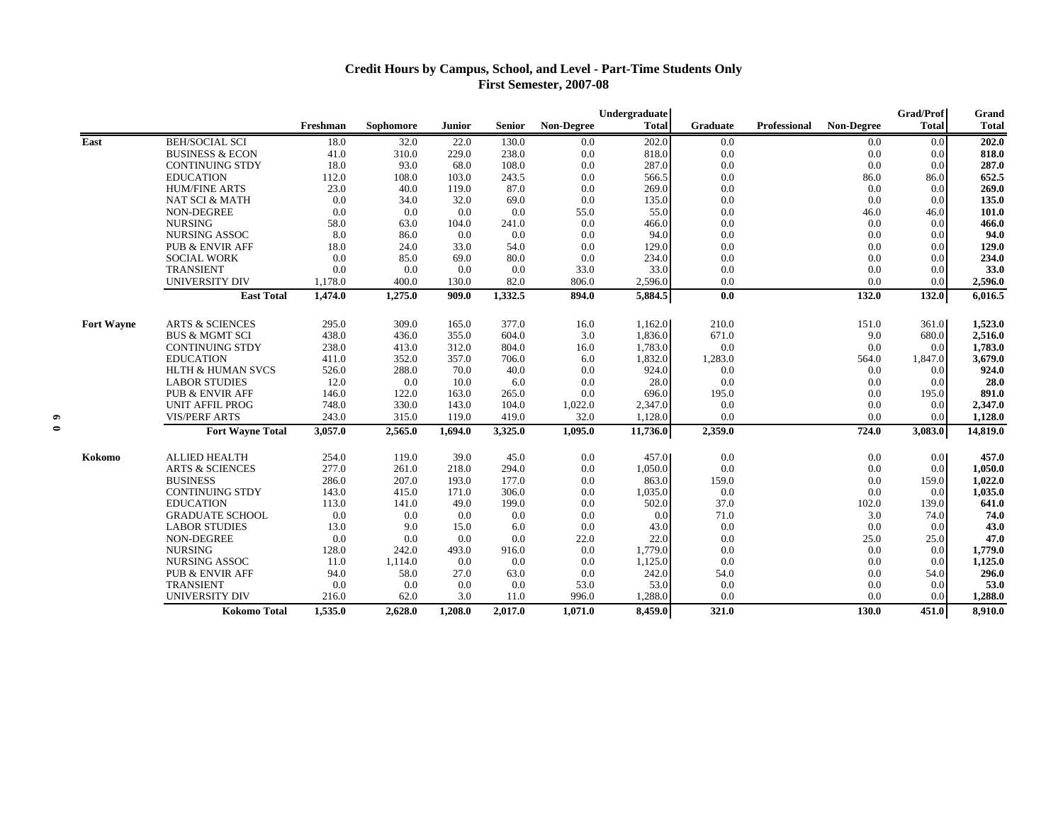# Credit Hours by Campus, School, and Level - Part-Time Students Only
## First Semester, 2007-08

| | | Freshman | Sophomore | Junior | Senior | Non-Degree | Undergraduate Total | Graduate | Professional | Non-Degree | Grad/Prof Total | Grand Total |
|---|---|---|---|---|---|---|---|---|---|---|---|---|
| East | BEH/SOCIAL SCI | 18.0 | 32.0 | 22.0 | 130.0 | 0.0 | 202.0 | 0.0 | | 0.0 | 0.0 | **202.0** |
| | BUSINESS & ECON | 41.0 | 310.0 | 229.0 | 238.0 | 0.0 | 818.0 | 0.0 | | 0.0 | 0.0 | **818.0** |
| | CONTINUING STDY | 18.0 | 93.0 | 68.0 | 108.0 | 0.0 | 287.0 | 0.0 | | 0.0 | 0.0 | **287.0** |
| | EDUCATION | 112.0 | 108.0 | 103.0 | 243.5 | 0.0 | 566.5 | 0.0 | | 86.0 | 86.0 | **652.5** |
| | HUM/FINE ARTS | 23.0 | 40.0 | 119.0 | 87.0 | 0.0 | 269.0 | 0.0 | | 0.0 | 0.0 | **269.0** |
| | NAT SCI & MATH | 0.0 | 34.0 | 32.0 | 69.0 | 0.0 | 135.0 | 0.0 | | 0.0 | 0.0 | **135.0** |
| | NON-DEGREE | 0.0 | 0.0 | 0.0 | 0.0 | 55.0 | 55.0 | 0.0 | | 46.0 | 46.0 | **101.0** |
| | NURSING | 58.0 | 63.0 | 104.0 | 241.0 | 0.0 | 466.0 | 0.0 | | 0.0 | 0.0 | **466.0** |
| | NURSING ASSOC | 8.0 | 86.0 | 0.0 | 0.0 | 0.0 | 94.0 | 0.0 | | 0.0 | 0.0 | **94.0** |
| | PUB & ENVIR AFF | 18.0 | 24.0 | 33.0 | 54.0 | 0.0 | 129.0 | 0.0 | | 0.0 | 0.0 | **129.0** |
| | SOCIAL WORK | 0.0 | 85.0 | 69.0 | 80.0 | 0.0 | 234.0 | 0.0 | | 0.0 | 0.0 | **234.0** |
| | TRANSIENT | 0.0 | 0.0 | 0.0 | 0.0 | 33.0 | 33.0 | 0.0 | | 0.0 | 0.0 | **33.0** |
| | UNIVERSITY DIV | 1,178.0 | 400.0 | 130.0 | 82.0 | 806.0 | 2,596.0 | 0.0 | | 0.0 | 0.0 | **2,596.0** |
| | **East Total** | **1,474.0** | **1,275.0** | **909.0** | **1,332.5** | **894.0** | **5,884.5** | **0.0** | | **132.0** | **132.0** | **6,016.5** |
| Fort Wayne | ARTS & SCIENCES | 295.0 | 309.0 | 165.0 | 377.0 | 16.0 | 1,162.0 | 210.0 | | 151.0 | 361.0 | **1,523.0** |
| | BUS & MGMT SCI | 438.0 | 436.0 | 355.0 | 604.0 | 3.0 | 1,836.0 | 671.0 | | 9.0 | 680.0 | **2,516.0** |
| | CONTINUING STDY | 238.0 | 413.0 | 312.0 | 804.0 | 16.0 | 1,783.0 | 0.0 | | 0.0 | 0.0 | **1,783.0** |
| | EDUCATION | 411.0 | 352.0 | 357.0 | 706.0 | 6.0 | 1,832.0 | 1,283.0 | | 564.0 | 1,847.0 | **3,679.0** |
| | HLTH & HUMAN SVCS | 526.0 | 288.0 | 70.0 | 40.0 | 0.0 | 924.0 | 0.0 | | 0.0 | 0.0 | **924.0** |
| | LABOR STUDIES | 12.0 | 0.0 | 10.0 | 6.0 | 0.0 | 28.0 | 0.0 | | 0.0 | 0.0 | **28.0** |
| | PUB & ENVIR AFF | 146.0 | 122.0 | 163.0 | 265.0 | 0.0 | 696.0 | 195.0 | | 0.0 | 195.0 | **891.0** |
| | UNIT AFFIL PROG | 748.0 | 330.0 | 143.0 | 104.0 | 1,022.0 | 2,347.0 | 0.0 | | 0.0 | 0.0 | **2,347.0** |
| | VIS/PERF ARTS | 243.0 | 315.0 | 119.0 | 419.0 | 32.0 | 1,128.0 | 0.0 | | 0.0 | 0.0 | **1,128.0** |
| | **Fort Wayne Total** | **3,057.0** | **2,565.0** | **1,694.0** | **3,325.0** | **1,095.0** | **11,736.0** | **2,359.0** | | **724.0** | **3,083.0** | **14,819.0** |
| Kokomo | ALLIED HEALTH | 254.0 | 119.0 | 39.0 | 45.0 | 0.0 | 457.0 | 0.0 | | 0.0 | 0.0 | **457.0** |
| | ARTS & SCIENCES | 277.0 | 261.0 | 218.0 | 294.0 | 0.0 | 1,050.0 | 0.0 | | 0.0 | 0.0 | **1,050.0** |
| | BUSINESS | 286.0 | 207.0 | 193.0 | 177.0 | 0.0 | 863.0 | 159.0 | | 0.0 | 159.0 | **1,022.0** |
| | CONTINUING STDY | 143.0 | 415.0 | 171.0 | 306.0 | 0.0 | 1,035.0 | 0.0 | | 0.0 | 0.0 | **1,035.0** |
| | EDUCATION | 113.0 | 141.0 | 49.0 | 199.0 | 0.0 | 502.0 | 37.0 | | 102.0 | 139.0 | **641.0** |
| | GRADUATE SCHOOL | 0.0 | 0.0 | 0.0 | 0.0 | 0.0 | 0.0 | 71.0 | | 3.0 | 74.0 | **74.0** |
| | LABOR STUDIES | 13.0 | 9.0 | 15.0 | 6.0 | 0.0 | 43.0 | 0.0 | | 0.0 | 0.0 | **43.0** |
| | NON-DEGREE | 0.0 | 0.0 | 0.0 | 0.0 | 22.0 | 22.0 | 0.0 | | 25.0 | 25.0 | **47.0** |
| | NURSING | 128.0 | 242.0 | 493.0 | 916.0 | 0.0 | 1,779.0 | 0.0 | | 0.0 | 0.0 | **1,779.0** |
| | NURSING ASSOC | 11.0 | 1,114.0 | 0.0 | 0.0 | 0.0 | 1,125.0 | 0.0 | | 0.0 | 0.0 | **1,125.0** |
| | PUB & ENVIR AFF | 94.0 | 58.0 | 27.0 | 63.0 | 0.0 | 242.0 | 54.0 | | 0.0 | 54.0 | **296.0** |
| | TRANSIENT | 0.0 | 0.0 | 0.0 | 0.0 | 53.0 | 53.0 | 0.0 | | 0.0 | 0.0 | **53.0** |
| | UNIVERSITY DIV | 216.0 | 62.0 | 3.0 | 11.0 | 996.0 | 1,288.0 | 0.0 | | 0.0 | 0.0 | **1,288.0** |
| | **Kokomo Total** | **1,535.0** | **2,628.0** | **1,208.0** | **2,017.0** | **1,071.0** | **8,459.0** | **321.0** | | **130.0** | **451.0** | **8,910.0** |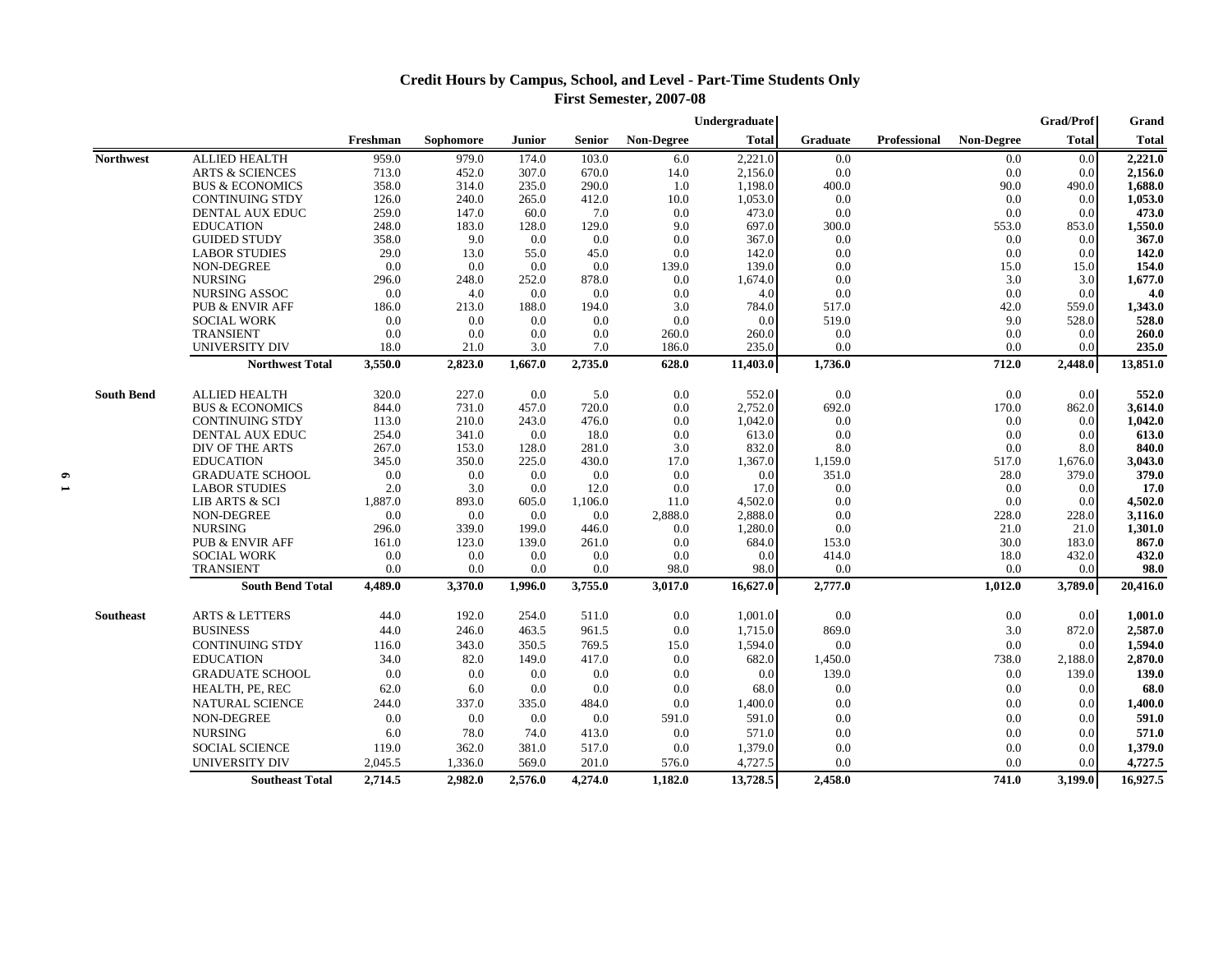# Credit Hours by Campus, School, and Level - Part-Time Students Only
## First Semester, 2007-08

| | | | | | | | Undergraduate | | | | Grad/Prof | Grand |
|---|---|---|---|---|---|---|---|---|---|---|---|---|
| | | Freshman | Sophomore | Junior | Senior | Non-Degree | Total | Graduate | Professional | Non-Degree | Total | Total |
| **Northwest** | ALLIED HEALTH | 959.0 | 979.0 | 174.0 | 103.0 | 6.0 | 2,221.0 | 0.0 | | 0.0 | 0.0 | **2,221.0** |
| | ARTS & SCIENCES | 713.0 | 452.0 | 307.0 | 670.0 | 14.0 | 2,156.0 | 0.0 | | 0.0 | 0.0 | **2,156.0** |
| | BUS & ECONOMICS | 358.0 | 314.0 | 235.0 | 290.0 | 1.0 | 1,198.0 | 400.0 | | 90.0 | 490.0 | **1,688.0** |
| | CONTINUING STDY | 126.0 | 240.0 | 265.0 | 412.0 | 10.0 | 1,053.0 | 0.0 | | 0.0 | 0.0 | **1,053.0** |
| | DENTAL AUX EDUC | 259.0 | 147.0 | 60.0 | 7.0 | 0.0 | 473.0 | 0.0 | | 0.0 | 0.0 | **473.0** |
| | EDUCATION | 248.0 | 183.0 | 128.0 | 129.0 | 9.0 | 697.0 | 300.0 | | 553.0 | 853.0 | **1,550.0** |
| | GUIDED STUDY | 358.0 | 9.0 | 0.0 | 0.0 | 0.0 | 367.0 | 0.0 | | 0.0 | 0.0 | **367.0** |
| | LABOR STUDIES | 29.0 | 13.0 | 55.0 | 45.0 | 0.0 | 142.0 | 0.0 | | 0.0 | 0.0 | **142.0** |
| | NON-DEGREE | 0.0 | 0.0 | 0.0 | 0.0 | 139.0 | 139.0 | 0.0 | | 15.0 | 15.0 | **154.0** |
| | NURSING | 296.0 | 248.0 | 252.0 | 878.0 | 0.0 | 1,674.0 | 0.0 | | 3.0 | 3.0 | **1,677.0** |
| | NURSING ASSOC | 0.0 | 4.0 | 0.0 | 0.0 | 0.0 | 4.0 | 0.0 | | 0.0 | 0.0 | **4.0** |
| | PUB & ENVIR AFF | 186.0 | 213.0 | 188.0 | 194.0 | 3.0 | 784.0 | 517.0 | | 42.0 | 559.0 | **1,343.0** |
| | SOCIAL WORK | 0.0 | 0.0 | 0.0 | 0.0 | 0.0 | 0.0 | 519.0 | | 9.0 | 528.0 | **528.0** |
| | TRANSIENT | 0.0 | 0.0 | 0.0 | 0.0 | 260.0 | 260.0 | 0.0 | | 0.0 | 0.0 | **260.0** |
| | UNIVERSITY DIV | 18.0 | 21.0 | 3.0 | 7.0 | 186.0 | 235.0 | 0.0 | | 0.0 | 0.0 | **235.0** |
| | **Northwest Total** | **3,550.0** | **2,823.0** | **1,667.0** | **2,735.0** | **628.0** | **11,403.0** | **1,736.0** | | **712.0** | **2,448.0** | **13,851.0** |
| **South Bend** | ALLIED HEALTH | 320.0 | 227.0 | 0.0 | 5.0 | 0.0 | 552.0 | 0.0 | | 0.0 | 0.0 | **552.0** |
| | BUS & ECONOMICS | 844.0 | 731.0 | 457.0 | 720.0 | 0.0 | 2,752.0 | 692.0 | | 170.0 | 862.0 | **3,614.0** |
| | CONTINUING STDY | 113.0 | 210.0 | 243.0 | 476.0 | 0.0 | 1,042.0 | 0.0 | | 0.0 | 0.0 | **1,042.0** |
| | DENTAL AUX EDUC | 254.0 | 341.0 | 0.0 | 18.0 | 0.0 | 613.0 | 0.0 | | 0.0 | 0.0 | **613.0** |
| | DIV OF THE ARTS | 267.0 | 153.0 | 128.0 | 281.0 | 3.0 | 832.0 | 8.0 | | 0.0 | 8.0 | **840.0** |
| | EDUCATION | 345.0 | 350.0 | 225.0 | 430.0 | 17.0 | 1,367.0 | 1,159.0 | | 517.0 | 1,676.0 | **3,043.0** |
| | GRADUATE SCHOOL | 0.0 | 0.0 | 0.0 | 0.0 | 0.0 | 0.0 | 351.0 | | 28.0 | 379.0 | **379.0** |
| | LABOR STUDIES | 2.0 | 3.0 | 0.0 | 12.0 | 0.0 | 17.0 | 0.0 | | 0.0 | 0.0 | **17.0** |
| | LIB ARTS & SCI | 1,887.0 | 893.0 | 605.0 | 1,106.0 | 11.0 | 4,502.0 | 0.0 | | 0.0 | 0.0 | **4,502.0** |
| | NON-DEGREE | 0.0 | 0.0 | 0.0 | 0.0 | 2,888.0 | 2,888.0 | 0.0 | | 228.0 | 228.0 | **3,116.0** |
| | NURSING | 296.0 | 339.0 | 199.0 | 446.0 | 0.0 | 1,280.0 | 0.0 | | 21.0 | 21.0 | **1,301.0** |
| | PUB & ENVIR AFF | 161.0 | 123.0 | 139.0 | 261.0 | 0.0 | 684.0 | 153.0 | | 30.0 | 183.0 | **867.0** |
| | SOCIAL WORK | 0.0 | 0.0 | 0.0 | 0.0 | 0.0 | 0.0 | 414.0 | | 18.0 | 432.0 | **432.0** |
| | TRANSIENT | 0.0 | 0.0 | 0.0 | 0.0 | 98.0 | 98.0 | 0.0 | | 0.0 | 0.0 | **98.0** |
| | **South Bend Total** | **4,489.0** | **3,370.0** | **1,996.0** | **3,755.0** | **3,017.0** | **16,627.0** | **2,777.0** | | **1,012.0** | **3,789.0** | **20,416.0** |
| **Southeast** | ARTS & LETTERS | 44.0 | 192.0 | 254.0 | 511.0 | 0.0 | 1,001.0 | 0.0 | | 0.0 | 0.0 | **1,001.0** |
| | BUSINESS | 44.0 | 246.0 | 463.5 | 961.5 | 0.0 | 1,715.0 | 869.0 | | 3.0 | 872.0 | **2,587.0** |
| | CONTINUING STDY | 116.0 | 343.0 | 350.5 | 769.5 | 15.0 | 1,594.0 | 0.0 | | 0.0 | 0.0 | **1,594.0** |
| | EDUCATION | 34.0 | 82.0 | 149.0 | 417.0 | 0.0 | 682.0 | 1,450.0 | | 738.0 | 2,188.0 | **2,870.0** |
| | GRADUATE SCHOOL | 0.0 | 0.0 | 0.0 | 0.0 | 0.0 | 0.0 | 139.0 | | 0.0 | 139.0 | **139.0** |
| | HEALTH, PE, REC | 62.0 | 6.0 | 0.0 | 0.0 | 0.0 | 68.0 | 0.0 | | 0.0 | 0.0 | **68.0** |
| | NATURAL SCIENCE | 244.0 | 337.0 | 335.0 | 484.0 | 0.0 | 1,400.0 | 0.0 | | 0.0 | 0.0 | **1,400.0** |
| | NON-DEGREE | 0.0 | 0.0 | 0.0 | 0.0 | 591.0 | 591.0 | 0.0 | | 0.0 | 0.0 | **591.0** |
| | NURSING | 6.0 | 78.0 | 74.0 | 413.0 | 0.0 | 571.0 | 0.0 | | 0.0 | 0.0 | **571.0** |
| | SOCIAL SCIENCE | 119.0 | 362.0 | 381.0 | 517.0 | 0.0 | 1,379.0 | 0.0 | | 0.0 | 0.0 | **1,379.0** |
| | UNIVERSITY DIV | 2,045.5 | 1,336.0 | 569.0 | 201.0 | 576.0 | 4,727.5 | 0.0 | | 0.0 | 0.0 | **4,727.5** |
| | **Southeast Total** | **2,714.5** | **2,982.0** | **2,576.0** | **4,274.0** | **1,182.0** | **13,728.5** | **2,458.0** | | **741.0** | **3,199.0** | **16,927.5** |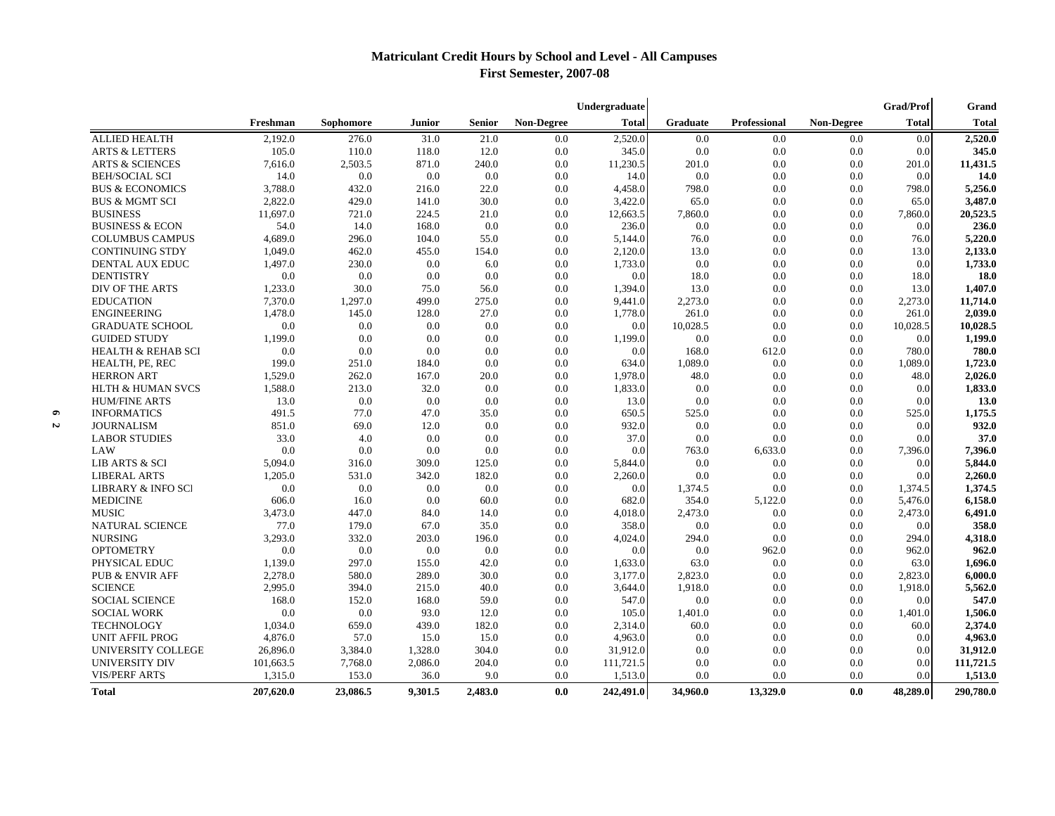# Matriculant Credit Hours by School and Level - All Campuses
## First Semester, 2007-08

| | Freshman | Sophomore | Junior | Senior | Non-Degree | Undergraduate Total | Graduate | Professional | Non-Degree | Grad/Prof Total | Grand Total |
|---|---|---|---|---|---|---|---|---|---|---|---|
| ALLIED HEALTH | 2,192.0 | 276.0 | 31.0 | 21.0 | 0.0 | 2,520.0 | 0.0 | 0.0 | 0.0 | 0.0 | **2,520.0** |
| ARTS & LETTERS | 105.0 | 110.0 | 118.0 | 12.0 | 0.0 | 345.0 | 0.0 | 0.0 | 0.0 | 0.0 | **345.0** |
| ARTS & SCIENCES | 7,616.0 | 2,503.5 | 871.0 | 240.0 | 0.0 | 11,230.5 | 201.0 | 0.0 | 0.0 | 201.0 | **11,431.5** |
| BEH/SOCIAL SCI | 14.0 | 0.0 | 0.0 | 0.0 | 0.0 | 14.0 | 0.0 | 0.0 | 0.0 | 0.0 | **14.0** |
| BUS & ECONOMICS | 3,788.0 | 432.0 | 216.0 | 22.0 | 0.0 | 4,458.0 | 798.0 | 0.0 | 0.0 | 798.0 | **5,256.0** |
| BUS & MGMT SCI | 2,822.0 | 429.0 | 141.0 | 30.0 | 0.0 | 3,422.0 | 65.0 | 0.0 | 0.0 | 65.0 | **3,487.0** |
| BUSINESS | 11,697.0 | 721.0 | 224.5 | 21.0 | 0.0 | 12,663.5 | 7,860.0 | 0.0 | 0.0 | 7,860.0 | **20,523.5** |
| BUSINESS & ECON | 54.0 | 14.0 | 168.0 | 0.0 | 0.0 | 236.0 | 0.0 | 0.0 | 0.0 | 0.0 | **236.0** |
| COLUMBUS CAMPUS | 4,689.0 | 296.0 | 104.0 | 55.0 | 0.0 | 5,144.0 | 76.0 | 0.0 | 0.0 | 76.0 | **5,220.0** |
| CONTINUING STDY | 1,049.0 | 462.0 | 455.0 | 154.0 | 0.0 | 2,120.0 | 13.0 | 0.0 | 0.0 | 13.0 | **2,133.0** |
| DENTAL AUX EDUC | 1,497.0 | 230.0 | 0.0 | 6.0 | 0.0 | 1,733.0 | 0.0 | 0.0 | 0.0 | 0.0 | **1,733.0** |
| DENTISTRY | 0.0 | 0.0 | 0.0 | 0.0 | 0.0 | 0.0 | 18.0 | 0.0 | 0.0 | 18.0 | **18.0** |
| DIV OF THE ARTS | 1,233.0 | 30.0 | 75.0 | 56.0 | 0.0 | 1,394.0 | 13.0 | 0.0 | 0.0 | 13.0 | **1,407.0** |
| EDUCATION | 7,370.0 | 1,297.0 | 499.0 | 275.0 | 0.0 | 9,441.0 | 2,273.0 | 0.0 | 0.0 | 2,273.0 | **11,714.0** |
| ENGINEERING | 1,478.0 | 145.0 | 128.0 | 27.0 | 0.0 | 1,778.0 | 261.0 | 0.0 | 0.0 | 261.0 | **2,039.0** |
| GRADUATE SCHOOL | 0.0 | 0.0 | 0.0 | 0.0 | 0.0 | 0.0 | 10,028.5 | 0.0 | 0.0 | 10,028.5 | **10,028.5** |
| GUIDED STUDY | 1,199.0 | 0.0 | 0.0 | 0.0 | 0.0 | 1,199.0 | 0.0 | 0.0 | 0.0 | 0.0 | **1,199.0** |
| HEALTH & REHAB SCI | 0.0 | 0.0 | 0.0 | 0.0 | 0.0 | 0.0 | 168.0 | 612.0 | 0.0 | 780.0 | **780.0** |
| HEALTH, PE, REC | 199.0 | 251.0 | 184.0 | 0.0 | 0.0 | 634.0 | 1,089.0 | 0.0 | 0.0 | 1,089.0 | **1,723.0** |
| HERRON ART | 1,529.0 | 262.0 | 167.0 | 20.0 | 0.0 | 1,978.0 | 48.0 | 0.0 | 0.0 | 48.0 | **2,026.0** |
| HLTH & HUMAN SVCS | 1,588.0 | 213.0 | 32.0 | 0.0 | 0.0 | 1,833.0 | 0.0 | 0.0 | 0.0 | 0.0 | **1,833.0** |
| HUM/FINE ARTS | 13.0 | 0.0 | 0.0 | 0.0 | 0.0 | 13.0 | 0.0 | 0.0 | 0.0 | 0.0 | **13.0** |
| INFORMATICS | 491.5 | 77.0 | 47.0 | 35.0 | 0.0 | 650.5 | 525.0 | 0.0 | 0.0 | 525.0 | **1,175.5** |
| JOURNALISM | 851.0 | 69.0 | 12.0 | 0.0 | 0.0 | 932.0 | 0.0 | 0.0 | 0.0 | 0.0 | **932.0** |
| LABOR STUDIES | 33.0 | 4.0 | 0.0 | 0.0 | 0.0 | 37.0 | 0.0 | 0.0 | 0.0 | 0.0 | **37.0** |
| LAW | 0.0 | 0.0 | 0.0 | 0.0 | 0.0 | 0.0 | 763.0 | 6,633.0 | 0.0 | 7,396.0 | **7,396.0** |
| LIB ARTS & SCI | 5,094.0 | 316.0 | 309.0 | 125.0 | 0.0 | 5,844.0 | 0.0 | 0.0 | 0.0 | 0.0 | **5,844.0** |
| LIBERAL ARTS | 1,205.0 | 531.0 | 342.0 | 182.0 | 0.0 | 2,260.0 | 0.0 | 0.0 | 0.0 | 0.0 | **2,260.0** |
| LIBRARY & INFO SCI | 0.0 | 0.0 | 0.0 | 0.0 | 0.0 | 0.0 | 1,374.5 | 0.0 | 0.0 | 1,374.5 | **1,374.5** |
| MEDICINE | 606.0 | 16.0 | 0.0 | 60.0 | 0.0 | 682.0 | 354.0 | 5,122.0 | 0.0 | 5,476.0 | **6,158.0** |
| MUSIC | 3,473.0 | 447.0 | 84.0 | 14.0 | 0.0 | 4,018.0 | 2,473.0 | 0.0 | 0.0 | 2,473.0 | **6,491.0** |
| NATURAL SCIENCE | 77.0 | 179.0 | 67.0 | 35.0 | 0.0 | 358.0 | 0.0 | 0.0 | 0.0 | 0.0 | **358.0** |
| NURSING | 3,293.0 | 332.0 | 203.0 | 196.0 | 0.0 | 4,024.0 | 294.0 | 0.0 | 0.0 | 294.0 | **4,318.0** |
| OPTOMETRY | 0.0 | 0.0 | 0.0 | 0.0 | 0.0 | 0.0 | 0.0 | 962.0 | 0.0 | 962.0 | **962.0** |
| PHYSICAL EDUC | 1,139.0 | 297.0 | 155.0 | 42.0 | 0.0 | 1,633.0 | 63.0 | 0.0 | 0.0 | 63.0 | **1,696.0** |
| PUB & ENVIR AFF | 2,278.0 | 580.0 | 289.0 | 30.0 | 0.0 | 3,177.0 | 2,823.0 | 0.0 | 0.0 | 2,823.0 | **6,000.0** |
| SCIENCE | 2,995.0 | 394.0 | 215.0 | 40.0 | 0.0 | 3,644.0 | 1,918.0 | 0.0 | 0.0 | 1,918.0 | **5,562.0** |
| SOCIAL SCIENCE | 168.0 | 152.0 | 168.0 | 59.0 | 0.0 | 547.0 | 0.0 | 0.0 | 0.0 | 0.0 | **547.0** |
| SOCIAL WORK | 0.0 | 0.0 | 93.0 | 12.0 | 0.0 | 105.0 | 1,401.0 | 0.0 | 0.0 | 1,401.0 | **1,506.0** |
| TECHNOLOGY | 1,034.0 | 659.0 | 439.0 | 182.0 | 0.0 | 2,314.0 | 60.0 | 0.0 | 0.0 | 60.0 | **2,374.0** |
| UNIT AFFIL PROG | 4,876.0 | 57.0 | 15.0 | 15.0 | 0.0 | 4,963.0 | 0.0 | 0.0 | 0.0 | 0.0 | **4,963.0** |
| UNIVERSITY COLLEGE | 26,896.0 | 3,384.0 | 1,328.0 | 304.0 | 0.0 | 31,912.0 | 0.0 | 0.0 | 0.0 | 0.0 | **31,912.0** |
| UNIVERSITY DIV | 101,663.5 | 7,768.0 | 2,086.0 | 204.0 | 0.0 | 111,721.5 | 0.0 | 0.0 | 0.0 | 0.0 | **111,721.5** |
| VIS/PERF ARTS | 1,315.0 | 153.0 | 36.0 | 9.0 | 0.0 | 1,513.0 | 0.0 | 0.0 | 0.0 | 0.0 | **1,513.0** |
| **Total** | **207,620.0** | **23,086.5** | **9,301.5** | **2,483.0** | **0.0** | **242,491.0** | **34,960.0** | **13,329.0** | **0.0** | **48,289.0** | **290,780.0** |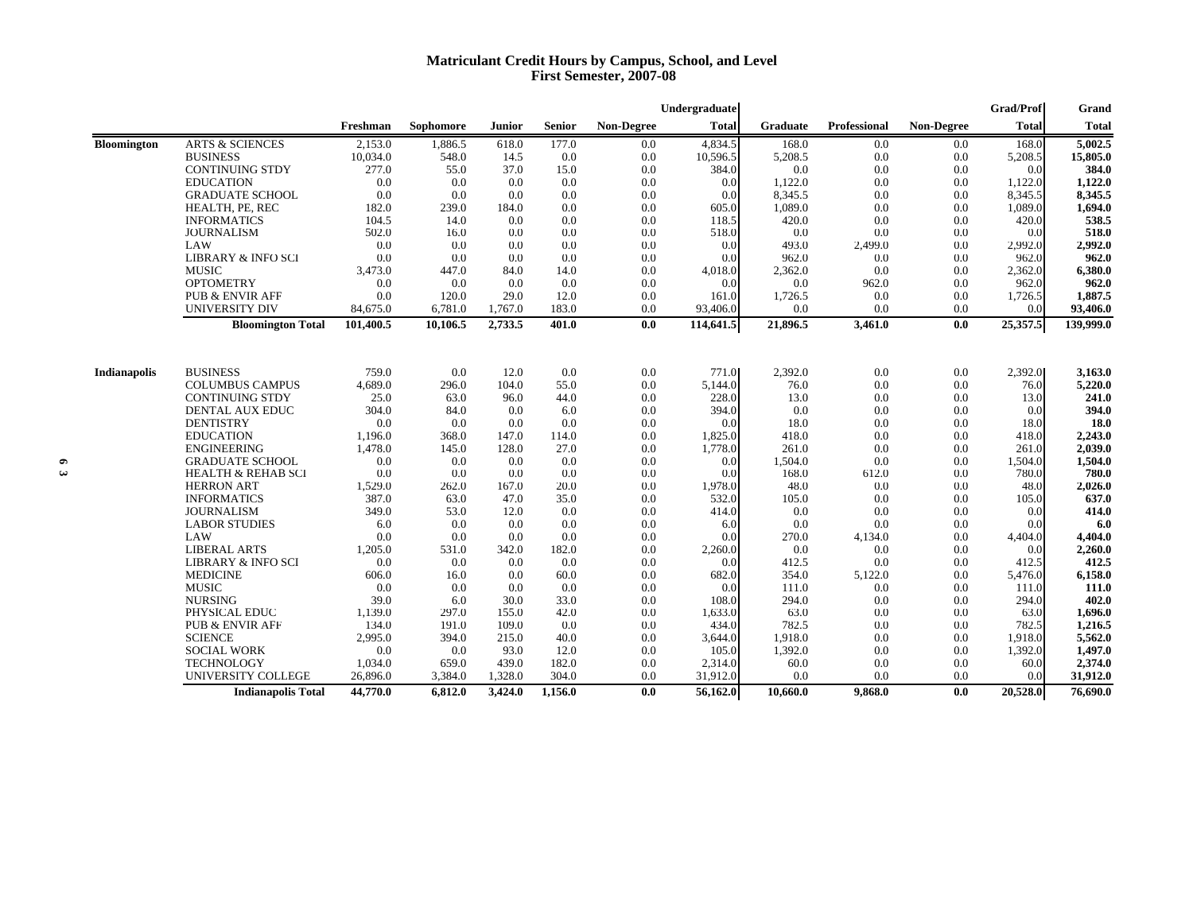# Matriculant Credit Hours by Campus, School, and Level
## First Semester, 2007-08

| | | Freshman | Sophomore | Junior | Senior | Non-Degree | Undergraduate Total | Graduate | Professional | Non-Degree | Grad/Prof Total | Grand Total |
|---|---|---|---|---|---|---|---|---|---|---|---|---|
| **Bloomington** | ARTS & SCIENCES | 2,153.0 | 1,886.5 | 618.0 | 177.0 | 0.0 | 4,834.5 | 168.0 | 0.0 | 0.0 | 168.0 | **5,002.5** |
| | BUSINESS | 10,034.0 | 548.0 | 14.5 | 0.0 | 0.0 | 10,596.5 | 5,208.5 | 0.0 | 0.0 | 5,208.5 | **15,805.0** |
| | CONTINUING STDY | 277.0 | 55.0 | 37.0 | 15.0 | 0.0 | 384.0 | 0.0 | 0.0 | 0.0 | 0.0 | **384.0** |
| | EDUCATION | 0.0 | 0.0 | 0.0 | 0.0 | 0.0 | 0.0 | 1,122.0 | 0.0 | 0.0 | 1,122.0 | **1,122.0** |
| | GRADUATE SCHOOL | 0.0 | 0.0 | 0.0 | 0.0 | 0.0 | 0.0 | 8,345.5 | 0.0 | 0.0 | 8,345.5 | **8,345.5** |
| | HEALTH, PE, REC | 182.0 | 239.0 | 184.0 | 0.0 | 0.0 | 605.0 | 1,089.0 | 0.0 | 0.0 | 1,089.0 | **1,694.0** |
| | INFORMATICS | 104.5 | 14.0 | 0.0 | 0.0 | 0.0 | 118.5 | 420.0 | 0.0 | 0.0 | 420.0 | **538.5** |
| | JOURNALISM | 502.0 | 16.0 | 0.0 | 0.0 | 0.0 | 518.0 | 0.0 | 0.0 | 0.0 | 0.0 | **518.0** |
| | LAW | 0.0 | 0.0 | 0.0 | 0.0 | 0.0 | 0.0 | 493.0 | 2,499.0 | 0.0 | 2,992.0 | **2,992.0** |
| | LIBRARY & INFO SCI | 0.0 | 0.0 | 0.0 | 0.0 | 0.0 | 0.0 | 962.0 | 0.0 | 0.0 | 962.0 | **962.0** |
| | MUSIC | 3,473.0 | 447.0 | 84.0 | 14.0 | 0.0 | 4,018.0 | 2,362.0 | 0.0 | 0.0 | 2,362.0 | **6,380.0** |
| | OPTOMETRY | 0.0 | 0.0 | 0.0 | 0.0 | 0.0 | 0.0 | 0.0 | 962.0 | 0.0 | 962.0 | **962.0** |
| | PUB & ENVIR AFF | 0.0 | 120.0 | 29.0 | 12.0 | 0.0 | 161.0 | 1,726.5 | 0.0 | 0.0 | 1,726.5 | **1,887.5** |
| | UNIVERSITY DIV | 84,675.0 | 6,781.0 | 1,767.0 | 183.0 | 0.0 | 93,406.0 | 0.0 | 0.0 | 0.0 | 0.0 | **93,406.0** |
| | **Bloomington Total** | **101,400.5** | **10,106.5** | **2,733.5** | **401.0** | **0.0** | **114,641.5** | **21,896.5** | **3,461.0** | **0.0** | **25,357.5** | **139,999.0** |
| **Indianapolis** | BUSINESS | 759.0 | 0.0 | 12.0 | 0.0 | 0.0 | 771.0 | 2,392.0 | 0.0 | 0.0 | 2,392.0 | **3,163.0** |
| | COLUMBUS CAMPUS | 4,689.0 | 296.0 | 104.0 | 55.0 | 0.0 | 5,144.0 | 76.0 | 0.0 | 0.0 | 76.0 | **5,220.0** |
| | CONTINUING STDY | 25.0 | 63.0 | 96.0 | 44.0 | 0.0 | 228.0 | 13.0 | 0.0 | 0.0 | 13.0 | **241.0** |
| | DENTAL AUX EDUC | 304.0 | 84.0 | 0.0 | 6.0 | 0.0 | 394.0 | 0.0 | 0.0 | 0.0 | 0.0 | **394.0** |
| | DENTISTRY | 0.0 | 0.0 | 0.0 | 0.0 | 0.0 | 0.0 | 18.0 | 0.0 | 0.0 | 18.0 | **18.0** |
| | EDUCATION | 1,196.0 | 368.0 | 147.0 | 114.0 | 0.0 | 1,825.0 | 418.0 | 0.0 | 0.0 | 418.0 | **2,243.0** |
| | ENGINEERING | 1,478.0 | 145.0 | 128.0 | 27.0 | 0.0 | 1,778.0 | 261.0 | 0.0 | 0.0 | 261.0 | **2,039.0** |
| | GRADUATE SCHOOL | 0.0 | 0.0 | 0.0 | 0.0 | 0.0 | 0.0 | 1,504.0 | 0.0 | 0.0 | 1,504.0 | **1,504.0** |
| | HEALTH & REHAB SCI | 0.0 | 0.0 | 0.0 | 0.0 | 0.0 | 0.0 | 168.0 | 612.0 | 0.0 | 780.0 | **780.0** |
| | HERRON ART | 1,529.0 | 262.0 | 167.0 | 20.0 | 0.0 | 1,978.0 | 48.0 | 0.0 | 0.0 | 48.0 | **2,026.0** |
| | INFORMATICS | 387.0 | 63.0 | 47.0 | 35.0 | 0.0 | 532.0 | 105.0 | 0.0 | 0.0 | 105.0 | **637.0** |
| | JOURNALISM | 349.0 | 53.0 | 12.0 | 0.0 | 0.0 | 414.0 | 0.0 | 0.0 | 0.0 | 0.0 | **414.0** |
| | LABOR STUDIES | 6.0 | 0.0 | 0.0 | 0.0 | 0.0 | 6.0 | 0.0 | 0.0 | 0.0 | 0.0 | **6.0** |
| | LAW | 0.0 | 0.0 | 0.0 | 0.0 | 0.0 | 0.0 | 270.0 | 4,134.0 | 0.0 | 4,404.0 | **4,404.0** |
| | LIBERAL ARTS | 1,205.0 | 531.0 | 342.0 | 182.0 | 0.0 | 2,260.0 | 0.0 | 0.0 | 0.0 | 0.0 | **2,260.0** |
| | LIBRARY & INFO SCI | 0.0 | 0.0 | 0.0 | 0.0 | 0.0 | 0.0 | 412.5 | 0.0 | 0.0 | 412.5 | **412.5** |
| | MEDICINE | 606.0 | 16.0 | 0.0 | 60.0 | 0.0 | 682.0 | 354.0 | 5,122.0 | 0.0 | 5,476.0 | **6,158.0** |
| | MUSIC | 0.0 | 0.0 | 0.0 | 0.0 | 0.0 | 0.0 | 111.0 | 0.0 | 0.0 | 111.0 | **111.0** |
| | NURSING | 39.0 | 6.0 | 30.0 | 33.0 | 0.0 | 108.0 | 294.0 | 0.0 | 0.0 | 294.0 | **402.0** |
| | PHYSICAL EDUC | 1,139.0 | 297.0 | 155.0 | 42.0 | 0.0 | 1,633.0 | 63.0 | 0.0 | 0.0 | 63.0 | **1,696.0** |
| | PUB & ENVIR AFF | 134.0 | 191.0 | 109.0 | 0.0 | 0.0 | 434.0 | 782.5 | 0.0 | 0.0 | 782.5 | **1,216.5** |
| | SCIENCE | 2,995.0 | 394.0 | 215.0 | 40.0 | 0.0 | 3,644.0 | 1,918.0 | 0.0 | 0.0 | 1,918.0 | **5,562.0** |
| | SOCIAL WORK | 0.0 | 0.0 | 93.0 | 12.0 | 0.0 | 105.0 | 1,392.0 | 0.0 | 0.0 | 1,392.0 | **1,497.0** |
| | TECHNOLOGY | 1,034.0 | 659.0 | 439.0 | 182.0 | 0.0 | 2,314.0 | 60.0 | 0.0 | 0.0 | 60.0 | **2,374.0** |
| | UNIVERSITY COLLEGE | 26,896.0 | 3,384.0 | 1,328.0 | 304.0 | 0.0 | 31,912.0 | 0.0 | 0.0 | 0.0 | 0.0 | **31,912.0** |
| | **Indianapolis Total** | **44,770.0** | **6,812.0** | **3,424.0** | **1,156.0** | **0.0** | **56,162.0** | **10,660.0** | **9,868.0** | **0.0** | **20,528.0** | **76,690.0** |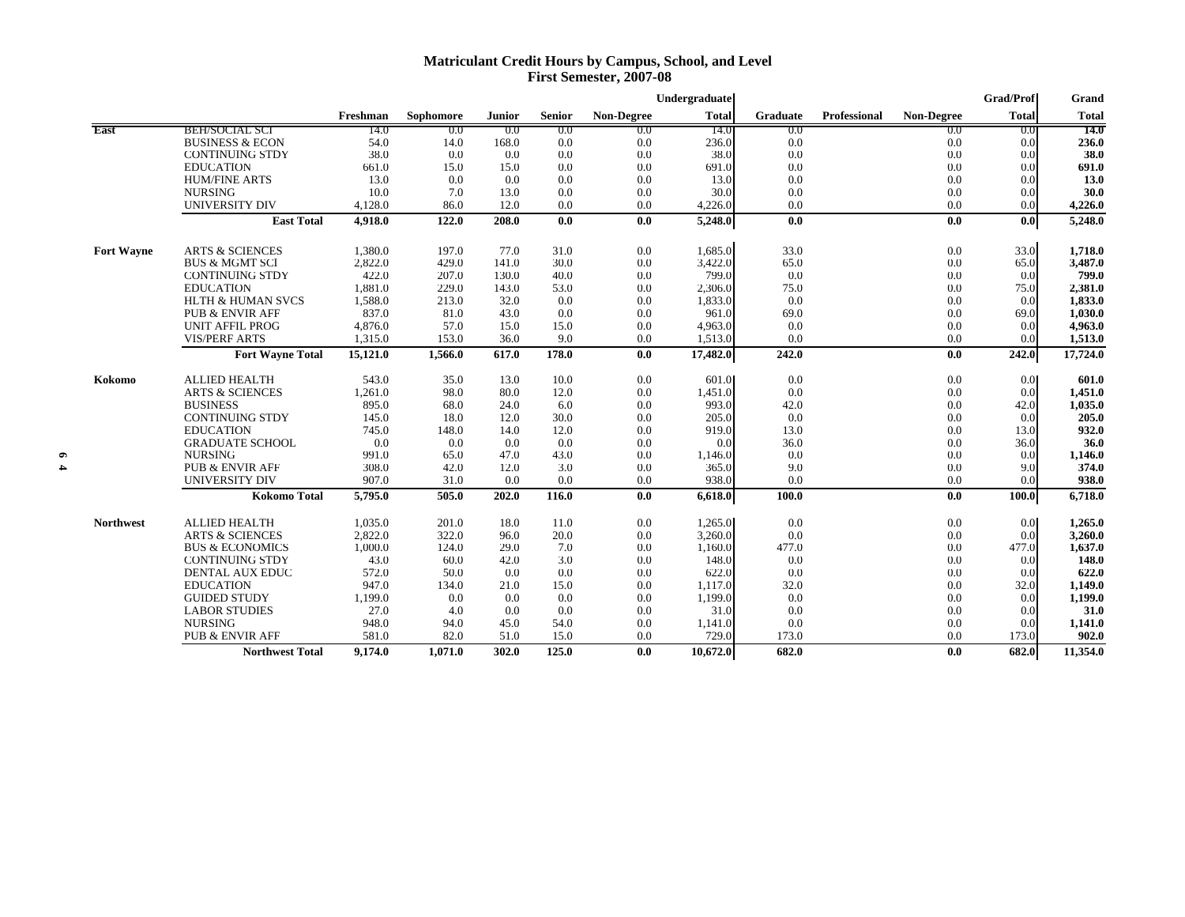# Matriculant Credit Hours by Campus, School, and Level
## First Semester, 2007-08

| | | Freshman | Sophomore | Junior | Senior | Non-Degree | Undergraduate Total | Graduate | Professional | Non-Degree | Grad/Prof Total | Grand Total |
|---|---|---|---|---|---|---|---|---|---|---|---|---|
| East | BEH/SOCIAL SCI | 14.0 | 0.0 | 0.0 | 0.0 | 0.0 | 14.0 | 0.0 | | 0.0 | 0.0 | **14.0** |
| | BUSINESS & ECON | 54.0 | 14.0 | 168.0 | 0.0 | 0.0 | 236.0 | 0.0 | | 0.0 | 0.0 | **236.0** |
| | CONTINUING STDY | 38.0 | 0.0 | 0.0 | 0.0 | 0.0 | 38.0 | 0.0 | | 0.0 | 0.0 | **38.0** |
| | EDUCATION | 661.0 | 15.0 | 15.0 | 0.0 | 0.0 | 691.0 | 0.0 | | 0.0 | 0.0 | **691.0** |
| | HUM/FINE ARTS | 13.0 | 0.0 | 0.0 | 0.0 | 0.0 | 13.0 | 0.0 | | 0.0 | 0.0 | **13.0** |
| | NURSING | 10.0 | 7.0 | 13.0 | 0.0 | 0.0 | 30.0 | 0.0 | | 0.0 | 0.0 | **30.0** |
| | UNIVERSITY DIV | 4,128.0 | 86.0 | 12.0 | 0.0 | 0.0 | 4,226.0 | 0.0 | | 0.0 | 0.0 | **4,226.0** |
| | **East Total** | **4,918.0** | **122.0** | **208.0** | **0.0** | **0.0** | **5,248.0** | **0.0** | | **0.0** | **0.0** | **5,248.0** |
| Fort Wayne | ARTS & SCIENCES | 1,380.0 | 197.0 | 77.0 | 31.0 | 0.0 | 1,685.0 | 33.0 | | 0.0 | 33.0 | **1,718.0** |
| | BUS & MGMT SCI | 2,822.0 | 429.0 | 141.0 | 30.0 | 0.0 | 3,422.0 | 65.0 | | 0.0 | 65.0 | **3,487.0** |
| | CONTINUING STDY | 422.0 | 207.0 | 130.0 | 40.0 | 0.0 | 799.0 | 0.0 | | 0.0 | 0.0 | **799.0** |
| | EDUCATION | 1,881.0 | 229.0 | 143.0 | 53.0 | 0.0 | 2,306.0 | 75.0 | | 0.0 | 75.0 | **2,381.0** |
| | HLTH & HUMAN SVCS | 1,588.0 | 213.0 | 32.0 | 0.0 | 0.0 | 1,833.0 | 0.0 | | 0.0 | 0.0 | **1,833.0** |
| | PUB & ENVIR AFF | 837.0 | 81.0 | 43.0 | 0.0 | 0.0 | 961.0 | 69.0 | | 0.0 | 69.0 | **1,030.0** |
| | UNIT AFFIL PROG | 4,876.0 | 57.0 | 15.0 | 15.0 | 0.0 | 4,963.0 | 0.0 | | 0.0 | 0.0 | **4,963.0** |
| | VIS/PERF ARTS | 1,315.0 | 153.0 | 36.0 | 9.0 | 0.0 | 1,513.0 | 0.0 | | 0.0 | 0.0 | **1,513.0** |
| | **Fort Wayne Total** | **15,121.0** | **1,566.0** | **617.0** | **178.0** | **0.0** | **17,482.0** | **242.0** | | **0.0** | **242.0** | **17,724.0** |
| Kokomo | ALLIED HEALTH | 543.0 | 35.0 | 13.0 | 10.0 | 0.0 | 601.0 | 0.0 | | 0.0 | 0.0 | **601.0** |
| | ARTS & SCIENCES | 1,261.0 | 98.0 | 80.0 | 12.0 | 0.0 | 1,451.0 | 0.0 | | 0.0 | 0.0 | **1,451.0** |
| | BUSINESS | 895.0 | 68.0 | 24.0 | 6.0 | 0.0 | 993.0 | 42.0 | | 0.0 | 42.0 | **1,035.0** |
| | CONTINUING STDY | 145.0 | 18.0 | 12.0 | 30.0 | 0.0 | 205.0 | 0.0 | | 0.0 | 0.0 | **205.0** |
| | EDUCATION | 745.0 | 148.0 | 14.0 | 12.0 | 0.0 | 919.0 | 13.0 | | 0.0 | 13.0 | **932.0** |
| | GRADUATE SCHOOL | 0.0 | 0.0 | 0.0 | 0.0 | 0.0 | 0.0 | 36.0 | | 0.0 | 36.0 | **36.0** |
| | NURSING | 991.0 | 65.0 | 47.0 | 43.0 | 0.0 | 1,146.0 | 0.0 | | 0.0 | 0.0 | **1,146.0** |
| | PUB & ENVIR AFF | 308.0 | 42.0 | 12.0 | 3.0 | 0.0 | 365.0 | 9.0 | | 0.0 | 9.0 | **374.0** |
| | UNIVERSITY DIV | 907.0 | 31.0 | 0.0 | 0.0 | 0.0 | 938.0 | 0.0 | | 0.0 | 0.0 | **938.0** |
| | **Kokomo Total** | **5,795.0** | **505.0** | **202.0** | **116.0** | **0.0** | **6,618.0** | **100.0** | | **0.0** | **100.0** | **6,718.0** |
| Northwest | ALLIED HEALTH | 1,035.0 | 201.0 | 18.0 | 11.0 | 0.0 | 1,265.0 | 0.0 | | 0.0 | 0.0 | **1,265.0** |
| | ARTS & SCIENCES | 2,822.0 | 322.0 | 96.0 | 20.0 | 0.0 | 3,260.0 | 0.0 | | 0.0 | 0.0 | **3,260.0** |
| | BUS & ECONOMICS | 1,000.0 | 124.0 | 29.0 | 7.0 | 0.0 | 1,160.0 | 477.0 | | 0.0 | 477.0 | **1,637.0** |
| | CONTINUING STDY | 43.0 | 60.0 | 42.0 | 3.0 | 0.0 | 148.0 | 0.0 | | 0.0 | 0.0 | **148.0** |
| | DENTAL AUX EDUC | 572.0 | 50.0 | 0.0 | 0.0 | 0.0 | 622.0 | 0.0 | | 0.0 | 0.0 | **622.0** |
| | EDUCATION | 947.0 | 134.0 | 21.0 | 15.0 | 0.0 | 1,117.0 | 32.0 | | 0.0 | 32.0 | **1,149.0** |
| | GUIDED STUDY | 1,199.0 | 0.0 | 0.0 | 0.0 | 0.0 | 1,199.0 | 0.0 | | 0.0 | 0.0 | **1,199.0** |
| | LABOR STUDIES | 27.0 | 4.0 | 0.0 | 0.0 | 0.0 | 31.0 | 0.0 | | 0.0 | 0.0 | **31.0** |
| | NURSING | 948.0 | 94.0 | 45.0 | 54.0 | 0.0 | 1,141.0 | 0.0 | | 0.0 | 0.0 | **1,141.0** |
| | PUB & ENVIR AFF | 581.0 | 82.0 | 51.0 | 15.0 | 0.0 | 729.0 | 173.0 | | 0.0 | 173.0 | **902.0** |
| | **Northwest Total** | **9,174.0** | **1,071.0** | **302.0** | **125.0** | **0.0** | **10,672.0** | **682.0** | | **0.0** | **682.0** | **11,354.0** |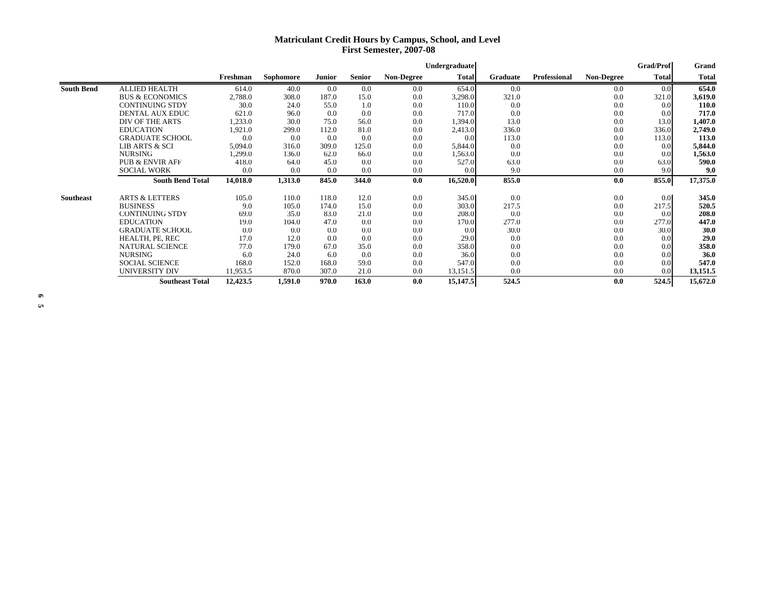# Matriculant Credit Hours by Campus, School, and Level
## First Semester, 2007-08

| | | Freshman | Sophomore | Junior | Senior | Non-Degree | Undergraduate Total | Graduate | Professional | Non-Degree | Grad/Prof Total | Grand Total |
|---|---|---|---|---|---|---|---|---|---|---|---|---|
| **South Bend** | ALLIED HEALTH | 614.0 | 40.0 | 0.0 | 0.0 | 0.0 | 654.0 | 0.0 | | 0.0 | 0.0 | **654.0** |
| | BUS & ECONOMICS | 2,788.0 | 308.0 | 187.0 | 15.0 | 0.0 | 3,298.0 | 321.0 | | 0.0 | 321.0 | **3,619.0** |
| | CONTINUING STDY | 30.0 | 24.0 | 55.0 | 1.0 | 0.0 | 110.0 | 0.0 | | 0.0 | 0.0 | **110.0** |
| | DENTAL AUX EDUC | 621.0 | 96.0 | 0.0 | 0.0 | 0.0 | 717.0 | 0.0 | | 0.0 | 0.0 | **717.0** |
| | DIV OF THE ARTS | 1,233.0 | 30.0 | 75.0 | 56.0 | 0.0 | 1,394.0 | 13.0 | | 0.0 | 13.0 | **1,407.0** |
| | EDUCATION | 1,921.0 | 299.0 | 112.0 | 81.0 | 0.0 | 2,413.0 | 336.0 | | 0.0 | 336.0 | **2,749.0** |
| | GRADUATE SCHOOL | 0.0 | 0.0 | 0.0 | 0.0 | 0.0 | 0.0 | 113.0 | | 0.0 | 113.0 | **113.0** |
| | LIB ARTS & SCI | 5,094.0 | 316.0 | 309.0 | 125.0 | 0.0 | 5,844.0 | 0.0 | | 0.0 | 0.0 | **5,844.0** |
| | NURSING | 1,299.0 | 136.0 | 62.0 | 66.0 | 0.0 | 1,563.0 | 0.0 | | 0.0 | 0.0 | **1,563.0** |
| | PUB & ENVIR AFF | 418.0 | 64.0 | 45.0 | 0.0 | 0.0 | 527.0 | 63.0 | | 0.0 | 63.0 | **590.0** |
| | SOCIAL WORK | 0.0 | 0.0 | 0.0 | 0.0 | 0.0 | 0.0 | 9.0 | | 0.0 | 9.0 | **9.0** |
| | **South Bend Total** | **14,018.0** | **1,313.0** | **845.0** | **344.0** | **0.0** | **16,520.0** | **855.0** | | **0.0** | **855.0** | **17,375.0** |
| **Southeast** | ARTS & LETTERS | 105.0 | 110.0 | 118.0 | 12.0 | 0.0 | 345.0 | 0.0 | | 0.0 | 0.0 | **345.0** |
| | BUSINESS | 9.0 | 105.0 | 174.0 | 15.0 | 0.0 | 303.0 | 217.5 | | 0.0 | 217.5 | **520.5** |
| | CONTINUING STDY | 69.0 | 35.0 | 83.0 | 21.0 | 0.0 | 208.0 | 0.0 | | 0.0 | 0.0 | **208.0** |
| | EDUCATION | 19.0 | 104.0 | 47.0 | 0.0 | 0.0 | 170.0 | 277.0 | | 0.0 | 277.0 | **447.0** |
| | GRADUATE SCHOOL | 0.0 | 0.0 | 0.0 | 0.0 | 0.0 | 0.0 | 30.0 | | 0.0 | 30.0 | **30.0** |
| | HEALTH, PE, REC | 17.0 | 12.0 | 0.0 | 0.0 | 0.0 | 29.0 | 0.0 | | 0.0 | 0.0 | **29.0** |
| | NATURAL SCIENCE | 77.0 | 179.0 | 67.0 | 35.0 | 0.0 | 358.0 | 0.0 | | 0.0 | 0.0 | **358.0** |
| | NURSING | 6.0 | 24.0 | 6.0 | 0.0 | 0.0 | 36.0 | 0.0 | | 0.0 | 0.0 | **36.0** |
| | SOCIAL SCIENCE | 168.0 | 152.0 | 168.0 | 59.0 | 0.0 | 547.0 | 0.0 | | 0.0 | 0.0 | **547.0** |
| | UNIVERSITY DIV | 11,953.5 | 870.0 | 307.0 | 21.0 | 0.0 | 13,151.5 | 0.0 | | 0.0 | 0.0 | **13,151.5** |
| | **Southeast Total** | **12,423.5** | **1,591.0** | **970.0** | **163.0** | **0.0** | **15,147.5** | **524.5** | | **0.0** | **524.5** | **15,672.0** |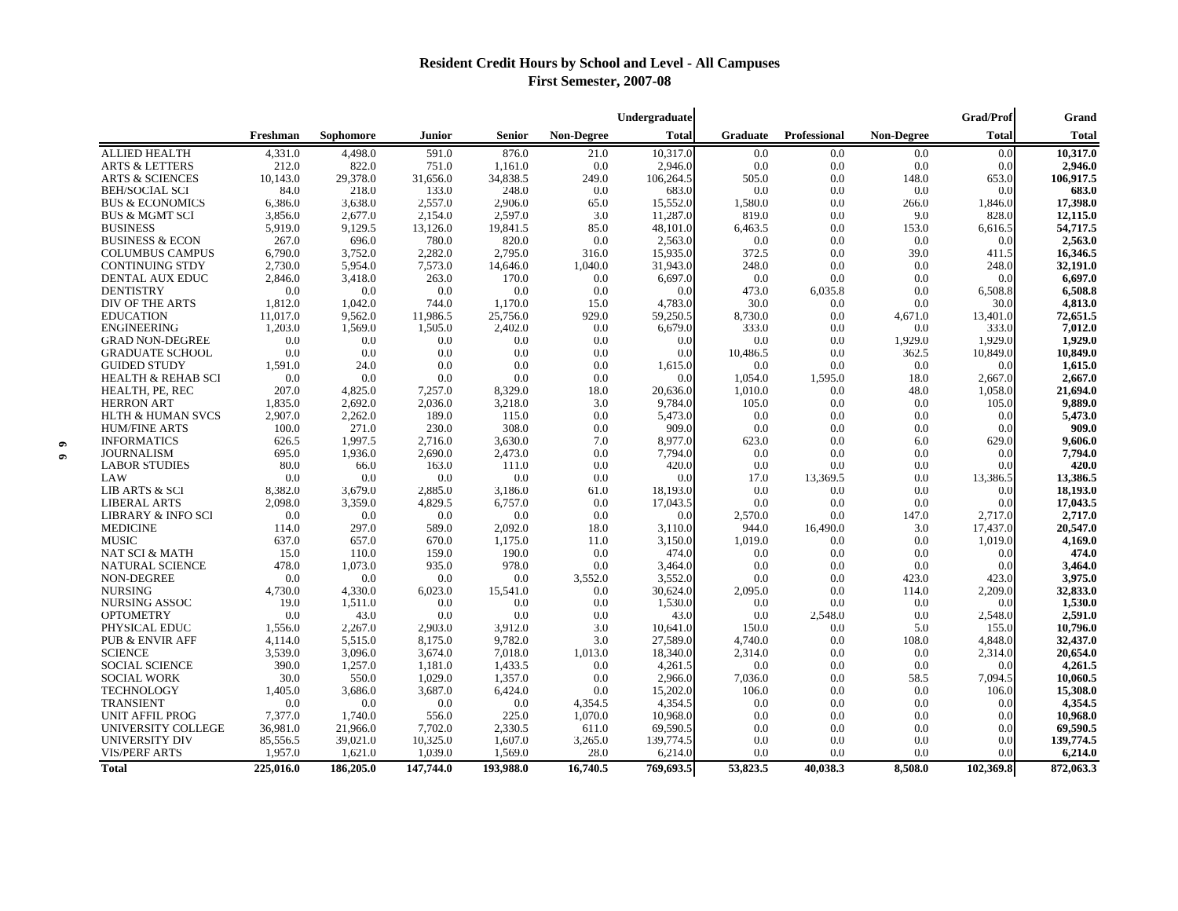# Resident Credit Hours by School and Level - All Campuses
## First Semester, 2007-08

| | Freshman | Sophomore | Junior | Senior | Non-Degree | Undergraduate Total | Graduate | Professional | Non-Degree | Grad/Prof Total | Grand Total |
|---|---|---|---|---|---|---|---|---|---|---|---|
| ALLIED HEALTH | 4,331.0 | 4,498.0 | 591.0 | 876.0 | 21.0 | 10,317.0 | 0.0 | 0.0 | 0.0 | 0.0 | **10,317.0** |
| ARTS & LETTERS | 212.0 | 822.0 | 751.0 | 1,161.0 | 0.0 | 2,946.0 | 0.0 | 0.0 | 0.0 | 0.0 | **2,946.0** |
| ARTS & SCIENCES | 10,143.0 | 29,378.0 | 31,656.0 | 34,838.5 | 249.0 | 106,264.5 | 505.0 | 0.0 | 148.0 | 653.0 | **106,917.5** |
| BEH/SOCIAL SCI | 84.0 | 218.0 | 133.0 | 248.0 | 0.0 | 683.0 | 0.0 | 0.0 | 0.0 | 0.0 | **683.0** |
| BUS & ECONOMICS | 6,386.0 | 3,638.0 | 2,557.0 | 2,906.0 | 65.0 | 15,552.0 | 1,580.0 | 0.0 | 266.0 | 1,846.0 | **17,398.0** |
| BUS & MGMT SCI | 3,856.0 | 2,677.0 | 2,154.0 | 2,597.0 | 3.0 | 11,287.0 | 819.0 | 0.0 | 9.0 | 828.0 | **12,115.0** |
| BUSINESS | 5,919.0 | 9,129.5 | 13,126.0 | 19,841.5 | 85.0 | 48,101.0 | 6,463.5 | 0.0 | 153.0 | 6,616.5 | **54,717.5** |
| BUSINESS & ECON | 267.0 | 696.0 | 780.0 | 820.0 | 0.0 | 2,563.0 | 0.0 | 0.0 | 0.0 | 0.0 | **2,563.0** |
| COLUMBUS CAMPUS | 6,790.0 | 3,752.0 | 2,282.0 | 2,795.0 | 316.0 | 15,935.0 | 372.5 | 0.0 | 39.0 | 411.5 | **16,346.5** |
| CONTINUING STDY | 2,730.0 | 5,954.0 | 7,573.0 | 14,646.0 | 1,040.0 | 31,943.0 | 248.0 | 0.0 | 0.0 | 248.0 | **32,191.0** |
| DENTAL AUX EDUC | 2,846.0 | 3,418.0 | 263.0 | 170.0 | 0.0 | 6,697.0 | 0.0 | 0.0 | 0.0 | 0.0 | **6,697.0** |
| DENTISTRY | 0.0 | 0.0 | 0.0 | 0.0 | 0.0 | 0.0 | 473.0 | 6,035.8 | 0.0 | 6,508.8 | **6,508.8** |
| DIV OF THE ARTS | 1,812.0 | 1,042.0 | 744.0 | 1,170.0 | 15.0 | 4,783.0 | 30.0 | 0.0 | 0.0 | 30.0 | **4,813.0** |
| EDUCATION | 11,017.0 | 9,562.0 | 11,986.5 | 25,756.0 | 929.0 | 59,250.5 | 8,730.0 | 0.0 | 4,671.0 | 13,401.0 | **72,651.5** |
| ENGINEERING | 1,203.0 | 1,569.0 | 1,505.0 | 2,402.0 | 0.0 | 6,679.0 | 333.0 | 0.0 | 0.0 | 333.0 | **7,012.0** |
| GRAD NON-DEGREE | 0.0 | 0.0 | 0.0 | 0.0 | 0.0 | 0.0 | 0.0 | 0.0 | 1,929.0 | 1,929.0 | **1,929.0** |
| GRADUATE SCHOOL | 0.0 | 0.0 | 0.0 | 0.0 | 0.0 | 0.0 | 10,486.5 | 0.0 | 362.5 | 10,849.0 | **10,849.0** |
| GUIDED STUDY | 1,591.0 | 24.0 | 0.0 | 0.0 | 0.0 | 1,615.0 | 0.0 | 0.0 | 0.0 | 0.0 | **1,615.0** |
| HEALTH & REHAB SCI | 0.0 | 0.0 | 0.0 | 0.0 | 0.0 | 0.0 | 1,054.0 | 1,595.0 | 18.0 | 2,667.0 | **2,667.0** |
| HEALTH, PE, REC | 207.0 | 4,825.0 | 7,257.0 | 8,329.0 | 18.0 | 20,636.0 | 1,010.0 | 0.0 | 48.0 | 1,058.0 | **21,694.0** |
| HERRON ART | 1,835.0 | 2,692.0 | 2,036.0 | 3,218.0 | 3.0 | 9,784.0 | 105.0 | 0.0 | 0.0 | 105.0 | **9,889.0** |
| HLTH & HUMAN SVCS | 2,907.0 | 2,262.0 | 189.0 | 115.0 | 0.0 | 5,473.0 | 0.0 | 0.0 | 0.0 | 0.0 | **5,473.0** |
| HUM/FINE ARTS | 100.0 | 271.0 | 230.0 | 308.0 | 0.0 | 909.0 | 0.0 | 0.0 | 0.0 | 0.0 | **909.0** |
| INFORMATICS | 626.5 | 1,997.5 | 2,716.0 | 3,630.0 | 7.0 | 8,977.0 | 623.0 | 0.0 | 6.0 | 629.0 | **9,606.0** |
| JOURNALISM | 695.0 | 1,936.0 | 2,690.0 | 2,473.0 | 0.0 | 7,794.0 | 0.0 | 0.0 | 0.0 | 0.0 | **7,794.0** |
| LABOR STUDIES | 80.0 | 66.0 | 163.0 | 111.0 | 0.0 | 420.0 | 0.0 | 0.0 | 0.0 | 0.0 | **420.0** |
| LAW | 0.0 | 0.0 | 0.0 | 0.0 | 0.0 | 0.0 | 17.0 | 13,369.5 | 0.0 | 13,386.5 | **13,386.5** |
| LIB ARTS & SCI | 8,382.0 | 3,679.0 | 2,885.0 | 3,186.0 | 61.0 | 18,193.0 | 0.0 | 0.0 | 0.0 | 0.0 | **18,193.0** |
| LIBERAL ARTS | 2,098.0 | 3,359.0 | 4,829.5 | 6,757.0 | 0.0 | 17,043.5 | 0.0 | 0.0 | 0.0 | 0.0 | **17,043.5** |
| LIBRARY & INFO SCI | 0.0 | 0.0 | 0.0 | 0.0 | 0.0 | 0.0 | 2,570.0 | 0.0 | 147.0 | 2,717.0 | **2,717.0** |
| MEDICINE | 114.0 | 297.0 | 589.0 | 2,092.0 | 18.0 | 3,110.0 | 944.0 | 16,490.0 | 3.0 | 17,437.0 | **20,547.0** |
| MUSIC | 637.0 | 657.0 | 670.0 | 1,175.0 | 11.0 | 3,150.0 | 1,019.0 | 0.0 | 0.0 | 1,019.0 | **4,169.0** |
| NAT SCI & MATH | 15.0 | 110.0 | 159.0 | 190.0 | 0.0 | 474.0 | 0.0 | 0.0 | 0.0 | 0.0 | **474.0** |
| NATURAL SCIENCE | 478.0 | 1,073.0 | 935.0 | 978.0 | 0.0 | 3,464.0 | 0.0 | 0.0 | 0.0 | 0.0 | **3,464.0** |
| NON-DEGREE | 0.0 | 0.0 | 0.0 | 0.0 | 3,552.0 | 3,552.0 | 0.0 | 0.0 | 423.0 | 423.0 | **3,975.0** |
| NURSING | 4,730.0 | 4,330.0 | 6,023.0 | 15,541.0 | 0.0 | 30,624.0 | 2,095.0 | 0.0 | 114.0 | 2,209.0 | **32,833.0** |
| NURSING ASSOC | 19.0 | 1,511.0 | 0.0 | 0.0 | 0.0 | 1,530.0 | 0.0 | 0.0 | 0.0 | 0.0 | **1,530.0** |
| OPTOMETRY | 0.0 | 43.0 | 0.0 | 0.0 | 0.0 | 43.0 | 0.0 | 2,548.0 | 0.0 | 2,548.0 | **2,591.0** |
| PHYSICAL EDUC | 1,556.0 | 2,267.0 | 2,903.0 | 3,912.0 | 3.0 | 10,641.0 | 150.0 | 0.0 | 5.0 | 155.0 | **10,796.0** |
| PUB & ENVIR AFF | 4,114.0 | 5,515.0 | 8,175.0 | 9,782.0 | 3.0 | 27,589.0 | 4,740.0 | 0.0 | 108.0 | 4,848.0 | **32,437.0** |
| SCIENCE | 3,539.0 | 3,096.0 | 3,674.0 | 7,018.0 | 1,013.0 | 18,340.0 | 2,314.0 | 0.0 | 0.0 | 2,314.0 | **20,654.0** |
| SOCIAL SCIENCE | 390.0 | 1,257.0 | 1,181.0 | 1,433.5 | 0.0 | 4,261.5 | 0.0 | 0.0 | 0.0 | 0.0 | **4,261.5** |
| SOCIAL WORK | 30.0 | 550.0 | 1,029.0 | 1,357.0 | 0.0 | 2,966.0 | 7,036.0 | 0.0 | 58.5 | 7,094.5 | **10,060.5** |
| TECHNOLOGY | 1,405.0 | 3,686.0 | 3,687.0 | 6,424.0 | 0.0 | 15,202.0 | 106.0 | 0.0 | 0.0 | 106.0 | **15,308.0** |
| TRANSIENT | 0.0 | 0.0 | 0.0 | 0.0 | 4,354.5 | 4,354.5 | 0.0 | 0.0 | 0.0 | 0.0 | **4,354.5** |
| UNIT AFFIL PROG | 7,377.0 | 1,740.0 | 556.0 | 225.0 | 1,070.0 | 10,968.0 | 0.0 | 0.0 | 0.0 | 0.0 | **10,968.0** |
| UNIVERSITY COLLEGE | 36,981.0 | 21,966.0 | 7,702.0 | 2,330.5 | 611.0 | 69,590.5 | 0.0 | 0.0 | 0.0 | 0.0 | **69,590.5** |
| UNIVERSITY DIV | 85,556.5 | 39,021.0 | 10,325.0 | 1,607.0 | 3,265.0 | 139,774.5 | 0.0 | 0.0 | 0.0 | 0.0 | **139,774.5** |
| VIS/PERF ARTS | 1,957.0 | 1,621.0 | 1,039.0 | 1,569.0 | 28.0 | 6,214.0 | 0.0 | 0.0 | 0.0 | 0.0 | **6,214.0** |
| **Total** | **225,016.0** | **186,205.0** | **147,744.0** | **193,988.0** | **16,740.5** | **769,693.5** | **53,823.5** | **40,038.3** | **8,508.0** | **102,369.8** | **872,063.3** |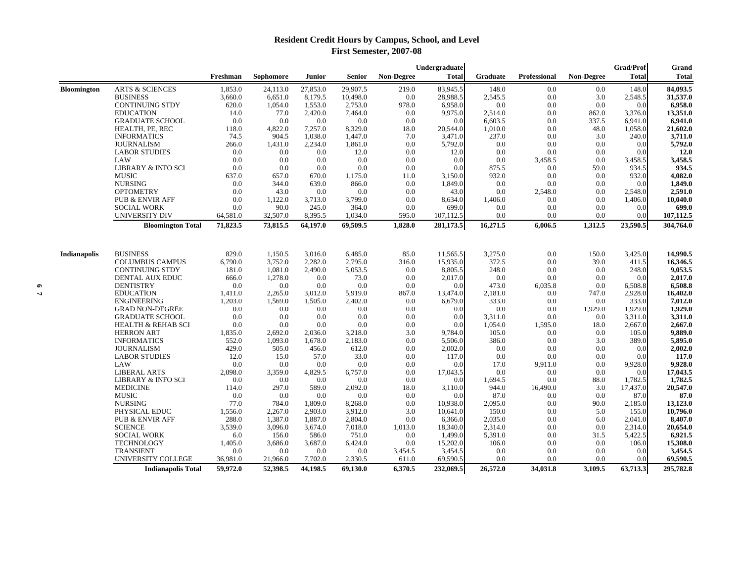# Resident Credit Hours by Campus, School, and Level
## First Semester, 2007-08

| | | Freshman | Sophomore | Junior | Senior | Non-Degree | Undergraduate Total | Graduate | Professional | Non-Degree | Grad/Prof Total | Grand Total |
|---|---|---|---|---|---|---|---|---|---|---|---|---|
| **Bloomington** | ARTS & SCIENCES | 1,853.0 | 24,113.0 | 27,853.0 | 29,907.5 | 219.0 | 83,945.5 | 148.0 | 0.0 | 0.0 | 148.0 | **84,093.5** |
| | BUSINESS | 3,660.0 | 6,651.0 | 8,179.5 | 10,498.0 | 0.0 | 28,988.5 | 2,545.5 | 0.0 | 3.0 | 2,548.5 | **31,537.0** |
| | CONTINUING STDY | 620.0 | 1,054.0 | 1,553.0 | 2,753.0 | 978.0 | 6,958.0 | 0.0 | 0.0 | 0.0 | 0.0 | **6,958.0** |
| | EDUCATION | 14.0 | 77.0 | 2,420.0 | 7,464.0 | 0.0 | 9,975.0 | 2,514.0 | 0.0 | 862.0 | 3,376.0 | **13,351.0** |
| | GRADUATE SCHOOL | 0.0 | 0.0 | 0.0 | 0.0 | 0.0 | 0.0 | 6,603.5 | 0.0 | 337.5 | 6,941.0 | **6,941.0** |
| | HEALTH, PE, REC | 118.0 | 4,822.0 | 7,257.0 | 8,329.0 | 18.0 | 20,544.0 | 1,010.0 | 0.0 | 48.0 | 1,058.0 | **21,602.0** |
| | INFORMATICS | 74.5 | 904.5 | 1,038.0 | 1,447.0 | 7.0 | 3,471.0 | 237.0 | 0.0 | 3.0 | 240.0 | **3,711.0** |
| | JOURNALISM | 266.0 | 1,431.0 | 2,234.0 | 1,861.0 | 0.0 | 5,792.0 | 0.0 | 0.0 | 0.0 | 0.0 | **5,792.0** |
| | LABOR STUDIES | 0.0 | 0.0 | 0.0 | 12.0 | 0.0 | 12.0 | 0.0 | 0.0 | 0.0 | 0.0 | **12.0** |
| | LAW | 0.0 | 0.0 | 0.0 | 0.0 | 0.0 | 0.0 | 0.0 | 3,458.5 | 0.0 | 3,458.5 | **3,458.5** |
| | LIBRARY & INFO SCI | 0.0 | 0.0 | 0.0 | 0.0 | 0.0 | 0.0 | 875.5 | 0.0 | 59.0 | 934.5 | **934.5** |
| | MUSIC | 637.0 | 657.0 | 670.0 | 1,175.0 | 11.0 | 3,150.0 | 932.0 | 0.0 | 0.0 | 932.0 | **4,082.0** |
| | NURSING | 0.0 | 344.0 | 639.0 | 866.0 | 0.0 | 1,849.0 | 0.0 | 0.0 | 0.0 | 0.0 | **1,849.0** |
| | OPTOMETRY | 0.0 | 43.0 | 0.0 | 0.0 | 0.0 | 43.0 | 0.0 | 2,548.0 | 0.0 | 2,548.0 | **2,591.0** |
| | PUB & ENVIR AFF | 0.0 | 1,122.0 | 3,713.0 | 3,799.0 | 0.0 | 8,634.0 | 1,406.0 | 0.0 | 0.0 | 1,406.0 | **10,040.0** |
| | SOCIAL WORK | 0.0 | 90.0 | 245.0 | 364.0 | 0.0 | 699.0 | 0.0 | 0.0 | 0.0 | 0.0 | **699.0** |
| | UNIVERSITY DIV | 64,581.0 | 32,507.0 | 8,395.5 | 1,034.0 | 595.0 | 107,112.5 | 0.0 | 0.0 | 0.0 | 0.0 | **107,112.5** |
| | **Bloomington Total** | **71,823.5** | **73,815.5** | **64,197.0** | **69,509.5** | **1,828.0** | **281,173.5** | **16,271.5** | **6,006.5** | **1,312.5** | **23,590.5** | **304,764.0** |
| **Indianapolis** | BUSINESS | 829.0 | 1,150.5 | 3,016.0 | 6,485.0 | 85.0 | 11,565.5 | 3,275.0 | 0.0 | 150.0 | 3,425.0 | **14,990.5** |
| | COLUMBUS CAMPUS | 6,790.0 | 3,752.0 | 2,282.0 | 2,795.0 | 316.0 | 15,935.0 | 372.5 | 0.0 | 39.0 | 411.5 | **16,346.5** |
| | CONTINUING STDY | 181.0 | 1,081.0 | 2,490.0 | 5,053.5 | 0.0 | 8,805.5 | 248.0 | 0.0 | 0.0 | 248.0 | **9,053.5** |
| | DENTAL AUX EDUC | 666.0 | 1,278.0 | 0.0 | 73.0 | 0.0 | 2,017.0 | 0.0 | 0.0 | 0.0 | 0.0 | **2,017.0** |
| | DENTISTRY | 0.0 | 0.0 | 0.0 | 0.0 | 0.0 | 0.0 | 473.0 | 6,035.8 | 0.0 | 6,508.8 | **6,508.8** |
| | EDUCATION | 1,411.0 | 2,265.0 | 3,012.0 | 5,919.0 | 867.0 | 13,474.0 | 2,181.0 | 0.0 | 747.0 | 2,928.0 | **16,402.0** |
| | ENGINEERING | 1,203.0 | 1,569.0 | 1,505.0 | 2,402.0 | 0.0 | 6,679.0 | 333.0 | 0.0 | 0.0 | 333.0 | **7,012.0** |
| | GRAD NON-DEGREE | 0.0 | 0.0 | 0.0 | 0.0 | 0.0 | 0.0 | 0.0 | 0.0 | 1,929.0 | 1,929.0 | **1,929.0** |
| | GRADUATE SCHOOL | 0.0 | 0.0 | 0.0 | 0.0 | 0.0 | 0.0 | 3,311.0 | 0.0 | 0.0 | 3,311.0 | **3,311.0** |
| | HEALTH & REHAB SCI | 0.0 | 0.0 | 0.0 | 0.0 | 0.0 | 0.0 | 1,054.0 | 1,595.0 | 18.0 | 2,667.0 | **2,667.0** |
| | HERRON ART | 1,835.0 | 2,692.0 | 2,036.0 | 3,218.0 | 3.0 | 9,784.0 | 105.0 | 0.0 | 0.0 | 105.0 | **9,889.0** |
| | INFORMATICS | 552.0 | 1,093.0 | 1,678.0 | 2,183.0 | 0.0 | 5,506.0 | 386.0 | 0.0 | 3.0 | 389.0 | **5,895.0** |
| | JOURNALISM | 429.0 | 505.0 | 456.0 | 612.0 | 0.0 | 2,002.0 | 0.0 | 0.0 | 0.0 | 0.0 | **2,002.0** |
| | LABOR STUDIES | 12.0 | 15.0 | 57.0 | 33.0 | 0.0 | 117.0 | 0.0 | 0.0 | 0.0 | 0.0 | **117.0** |
| | LAW | 0.0 | 0.0 | 0.0 | 0.0 | 0.0 | 0.0 | 17.0 | 9,911.0 | 0.0 | 9,928.0 | **9,928.0** |
| | LIBERAL ARTS | 2,098.0 | 3,359.0 | 4,829.5 | 6,757.0 | 0.0 | 17,043.5 | 0.0 | 0.0 | 0.0 | 0.0 | **17,043.5** |
| | LIBRARY & INFO SCI | 0.0 | 0.0 | 0.0 | 0.0 | 0.0 | 0.0 | 1,694.5 | 0.0 | 88.0 | 1,782.5 | **1,782.5** |
| | MEDICINE | 114.0 | 297.0 | 589.0 | 2,092.0 | 18.0 | 3,110.0 | 944.0 | 16,490.0 | 3.0 | 17,437.0 | **20,547.0** |
| | MUSIC | 0.0 | 0.0 | 0.0 | 0.0 | 0.0 | 0.0 | 87.0 | 0.0 | 0.0 | 87.0 | **87.0** |
| | NURSING | 77.0 | 784.0 | 1,809.0 | 8,268.0 | 0.0 | 10,938.0 | 2,095.0 | 0.0 | 90.0 | 2,185.0 | **13,123.0** |
| | PHYSICAL EDUC | 1,556.0 | 2,267.0 | 2,903.0 | 3,912.0 | 3.0 | 10,641.0 | 150.0 | 0.0 | 5.0 | 155.0 | **10,796.0** |
| | PUB & ENVIR AFF | 288.0 | 1,387.0 | 1,887.0 | 2,804.0 | 0.0 | 6,366.0 | 2,035.0 | 0.0 | 6.0 | 2,041.0 | **8,407.0** |
| | SCIENCE | 3,539.0 | 3,096.0 | 3,674.0 | 7,018.0 | 1,013.0 | 18,340.0 | 2,314.0 | 0.0 | 0.0 | 2,314.0 | **20,654.0** |
| | SOCIAL WORK | 6.0 | 156.0 | 586.0 | 751.0 | 0.0 | 1,499.0 | 5,391.0 | 0.0 | 31.5 | 5,422.5 | **6,921.5** |
| | TECHNOLOGY | 1,405.0 | 3,686.0 | 3,687.0 | 6,424.0 | 0.0 | 15,202.0 | 106.0 | 0.0 | 0.0 | 106.0 | **15,308.0** |
| | TRANSIENT | 0.0 | 0.0 | 0.0 | 0.0 | 3,454.5 | 3,454.5 | 0.0 | 0.0 | 0.0 | 0.0 | **3,454.5** |
| | UNIVERSITY COLLEGE | 36,981.0 | 21,966.0 | 7,702.0 | 2,330.5 | 611.0 | 69,590.5 | 0.0 | 0.0 | 0.0 | 0.0 | **69,590.5** |
| | **Indianapolis Total** | **59,972.0** | **52,398.5** | **44,198.5** | **69,130.0** | **6,370.5** | **232,069.5** | **26,572.0** | **34,031.8** | **3,109.5** | **63,713.3** | **295,782.8** |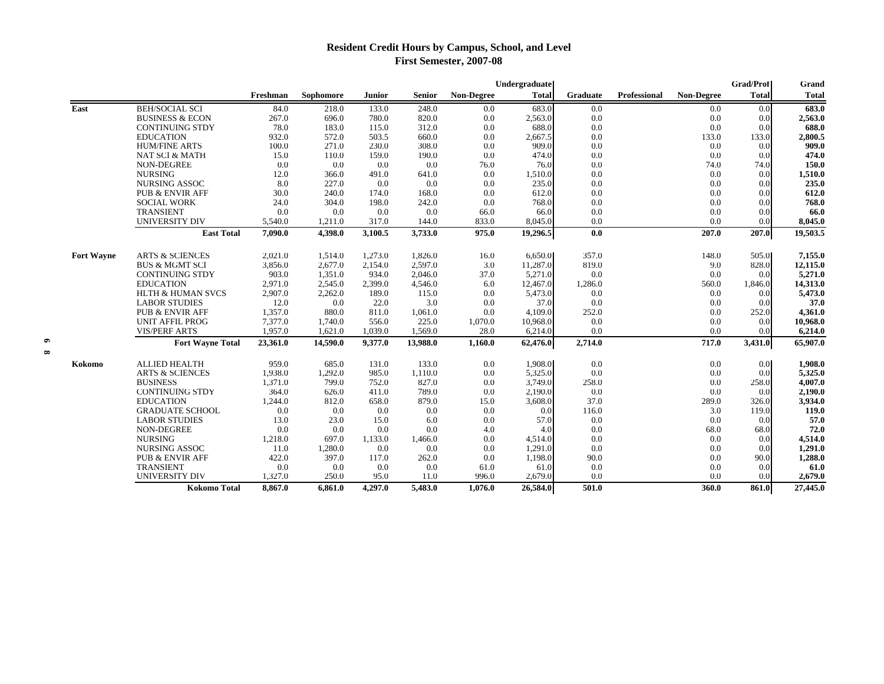# Resident Credit Hours by Campus, School, and Level
## First Semester, 2007-08

| | | Freshman | Sophomore | Junior | Senior | Non-Degree | Undergraduate Total | Graduate | Professional | Non-Degree | Grad/Prof Total | Grand Total |
|---|---|---|---|---|---|---|---|---|---|---|---|---|
| **East** | BEH/SOCIAL SCI | 84.0 | 218.0 | 133.0 | 248.0 | 0.0 | 683.0 | 0.0 | | 0.0 | 0.0 | **683.0** |
| | BUSINESS & ECON | 267.0 | 696.0 | 780.0 | 820.0 | 0.0 | 2,563.0 | 0.0 | | 0.0 | 0.0 | **2,563.0** |
| | CONTINUING STDY | 78.0 | 183.0 | 115.0 | 312.0 | 0.0 | 688.0 | 0.0 | | 0.0 | 0.0 | **688.0** |
| | EDUCATION | 932.0 | 572.0 | 503.5 | 660.0 | 0.0 | 2,667.5 | 0.0 | | 133.0 | 133.0 | **2,800.5** |
| | HUM/FINE ARTS | 100.0 | 271.0 | 230.0 | 308.0 | 0.0 | 909.0 | 0.0 | | 0.0 | 0.0 | **909.0** |
| | NAT SCI & MATH | 15.0 | 110.0 | 159.0 | 190.0 | 0.0 | 474.0 | 0.0 | | 0.0 | 0.0 | **474.0** |
| | NON-DEGREE | 0.0 | 0.0 | 0.0 | 0.0 | 76.0 | 76.0 | 0.0 | | 74.0 | 74.0 | **150.0** |
| | NURSING | 12.0 | 366.0 | 491.0 | 641.0 | 0.0 | 1,510.0 | 0.0 | | 0.0 | 0.0 | **1,510.0** |
| | NURSING ASSOC | 8.0 | 227.0 | 0.0 | 0.0 | 0.0 | 235.0 | 0.0 | | 0.0 | 0.0 | **235.0** |
| | PUB & ENVIR AFF | 30.0 | 240.0 | 174.0 | 168.0 | 0.0 | 612.0 | 0.0 | | 0.0 | 0.0 | **612.0** |
| | SOCIAL WORK | 24.0 | 304.0 | 198.0 | 242.0 | 0.0 | 768.0 | 0.0 | | 0.0 | 0.0 | **768.0** |
| | TRANSIENT | 0.0 | 0.0 | 0.0 | 0.0 | 66.0 | 66.0 | 0.0 | | 0.0 | 0.0 | **66.0** |
| | UNIVERSITY DIV | 5,540.0 | 1,211.0 | 317.0 | 144.0 | 833.0 | 8,045.0 | 0.0 | | 0.0 | 0.0 | **8,045.0** |
| | **East Total** | **7,090.0** | **4,398.0** | **3,100.5** | **3,733.0** | **975.0** | **19,296.5** | **0.0** | | **207.0** | **207.0** | **19,503.5** |
| **Fort Wayne** | ARTS & SCIENCES | 2,021.0 | 1,514.0 | 1,273.0 | 1,826.0 | 16.0 | 6,650.0 | 357.0 | | 148.0 | 505.0 | **7,155.0** |
| | BUS & MGMT SCI | 3,856.0 | 2,677.0 | 2,154.0 | 2,597.0 | 3.0 | 11,287.0 | 819.0 | | 9.0 | 828.0 | **12,115.0** |
| | CONTINUING STDY | 903.0 | 1,351.0 | 934.0 | 2,046.0 | 37.0 | 5,271.0 | 0.0 | | 0.0 | 0.0 | **5,271.0** |
| | EDUCATION | 2,971.0 | 2,545.0 | 2,399.0 | 4,546.0 | 6.0 | 12,467.0 | 1,286.0 | | 560.0 | 1,846.0 | **14,313.0** |
| | HLTH & HUMAN SVCS | 2,907.0 | 2,262.0 | 189.0 | 115.0 | 0.0 | 5,473.0 | 0.0 | | 0.0 | 0.0 | **5,473.0** |
| | LABOR STUDIES | 12.0 | 0.0 | 22.0 | 3.0 | 0.0 | 37.0 | 0.0 | | 0.0 | 0.0 | **37.0** |
| | PUB & ENVIR AFF | 1,357.0 | 880.0 | 811.0 | 1,061.0 | 0.0 | 4,109.0 | 252.0 | | 0.0 | 252.0 | **4,361.0** |
| | UNIT AFFIL PROG | 7,377.0 | 1,740.0 | 556.0 | 225.0 | 1,070.0 | 10,968.0 | 0.0 | | 0.0 | 0.0 | **10,968.0** |
| | VIS/PERF ARTS | 1,957.0 | 1,621.0 | 1,039.0 | 1,569.0 | 28.0 | 6,214.0 | 0.0 | | 0.0 | 0.0 | **6,214.0** |
| | **Fort Wayne Total** | **23,361.0** | **14,590.0** | **9,377.0** | **13,988.0** | **1,160.0** | **62,476.0** | **2,714.0** | | **717.0** | **3,431.0** | **65,907.0** |
| **Kokomo** | ALLIED HEALTH | 959.0 | 685.0 | 131.0 | 133.0 | 0.0 | 1,908.0 | 0.0 | | 0.0 | 0.0 | **1,908.0** |
| | ARTS & SCIENCES | 1,938.0 | 1,292.0 | 985.0 | 1,110.0 | 0.0 | 5,325.0 | 0.0 | | 0.0 | 0.0 | **5,325.0** |
| | BUSINESS | 1,371.0 | 799.0 | 752.0 | 827.0 | 0.0 | 3,749.0 | 258.0 | | 0.0 | 258.0 | **4,007.0** |
| | CONTINUING STDY | 364.0 | 626.0 | 411.0 | 789.0 | 0.0 | 2,190.0 | 0.0 | | 0.0 | 0.0 | **2,190.0** |
| | EDUCATION | 1,244.0 | 812.0 | 658.0 | 879.0 | 15.0 | 3,608.0 | 37.0 | | 289.0 | 326.0 | **3,934.0** |
| | GRADUATE SCHOOL | 0.0 | 0.0 | 0.0 | 0.0 | 0.0 | 0.0 | 116.0 | | 3.0 | 119.0 | **119.0** |
| | LABOR STUDIES | 13.0 | 23.0 | 15.0 | 6.0 | 0.0 | 57.0 | 0.0 | | 0.0 | 0.0 | **57.0** |
| | NON-DEGREE | 0.0 | 0.0 | 0.0 | 0.0 | 4.0 | 4.0 | 0.0 | | 68.0 | 68.0 | **72.0** |
| | NURSING | 1,218.0 | 697.0 | 1,133.0 | 1,466.0 | 0.0 | 4,514.0 | 0.0 | | 0.0 | 0.0 | **4,514.0** |
| | NURSING ASSOC | 11.0 | 1,280.0 | 0.0 | 0.0 | 0.0 | 1,291.0 | 0.0 | | 0.0 | 0.0 | **1,291.0** |
| | PUB & ENVIR AFF | 422.0 | 397.0 | 117.0 | 262.0 | 0.0 | 1,198.0 | 90.0 | | 0.0 | 90.0 | **1,288.0** |
| | TRANSIENT | 0.0 | 0.0 | 0.0 | 0.0 | 61.0 | 61.0 | 0.0 | | 0.0 | 0.0 | **61.0** |
| | UNIVERSITY DIV | 1,327.0 | 250.0 | 95.0 | 11.0 | 996.0 | 2,679.0 | 0.0 | | 0.0 | 0.0 | **2,679.0** |
| | **Kokomo Total** | **8,867.0** | **6,861.0** | **4,297.0** | **5,483.0** | **1,076.0** | **26,584.0** | **501.0** | | **360.0** | **861.0** | **27,445.0** |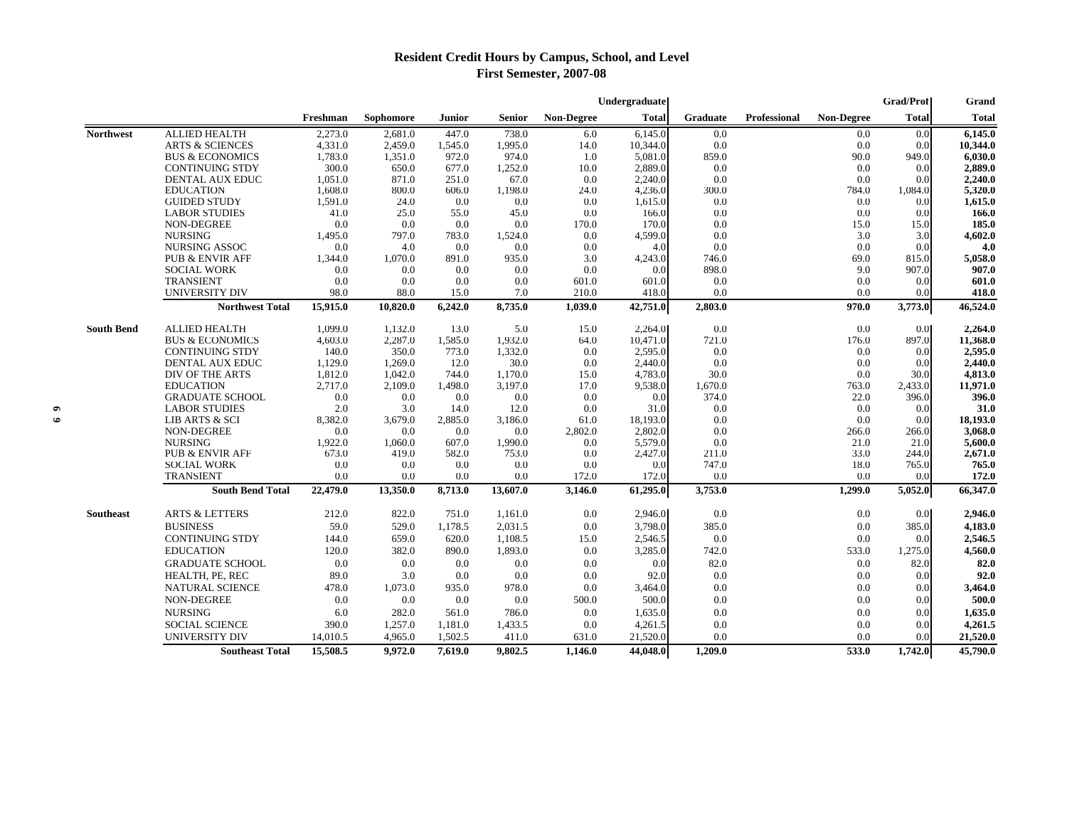# Resident Credit Hours by Campus, School, and Level
## First Semester, 2007-08

| | | | | | | | Undergraduate | | | | Grad/Prof | Grand |
|---|---|---|---|---|---|---|---|---|---|---|---|---|
| | | Freshman | Sophomore | Junior | Senior | Non-Degree | Total | Graduate | Professional | Non-Degree | Total | Total |
| **Northwest** | ALLIED HEALTH | 2,273.0 | 2,681.0 | 447.0 | 738.0 | 6.0 | 6,145.0 | 0.0 | | 0.0 | 0.0 | **6,145.0** |
| | ARTS & SCIENCES | 4,331.0 | 2,459.0 | 1,545.0 | 1,995.0 | 14.0 | 10,344.0 | 0.0 | | 0.0 | 0.0 | **10,344.0** |
| | BUS & ECONOMICS | 1,783.0 | 1,351.0 | 972.0 | 974.0 | 1.0 | 5,081.0 | 859.0 | | 90.0 | 949.0 | **6,030.0** |
| | CONTINUING STDY | 300.0 | 650.0 | 677.0 | 1,252.0 | 10.0 | 2,889.0 | 0.0 | | 0.0 | 0.0 | **2,889.0** |
| | DENTAL AUX EDUC | 1,051.0 | 871.0 | 251.0 | 67.0 | 0.0 | 2,240.0 | 0.0 | | 0.0 | 0.0 | **2,240.0** |
| | EDUCATION | 1,608.0 | 800.0 | 606.0 | 1,198.0 | 24.0 | 4,236.0 | 300.0 | | 784.0 | 1,084.0 | **5,320.0** |
| | GUIDED STUDY | 1,591.0 | 24.0 | 0.0 | 0.0 | 0.0 | 1,615.0 | 0.0 | | 0.0 | 0.0 | **1,615.0** |
| | LABOR STUDIES | 41.0 | 25.0 | 55.0 | 45.0 | 0.0 | 166.0 | 0.0 | | 0.0 | 0.0 | **166.0** |
| | NON-DEGREE | 0.0 | 0.0 | 0.0 | 0.0 | 170.0 | 170.0 | 0.0 | | 15.0 | 15.0 | **185.0** |
| | NURSING | 1,495.0 | 797.0 | 783.0 | 1,524.0 | 0.0 | 4,599.0 | 0.0 | | 3.0 | 3.0 | **4,602.0** |
| | NURSING ASSOC | 0.0 | 4.0 | 0.0 | 0.0 | 0.0 | 4.0 | 0.0 | | 0.0 | 0.0 | **4.0** |
| | PUB & ENVIR AFF | 1,344.0 | 1,070.0 | 891.0 | 935.0 | 3.0 | 4,243.0 | 746.0 | | 69.0 | 815.0 | **5,058.0** |
| | SOCIAL WORK | 0.0 | 0.0 | 0.0 | 0.0 | 0.0 | 0.0 | 898.0 | | 9.0 | 907.0 | **907.0** |
| | TRANSIENT | 0.0 | 0.0 | 0.0 | 0.0 | 601.0 | 601.0 | 0.0 | | 0.0 | 0.0 | **601.0** |
| | UNIVERSITY DIV | 98.0 | 88.0 | 15.0 | 7.0 | 210.0 | 418.0 | 0.0 | | 0.0 | 0.0 | **418.0** |
| | **Northwest Total** | **15,915.0** | **10,820.0** | **6,242.0** | **8,735.0** | **1,039.0** | **42,751.0** | **2,803.0** | | **970.0** | **3,773.0** | **46,524.0** |
| **South Bend** | ALLIED HEALTH | 1,099.0 | 1,132.0 | 13.0 | 5.0 | 15.0 | 2,264.0 | 0.0 | | 0.0 | 0.0 | **2,264.0** |
| | BUS & ECONOMICS | 4,603.0 | 2,287.0 | 1,585.0 | 1,932.0 | 64.0 | 10,471.0 | 721.0 | | 176.0 | 897.0 | **11,368.0** |
| | CONTINUING STDY | 140.0 | 350.0 | 773.0 | 1,332.0 | 0.0 | 2,595.0 | 0.0 | | 0.0 | 0.0 | **2,595.0** |
| | DENTAL AUX EDUC | 1,129.0 | 1,269.0 | 12.0 | 30.0 | 0.0 | 2,440.0 | 0.0 | | 0.0 | 0.0 | **2,440.0** |
| | DIV OF THE ARTS | 1,812.0 | 1,042.0 | 744.0 | 1,170.0 | 15.0 | 4,783.0 | 30.0 | | 0.0 | 30.0 | **4,813.0** |
| | EDUCATION | 2,717.0 | 2,109.0 | 1,498.0 | 3,197.0 | 17.0 | 9,538.0 | 1,670.0 | | 763.0 | 2,433.0 | **11,971.0** |
| | GRADUATE SCHOOL | 0.0 | 0.0 | 0.0 | 0.0 | 0.0 | 0.0 | 374.0 | | 22.0 | 396.0 | **396.0** |
| | LABOR STUDIES | 2.0 | 3.0 | 14.0 | 12.0 | 0.0 | 31.0 | 0.0 | | 0.0 | 0.0 | **31.0** |
| | LIB ARTS & SCI | 8,382.0 | 3,679.0 | 2,885.0 | 3,186.0 | 61.0 | 18,193.0 | 0.0 | | 0.0 | 0.0 | **18,193.0** |
| | NON-DEGREE | 0.0 | 0.0 | 0.0 | 0.0 | 2,802.0 | 2,802.0 | 0.0 | | 266.0 | 266.0 | **3,068.0** |
| | NURSING | 1,922.0 | 1,060.0 | 607.0 | 1,990.0 | 0.0 | 5,579.0 | 0.0 | | 21.0 | 21.0 | **5,600.0** |
| | PUB & ENVIR AFF | 673.0 | 419.0 | 582.0 | 753.0 | 0.0 | 2,427.0 | 211.0 | | 33.0 | 244.0 | **2,671.0** |
| | SOCIAL WORK | 0.0 | 0.0 | 0.0 | 0.0 | 0.0 | 0.0 | 747.0 | | 18.0 | 765.0 | **765.0** |
| | TRANSIENT | 0.0 | 0.0 | 0.0 | 0.0 | 172.0 | 172.0 | 0.0 | | 0.0 | 0.0 | **172.0** |
| | **South Bend Total** | **22,479.0** | **13,350.0** | **8,713.0** | **13,607.0** | **3,146.0** | **61,295.0** | **3,753.0** | | **1,299.0** | **5,052.0** | **66,347.0** |
| **Southeast** | ARTS & LETTERS | 212.0 | 822.0 | 751.0 | 1,161.0 | 0.0 | 2,946.0 | 0.0 | | 0.0 | 0.0 | **2,946.0** |
| | BUSINESS | 59.0 | 529.0 | 1,178.5 | 2,031.5 | 0.0 | 3,798.0 | 385.0 | | 0.0 | 385.0 | **4,183.0** |
| | CONTINUING STDY | 144.0 | 659.0 | 620.0 | 1,108.5 | 15.0 | 2,546.5 | 0.0 | | 0.0 | 0.0 | **2,546.5** |
| | EDUCATION | 120.0 | 382.0 | 890.0 | 1,893.0 | 0.0 | 3,285.0 | 742.0 | | 533.0 | 1,275.0 | **4,560.0** |
| | GRADUATE SCHOOL | 0.0 | 0.0 | 0.0 | 0.0 | 0.0 | 0.0 | 82.0 | | 0.0 | 82.0 | **82.0** |
| | HEALTH, PE, REC | 89.0 | 3.0 | 0.0 | 0.0 | 0.0 | 92.0 | 0.0 | | 0.0 | 0.0 | **92.0** |
| | NATURAL SCIENCE | 478.0 | 1,073.0 | 935.0 | 978.0 | 0.0 | 3,464.0 | 0.0 | | 0.0 | 0.0 | **3,464.0** |
| | NON-DEGREE | 0.0 | 0.0 | 0.0 | 0.0 | 500.0 | 500.0 | 0.0 | | 0.0 | 0.0 | **500.0** |
| | NURSING | 6.0 | 282.0 | 561.0 | 786.0 | 0.0 | 1,635.0 | 0.0 | | 0.0 | 0.0 | **1,635.0** |
| | SOCIAL SCIENCE | 390.0 | 1,257.0 | 1,181.0 | 1,433.5 | 0.0 | 4,261.5 | 0.0 | | 0.0 | 0.0 | **4,261.5** |
| | UNIVERSITY DIV | 14,010.5 | 4,965.0 | 1,502.5 | 411.0 | 631.0 | 21,520.0 | 0.0 | | 0.0 | 0.0 | **21,520.0** |
| | **Southeast Total** | **15,508.5** | **9,972.0** | **7,619.0** | **9,802.5** | **1,146.0** | **44,048.0** | **1,209.0** | | **533.0** | **1,742.0** | **45,790.0** |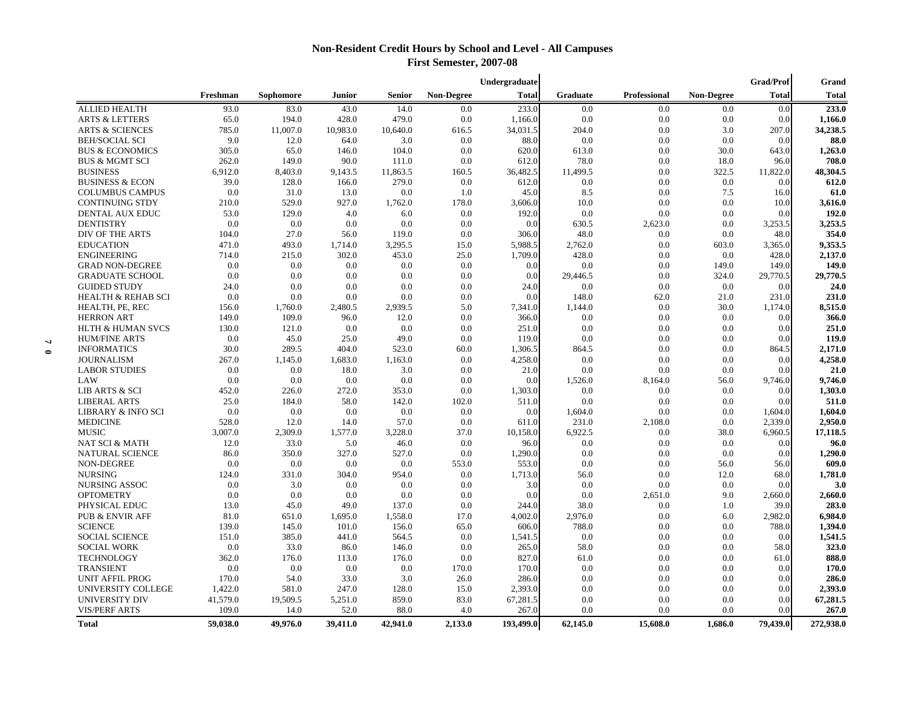# Non-Resident Credit Hours by School and Level - All Campuses
## First Semester, 2007-08

| | Freshman | Sophomore | Junior | Senior | Non-Degree | Undergraduate Total | Graduate | Professional | Non-Degree | Grad/Prof Total | Grand Total |
|---|---|---|---|---|---|---|---|---|---|---|---|
| ALLIED HEALTH | 93.0 | 83.0 | 43.0 | 14.0 | 0.0 | 233.0 | 0.0 | 0.0 | 0.0 | 0.0 | **233.0** |
| ARTS & LETTERS | 65.0 | 194.0 | 428.0 | 479.0 | 0.0 | 1,166.0 | 0.0 | 0.0 | 0.0 | 0.0 | **1,166.0** |
| ARTS & SCIENCES | 785.0 | 11,007.0 | 10,983.0 | 10,640.0 | 616.5 | 34,031.5 | 204.0 | 0.0 | 3.0 | 207.0 | **34,238.5** |
| BEH/SOCIAL SCI | 9.0 | 12.0 | 64.0 | 3.0 | 0.0 | 88.0 | 0.0 | 0.0 | 0.0 | 0.0 | **88.0** |
| BUS & ECONOMICS | 305.0 | 65.0 | 146.0 | 104.0 | 0.0 | 620.0 | 613.0 | 0.0 | 30.0 | 643.0 | **1,263.0** |
| BUS & MGMT SCI | 262.0 | 149.0 | 90.0 | 111.0 | 0.0 | 612.0 | 78.0 | 0.0 | 18.0 | 96.0 | **708.0** |
| BUSINESS | 6,912.0 | 8,403.0 | 9,143.5 | 11,863.5 | 160.5 | 36,482.5 | 11,499.5 | 0.0 | 322.5 | 11,822.0 | **48,304.5** |
| BUSINESS & ECON | 39.0 | 128.0 | 166.0 | 279.0 | 0.0 | 612.0 | 0.0 | 0.0 | 0.0 | 0.0 | **612.0** |
| COLUMBUS CAMPUS | 0.0 | 31.0 | 13.0 | 0.0 | 1.0 | 45.0 | 8.5 | 0.0 | 7.5 | 16.0 | **61.0** |
| CONTINUING STDY | 210.0 | 529.0 | 927.0 | 1,762.0 | 178.0 | 3,606.0 | 10.0 | 0.0 | 0.0 | 10.0 | **3,616.0** |
| DENTAL AUX EDUC | 53.0 | 129.0 | 4.0 | 6.0 | 0.0 | 192.0 | 0.0 | 0.0 | 0.0 | 0.0 | **192.0** |
| DENTISTRY | 0.0 | 0.0 | 0.0 | 0.0 | 0.0 | 0.0 | 630.5 | 2,623.0 | 0.0 | 3,253.5 | **3,253.5** |
| DIV OF THE ARTS | 104.0 | 27.0 | 56.0 | 119.0 | 0.0 | 306.0 | 48.0 | 0.0 | 0.0 | 48.0 | **354.0** |
| EDUCATION | 471.0 | 493.0 | 1,714.0 | 3,295.5 | 15.0 | 5,988.5 | 2,762.0 | 0.0 | 603.0 | 3,365.0 | **9,353.5** |
| ENGINEERING | 714.0 | 215.0 | 302.0 | 453.0 | 25.0 | 1,709.0 | 428.0 | 0.0 | 0.0 | 428.0 | **2,137.0** |
| GRAD NON-DEGREE | 0.0 | 0.0 | 0.0 | 0.0 | 0.0 | 0.0 | 0.0 | 0.0 | 149.0 | 149.0 | **149.0** |
| GRADUATE SCHOOL | 0.0 | 0.0 | 0.0 | 0.0 | 0.0 | 0.0 | 29,446.5 | 0.0 | 324.0 | 29,770.5 | **29,770.5** |
| GUIDED STUDY | 24.0 | 0.0 | 0.0 | 0.0 | 0.0 | 24.0 | 0.0 | 0.0 | 0.0 | 0.0 | **24.0** |
| HEALTH & REHAB SCI | 0.0 | 0.0 | 0.0 | 0.0 | 0.0 | 0.0 | 148.0 | 62.0 | 21.0 | 231.0 | **231.0** |
| HEALTH, PE, REC | 156.0 | 1,760.0 | 2,480.5 | 2,939.5 | 5.0 | 7,341.0 | 1,144.0 | 0.0 | 30.0 | 1,174.0 | **8,515.0** |
| HERRON ART | 149.0 | 109.0 | 96.0 | 12.0 | 0.0 | 366.0 | 0.0 | 0.0 | 0.0 | 0.0 | **366.0** |
| HLTH & HUMAN SVCS | 130.0 | 121.0 | 0.0 | 0.0 | 0.0 | 251.0 | 0.0 | 0.0 | 0.0 | 0.0 | **251.0** |
| HUM/FINE ARTS | 0.0 | 45.0 | 25.0 | 49.0 | 0.0 | 119.0 | 0.0 | 0.0 | 0.0 | 0.0 | **119.0** |
| INFORMATICS | 30.0 | 289.5 | 404.0 | 523.0 | 60.0 | 1,306.5 | 864.5 | 0.0 | 0.0 | 864.5 | **2,171.0** |
| JOURNALISM | 267.0 | 1,145.0 | 1,683.0 | 1,163.0 | 0.0 | 4,258.0 | 0.0 | 0.0 | 0.0 | 0.0 | **4,258.0** |
| LABOR STUDIES | 0.0 | 0.0 | 18.0 | 3.0 | 0.0 | 21.0 | 0.0 | 0.0 | 0.0 | 0.0 | **21.0** |
| LAW | 0.0 | 0.0 | 0.0 | 0.0 | 0.0 | 0.0 | 1,526.0 | 8,164.0 | 56.0 | 9,746.0 | **9,746.0** |
| LIB ARTS & SCI | 452.0 | 226.0 | 272.0 | 353.0 | 0.0 | 1,303.0 | 0.0 | 0.0 | 0.0 | 0.0 | **1,303.0** |
| LIBERAL ARTS | 25.0 | 184.0 | 58.0 | 142.0 | 102.0 | 511.0 | 0.0 | 0.0 | 0.0 | 0.0 | **511.0** |
| LIBRARY & INFO SCI | 0.0 | 0.0 | 0.0 | 0.0 | 0.0 | 0.0 | 1,604.0 | 0.0 | 0.0 | 1,604.0 | **1,604.0** |
| MEDICINE | 528.0 | 12.0 | 14.0 | 57.0 | 0.0 | 611.0 | 231.0 | 2,108.0 | 0.0 | 2,339.0 | **2,950.0** |
| MUSIC | 3,007.0 | 2,309.0 | 1,577.0 | 3,228.0 | 37.0 | 10,158.0 | 6,922.5 | 0.0 | 38.0 | 6,960.5 | **17,118.5** |
| NAT SCI & MATH | 12.0 | 33.0 | 5.0 | 46.0 | 0.0 | 96.0 | 0.0 | 0.0 | 0.0 | 0.0 | **96.0** |
| NATURAL SCIENCE | 86.0 | 350.0 | 327.0 | 527.0 | 0.0 | 1,290.0 | 0.0 | 0.0 | 0.0 | 0.0 | **1,290.0** |
| NON-DEGREE | 0.0 | 0.0 | 0.0 | 0.0 | 553.0 | 553.0 | 0.0 | 0.0 | 56.0 | 56.0 | **609.0** |
| NURSING | 124.0 | 331.0 | 304.0 | 954.0 | 0.0 | 1,713.0 | 56.0 | 0.0 | 12.0 | 68.0 | **1,781.0** |
| NURSING ASSOC | 0.0 | 3.0 | 0.0 | 0.0 | 0.0 | 3.0 | 0.0 | 0.0 | 0.0 | 0.0 | **3.0** |
| OPTOMETRY | 0.0 | 0.0 | 0.0 | 0.0 | 0.0 | 0.0 | 0.0 | 2,651.0 | 9.0 | 2,660.0 | **2,660.0** |
| PHYSICAL EDUC | 13.0 | 45.0 | 49.0 | 137.0 | 0.0 | 244.0 | 38.0 | 0.0 | 1.0 | 39.0 | **283.0** |
| PUB & ENVIR AFF | 81.0 | 651.0 | 1,695.0 | 1,558.0 | 17.0 | 4,002.0 | 2,976.0 | 0.0 | 6.0 | 2,982.0 | **6,984.0** |
| SCIENCE | 139.0 | 145.0 | 101.0 | 156.0 | 65.0 | 606.0 | 788.0 | 0.0 | 0.0 | 788.0 | **1,394.0** |
| SOCIAL SCIENCE | 151.0 | 385.0 | 441.0 | 564.5 | 0.0 | 1,541.5 | 0.0 | 0.0 | 0.0 | 0.0 | **1,541.5** |
| SOCIAL WORK | 0.0 | 33.0 | 86.0 | 146.0 | 0.0 | 265.0 | 58.0 | 0.0 | 0.0 | 58.0 | **323.0** |
| TECHNOLOGY | 362.0 | 176.0 | 113.0 | 176.0 | 0.0 | 827.0 | 61.0 | 0.0 | 0.0 | 61.0 | **888.0** |
| TRANSIENT | 0.0 | 0.0 | 0.0 | 0.0 | 170.0 | 170.0 | 0.0 | 0.0 | 0.0 | 0.0 | **170.0** |
| UNIT AFFIL PROG | 170.0 | 54.0 | 33.0 | 3.0 | 26.0 | 286.0 | 0.0 | 0.0 | 0.0 | 0.0 | **286.0** |
| UNIVERSITY COLLEGE | 1,422.0 | 581.0 | 247.0 | 128.0 | 15.0 | 2,393.0 | 0.0 | 0.0 | 0.0 | 0.0 | **2,393.0** |
| UNIVERSITY DIV | 41,579.0 | 19,509.5 | 5,251.0 | 859.0 | 83.0 | 67,281.5 | 0.0 | 0.0 | 0.0 | 0.0 | **67,281.5** |
| VIS/PERF ARTS | 109.0 | 14.0 | 52.0 | 88.0 | 4.0 | 267.0 | 0.0 | 0.0 | 0.0 | 0.0 | **267.0** |
| **Total** | **59,038.0** | **49,976.0** | **39,411.0** | **42,941.0** | **2,133.0** | **193,499.0** | **62,145.0** | **15,608.0** | **1,686.0** | **79,439.0** | **272,938.0** |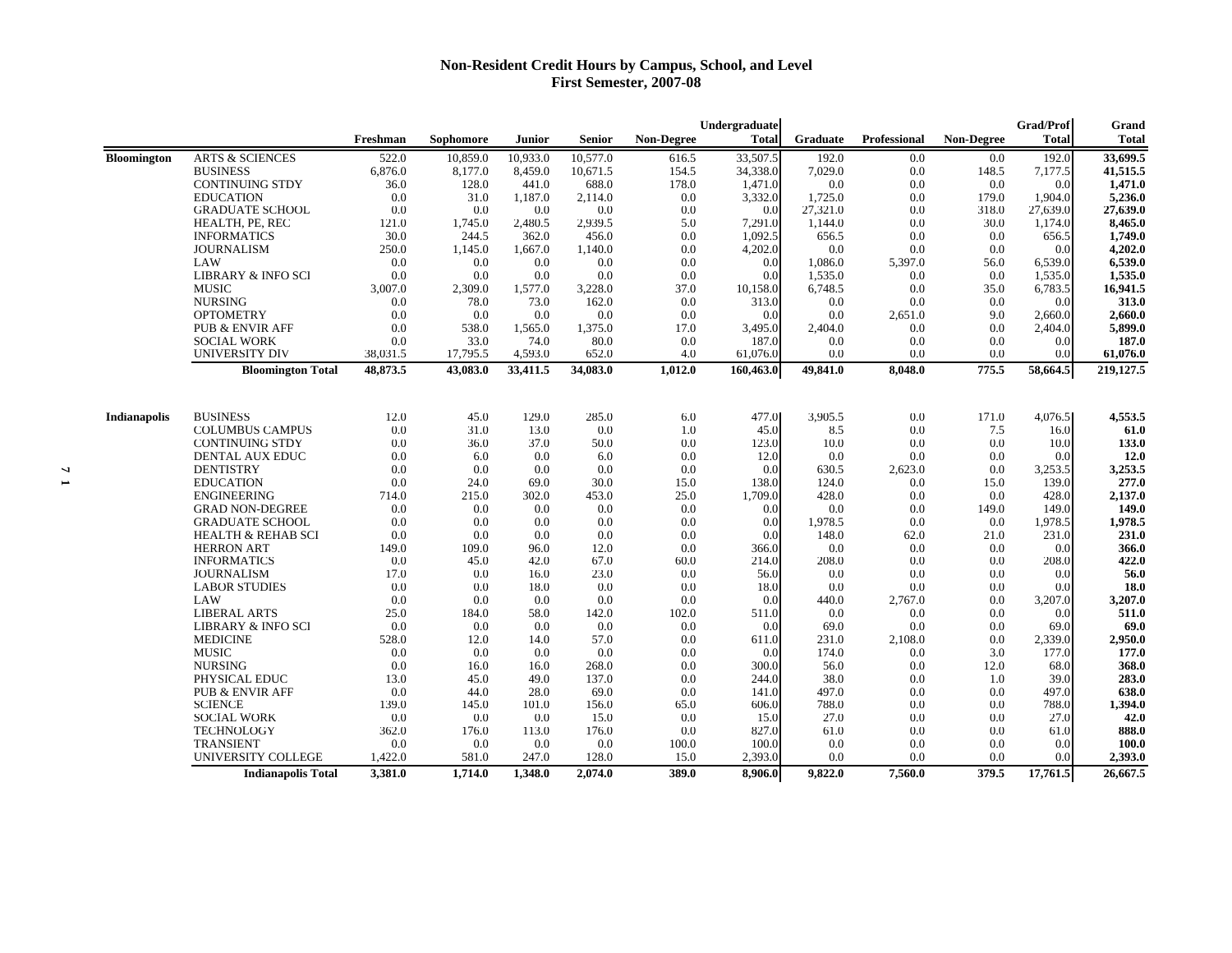# Non-Resident Credit Hours by Campus, School, and Level
## First Semester, 2007-08

| | | Freshman | Sophomore | Junior | Senior | Non-Degree | Undergraduate Total | Graduate | Professional | Non-Degree | Grad/Prof Total | Grand Total |
|---|---|---|---|---|---|---|---|---|---|---|---|---|
| Bloomington | ARTS & SCIENCES | 522.0 | 10,859.0 | 10,933.0 | 10,577.0 | 616.5 | 33,507.5 | 192.0 | 0.0 | 0.0 | 192.0 | **33,699.5** |
| | BUSINESS | 6,876.0 | 8,177.0 | 8,459.0 | 10,671.5 | 154.5 | 34,338.0 | 7,029.0 | 0.0 | 148.5 | 7,177.5 | **41,515.5** |
| | CONTINUING STDY | 36.0 | 128.0 | 441.0 | 688.0 | 178.0 | 1,471.0 | 0.0 | 0.0 | 0.0 | 0.0 | **1,471.0** |
| | EDUCATION | 0.0 | 31.0 | 1,187.0 | 2,114.0 | 0.0 | 3,332.0 | 1,725.0 | 0.0 | 179.0 | 1,904.0 | **5,236.0** |
| | GRADUATE SCHOOL | 0.0 | 0.0 | 0.0 | 0.0 | 0.0 | 0.0 | 27,321.0 | 0.0 | 318.0 | 27,639.0 | **27,639.0** |
| | HEALTH, PE, REC | 121.0 | 1,745.0 | 2,480.5 | 2,939.5 | 5.0 | 7,291.0 | 1,144.0 | 0.0 | 30.0 | 1,174.0 | **8,465.0** |
| | INFORMATICS | 30.0 | 244.5 | 362.0 | 456.0 | 0.0 | 1,092.5 | 656.5 | 0.0 | 0.0 | 656.5 | **1,749.0** |
| | JOURNALISM | 250.0 | 1,145.0 | 1,667.0 | 1,140.0 | 0.0 | 4,202.0 | 0.0 | 0.0 | 0.0 | 0.0 | **4,202.0** |
| | LAW | 0.0 | 0.0 | 0.0 | 0.0 | 0.0 | 0.0 | 1,086.0 | 5,397.0 | 56.0 | 6,539.0 | **6,539.0** |
| | LIBRARY & INFO SCI | 0.0 | 0.0 | 0.0 | 0.0 | 0.0 | 0.0 | 1,535.0 | 0.0 | 0.0 | 1,535.0 | **1,535.0** |
| | MUSIC | 3,007.0 | 2,309.0 | 1,577.0 | 3,228.0 | 37.0 | 10,158.0 | 6,748.5 | 0.0 | 35.0 | 6,783.5 | **16,941.5** |
| | NURSING | 0.0 | 78.0 | 73.0 | 162.0 | 0.0 | 313.0 | 0.0 | 0.0 | 0.0 | 0.0 | **313.0** |
| | OPTOMETRY | 0.0 | 0.0 | 0.0 | 0.0 | 0.0 | 0.0 | 0.0 | 2,651.0 | 9.0 | 2,660.0 | **2,660.0** |
| | PUB & ENVIR AFF | 0.0 | 538.0 | 1,565.0 | 1,375.0 | 17.0 | 3,495.0 | 2,404.0 | 0.0 | 0.0 | 2,404.0 | **5,899.0** |
| | SOCIAL WORK | 0.0 | 33.0 | 74.0 | 80.0 | 0.0 | 187.0 | 0.0 | 0.0 | 0.0 | 0.0 | **187.0** |
| | UNIVERSITY DIV | 38,031.5 | 17,795.5 | 4,593.0 | 652.0 | 4.0 | 61,076.0 | 0.0 | 0.0 | 0.0 | 0.0 | **61,076.0** |
| | **Bloomington Total** | **48,873.5** | **43,083.0** | **33,411.5** | **34,083.0** | **1,012.0** | **160,463.0** | **49,841.0** | **8,048.0** | **775.5** | **58,664.5** | **219,127.5** |
| Indianapolis | BUSINESS | 12.0 | 45.0 | 129.0 | 285.0 | 6.0 | 477.0 | 3,905.5 | 0.0 | 171.0 | 4,076.5 | **4,553.5** |
| | COLUMBUS CAMPUS | 0.0 | 31.0 | 13.0 | 0.0 | 1.0 | 45.0 | 8.5 | 0.0 | 7.5 | 16.0 | **61.0** |
| | CONTINUING STDY | 0.0 | 36.0 | 37.0 | 50.0 | 0.0 | 123.0 | 10.0 | 0.0 | 0.0 | 10.0 | **133.0** |
| | DENTAL AUX EDUC | 0.0 | 6.0 | 0.0 | 6.0 | 0.0 | 12.0 | 0.0 | 0.0 | 0.0 | 0.0 | **12.0** |
| | DENTISTRY | 0.0 | 0.0 | 0.0 | 0.0 | 0.0 | 0.0 | 630.5 | 2,623.0 | 0.0 | 3,253.5 | **3,253.5** |
| | EDUCATION | 0.0 | 24.0 | 69.0 | 30.0 | 15.0 | 138.0 | 124.0 | 0.0 | 15.0 | 139.0 | **277.0** |
| | ENGINEERING | 714.0 | 215.0 | 302.0 | 453.0 | 25.0 | 1,709.0 | 428.0 | 0.0 | 0.0 | 428.0 | **2,137.0** |
| | GRAD NON-DEGREE | 0.0 | 0.0 | 0.0 | 0.0 | 0.0 | 0.0 | 0.0 | 0.0 | 149.0 | 149.0 | **149.0** |
| | GRADUATE SCHOOL | 0.0 | 0.0 | 0.0 | 0.0 | 0.0 | 0.0 | 1,978.5 | 0.0 | 0.0 | 1,978.5 | **1,978.5** |
| | HEALTH & REHAB SCI | 0.0 | 0.0 | 0.0 | 0.0 | 0.0 | 0.0 | 148.0 | 62.0 | 21.0 | 231.0 | **231.0** |
| | HERRON ART | 149.0 | 109.0 | 96.0 | 12.0 | 0.0 | 366.0 | 0.0 | 0.0 | 0.0 | 0.0 | **366.0** |
| | INFORMATICS | 0.0 | 45.0 | 42.0 | 67.0 | 60.0 | 214.0 | 208.0 | 0.0 | 0.0 | 208.0 | **422.0** |
| | JOURNALISM | 17.0 | 0.0 | 16.0 | 23.0 | 0.0 | 56.0 | 0.0 | 0.0 | 0.0 | 0.0 | **56.0** |
| | LABOR STUDIES | 0.0 | 0.0 | 18.0 | 0.0 | 0.0 | 18.0 | 0.0 | 0.0 | 0.0 | 0.0 | **18.0** |
| | LAW | 0.0 | 0.0 | 0.0 | 0.0 | 0.0 | 0.0 | 440.0 | 2,767.0 | 0.0 | 3,207.0 | **3,207.0** |
| | LIBERAL ARTS | 25.0 | 184.0 | 58.0 | 142.0 | 102.0 | 511.0 | 0.0 | 0.0 | 0.0 | 0.0 | **511.0** |
| | LIBRARY & INFO SCI | 0.0 | 0.0 | 0.0 | 0.0 | 0.0 | 0.0 | 69.0 | 0.0 | 0.0 | 69.0 | **69.0** |
| | MEDICINE | 528.0 | 12.0 | 14.0 | 57.0 | 0.0 | 611.0 | 231.0 | 2,108.0 | 0.0 | 2,339.0 | **2,950.0** |
| | MUSIC | 0.0 | 0.0 | 0.0 | 0.0 | 0.0 | 0.0 | 174.0 | 0.0 | 3.0 | 177.0 | **177.0** |
| | NURSING | 0.0 | 16.0 | 16.0 | 268.0 | 0.0 | 300.0 | 56.0 | 0.0 | 12.0 | 68.0 | **368.0** |
| | PHYSICAL EDUC | 13.0 | 45.0 | 49.0 | 137.0 | 0.0 | 244.0 | 38.0 | 0.0 | 1.0 | 39.0 | **283.0** |
| | PUB & ENVIR AFF | 0.0 | 44.0 | 28.0 | 69.0 | 0.0 | 141.0 | 497.0 | 0.0 | 0.0 | 497.0 | **638.0** |
| | SCIENCE | 139.0 | 145.0 | 101.0 | 156.0 | 65.0 | 606.0 | 788.0 | 0.0 | 0.0 | 788.0 | **1,394.0** |
| | SOCIAL WORK | 0.0 | 0.0 | 0.0 | 15.0 | 0.0 | 15.0 | 27.0 | 0.0 | 0.0 | 27.0 | **42.0** |
| | TECHNOLOGY | 362.0 | 176.0 | 113.0 | 176.0 | 0.0 | 827.0 | 61.0 | 0.0 | 0.0 | 61.0 | **888.0** |
| | TRANSIENT | 0.0 | 0.0 | 0.0 | 0.0 | 100.0 | 100.0 | 0.0 | 0.0 | 0.0 | 0.0 | **100.0** |
| | UNIVERSITY COLLEGE | 1,422.0 | 581.0 | 247.0 | 128.0 | 15.0 | 2,393.0 | 0.0 | 0.0 | 0.0 | 0.0 | **2,393.0** |
| | **Indianapolis Total** | **3,381.0** | **1,714.0** | **1,348.0** | **2,074.0** | **389.0** | **8,906.0** | **9,822.0** | **7,560.0** | **379.5** | **17,761.5** | **26,667.5** |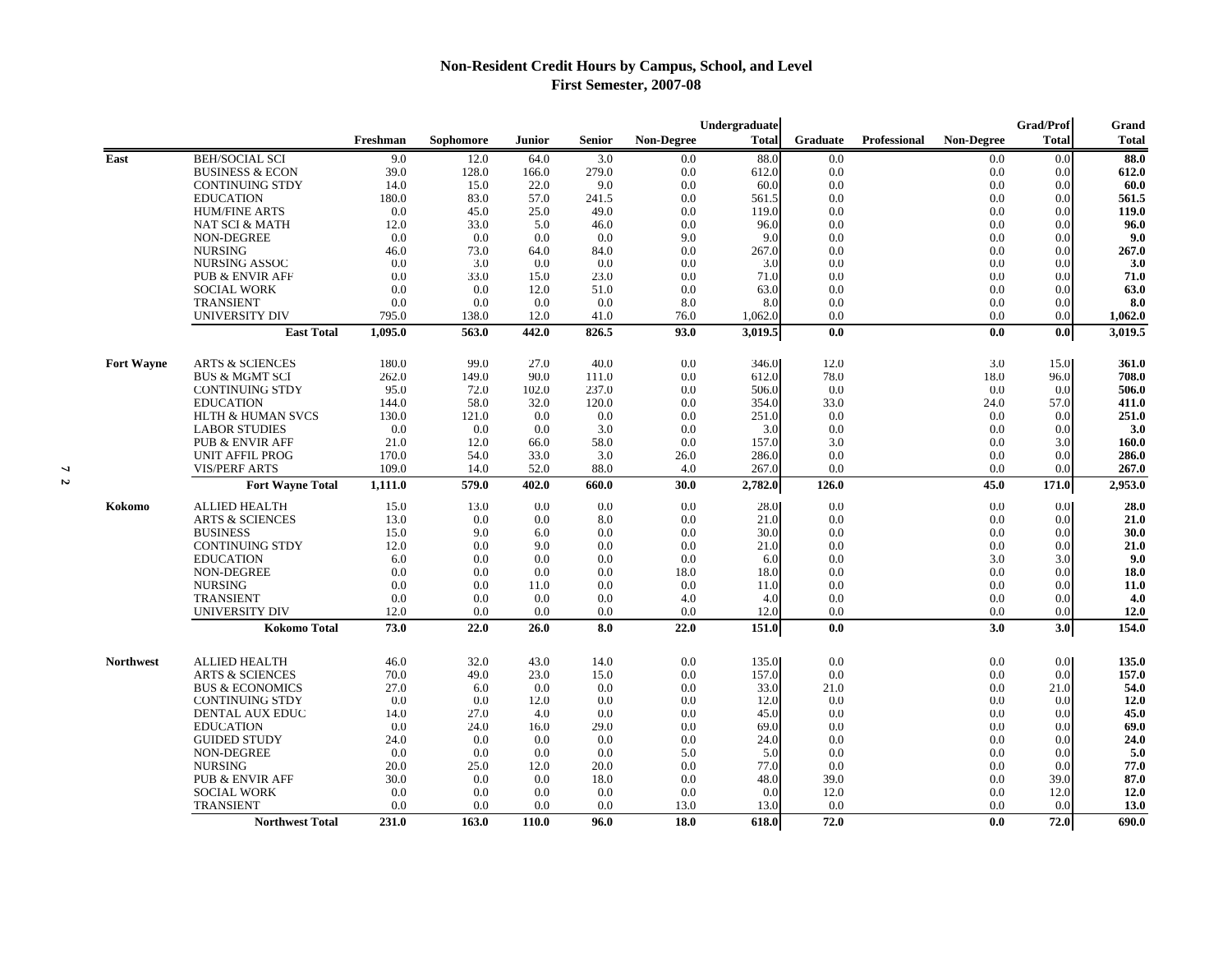# Non-Resident Credit Hours by Campus, School, and Level
## First Semester, 2007-08

| | | Freshman | Sophomore | Junior | Senior | Non-Degree | Undergraduate Total | Graduate | Professional | Non-Degree | Grad/Prof Total | Grand Total |
|---|---|---|---|---|---|---|---|---|---|---|---|---|
| **East** | BEH/SOCIAL SCI | 9.0 | 12.0 | 64.0 | 3.0 | 0.0 | 88.0 | 0.0 | | 0.0 | 0.0 | **88.0** |
| | BUSINESS & ECON | 39.0 | 128.0 | 166.0 | 279.0 | 0.0 | 612.0 | 0.0 | | 0.0 | 0.0 | **612.0** |
| | CONTINUING STDY | 14.0 | 15.0 | 22.0 | 9.0 | 0.0 | 60.0 | 0.0 | | 0.0 | 0.0 | **60.0** |
| | EDUCATION | 180.0 | 83.0 | 57.0 | 241.5 | 0.0 | 561.5 | 0.0 | | 0.0 | 0.0 | **561.5** |
| | HUM/FINE ARTS | 0.0 | 45.0 | 25.0 | 49.0 | 0.0 | 119.0 | 0.0 | | 0.0 | 0.0 | **119.0** |
| | NAT SCI & MATH | 12.0 | 33.0 | 5.0 | 46.0 | 0.0 | 96.0 | 0.0 | | 0.0 | 0.0 | **96.0** |
| | NON-DEGREE | 0.0 | 0.0 | 0.0 | 0.0 | 9.0 | 9.0 | 0.0 | | 0.0 | 0.0 | **9.0** |
| | NURSING | 46.0 | 73.0 | 64.0 | 84.0 | 0.0 | 267.0 | 0.0 | | 0.0 | 0.0 | **267.0** |
| | NURSING ASSOC | 0.0 | 3.0 | 0.0 | 0.0 | 0.0 | 3.0 | 0.0 | | 0.0 | 0.0 | **3.0** |
| | PUB & ENVIR AFF | 0.0 | 33.0 | 15.0 | 23.0 | 0.0 | 71.0 | 0.0 | | 0.0 | 0.0 | **71.0** |
| | SOCIAL WORK | 0.0 | 0.0 | 12.0 | 51.0 | 0.0 | 63.0 | 0.0 | | 0.0 | 0.0 | **63.0** |
| | TRANSIENT | 0.0 | 0.0 | 0.0 | 0.0 | 8.0 | 8.0 | 0.0 | | 0.0 | 0.0 | **8.0** |
| | UNIVERSITY DIV | 795.0 | 138.0 | 12.0 | 41.0 | 76.0 | 1,062.0 | 0.0 | | 0.0 | 0.0 | **1,062.0** |
| | **East Total** | **1,095.0** | **563.0** | **442.0** | **826.5** | **93.0** | **3,019.5** | **0.0** | | **0.0** | **0.0** | **3,019.5** |
| **Fort Wayne** | ARTS & SCIENCES | 180.0 | 99.0 | 27.0 | 40.0 | 0.0 | 346.0 | 12.0 | | 3.0 | 15.0 | **361.0** |
| | BUS & MGMT SCI | 262.0 | 149.0 | 90.0 | 111.0 | 0.0 | 612.0 | 78.0 | | 18.0 | 96.0 | **708.0** |
| | CONTINUING STDY | 95.0 | 72.0 | 102.0 | 237.0 | 0.0 | 506.0 | 0.0 | | 0.0 | 0.0 | **506.0** |
| | EDUCATION | 144.0 | 58.0 | 32.0 | 120.0 | 0.0 | 354.0 | 33.0 | | 24.0 | 57.0 | **411.0** |
| | HLTH & HUMAN SVCS | 130.0 | 121.0 | 0.0 | 0.0 | 0.0 | 251.0 | 0.0 | | 0.0 | 0.0 | **251.0** |
| | LABOR STUDIES | 0.0 | 0.0 | 0.0 | 3.0 | 0.0 | 3.0 | 0.0 | | 0.0 | 0.0 | **3.0** |
| | PUB & ENVIR AFF | 21.0 | 12.0 | 66.0 | 58.0 | 0.0 | 157.0 | 3.0 | | 0.0 | 3.0 | **160.0** |
| | UNIT AFFIL PROG | 170.0 | 54.0 | 33.0 | 3.0 | 26.0 | 286.0 | 0.0 | | 0.0 | 0.0 | **286.0** |
| | VIS/PERF ARTS | 109.0 | 14.0 | 52.0 | 88.0 | 4.0 | 267.0 | 0.0 | | 0.0 | 0.0 | **267.0** |
| | **Fort Wayne Total** | **1,111.0** | **579.0** | **402.0** | **660.0** | **30.0** | **2,782.0** | **126.0** | | **45.0** | **171.0** | **2,953.0** |
| **Kokomo** | ALLIED HEALTH | 15.0 | 13.0 | 0.0 | 0.0 | 0.0 | 28.0 | 0.0 | | 0.0 | 0.0 | **28.0** |
| | ARTS & SCIENCES | 13.0 | 0.0 | 0.0 | 8.0 | 0.0 | 21.0 | 0.0 | | 0.0 | 0.0 | **21.0** |
| | BUSINESS | 15.0 | 9.0 | 6.0 | 0.0 | 0.0 | 30.0 | 0.0 | | 0.0 | 0.0 | **30.0** |
| | CONTINUING STDY | 12.0 | 0.0 | 9.0 | 0.0 | 0.0 | 21.0 | 0.0 | | 0.0 | 0.0 | **21.0** |
| | EDUCATION | 6.0 | 0.0 | 0.0 | 0.0 | 0.0 | 6.0 | 0.0 | | 3.0 | 3.0 | **9.0** |
| | NON-DEGREE | 0.0 | 0.0 | 0.0 | 0.0 | 18.0 | 18.0 | 0.0 | | 0.0 | 0.0 | **18.0** |
| | NURSING | 0.0 | 0.0 | 11.0 | 0.0 | 0.0 | 11.0 | 0.0 | | 0.0 | 0.0 | **11.0** |
| | TRANSIENT | 0.0 | 0.0 | 0.0 | 0.0 | 4.0 | 4.0 | 0.0 | | 0.0 | 0.0 | **4.0** |
| | UNIVERSITY DIV | 12.0 | 0.0 | 0.0 | 0.0 | 0.0 | 12.0 | 0.0 | | 0.0 | 0.0 | **12.0** |
| | **Kokomo Total** | **73.0** | **22.0** | **26.0** | **8.0** | **22.0** | **151.0** | **0.0** | | **3.0** | **3.0** | **154.0** |
| **Northwest** | ALLIED HEALTH | 46.0 | 32.0 | 43.0 | 14.0 | 0.0 | 135.0 | 0.0 | | 0.0 | 0.0 | **135.0** |
| | ARTS & SCIENCES | 70.0 | 49.0 | 23.0 | 15.0 | 0.0 | 157.0 | 0.0 | | 0.0 | 0.0 | **157.0** |
| | BUS & ECONOMICS | 27.0 | 6.0 | 0.0 | 0.0 | 0.0 | 33.0 | 21.0 | | 0.0 | 21.0 | **54.0** |
| | CONTINUING STDY | 0.0 | 0.0 | 12.0 | 0.0 | 0.0 | 12.0 | 0.0 | | 0.0 | 0.0 | **12.0** |
| | DENTAL AUX EDUC | 14.0 | 27.0 | 4.0 | 0.0 | 0.0 | 45.0 | 0.0 | | 0.0 | 0.0 | **45.0** |
| | EDUCATION | 0.0 | 24.0 | 16.0 | 29.0 | 0.0 | 69.0 | 0.0 | | 0.0 | 0.0 | **69.0** |
| | GUIDED STUDY | 24.0 | 0.0 | 0.0 | 0.0 | 0.0 | 24.0 | 0.0 | | 0.0 | 0.0 | **24.0** |
| | NON-DEGREE | 0.0 | 0.0 | 0.0 | 0.0 | 5.0 | 5.0 | 0.0 | | 0.0 | 0.0 | **5.0** |
| | NURSING | 20.0 | 25.0 | 12.0 | 20.0 | 0.0 | 77.0 | 0.0 | | 0.0 | 0.0 | **77.0** |
| | PUB & ENVIR AFF | 30.0 | 0.0 | 0.0 | 18.0 | 0.0 | 48.0 | 39.0 | | 0.0 | 39.0 | **87.0** |
| | SOCIAL WORK | 0.0 | 0.0 | 0.0 | 0.0 | 0.0 | 0.0 | 12.0 | | 0.0 | 12.0 | **12.0** |
| | TRANSIENT | 0.0 | 0.0 | 0.0 | 0.0 | 13.0 | 13.0 | 0.0 | | 0.0 | 0.0 | **13.0** |
| | **Northwest Total** | **231.0** | **163.0** | **110.0** | **96.0** | **18.0** | **618.0** | **72.0** | | **0.0** | **72.0** | **690.0** |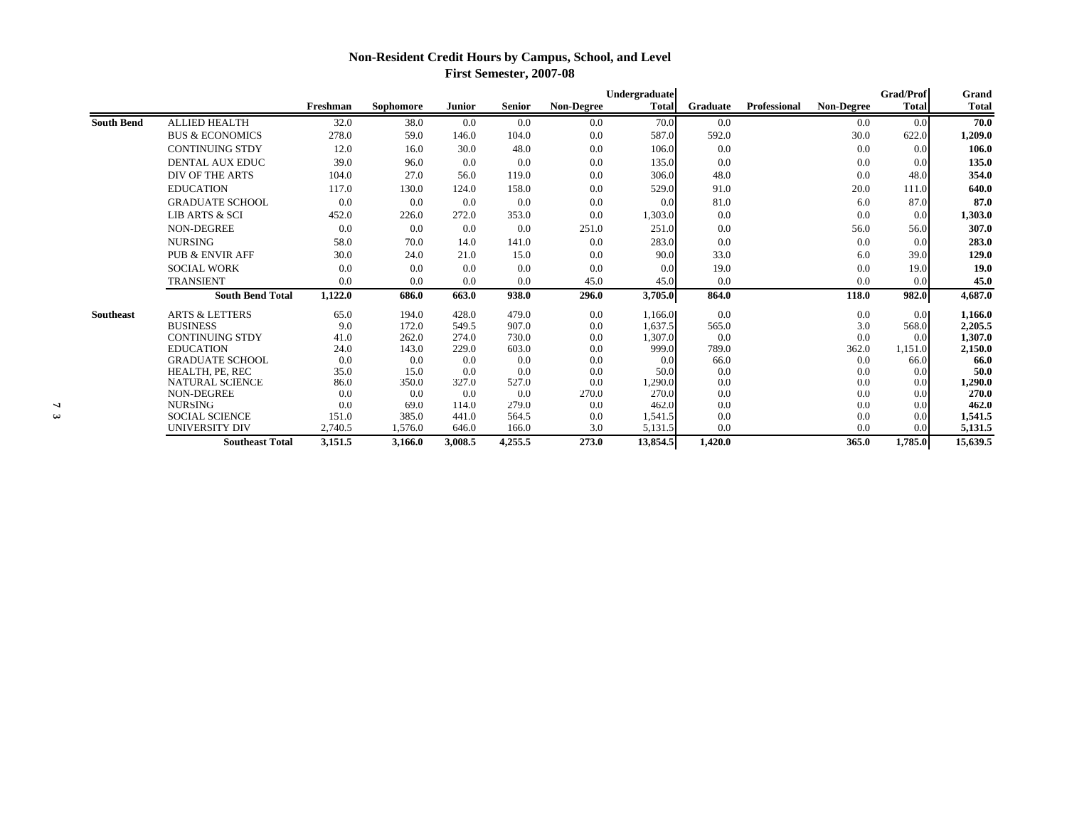# Non-Resident Credit Hours by Campus, School, and Level
## First Semester, 2007-08

| | | Freshman | Sophomore | Junior | Senior | Non-Degree | Undergraduate Total | Graduate | Professional | Non-Degree | Grad/Prof Total | Grand Total |
|---|---|---|---|---|---|---|---|---|---|---|---|---|
| **South Bend** | ALLIED HEALTH | 32.0 | 38.0 | 0.0 | 0.0 | 0.0 | 70.0 | 0.0 | | 0.0 | 0.0 | **70.0** |
| | BUS & ECONOMICS | 278.0 | 59.0 | 146.0 | 104.0 | 0.0 | 587.0 | 592.0 | | 30.0 | 622.0 | **1,209.0** |
| | CONTINUING STDY | 12.0 | 16.0 | 30.0 | 48.0 | 0.0 | 106.0 | 0.0 | | 0.0 | 0.0 | **106.0** |
| | DENTAL AUX EDUC | 39.0 | 96.0 | 0.0 | 0.0 | 0.0 | 135.0 | 0.0 | | 0.0 | 0.0 | **135.0** |
| | DIV OF THE ARTS | 104.0 | 27.0 | 56.0 | 119.0 | 0.0 | 306.0 | 48.0 | | 0.0 | 48.0 | **354.0** |
| | EDUCATION | 117.0 | 130.0 | 124.0 | 158.0 | 0.0 | 529.0 | 91.0 | | 20.0 | 111.0 | **640.0** |
| | GRADUATE SCHOOL | 0.0 | 0.0 | 0.0 | 0.0 | 0.0 | 0.0 | 81.0 | | 6.0 | 87.0 | **87.0** |
| | LIB ARTS & SCI | 452.0 | 226.0 | 272.0 | 353.0 | 0.0 | 1,303.0 | 0.0 | | 0.0 | 0.0 | **1,303.0** |
| | NON-DEGREE | 0.0 | 0.0 | 0.0 | 0.0 | 251.0 | 251.0 | 0.0 | | 56.0 | 56.0 | **307.0** |
| | NURSING | 58.0 | 70.0 | 14.0 | 141.0 | 0.0 | 283.0 | 0.0 | | 0.0 | 0.0 | **283.0** |
| | PUB & ENVIR AFF | 30.0 | 24.0 | 21.0 | 15.0 | 0.0 | 90.0 | 33.0 | | 6.0 | 39.0 | **129.0** |
| | SOCIAL WORK | 0.0 | 0.0 | 0.0 | 0.0 | 0.0 | 0.0 | 19.0 | | 0.0 | 19.0 | **19.0** |
| | TRANSIENT | 0.0 | 0.0 | 0.0 | 0.0 | 45.0 | 45.0 | 0.0 | | 0.0 | 0.0 | **45.0** |
| | **South Bend Total** | **1,122.0** | **686.0** | **663.0** | **938.0** | **296.0** | **3,705.0** | **864.0** | | **118.0** | **982.0** | **4,687.0** |
| **Southeast** | ARTS & LETTERS | 65.0 | 194.0 | 428.0 | 479.0 | 0.0 | 1,166.0 | 0.0 | | 0.0 | 0.0 | **1,166.0** |
| | BUSINESS | 9.0 | 172.0 | 549.5 | 907.0 | 0.0 | 1,637.5 | 565.0 | | 3.0 | 568.0 | **2,205.5** |
| | CONTINUING STDY | 41.0 | 262.0 | 274.0 | 730.0 | 0.0 | 1,307.0 | 0.0 | | 0.0 | 0.0 | **1,307.0** |
| | EDUCATION | 24.0 | 143.0 | 229.0 | 603.0 | 0.0 | 999.0 | 789.0 | | 362.0 | 1,151.0 | **2,150.0** |
| | GRADUATE SCHOOL | 0.0 | 0.0 | 0.0 | 0.0 | 0.0 | 0.0 | 66.0 | | 0.0 | 66.0 | **66.0** |
| | HEALTH, PE, REC | 35.0 | 15.0 | 0.0 | 0.0 | 0.0 | 50.0 | 0.0 | | 0.0 | 0.0 | **50.0** |
| | NATURAL SCIENCE | 86.0 | 350.0 | 327.0 | 527.0 | 0.0 | 1,290.0 | 0.0 | | 0.0 | 0.0 | **1,290.0** |
| | NON-DEGREE | 0.0 | 0.0 | 0.0 | 0.0 | 270.0 | 270.0 | 0.0 | | 0.0 | 0.0 | **270.0** |
| | NURSING | 0.0 | 69.0 | 114.0 | 279.0 | 0.0 | 462.0 | 0.0 | | 0.0 | 0.0 | **462.0** |
| | SOCIAL SCIENCE | 151.0 | 385.0 | 441.0 | 564.5 | 0.0 | 1,541.5 | 0.0 | | 0.0 | 0.0 | **1,541.5** |
| | UNIVERSITY DIV | 2,740.5 | 1,576.0 | 646.0 | 166.0 | 3.0 | 5,131.5 | 0.0 | | 0.0 | 0.0 | **5,131.5** |
| | **Southeast Total** | **3,151.5** | **3,166.0** | **3,008.5** | **4,255.5** | **273.0** | **13,854.5** | **1,420.0** | | **365.0** | **1,785.0** | **15,639.5** |